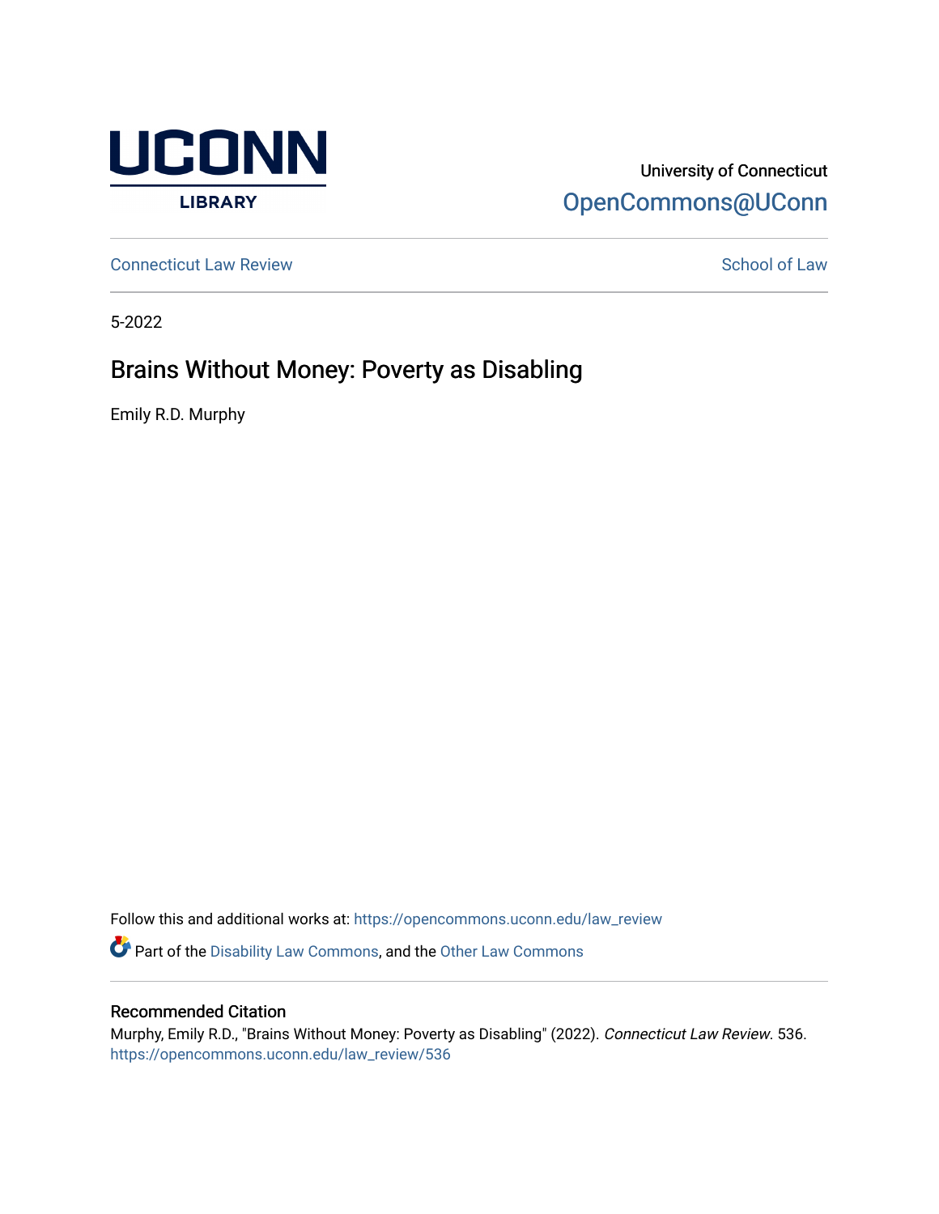UCONN LIBRARY

University of Connecticut
OpenCommons@UConn

Connecticut Law Review | School of Law

5-2022

# Brains Without Money: Poverty as Disabling

Emily R.D. Murphy

Follow this and additional works at: https://opencommons.uconn.edu/law_review

Part of the Disability Law Commons, and the Other Law Commons

## Recommended Citation

Murphy, Emily R.D., "Brains Without Money: Poverty as Disabling" (2022). *Connecticut Law Review*. 536.
https://opencommons.uconn.edu/law_review/536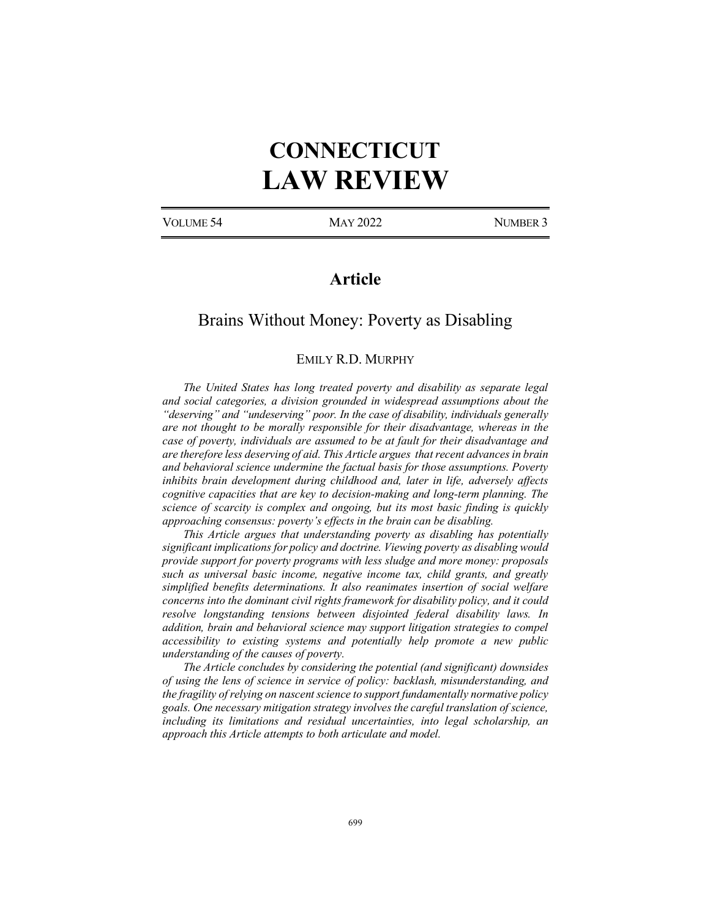# CONNECTICUT LAW REVIEW

VOLUME 54 | MAY 2022 | NUMBER 3

## Article

### Brains Without Money: Poverty as Disabling

EMILY R.D. MURPHY

*The United States has long treated poverty and disability as separate legal and social categories, a division grounded in widespread assumptions about the "deserving" and "undeserving" poor. In the case of disability, individuals generally are not thought to be morally responsible for their disadvantage, whereas in the case of poverty, individuals are assumed to be at fault for their disadvantage and are therefore less deserving of aid. This Article argues that recent advances in brain and behavioral science undermine the factual basis for those assumptions. Poverty inhibits brain development during childhood and, later in life, adversely affects cognitive capacities that are key to decision-making and long-term planning. The science of scarcity is complex and ongoing, but its most basic finding is quickly approaching consensus: poverty's effects in the brain can be disabling.*

*This Article argues that understanding poverty as disabling has potentially significant implications for policy and doctrine. Viewing poverty as disabling would provide support for poverty programs with less sludge and more money: proposals such as universal basic income, negative income tax, child grants, and greatly simplified benefits determinations. It also reanimates insertion of social welfare concerns into the dominant civil rights framework for disability policy, and it could resolve longstanding tensions between disjointed federal disability laws. In addition, brain and behavioral science may support litigation strategies to compel accessibility to existing systems and potentially help promote a new public understanding of the causes of poverty.*

*The Article concludes by considering the potential (and significant) downsides of using the lens of science in service of policy: backlash, misunderstanding, and the fragility of relying on nascent science to support fundamentally normative policy goals. One necessary mitigation strategy involves the careful translation of science, including its limitations and residual uncertainties, into legal scholarship, an approach this Article attempts to both articulate and model.*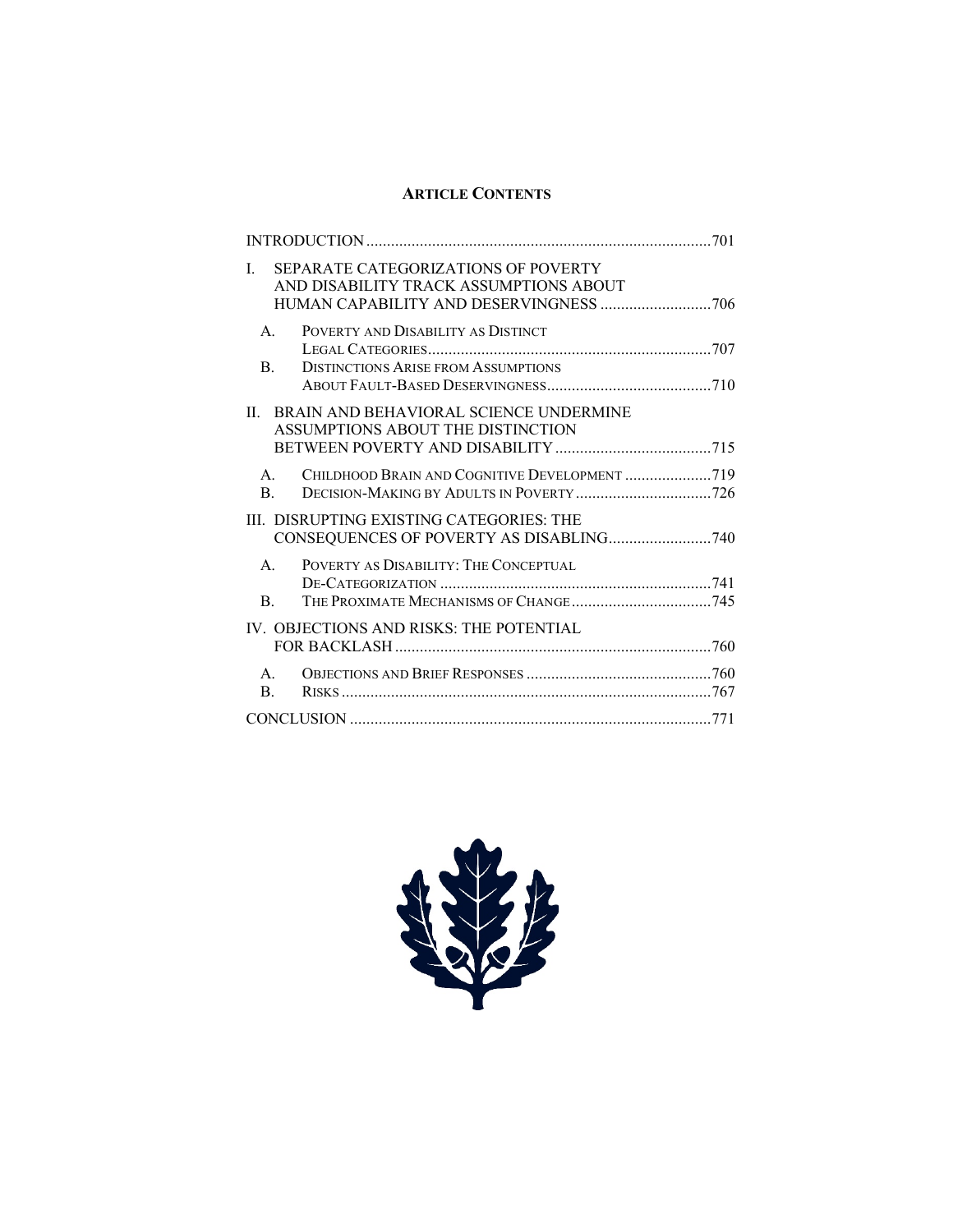**ARTICLE CONTENTS**

INTRODUCTION ... 701

I. SEPARATE CATEGORIZATIONS OF POVERTY AND DISABILITY TRACK ASSUMPTIONS ABOUT HUMAN CAPABILITY AND DESERVINGNESS ... 706

- A. POVERTY AND DISABILITY AS DISTINCT LEGAL CATEGORIES ... 707
- B. DISTINCTIONS ARISE FROM ASSUMPTIONS ABOUT FAULT-BASED DESERVINGNESS ... 710

II. BRAIN AND BEHAVIORAL SCIENCE UNDERMINE ASSUMPTIONS ABOUT THE DISTINCTION BETWEEN POVERTY AND DISABILITY ... 715

- A. CHILDHOOD BRAIN AND COGNITIVE DEVELOPMENT ... 719
- B. DECISION-MAKING BY ADULTS IN POVERTY ... 726

III. DISRUPTING EXISTING CATEGORIES: THE CONSEQUENCES OF POVERTY AS DISABLING ... 740

- A. POVERTY AS DISABILITY: THE CONCEPTUAL DE-CATEGORIZATION ... 741
- B. THE PROXIMATE MECHANISMS OF CHANGE ... 745

IV. OBJECTIONS AND RISKS: THE POTENTIAL FOR BACKLASH ... 760

- A. OBJECTIONS AND BRIEF RESPONSES ... 760
- B. RISKS ... 767

CONCLUSION ... 771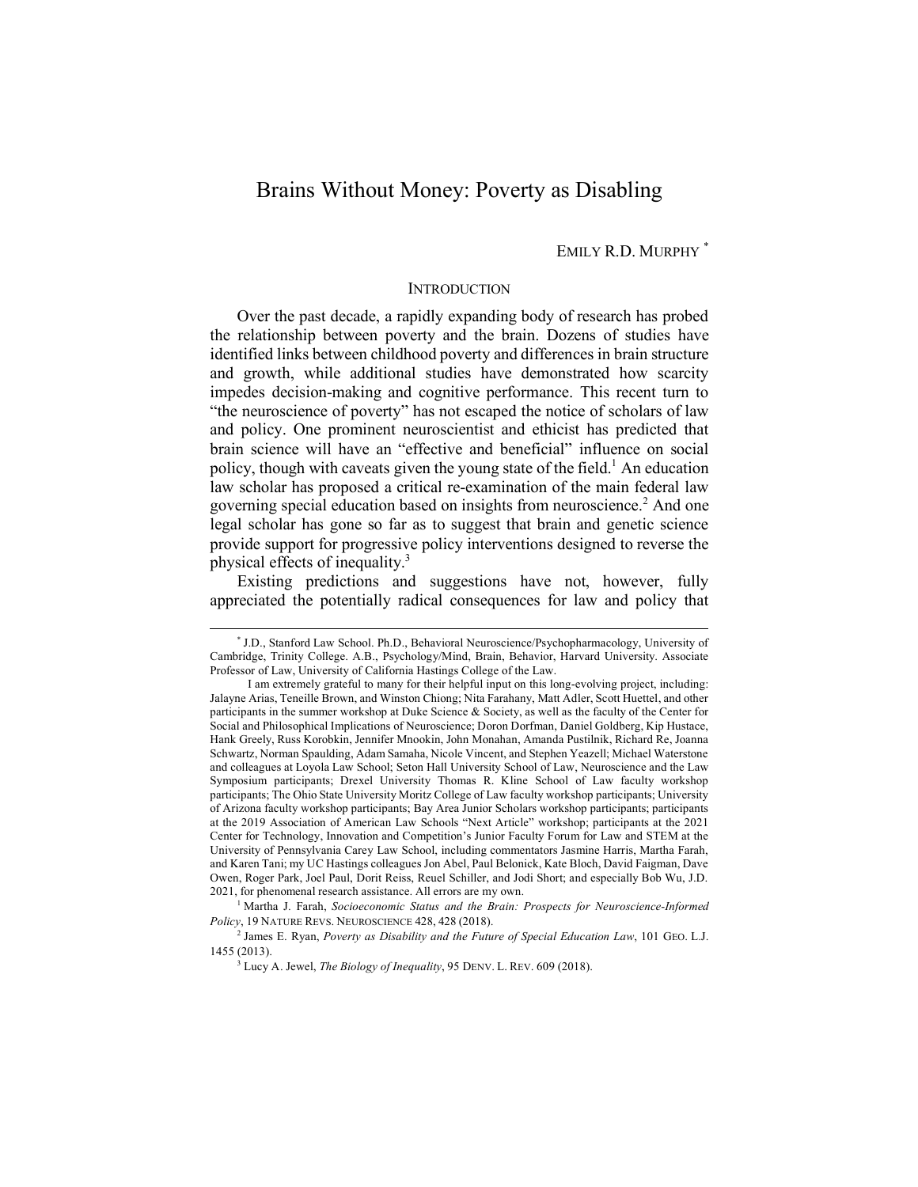# Brains Without Money: Poverty as Disabling

EMILY R.D. MURPHY [*]

## INTRODUCTION

Over the past decade, a rapidly expanding body of research has probed the relationship between poverty and the brain. Dozens of studies have identified links between childhood poverty and differences in brain structure and growth, while additional studies have demonstrated how scarcity impedes decision-making and cognitive performance. This recent turn to "the neuroscience of poverty" has not escaped the notice of scholars of law and policy. One prominent neuroscientist and ethicist has predicted that brain science will have an "effective and beneficial" influence on social policy, though with caveats given the young state of the field.[1] An education law scholar has proposed a critical re-examination of the main federal law governing special education based on insights from neuroscience.[2] And one legal scholar has gone so far as to suggest that brain and genetic science provide support for progressive policy interventions designed to reverse the physical effects of inequality.[3]

Existing predictions and suggestions have not, however, fully appreciated the potentially radical consequences for law and policy that

---

[*] J.D., Stanford Law School. Ph.D., Behavioral Neuroscience/Psychopharmacology, University of Cambridge, Trinity College. A.B., Psychology/Mind, Brain, Behavior, Harvard University. Associate Professor of Law, University of California Hastings College of the Law.

I am extremely grateful to many for their helpful input on this long-evolving project, including: Jalayne Arias, Teneille Brown, and Winston Chiong; Nita Farahany, Matt Adler, Scott Huettel, and other participants in the summer workshop at Duke Science & Society, as well as the faculty of the Center for Social and Philosophical Implications of Neuroscience; Doron Dorfman, Daniel Goldberg, Kip Hustace, Hank Greely, Russ Korobkin, Jennifer Mnookin, John Monahan, Amanda Pustilnik, Richard Re, Joanna Schwartz, Norman Spaulding, Adam Samaha, Nicole Vincent, and Stephen Yeazell; Michael Waterstone and colleagues at Loyola Law School; Seton Hall University School of Law, Neuroscience and the Law Symposium participants; Drexel University Thomas R. Kline School of Law faculty workshop participants; The Ohio State University Moritz College of Law faculty workshop participants; University of Arizona faculty workshop participants; Bay Area Junior Scholars workshop participants; participants at the 2019 Association of American Law Schools "Next Article" workshop; participants at the 2021 Center for Technology, Innovation and Competition's Junior Faculty Forum for Law and STEM at the University of Pennsylvania Carey Law School, including commentators Jasmine Harris, Martha Farah, and Karen Tani; my UC Hastings colleagues Jon Abel, Paul Belonick, Kate Bloch, David Faigman, Dave Owen, Roger Park, Joel Paul, Dorit Reiss, Reuel Schiller, and Jodi Short; and especially Bob Wu, J.D. 2021, for phenomenal research assistance. All errors are my own.

[1] Martha J. Farah, *Socioeconomic Status and the Brain: Prospects for Neuroscience-Informed Policy*, 19 NATURE REVS. NEUROSCIENCE 428, 428 (2018).

[2] James E. Ryan, *Poverty as Disability and the Future of Special Education Law*, 101 GEO. L.J. 1455 (2013).

[3] Lucy A. Jewel, *The Biology of Inequality*, 95 DENV. L. REV. 609 (2018).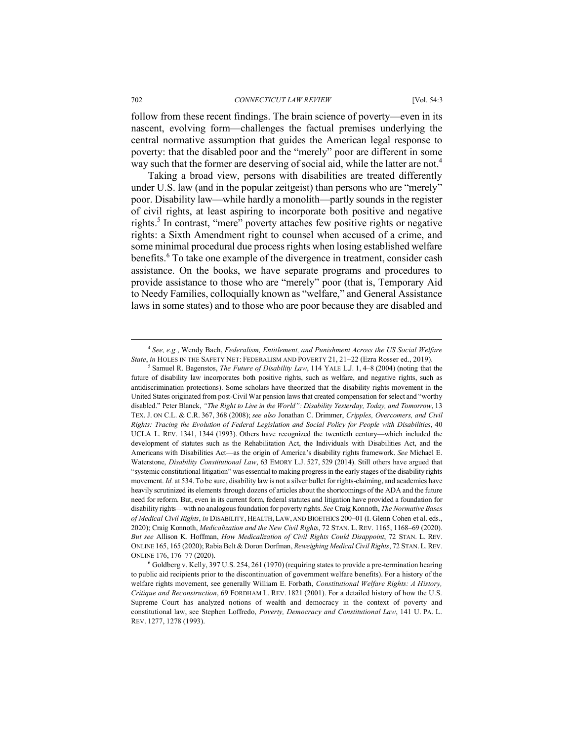follow from these recent findings. The brain science of poverty—even in its nascent, evolving form—challenges the factual premises underlying the central normative assumption that guides the American legal response to poverty: that the disabled poor and the "merely" poor are different in some way such that the former are deserving of social aid, while the latter are not.[4]

Taking a broad view, persons with disabilities are treated differently under U.S. law (and in the popular zeitgeist) than persons who are "merely" poor. Disability law—while hardly a monolith—partly sounds in the register of civil rights, at least aspiring to incorporate both positive and negative rights.[5] In contrast, "mere" poverty attaches few positive rights or negative rights: a Sixth Amendment right to counsel when accused of a crime, and some minimal procedural due process rights when losing established welfare benefits.[6] To take one example of the divergence in treatment, consider cash assistance. On the books, we have separate programs and procedures to provide assistance to those who are "merely" poor (that is, Temporary Aid to Needy Families, colloquially known as "welfare," and General Assistance laws in some states) and to those who are poor because they are disabled and

---

[4] *See, e.g.*, Wendy Bach, *Federalism, Entitlement, and Punishment Across the US Social Welfare State*, *in* HOLES IN THE SAFETY NET: FEDERALISM AND POVERTY 21, 21–22 (Ezra Rosser ed., 2019).

[5] Samuel R. Bagenstos, *The Future of Disability Law*, 114 YALE L.J. 1, 4–8 (2004) (noting that the future of disability law incorporates both positive rights, such as welfare, and negative rights, such as antidiscrimination protections). Some scholars have theorized that the disability rights movement in the United States originated from post-Civil War pension laws that created compensation for select and "worthy disabled." Peter Blanck, *"The Right to Live in the World": Disability Yesterday, Today, and Tomorrow*, 13 TEX. J. ON C.L. & C.R. 367, 368 (2008); *see also* Jonathan C. Drimmer, *Cripples, Overcomers, and Civil Rights: Tracing the Evolution of Federal Legislation and Social Policy for People with Disabilities*, 40 UCLA L. REV. 1341, 1344 (1993). Others have recognized the twentieth century—which included the development of statutes such as the Rehabilitation Act, the Individuals with Disabilities Act, and the Americans with Disabilities Act—as the origin of America's disability rights framework. *See* Michael E. Waterstone, *Disability Constitutional Law*, 63 EMORY L.J. 527, 529 (2014). Still others have argued that "systemic constitutional litigation" was essential to making progress in the early stages of the disability rights movement. *Id.* at 534. To be sure, disability law is not a silver bullet for rights-claiming, and academics have heavily scrutinized its elements through dozens of articles about the shortcomings of the ADA and the future need for reform. But, even in its current form, federal statutes and litigation have provided a foundation for disability rights—with no analogous foundation for poverty rights. *See* Craig Konnoth, *The Normative Bases of Medical Civil Rights*, *in* DISABILITY, HEALTH, LAW, AND BIOETHICS 200–01 (I. Glenn Cohen et al. eds., 2020); Craig Konnoth, *Medicalization and the New Civil Rights*, 72 STAN. L. REV. 1165, 1168–69 (2020). *But see* Allison K. Hoffman, *How Medicalization of Civil Rights Could Disappoint*, 72 STAN. L. REV. ONLINE 165, 165 (2020); Rabia Belt & Doron Dorfman, *Reweighing Medical Civil Rights*, 72 STAN. L. REV. ONLINE 176, 176–77 (2020).

[6] Goldberg v. Kelly, 397 U.S. 254, 261 (1970) (requiring states to provide a pre-termination hearing to public aid recipients prior to the discontinuation of government welfare benefits). For a history of the welfare rights movement, see generally William E. Forbath, *Constitutional Welfare Rights: A History, Critique and Reconstruction*, 69 FORDHAM L. REV. 1821 (2001). For a detailed history of how the U.S. Supreme Court has analyzed notions of wealth and democracy in the context of poverty and constitutional law, see Stephen Loffredo, *Poverty, Democracy and Constitutional Law*, 141 U. PA. L. REV. 1277, 1278 (1993).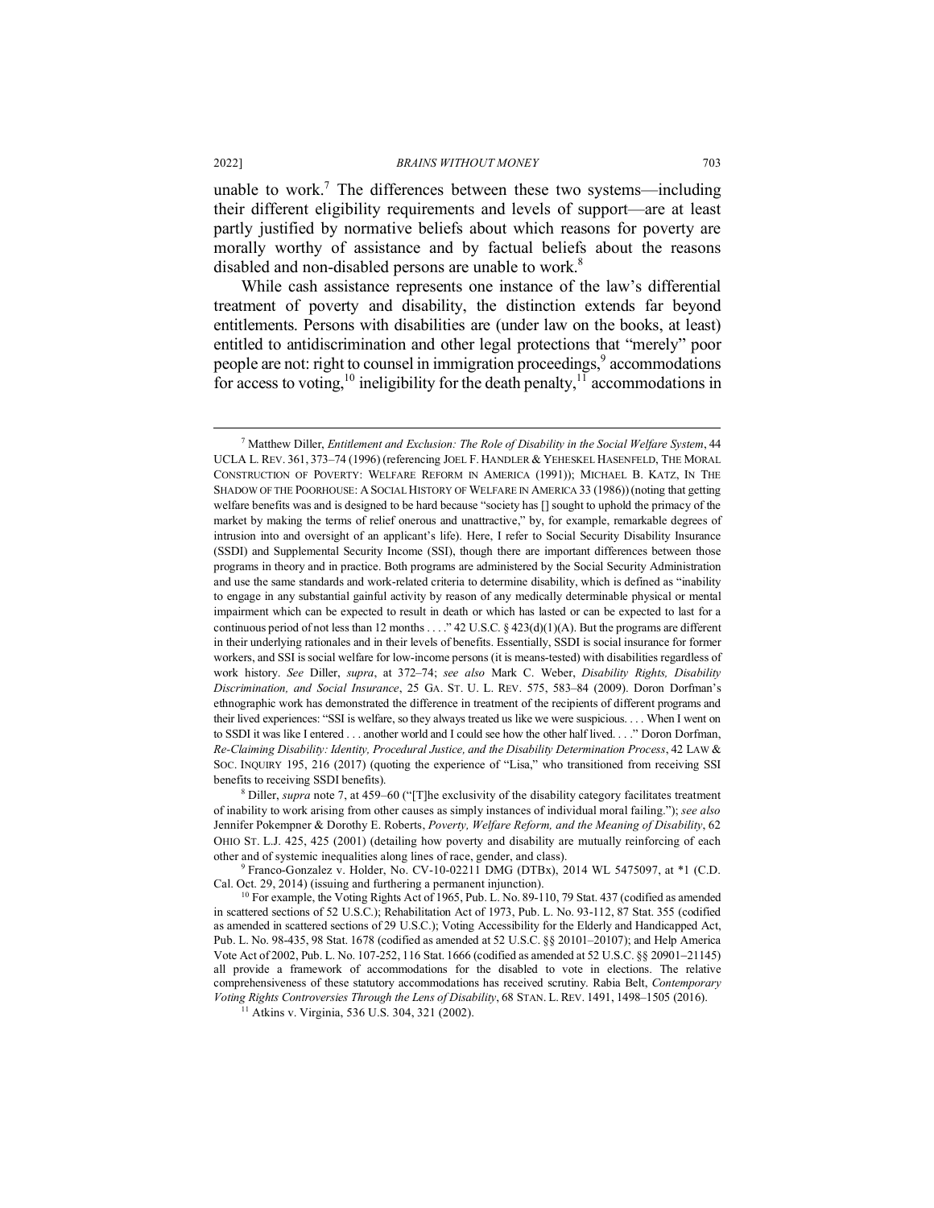unable to work.[7] The differences between these two systems—including their different eligibility requirements and levels of support—are at least partly justified by normative beliefs about which reasons for poverty are morally worthy of assistance and by factual beliefs about the reasons disabled and non-disabled persons are unable to work.[8]

While cash assistance represents one instance of the law's differential treatment of poverty and disability, the distinction extends far beyond entitlements. Persons with disabilities are (under law on the books, at least) entitled to antidiscrimination and other legal protections that "merely" poor people are not: right to counsel in immigration proceedings,[9] accommodations for access to voting,[10] ineligibility for the death penalty,[11] accommodations in

---

[7] Matthew Diller, *Entitlement and Exclusion: The Role of Disability in the Social Welfare System*, 44 UCLA L. REV. 361, 373–74 (1996) (referencing JOEL F. HANDLER & YEHESKEL HASENFELD, THE MORAL CONSTRUCTION OF POVERTY: WELFARE REFORM IN AMERICA (1991)); MICHAEL B. KATZ, IN THE SHADOW OF THE POORHOUSE: A SOCIAL HISTORY OF WELFARE IN AMERICA 33 (1986)) (noting that getting welfare benefits was and is designed to be hard because "society has [] sought to uphold the primacy of the market by making the terms of relief onerous and unattractive," by, for example, remarkable degrees of intrusion into and oversight of an applicant's life). Here, I refer to Social Security Disability Insurance (SSDI) and Supplemental Security Income (SSI), though there are important differences between those programs in theory and in practice. Both programs are administered by the Social Security Administration and use the same standards and work-related criteria to determine disability, which is defined as "inability to engage in any substantial gainful activity by reason of any medically determinable physical or mental impairment which can be expected to result in death or which has lasted or can be expected to last for a continuous period of not less than 12 months . . . ." 42 U.S.C. § 423(d)(1)(A). But the programs are different in their underlying rationales and in their levels of benefits. Essentially, SSDI is social insurance for former workers, and SSI is social welfare for low-income persons (it is means-tested) with disabilities regardless of work history. *See* Diller, *supra*, at 372–74; *see also* Mark C. Weber, *Disability Rights, Disability Discrimination, and Social Insurance*, 25 GA. ST. U. L. REV. 575, 583–84 (2009). Doron Dorfman's ethnographic work has demonstrated the difference in treatment of the recipients of different programs and their lived experiences: "SSI is welfare, so they always treated us like we were suspicious. . . . When I went on to SSDI it was like I entered . . . another world and I could see how the other half lived. . . ." Doron Dorfman, *Re-Claiming Disability: Identity, Procedural Justice, and the Disability Determination Process*, 42 LAW & SOC. INQUIRY 195, 216 (2017) (quoting the experience of "Lisa," who transitioned from receiving SSI benefits to receiving SSDI benefits).

[8] Diller, *supra* note 7, at 459–60 ("[T]he exclusivity of the disability category facilitates treatment of inability to work arising from other causes as simply instances of individual moral failing."); *see also* Jennifer Pokempner & Dorothy E. Roberts, *Poverty, Welfare Reform, and the Meaning of Disability*, 62 OHIO ST. L.J. 425, 425 (2001) (detailing how poverty and disability are mutually reinforcing of each other and of systemic inequalities along lines of race, gender, and class).

[9] Franco-Gonzalez v. Holder, No. CV-10-02211 DMG (DTBx), 2014 WL 5475097, at *1 (C.D. Cal. Oct. 29, 2014) (issuing and furthering a permanent injunction).

[10] For example, the Voting Rights Act of 1965, Pub. L. No. 89-110, 79 Stat. 437 (codified as amended in scattered sections of 52 U.S.C.); Rehabilitation Act of 1973, Pub. L. No. 93-112, 87 Stat. 355 (codified as amended in scattered sections of 29 U.S.C.); Voting Accessibility for the Elderly and Handicapped Act, Pub. L. No. 98-435, 98 Stat. 1678 (codified as amended at 52 U.S.C. §§ 20101–20107); and Help America Vote Act of 2002, Pub. L. No. 107-252, 116 Stat. 1666 (codified as amended at 52 U.S.C. §§ 20901–21145) all provide a framework of accommodations for the disabled to vote in elections. The relative comprehensiveness of these statutory accommodations has received scrutiny. Rabia Belt, *Contemporary Voting Rights Controversies Through the Lens of Disability*, 68 STAN. L. REV. 1491, 1498–1505 (2016).

[11] Atkins v. Virginia, 536 U.S. 304, 321 (2002).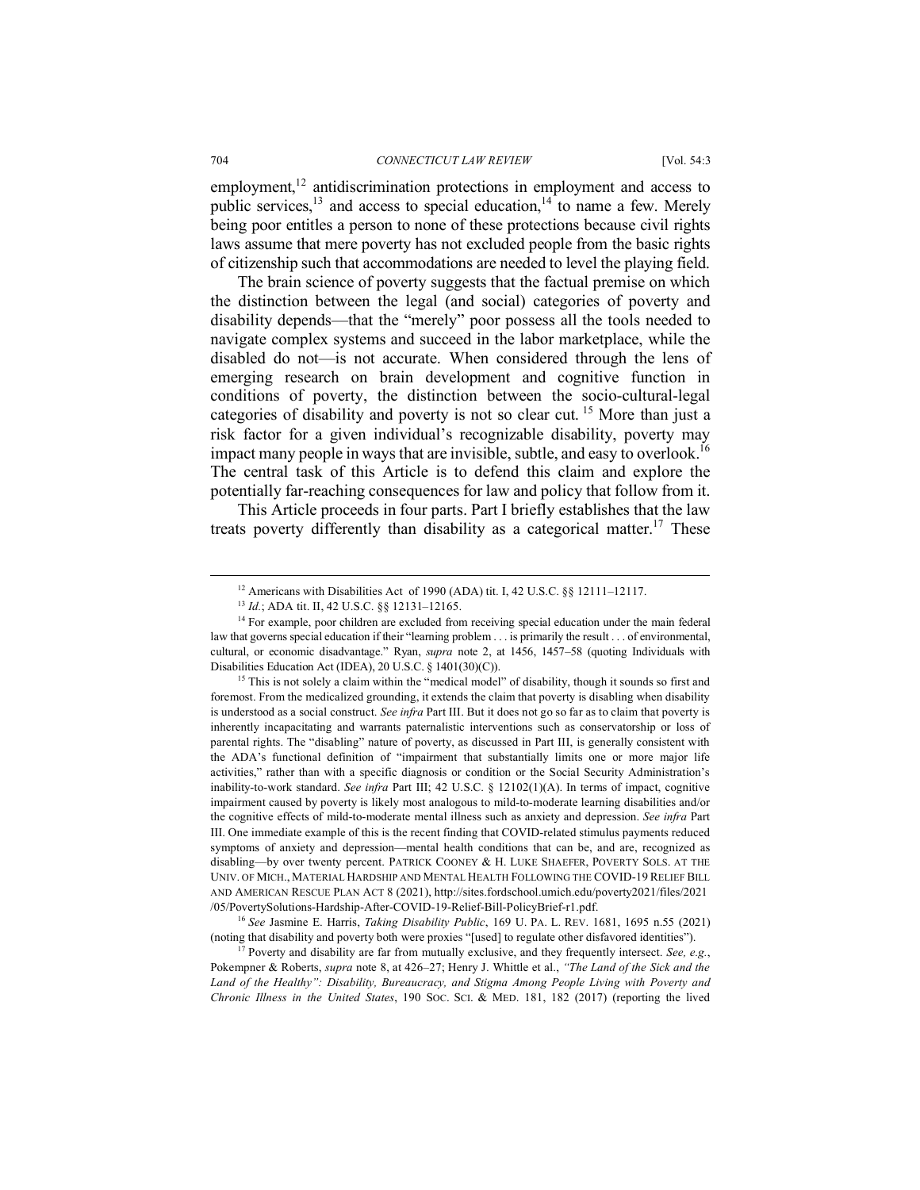employment,[12] antidiscrimination protections in employment and access to public services,[13] and access to special education,[14] to name a few. Merely being poor entitles a person to none of these protections because civil rights laws assume that mere poverty has not excluded people from the basic rights of citizenship such that accommodations are needed to level the playing field.

The brain science of poverty suggests that the factual premise on which the distinction between the legal (and social) categories of poverty and disability depends—that the "merely" poor possess all the tools needed to navigate complex systems and succeed in the labor marketplace, while the disabled do not—is not accurate. When considered through the lens of emerging research on brain development and cognitive function in conditions of poverty, the distinction between the socio-cultural-legal categories of disability and poverty is not so clear cut.[15] More than just a risk factor for a given individual's recognizable disability, poverty may impact many people in ways that are invisible, subtle, and easy to overlook.[16] The central task of this Article is to defend this claim and explore the potentially far-reaching consequences for law and policy that follow from it.

This Article proceeds in four parts. Part I briefly establishes that the law treats poverty differently than disability as a categorical matter.[17] These

---

[12] Americans with Disabilities Act of 1990 (ADA) tit. I, 42 U.S.C. §§ 12111–12117.

[13] *Id.*; ADA tit. II, 42 U.S.C. §§ 12131–12165.

[14] For example, poor children are excluded from receiving special education under the main federal law that governs special education if their "learning problem . . . is primarily the result . . . of environmental, cultural, or economic disadvantage." Ryan, *supra* note 2, at 1456, 1457–58 (quoting Individuals with Disabilities Education Act (IDEA), 20 U.S.C. § 1401(30)(C)).

[15] This is not solely a claim within the "medical model" of disability, though it sounds so first and foremost. From the medicalized grounding, it extends the claim that poverty is disabling when disability is understood as a social construct. *See infra* Part III. But it does not go so far as to claim that poverty is inherently incapacitating and warrants paternalistic interventions such as conservatorship or loss of parental rights. The "disabling" nature of poverty, as discussed in Part III, is generally consistent with the ADA's functional definition of "impairment that substantially limits one or more major life activities," rather than with a specific diagnosis or condition or the Social Security Administration's inability-to-work standard. *See infra* Part III; 42 U.S.C. § 12102(1)(A). In terms of impact, cognitive impairment caused by poverty is likely most analogous to mild-to-moderate learning disabilities and/or the cognitive effects of mild-to-moderate mental illness such as anxiety and depression. *See infra* Part III. One immediate example of this is the recent finding that COVID-related stimulus payments reduced symptoms of anxiety and depression—mental health conditions that can be, and are, recognized as disabling—by over twenty percent. PATRICK COONEY & H. LUKE SHAEFER, POVERTY SOLS. AT THE UNIV. OF MICH., MATERIAL HARDSHIP AND MENTAL HEALTH FOLLOWING THE COVID-19 RELIEF BILL AND AMERICAN RESCUE PLAN ACT 8 (2021), http://sites.fordschool.umich.edu/poverty2021/files/2021/05/PovertySolutions-Hardship-After-COVID-19-Relief-Bill-PolicyBrief-r1.pdf.

[16] *See* Jasmine E. Harris, *Taking Disability Public*, 169 U. PA. L. REV. 1681, 1695 n.55 (2021) (noting that disability and poverty both were proxies "[used] to regulate other disfavored identities").

[17] Poverty and disability are far from mutually exclusive, and they frequently intersect. *See, e.g.*, Pokempner & Roberts, *supra* note 8, at 426–27; Henry J. Whittle et al., *"The Land of the Sick and the Land of the Healthy": Disability, Bureaucracy, and Stigma Among People Living with Poverty and Chronic Illness in the United States*, 190 SOC. SCI. & MED. 181, 182 (2017) (reporting the lived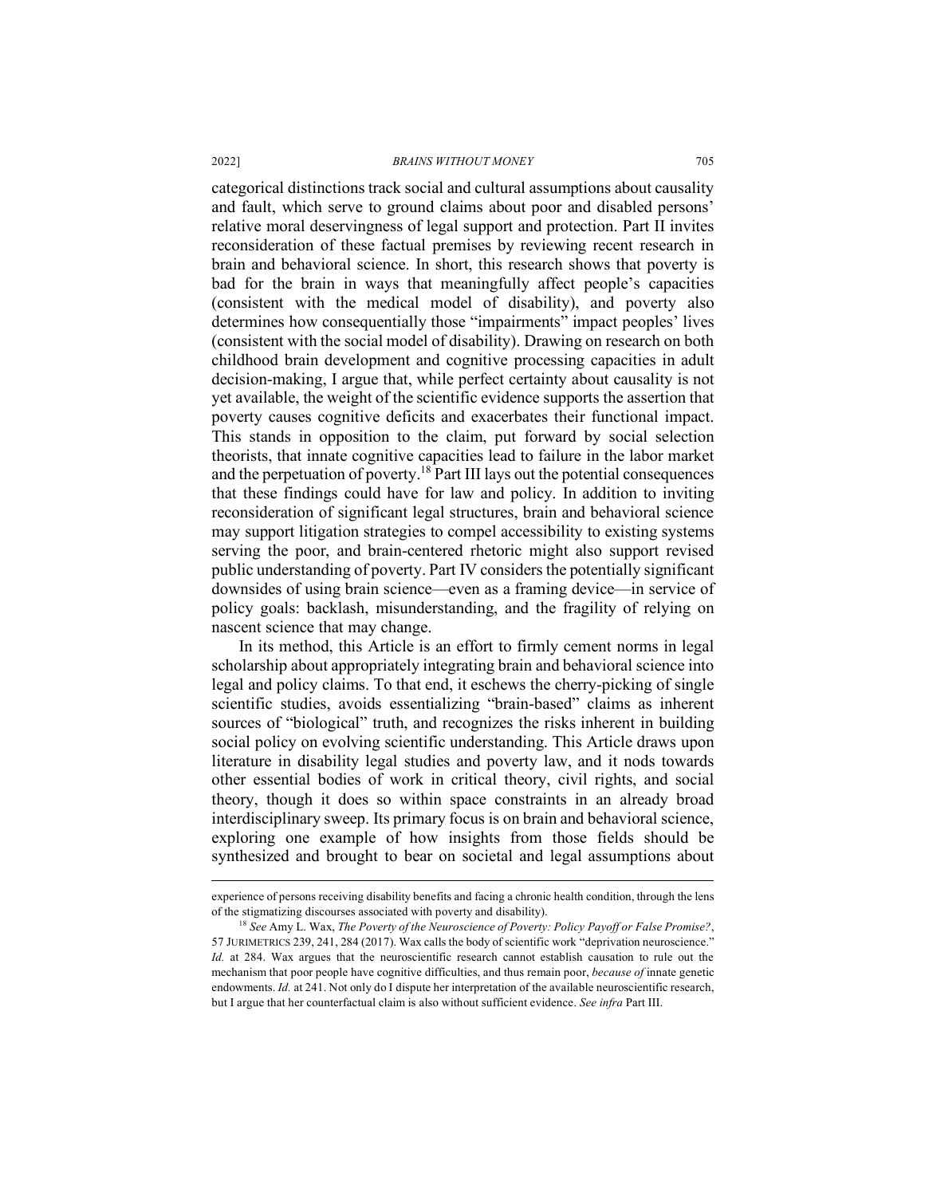categorical distinctions track social and cultural assumptions about causality and fault, which serve to ground claims about poor and disabled persons' relative moral deservingness of legal support and protection. Part II invites reconsideration of these factual premises by reviewing recent research in brain and behavioral science. In short, this research shows that poverty is bad for the brain in ways that meaningfully affect people's capacities (consistent with the medical model of disability), and poverty also determines how consequentially those "impairments" impact peoples' lives (consistent with the social model of disability). Drawing on research on both childhood brain development and cognitive processing capacities in adult decision-making, I argue that, while perfect certainty about causality is not yet available, the weight of the scientific evidence supports the assertion that poverty causes cognitive deficits and exacerbates their functional impact. This stands in opposition to the claim, put forward by social selection theorists, that innate cognitive capacities lead to failure in the labor market and the perpetuation of poverty.[18] Part III lays out the potential consequences that these findings could have for law and policy. In addition to inviting reconsideration of significant legal structures, brain and behavioral science may support litigation strategies to compel accessibility to existing systems serving the poor, and brain-centered rhetoric might also support revised public understanding of poverty. Part IV considers the potentially significant downsides of using brain science—even as a framing device—in service of policy goals: backlash, misunderstanding, and the fragility of relying on nascent science that may change.

In its method, this Article is an effort to firmly cement norms in legal scholarship about appropriately integrating brain and behavioral science into legal and policy claims. To that end, it eschews the cherry-picking of single scientific studies, avoids essentializing "brain-based" claims as inherent sources of "biological" truth, and recognizes the risks inherent in building social policy on evolving scientific understanding. This Article draws upon literature in disability legal studies and poverty law, and it nods towards other essential bodies of work in critical theory, civil rights, and social theory, though it does so within space constraints in an already broad interdisciplinary sweep. Its primary focus is on brain and behavioral science, exploring one example of how insights from those fields should be synthesized and brought to bear on societal and legal assumptions about

---

experience of persons receiving disability benefits and facing a chronic health condition, through the lens of the stigmatizing discourses associated with poverty and disability).

[18] *See* Amy L. Wax, *The Poverty of the Neuroscience of Poverty: Policy Payoff or False Promise?*, 57 JURIMETRICS 239, 241, 284 (2017). Wax calls the body of scientific work "deprivation neuroscience." *Id.* at 284. Wax argues that the neuroscientific research cannot establish causation to rule out the mechanism that poor people have cognitive difficulties, and thus remain poor, *because of* innate genetic endowments. *Id.* at 241. Not only do I dispute her interpretation of the available neuroscientific research, but I argue that her counterfactual claim is also without sufficient evidence. *See infra* Part III.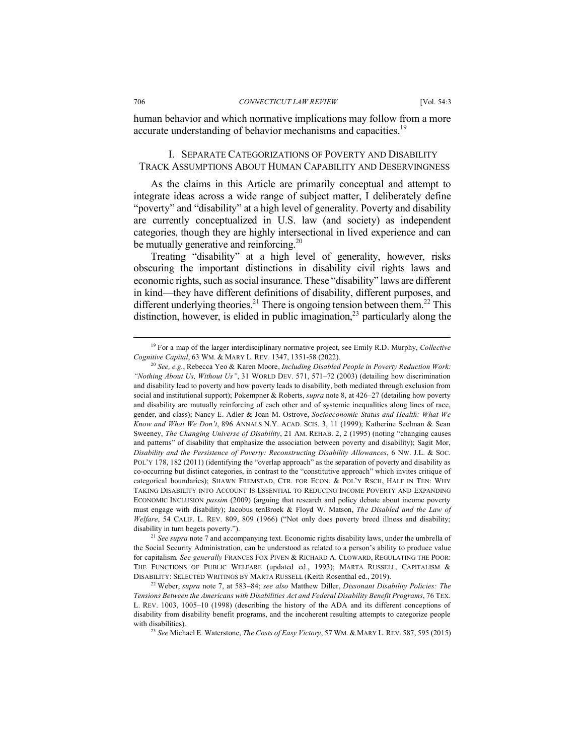human behavior and which normative implications may follow from a more accurate understanding of behavior mechanisms and capacities.[19]

## I. SEPARATE CATEGORIZATIONS OF POVERTY AND DISABILITY TRACK ASSUMPTIONS ABOUT HUMAN CAPABILITY AND DESERVINGNESS

As the claims in this Article are primarily conceptual and attempt to integrate ideas across a wide range of subject matter, I deliberately define "poverty" and "disability" at a high level of generality. Poverty and disability are currently conceptualized in U.S. law (and society) as independent categories, though they are highly intersectional in lived experience and can be mutually generative and reinforcing.[20]

Treating "disability" at a high level of generality, however, risks obscuring the important distinctions in disability civil rights laws and economic rights, such as social insurance. These "disability" laws are different in kind—they have different definitions of disability, different purposes, and different underlying theories.[21] There is ongoing tension between them.[22] This distinction, however, is elided in public imagination,[23] particularly along the

---

[19] For a map of the larger interdisciplinary normative project, see Emily R.D. Murphy, *Collective Cognitive Capital*, 63 WM. & MARY L. REV. 1347, 1351-58 (2022).

[20] *See, e.g.*, Rebecca Yeo & Karen Moore, *Including Disabled People in Poverty Reduction Work: "Nothing About Us, Without Us"*, 31 WORLD DEV. 571, 571–72 (2003) (detailing how discrimination and disability lead to poverty and how poverty leads to disability, both mediated through exclusion from social and institutional support); Pokempner & Roberts, *supra* note 8, at 426–27 (detailing how poverty and disability are mutually reinforcing of each other and of systemic inequalities along lines of race, gender, and class); Nancy E. Adler & Joan M. Ostrove, *Socioeconomic Status and Health: What We Know and What We Don't*, 896 ANNALS N.Y. ACAD. SCIS. 3, 11 (1999); Katherine Seelman & Sean Sweeney, *The Changing Universe of Disability*, 21 AM. REHAB. 2, 2 (1995) (noting "changing causes and patterns" of disability that emphasize the association between poverty and disability); Sagit Mor, *Disability and the Persistence of Poverty: Reconstructing Disability Allowances*, 6 NW. J.L. & SOC. POL'Y 178, 182 (2011) (identifying the "overlap approach" as the separation of poverty and disability as co-occurring but distinct categories, in contrast to the "constitutive approach" which invites critique of categorical boundaries); SHAWN FREMSTAD, CTR. FOR ECON. & POL'Y RSCH, HALF IN TEN: WHY TAKING DISABILITY INTO ACCOUNT IS ESSENTIAL TO REDUCING INCOME POVERTY AND EXPANDING ECONOMIC INCLUSION *passim* (2009) (arguing that research and policy debate about income poverty must engage with disability); Jacobus tenBroek & Floyd W. Matson, *The Disabled and the Law of Welfare*, 54 CALIF. L. REV. 809, 809 (1966) ("Not only does poverty breed illness and disability; disability in turn begets poverty.").

[21] *See supra* note 7 and accompanying text. Economic rights disability laws, under the umbrella of the Social Security Administration, can be understood as related to a person's ability to produce value for capitalism. *See generally* FRANCES FOX PIVEN & RICHARD A. CLOWARD, REGULATING THE POOR: THE FUNCTIONS OF PUBLIC WELFARE (updated ed., 1993); MARTA RUSSELL, CAPITALISM & DISABILITY: SELECTED WRITINGS BY MARTA RUSSELL (Keith Rosenthal ed., 2019).

[22] Weber, *supra* note 7, at 583–84; *see also* Matthew Diller, *Dissonant Disability Policies: The Tensions Between the Americans with Disabilities Act and Federal Disability Benefit Programs*, 76 TEX. L. REV. 1003, 1005–10 (1998) (describing the history of the ADA and its different conceptions of disability from disability benefit programs, and the incoherent resulting attempts to categorize people with disabilities).

[23] *See* Michael E. Waterstone, *The Costs of Easy Victory*, 57 WM. & MARY L. REV. 587, 595 (2015)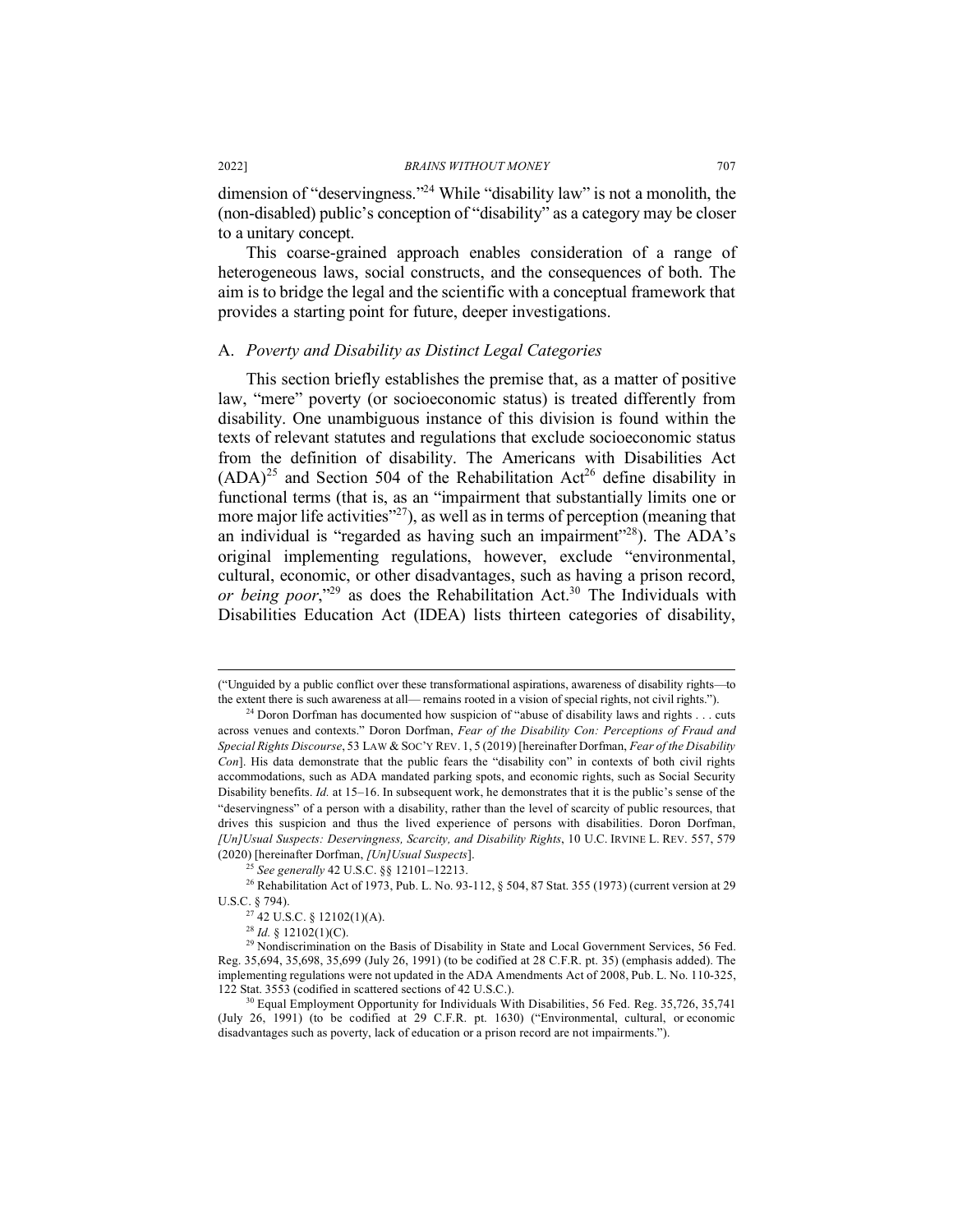dimension of "deservingness."[24] While "disability law" is not a monolith, the (non-disabled) public's conception of "disability" as a category may be closer to a unitary concept.

This coarse-grained approach enables consideration of a range of heterogeneous laws, social constructs, and the consequences of both. The aim is to bridge the legal and the scientific with a conceptual framework that provides a starting point for future, deeper investigations.

### A. *Poverty and Disability as Distinct Legal Categories*

This section briefly establishes the premise that, as a matter of positive law, "mere" poverty (or socioeconomic status) is treated differently from disability. One unambiguous instance of this division is found within the texts of relevant statutes and regulations that exclude socioeconomic status from the definition of disability. The Americans with Disabilities Act (ADA)[25] and Section 504 of the Rehabilitation Act[26] define disability in functional terms (that is, as an "impairment that substantially limits one or more major life activities"[27]), as well as in terms of perception (meaning that an individual is "regarded as having such an impairment"[28]). The ADA's original implementing regulations, however, exclude "environmental, cultural, economic, or other disadvantages, such as having a prison record, *or being poor*,"[29] as does the Rehabilitation Act.[30] The Individuals with Disabilities Education Act (IDEA) lists thirteen categories of disability,

---

("Unguided by a public conflict over these transformational aspirations, awareness of disability rights—to the extent there is such awareness at all— remains rooted in a vision of special rights, not civil rights.").

[24] Doron Dorfman has documented how suspicion of "abuse of disability laws and rights . . . cuts across venues and contexts." Doron Dorfman, *Fear of the Disability Con: Perceptions of Fraud and Special Rights Discourse*, 53 LAW & SOC'Y REV. 1, 5 (2019) [hereinafter Dorfman, *Fear of the Disability Con*]. His data demonstrate that the public fears the "disability con" in contexts of both civil rights accommodations, such as ADA mandated parking spots, and economic rights, such as Social Security Disability benefits. *Id.* at 15–16. In subsequent work, he demonstrates that it is the public's sense of the "deservingness" of a person with a disability, rather than the level of scarcity of public resources, that drives this suspicion and thus the lived experience of persons with disabilities. Doron Dorfman, *[Un]Usual Suspects: Deservingness, Scarcity, and Disability Rights*, 10 U.C. IRVINE L. REV. 557, 579 (2020) [hereinafter Dorfman, *[Un]Usual Suspects*].

[25] *See generally* 42 U.S.C. §§ 12101–12213.

[26] Rehabilitation Act of 1973, Pub. L. No. 93-112, § 504, 87 Stat. 355 (1973) (current version at 29 U.S.C. § 794).

[27] 42 U.S.C. § 12102(1)(A).

[28] *Id.* § 12102(1)(C).

[29] Nondiscrimination on the Basis of Disability in State and Local Government Services, 56 Fed. Reg. 35,694, 35,698, 35,699 (July 26, 1991) (to be codified at 28 C.F.R. pt. 35) (emphasis added). The implementing regulations were not updated in the ADA Amendments Act of 2008, Pub. L. No. 110-325, 122 Stat. 3553 (codified in scattered sections of 42 U.S.C.).

[30] Equal Employment Opportunity for Individuals With Disabilities, 56 Fed. Reg. 35,726, 35,741 (July 26, 1991) (to be codified at 29 C.F.R. pt. 1630) ("Environmental, cultural, or economic disadvantages such as poverty, lack of education or a prison record are not impairments.").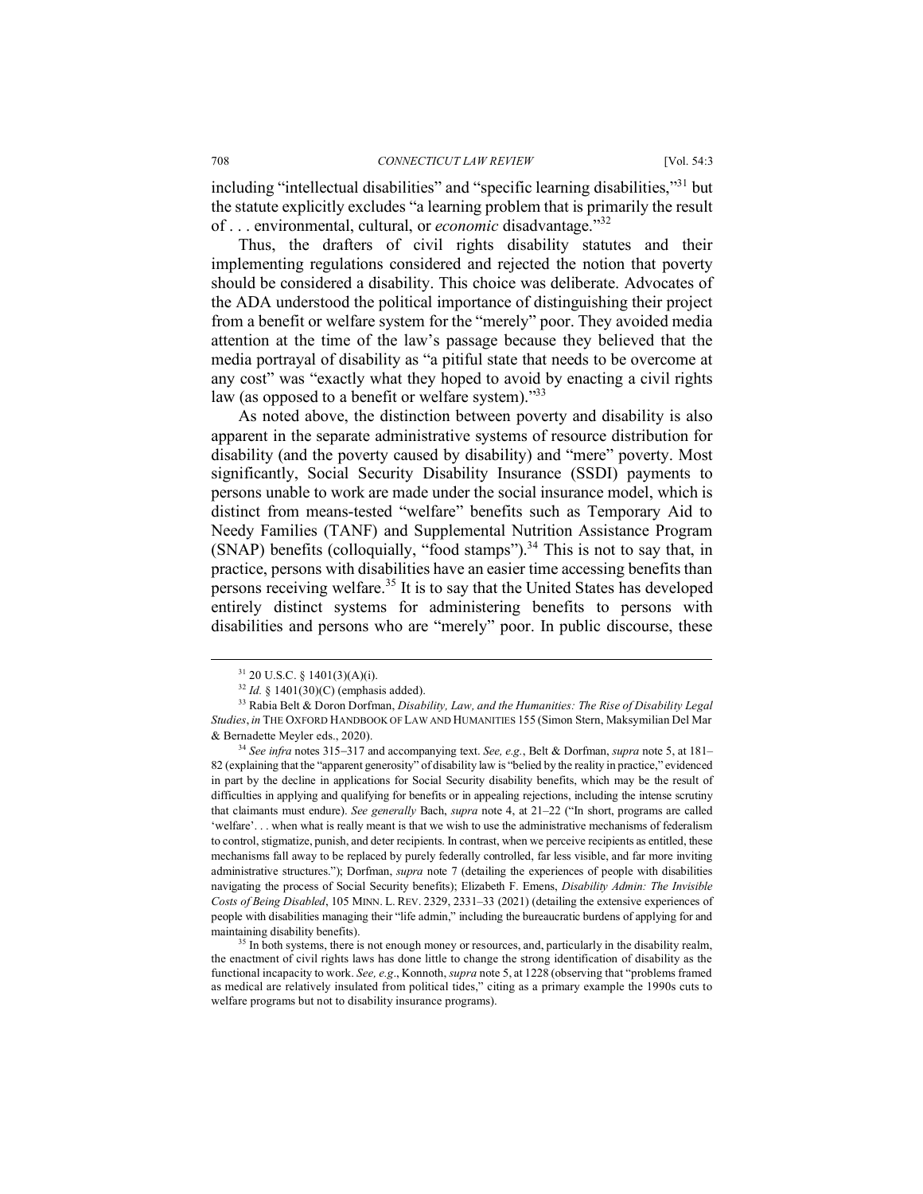including "intellectual disabilities" and "specific learning disabilities,"[31] but the statute explicitly excludes "a learning problem that is primarily the result of . . . environmental, cultural, or *economic* disadvantage."[32]

Thus, the drafters of civil rights disability statutes and their implementing regulations considered and rejected the notion that poverty should be considered a disability. This choice was deliberate. Advocates of the ADA understood the political importance of distinguishing their project from a benefit or welfare system for the "merely" poor. They avoided media attention at the time of the law's passage because they believed that the media portrayal of disability as "a pitiful state that needs to be overcome at any cost" was "exactly what they hoped to avoid by enacting a civil rights law (as opposed to a benefit or welfare system)."[33]

As noted above, the distinction between poverty and disability is also apparent in the separate administrative systems of resource distribution for disability (and the poverty caused by disability) and "mere" poverty. Most significantly, Social Security Disability Insurance (SSDI) payments to persons unable to work are made under the social insurance model, which is distinct from means-tested "welfare" benefits such as Temporary Aid to Needy Families (TANF) and Supplemental Nutrition Assistance Program (SNAP) benefits (colloquially, "food stamps").[34] This is not to say that, in practice, persons with disabilities have an easier time accessing benefits than persons receiving welfare.[35] It is to say that the United States has developed entirely distinct systems for administering benefits to persons with disabilities and persons who are "merely" poor. In public discourse, these

---

[31] 20 U.S.C. § 1401(3)(A)(i).

[32] *Id.* § 1401(30)(C) (emphasis added).

[33] Rabia Belt & Doron Dorfman, *Disability, Law, and the Humanities: The Rise of Disability Legal Studies*, *in* THE OXFORD HANDBOOK OF LAW AND HUMANITIES 155 (Simon Stern, Maksymilian Del Mar & Bernadette Meyler eds., 2020).

[34] *See infra* notes 315–317 and accompanying text. *See, e.g.*, Belt & Dorfman, *supra* note 5, at 181–82 (explaining that the "apparent generosity" of disability law is "belied by the reality in practice," evidenced in part by the decline in applications for Social Security disability benefits, which may be the result of difficulties in applying and qualifying for benefits or in appealing rejections, including the intense scrutiny that claimants must endure). *See generally* Bach, *supra* note 4, at 21–22 ("In short, programs are called 'welfare'. . . when what is really meant is that we wish to use the administrative mechanisms of federalism to control, stigmatize, punish, and deter recipients. In contrast, when we perceive recipients as entitled, these mechanisms fall away to be replaced by purely federally controlled, far less visible, and far more inviting administrative structures."); Dorfman, *supra* note 7 (detailing the experiences of people with disabilities navigating the process of Social Security benefits); Elizabeth F. Emens, *Disability Admin: The Invisible Costs of Being Disabled*, 105 MINN. L. REV. 2329, 2331–33 (2021) (detailing the extensive experiences of people with disabilities managing their "life admin," including the bureaucratic burdens of applying for and maintaining disability benefits).

[35] In both systems, there is not enough money or resources, and, particularly in the disability realm, the enactment of civil rights laws has done little to change the strong identification of disability as the functional incapacity to work. *See, e.g.*, Konnoth, *supra* note 5, at 1228 (observing that "problems framed as medical are relatively insulated from political tides," citing as a primary example the 1990s cuts to welfare programs but not to disability insurance programs).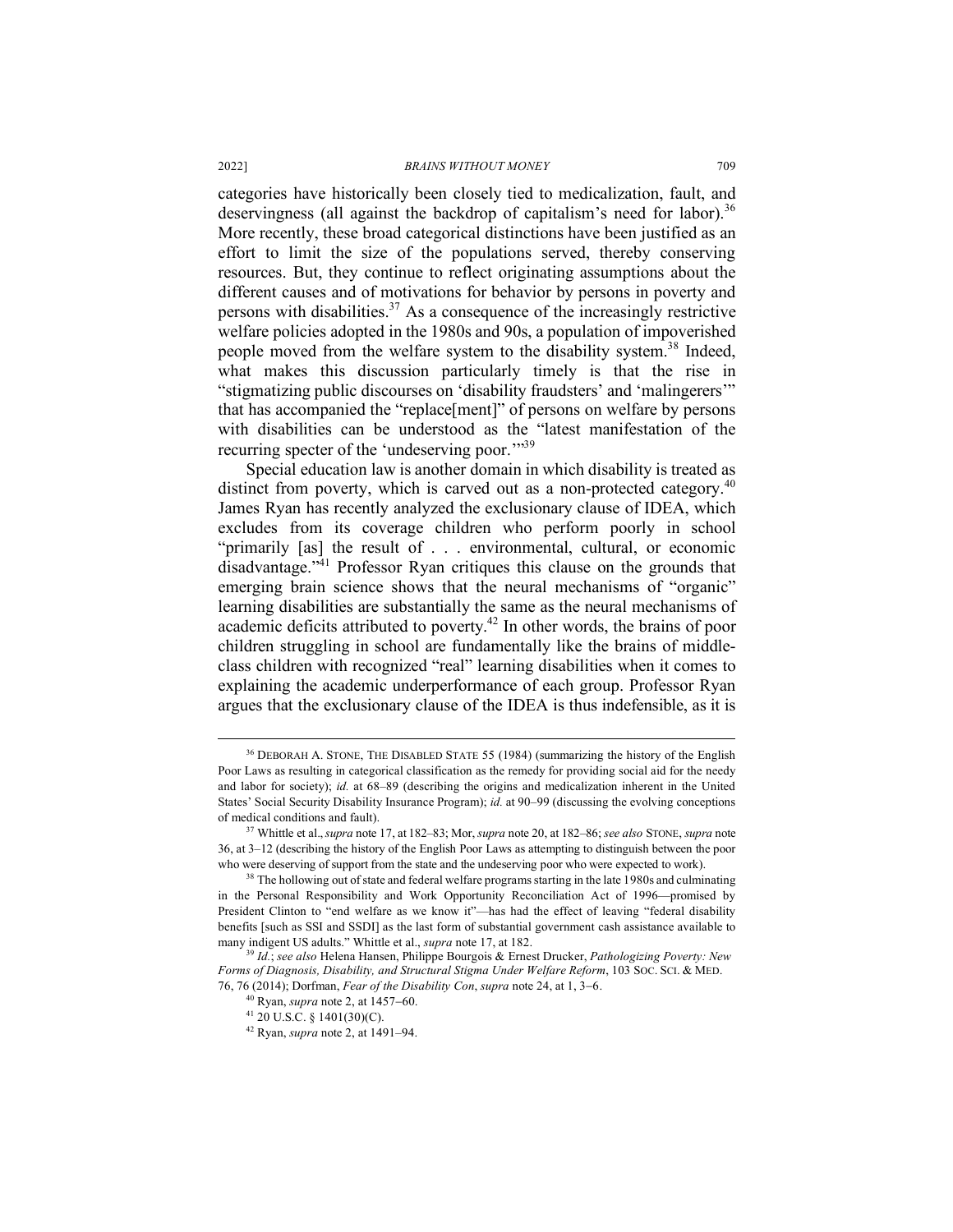categories have historically been closely tied to medicalization, fault, and deservingness (all against the backdrop of capitalism's need for labor).[36] More recently, these broad categorical distinctions have been justified as an effort to limit the size of the populations served, thereby conserving resources. But, they continue to reflect originating assumptions about the different causes and of motivations for behavior by persons in poverty and persons with disabilities.[37] As a consequence of the increasingly restrictive welfare policies adopted in the 1980s and 90s, a population of impoverished people moved from the welfare system to the disability system.[38] Indeed, what makes this discussion particularly timely is that the rise in "stigmatizing public discourses on 'disability fraudsters' and 'malingerers'" that has accompanied the "replace[ment]" of persons on welfare by persons with disabilities can be understood as the "latest manifestation of the recurring specter of the 'undeserving poor.'"[39]

Special education law is another domain in which disability is treated as distinct from poverty, which is carved out as a non-protected category.[40] James Ryan has recently analyzed the exclusionary clause of IDEA, which excludes from its coverage children who perform poorly in school "primarily [as] the result of . . . environmental, cultural, or economic disadvantage."[41] Professor Ryan critiques this clause on the grounds that emerging brain science shows that the neural mechanisms of "organic" learning disabilities are substantially the same as the neural mechanisms of academic deficits attributed to poverty.[42] In other words, the brains of poor children struggling in school are fundamentally like the brains of middle-class children with recognized "real" learning disabilities when it comes to explaining the academic underperformance of each group. Professor Ryan argues that the exclusionary clause of the IDEA is thus indefensible, as it is

---

[36] DEBORAH A. STONE, THE DISABLED STATE 55 (1984) (summarizing the history of the English Poor Laws as resulting in categorical classification as the remedy for providing social aid for the needy and labor for society); *id.* at 68–89 (describing the origins and medicalization inherent in the United States' Social Security Disability Insurance Program); *id.* at 90–99 (discussing the evolving conceptions of medical conditions and fault).

[37] Whittle et al., *supra* note 17, at 182–83; Mor, *supra* note 20, at 182–86; *see also* STONE, *supra* note 36, at 3–12 (describing the history of the English Poor Laws as attempting to distinguish between the poor who were deserving of support from the state and the undeserving poor who were expected to work).

[38] The hollowing out of state and federal welfare programs starting in the late 1980s and culminating in the Personal Responsibility and Work Opportunity Reconciliation Act of 1996—promised by President Clinton to "end welfare as we know it"—has had the effect of leaving "federal disability benefits [such as SSI and SSDI] as the last form of substantial government cash assistance available to many indigent US adults." Whittle et al., *supra* note 17, at 182.

[39] *Id.*; *see also* Helena Hansen, Philippe Bourgois & Ernest Drucker, *Pathologizing Poverty: New Forms of Diagnosis, Disability, and Structural Stigma Under Welfare Reform*, 103 SOC. SCI. & MED. 76, 76 (2014); Dorfman, *Fear of the Disability Con*, *supra* note 24, at 1, 3–6.

[40] Ryan, *supra* note 2, at 1457–60.

[41] 20 U.S.C. § 1401(30)(C).

[42] Ryan, *supra* note 2, at 1491–94.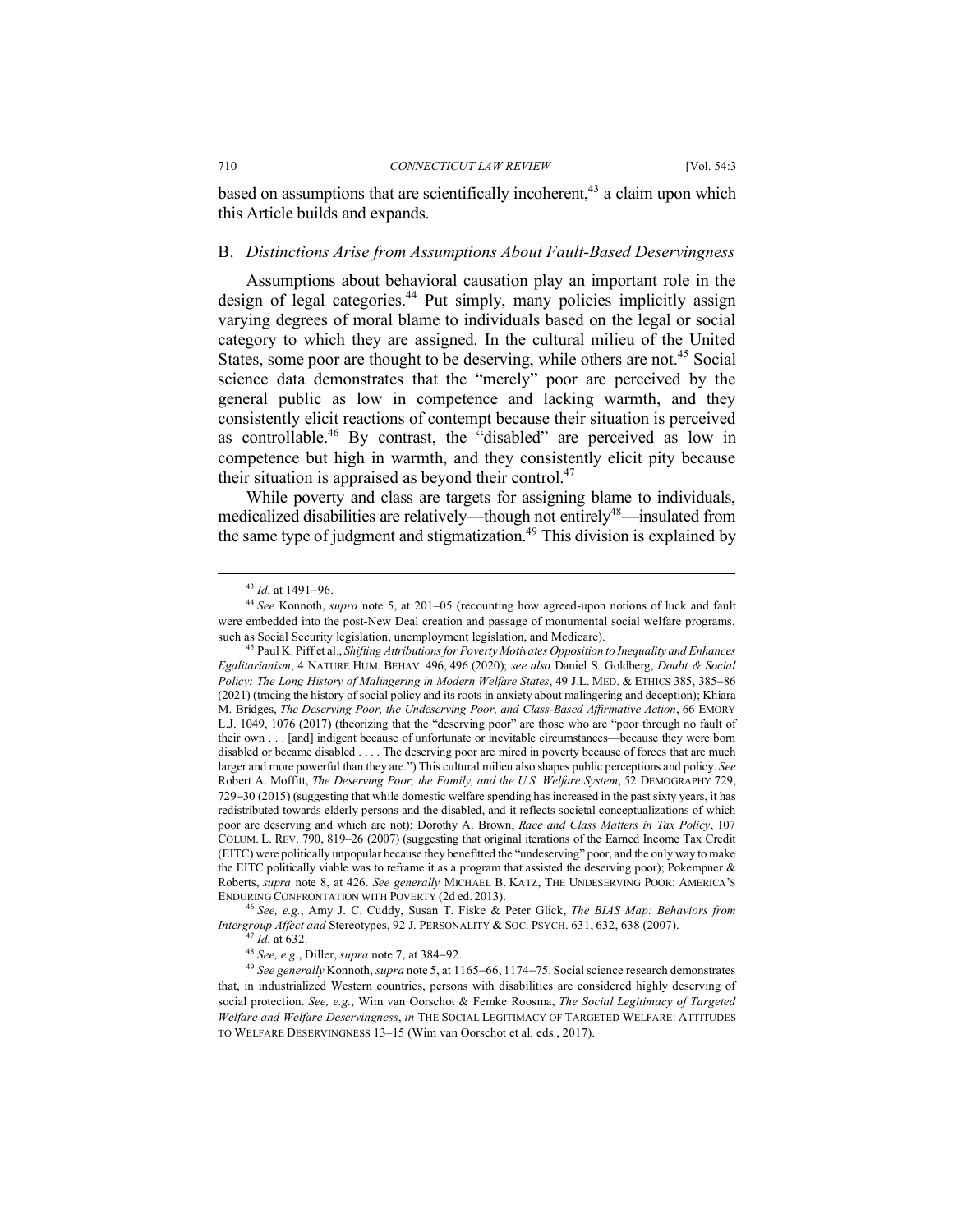based on assumptions that are scientifically incoherent,[43] a claim upon which this Article builds and expands.

### B. *Distinctions Arise from Assumptions About Fault-Based Deservingness*

Assumptions about behavioral causation play an important role in the design of legal categories.[44] Put simply, many policies implicitly assign varying degrees of moral blame to individuals based on the legal or social category to which they are assigned. In the cultural milieu of the United States, some poor are thought to be deserving, while others are not.[45] Social science data demonstrates that the "merely" poor are perceived by the general public as low in competence and lacking warmth, and they consistently elicit reactions of contempt because their situation is perceived as controllable.[46] By contrast, the "disabled" are perceived as low in competence but high in warmth, and they consistently elicit pity because their situation is appraised as beyond their control.[47]

While poverty and class are targets for assigning blame to individuals, medicalized disabilities are relatively—though not entirely[48]—insulated from the same type of judgment and stigmatization.[49] This division is explained by

---

[43] *Id.* at 1491–96.

[44] *See* Konnoth, *supra* note 5, at 201–05 (recounting how agreed-upon notions of luck and fault were embedded into the post-New Deal creation and passage of monumental social welfare programs, such as Social Security legislation, unemployment legislation, and Medicare).

[45] Paul K. Piff et al., *Shifting Attributions for Poverty Motivates Opposition to Inequality and Enhances Egalitarianism*, 4 NATURE HUM. BEHAV. 496, 496 (2020); *see also* Daniel S. Goldberg, *Doubt & Social Policy: The Long History of Malingering in Modern Welfare States*, 49 J.L. MED. & ETHICS 385, 385–86 (2021) (tracing the history of social policy and its roots in anxiety about malingering and deception); Khiara M. Bridges, *The Deserving Poor, the Undeserving Poor, and Class-Based Affirmative Action*, 66 EMORY L.J. 1049, 1076 (2017) (theorizing that the "deserving poor" are those who are "poor through no fault of their own . . . [and] indigent because of unfortunate or inevitable circumstances—because they were born disabled or became disabled . . . . The deserving poor are mired in poverty because of forces that are much larger and more powerful than they are.") This cultural milieu also shapes public perceptions and policy. *See* Robert A. Moffitt, *The Deserving Poor, the Family, and the U.S. Welfare System*, 52 DEMOGRAPHY 729, 729–30 (2015) (suggesting that while domestic welfare spending has increased in the past sixty years, it has redistributed towards elderly persons and the disabled, and it reflects societal conceptualizations of which poor are deserving and which are not); Dorothy A. Brown, *Race and Class Matters in Tax Policy*, 107 COLUM. L. REV. 790, 819–26 (2007) (suggesting that original iterations of the Earned Income Tax Credit (EITC) were politically unpopular because they benefitted the "undeserving" poor, and the only way to make the EITC politically viable was to reframe it as a program that assisted the deserving poor); Pokempner & Roberts, *supra* note 8, at 426. *See generally* MICHAEL B. KATZ, THE UNDESERVING POOR: AMERICA'S ENDURING CONFRONTATION WITH POVERTY (2d ed. 2013).

[46] *See, e.g.*, Amy J. C. Cuddy, Susan T. Fiske & Peter Glick, *The BIAS Map: Behaviors from Intergroup Affect and* Stereotypes, 92 J. PERSONALITY & SOC. PSYCH. 631, 632, 638 (2007).

[47] *Id.* at 632.

[48] *See, e.g.*, Diller, *supra* note 7, at 384–92.

[49] *See generally* Konnoth, *supra* note 5, at 1165–66, 1174–75. Social science research demonstrates that, in industrialized Western countries, persons with disabilities are considered highly deserving of social protection. *See, e.g.*, Wim van Oorschot & Femke Roosma, *The Social Legitimacy of Targeted Welfare and Welfare Deservingness*, *in* THE SOCIAL LEGITIMACY OF TARGETED WELFARE: ATTITUDES TO WELFARE DESERVINGNESS 13–15 (Wim van Oorschot et al. eds., 2017).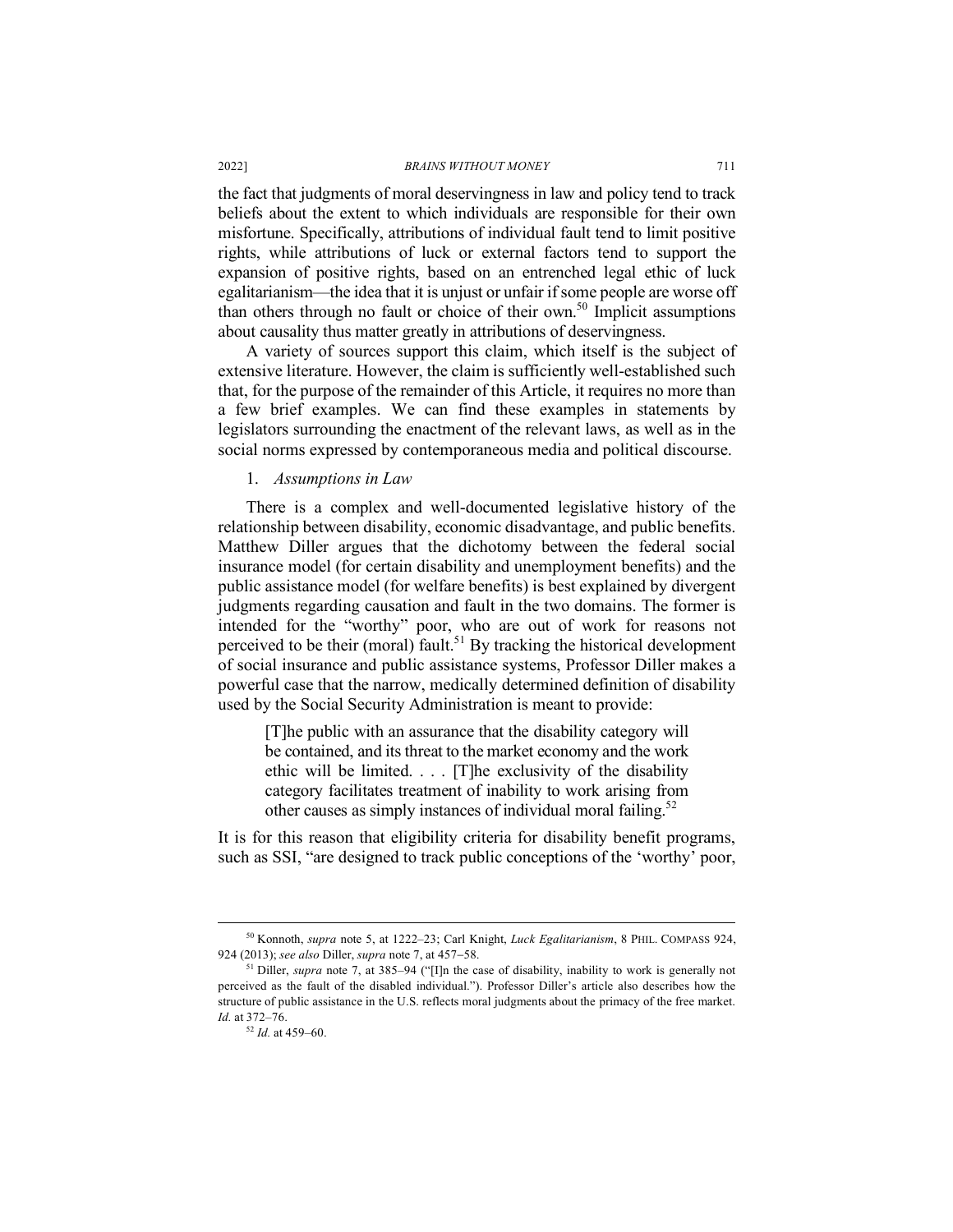the fact that judgments of moral deservingness in law and policy tend to track beliefs about the extent to which individuals are responsible for their own misfortune. Specifically, attributions of individual fault tend to limit positive rights, while attributions of luck or external factors tend to support the expansion of positive rights, based on an entrenched legal ethic of luck egalitarianism—the idea that it is unjust or unfair if some people are worse off than others through no fault or choice of their own.[50] Implicit assumptions about causality thus matter greatly in attributions of deservingness.

A variety of sources support this claim, which itself is the subject of extensive literature. However, the claim is sufficiently well-established such that, for the purpose of the remainder of this Article, it requires no more than a few brief examples. We can find these examples in statements by legislators surrounding the enactment of the relevant laws, as well as in the social norms expressed by contemporaneous media and political discourse.

### 1. *Assumptions in Law*

There is a complex and well-documented legislative history of the relationship between disability, economic disadvantage, and public benefits. Matthew Diller argues that the dichotomy between the federal social insurance model (for certain disability and unemployment benefits) and the public assistance model (for welfare benefits) is best explained by divergent judgments regarding causation and fault in the two domains. The former is intended for the "worthy" poor, who are out of work for reasons not perceived to be their (moral) fault.[51] By tracking the historical development of social insurance and public assistance systems, Professor Diller makes a powerful case that the narrow, medically determined definition of disability used by the Social Security Administration is meant to provide:

> [T]he public with an assurance that the disability category will be contained, and its threat to the market economy and the work ethic will be limited. . . . [T]he exclusivity of the disability category facilitates treatment of inability to work arising from other causes as simply instances of individual moral failing.[52]

It is for this reason that eligibility criteria for disability benefit programs, such as SSI, "are designed to track public conceptions of the 'worthy' poor,

---

[50] Konnoth, *supra* note 5, at 1222–23; Carl Knight, *Luck Egalitarianism*, 8 PHIL. COMPASS 924, 924 (2013); *see also* Diller, *supra* note 7, at 457–58.

[51] Diller, *supra* note 7, at 385–94 ("[I]n the case of disability, inability to work is generally not perceived as the fault of the disabled individual."). Professor Diller's article also describes how the structure of public assistance in the U.S. reflects moral judgments about the primacy of the free market. *Id.* at 372–76.

[52] *Id.* at 459–60.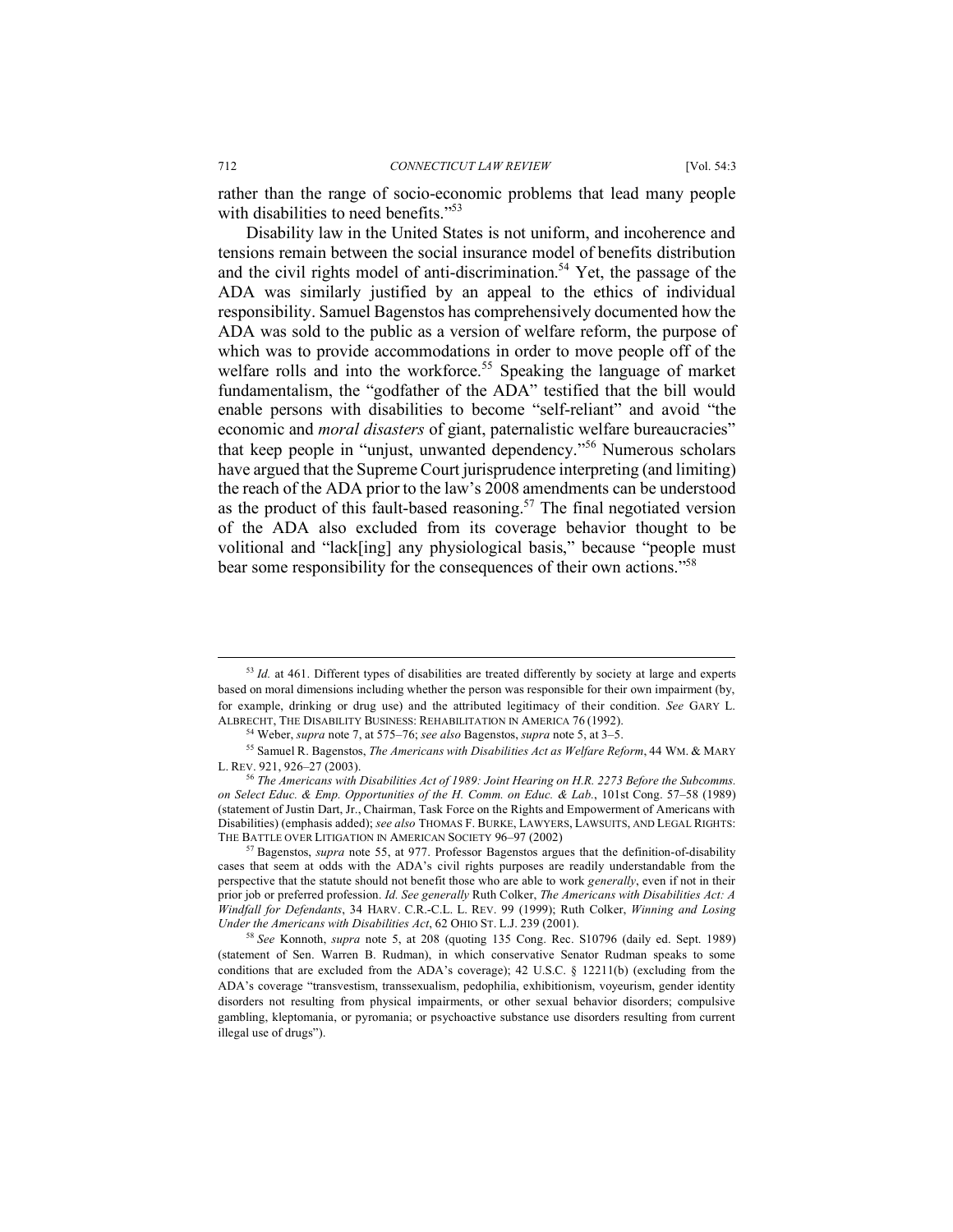rather than the range of socio-economic problems that lead many people with disabilities to need benefits."[53]

Disability law in the United States is not uniform, and incoherence and tensions remain between the social insurance model of benefits distribution and the civil rights model of anti-discrimination.[54] Yet, the passage of the ADA was similarly justified by an appeal to the ethics of individual responsibility. Samuel Bagenstos has comprehensively documented how the ADA was sold to the public as a version of welfare reform, the purpose of which was to provide accommodations in order to move people off of the welfare rolls and into the workforce.[55] Speaking the language of market fundamentalism, the "godfather of the ADA" testified that the bill would enable persons with disabilities to become "self-reliant" and avoid "the economic and *moral disasters* of giant, paternalistic welfare bureaucracies" that keep people in "unjust, unwanted dependency."[56] Numerous scholars have argued that the Supreme Court jurisprudence interpreting (and limiting) the reach of the ADA prior to the law's 2008 amendments can be understood as the product of this fault-based reasoning.[57] The final negotiated version of the ADA also excluded from its coverage behavior thought to be volitional and "lack[ing] any physiological basis," because "people must bear some responsibility for the consequences of their own actions."[58]

---

[53] *Id.* at 461. Different types of disabilities are treated differently by society at large and experts based on moral dimensions including whether the person was responsible for their own impairment (by, for example, drinking or drug use) and the attributed legitimacy of their condition. *See* GARY L. ALBRECHT, THE DISABILITY BUSINESS: REHABILITATION IN AMERICA 76 (1992).

[54] Weber, *supra* note 7, at 575–76; *see also* Bagenstos, *supra* note 5, at 3–5.

[55] Samuel R. Bagenstos, *The Americans with Disabilities Act as Welfare Reform*, 44 WM. & MARY L. REV. 921, 926–27 (2003).

[56] *The Americans with Disabilities Act of 1989: Joint Hearing on H.R. 2273 Before the Subcomms. on Select Educ. & Emp. Opportunities of the H. Comm. on Educ. & Lab.*, 101st Cong. 57–58 (1989) (statement of Justin Dart, Jr., Chairman, Task Force on the Rights and Empowerment of Americans with Disabilities) (emphasis added); *see also* THOMAS F. BURKE, LAWYERS, LAWSUITS, AND LEGAL RIGHTS: THE BATTLE OVER LITIGATION IN AMERICAN SOCIETY 96–97 (2002)

[57] Bagenstos, *supra* note 55, at 977. Professor Bagenstos argues that the definition-of-disability cases that seem at odds with the ADA's civil rights purposes are readily understandable from the perspective that the statute should not benefit those who are able to work *generally*, even if not in their prior job or preferred profession. *Id. See generally* Ruth Colker, *The Americans with Disabilities Act: A Windfall for Defendants*, 34 HARV. C.R.-C.L. L. REV. 99 (1999); Ruth Colker, *Winning and Losing Under the Americans with Disabilities Act*, 62 OHIO ST. L.J. 239 (2001).

[58] *See* Konnoth, *supra* note 5, at 208 (quoting 135 Cong. Rec. S10796 (daily ed. Sept. 1989) (statement of Sen. Warren B. Rudman), in which conservative Senator Rudman speaks to some conditions that are excluded from the ADA's coverage); 42 U.S.C. § 12211(b) (excluding from the ADA's coverage "transvestism, transsexualism, pedophilia, exhibitionism, voyeurism, gender identity disorders not resulting from physical impairments, or other sexual behavior disorders; compulsive gambling, kleptomania, or pyromania; or psychoactive substance use disorders resulting from current illegal use of drugs").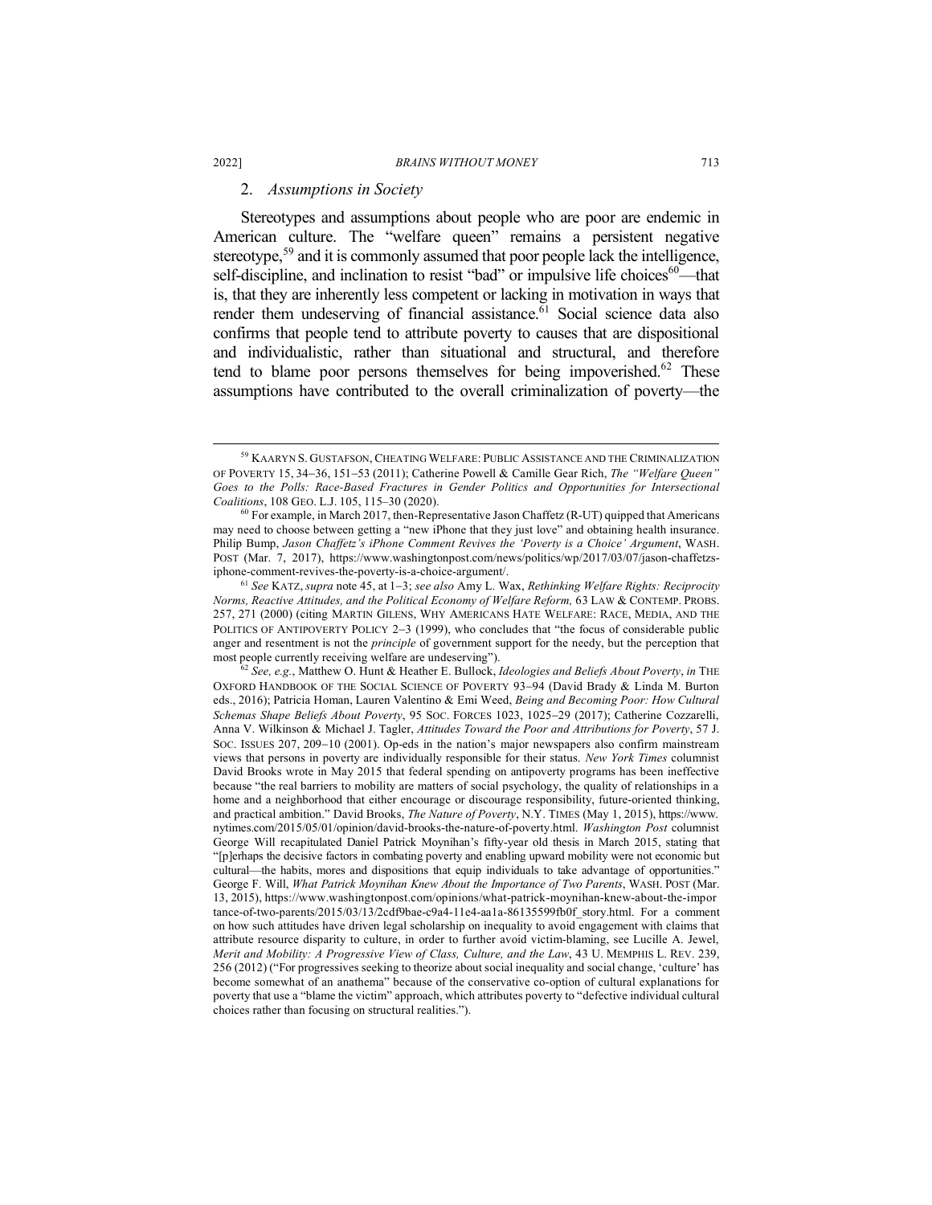### 2. *Assumptions in Society*

Stereotypes and assumptions about people who are poor are endemic in American culture. The "welfare queen" remains a persistent negative stereotype,[59] and it is commonly assumed that poor people lack the intelligence, self-discipline, and inclination to resist "bad" or impulsive life choices[60]—that is, that they are inherently less competent or lacking in motivation in ways that render them undeserving of financial assistance.[61] Social science data also confirms that people tend to attribute poverty to causes that are dispositional and individualistic, rather than situational and structural, and therefore tend to blame poor persons themselves for being impoverished.[62] These assumptions have contributed to the overall criminalization of poverty—the

---

[59] KAARYN S. GUSTAFSON, CHEATING WELFARE: PUBLIC ASSISTANCE AND THE CRIMINALIZATION OF POVERTY 15, 34–36, 151–53 (2011); Catherine Powell & Camille Gear Rich, *The "Welfare Queen" Goes to the Polls: Race-Based Fractures in Gender Politics and Opportunities for Intersectional Coalitions*, 108 GEO. L.J. 105, 115–30 (2020).

[60] For example, in March 2017, then-Representative Jason Chaffetz (R-UT) quipped that Americans may need to choose between getting a "new iPhone that they just love" and obtaining health insurance. Philip Bump, *Jason Chaffetz's iPhone Comment Revives the 'Poverty is a Choice' Argument*, WASH. POST (Mar. 7, 2017), https://www.washingtonpost.com/news/politics/wp/2017/03/07/jason-chaffetzs-iphone-comment-revives-the-poverty-is-a-choice-argument/.

[61] *See* KATZ, *supra* note 45, at 1–3; *see also* Amy L. Wax, *Rethinking Welfare Rights: Reciprocity Norms, Reactive Attitudes, and the Political Economy of Welfare Reform,* 63 LAW & CONTEMP. PROBS. 257, 271 (2000) (citing MARTIN GILENS, WHY AMERICANS HATE WELFARE: RACE, MEDIA, AND THE POLITICS OF ANTIPOVERTY POLICY 2–3 (1999), who concludes that "the focus of considerable public anger and resentment is not the *principle* of government support for the needy, but the perception that most people currently receiving welfare are undeserving").

[62] *See, e.g.*, Matthew O. Hunt & Heather E. Bullock, *Ideologies and Beliefs About Poverty*, *in* THE OXFORD HANDBOOK OF THE SOCIAL SCIENCE OF POVERTY 93–94 (David Brady & Linda M. Burton eds., 2016); Patricia Homan, Lauren Valentino & Emi Weed, *Being and Becoming Poor: How Cultural Schemas Shape Beliefs About Poverty*, 95 SOC. FORCES 1023, 1025–29 (2017); Catherine Cozzarelli, Anna V. Wilkinson & Michael J. Tagler, *Attitudes Toward the Poor and Attributions for Poverty*, 57 J. SOC. ISSUES 207, 209–10 (2001). Op-eds in the nation's major newspapers also confirm mainstream views that persons in poverty are individually responsible for their status. *New York Times* columnist David Brooks wrote in May 2015 that federal spending on antipoverty programs has been ineffective because "the real barriers to mobility are matters of social psychology, the quality of relationships in a home and a neighborhood that either encourage or discourage responsibility, future-oriented thinking, and practical ambition." David Brooks, *The Nature of Poverty*, N.Y. TIMES (May 1, 2015), https://www.nytimes.com/2015/05/01/opinion/david-brooks-the-nature-of-poverty.html. *Washington Post* columnist George Will recapitulated Daniel Patrick Moynihan's fifty-year old thesis in March 2015, stating that "[p]erhaps the decisive factors in combating poverty and enabling upward mobility were not economic but cultural—the habits, mores and dispositions that equip individuals to take advantage of opportunities." George F. Will, *What Patrick Moynihan Knew About the Importance of Two Parents*, WASH. POST (Mar. 13, 2015), https://www.washingtonpost.com/opinions/what-patrick-moynihan-knew-about-the-importance-of-two-parents/2015/03/13/2cdf9bae-c9a4-11e4-aa1a-86135599fb0f_story.html. For a comment on how such attitudes have driven legal scholarship on inequality to avoid engagement with claims that attribute resource disparity to culture, in order to further avoid victim-blaming, see Lucille A. Jewel, *Merit and Mobility: A Progressive View of Class, Culture, and the Law*, 43 U. MEMPHIS L. REV. 239, 256 (2012) ("For progressives seeking to theorize about social inequality and social change, 'culture' has become somewhat of an anathema" because of the conservative co-option of cultural explanations for poverty that use a "blame the victim" approach, which attributes poverty to "defective individual cultural choices rather than focusing on structural realities.").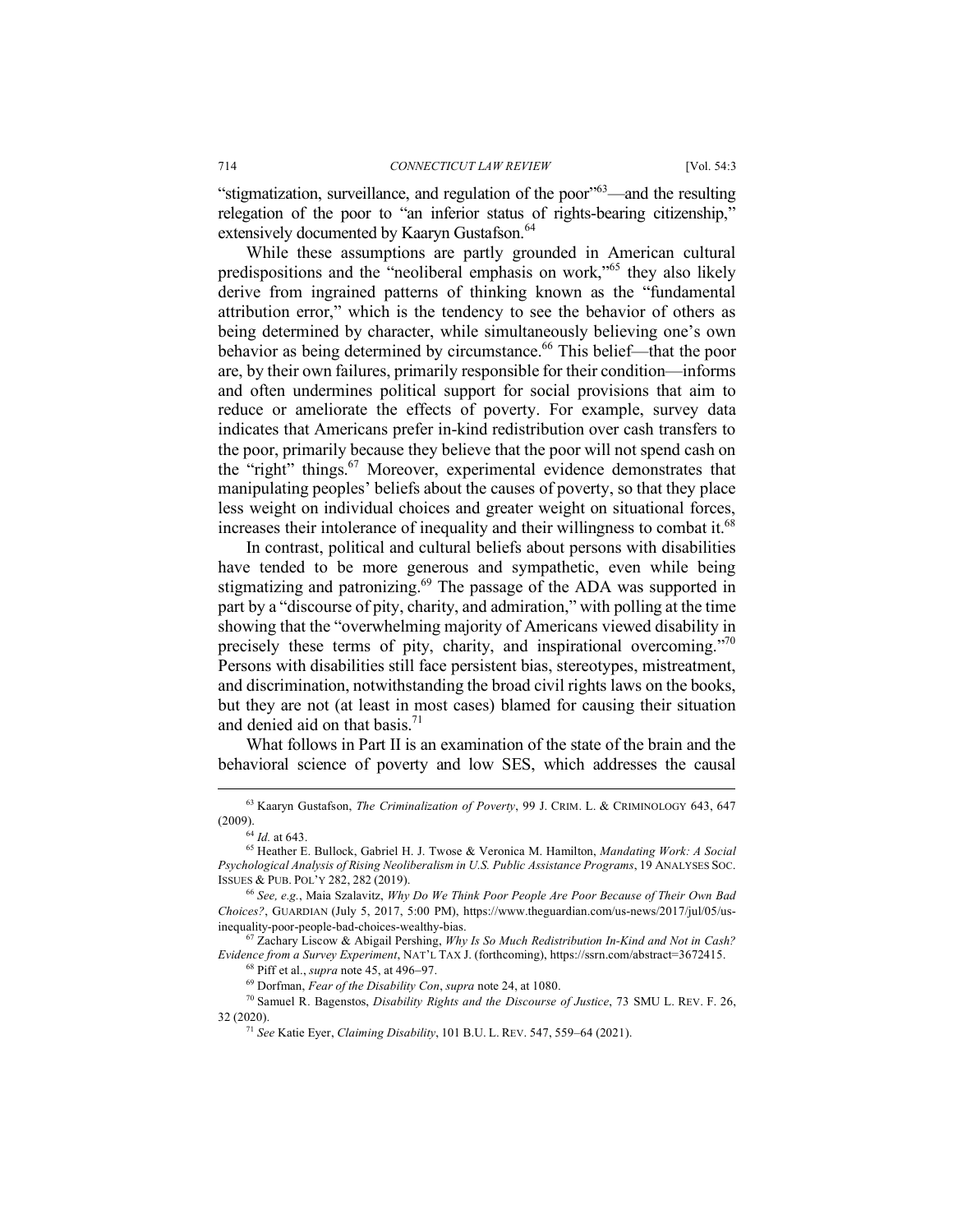"stigmatization, surveillance, and regulation of the poor"[63]—and the resulting relegation of the poor to "an inferior status of rights-bearing citizenship," extensively documented by Kaaryn Gustafson.[64]

While these assumptions are partly grounded in American cultural predispositions and the "neoliberal emphasis on work,"[65] they also likely derive from ingrained patterns of thinking known as the "fundamental attribution error," which is the tendency to see the behavior of others as being determined by character, while simultaneously believing one's own behavior as being determined by circumstance.[66] This belief—that the poor are, by their own failures, primarily responsible for their condition—informs and often undermines political support for social provisions that aim to reduce or ameliorate the effects of poverty. For example, survey data indicates that Americans prefer in-kind redistribution over cash transfers to the poor, primarily because they believe that the poor will not spend cash on the "right" things.[67] Moreover, experimental evidence demonstrates that manipulating peoples' beliefs about the causes of poverty, so that they place less weight on individual choices and greater weight on situational forces, increases their intolerance of inequality and their willingness to combat it.[68]

In contrast, political and cultural beliefs about persons with disabilities have tended to be more generous and sympathetic, even while being stigmatizing and patronizing.[69] The passage of the ADA was supported in part by a "discourse of pity, charity, and admiration," with polling at the time showing that the "overwhelming majority of Americans viewed disability in precisely these terms of pity, charity, and inspirational overcoming."[70] Persons with disabilities still face persistent bias, stereotypes, mistreatment, and discrimination, notwithstanding the broad civil rights laws on the books, but they are not (at least in most cases) blamed for causing their situation and denied aid on that basis.[71]

What follows in Part II is an examination of the state of the brain and the behavioral science of poverty and low SES, which addresses the causal

---

[63] Kaaryn Gustafson, *The Criminalization of Poverty*, 99 J. CRIM. L. & CRIMINOLOGY 643, 647 (2009).

[64] *Id.* at 643.

[65] Heather E. Bullock, Gabriel H. J. Twose & Veronica M. Hamilton, *Mandating Work: A Social Psychological Analysis of Rising Neoliberalism in U.S. Public Assistance Programs*, 19 ANALYSES SOC. ISSUES & PUB. POL'Y 282, 282 (2019).

[66] *See, e.g.*, Maia Szalavitz, *Why Do We Think Poor People Are Poor Because of Their Own Bad Choices?*, GUARDIAN (July 5, 2017, 5:00 PM), https://www.theguardian.com/us-news/2017/jul/05/us-inequality-poor-people-bad-choices-wealthy-bias.

[67] Zachary Liscow & Abigail Pershing, *Why Is So Much Redistribution In-Kind and Not in Cash? Evidence from a Survey Experiment*, NAT'L TAX J. (forthcoming), https://ssrn.com/abstract=3672415.

[68] Piff et al., *supra* note 45, at 496–97.

[69] Dorfman, *Fear of the Disability Con*, *supra* note 24, at 1080.

[70] Samuel R. Bagenstos, *Disability Rights and the Discourse of Justice*, 73 SMU L. REV. F. 26, 32 (2020).

[71] *See* Katie Eyer, *Claiming Disability*, 101 B.U. L. REV. 547, 559–64 (2021).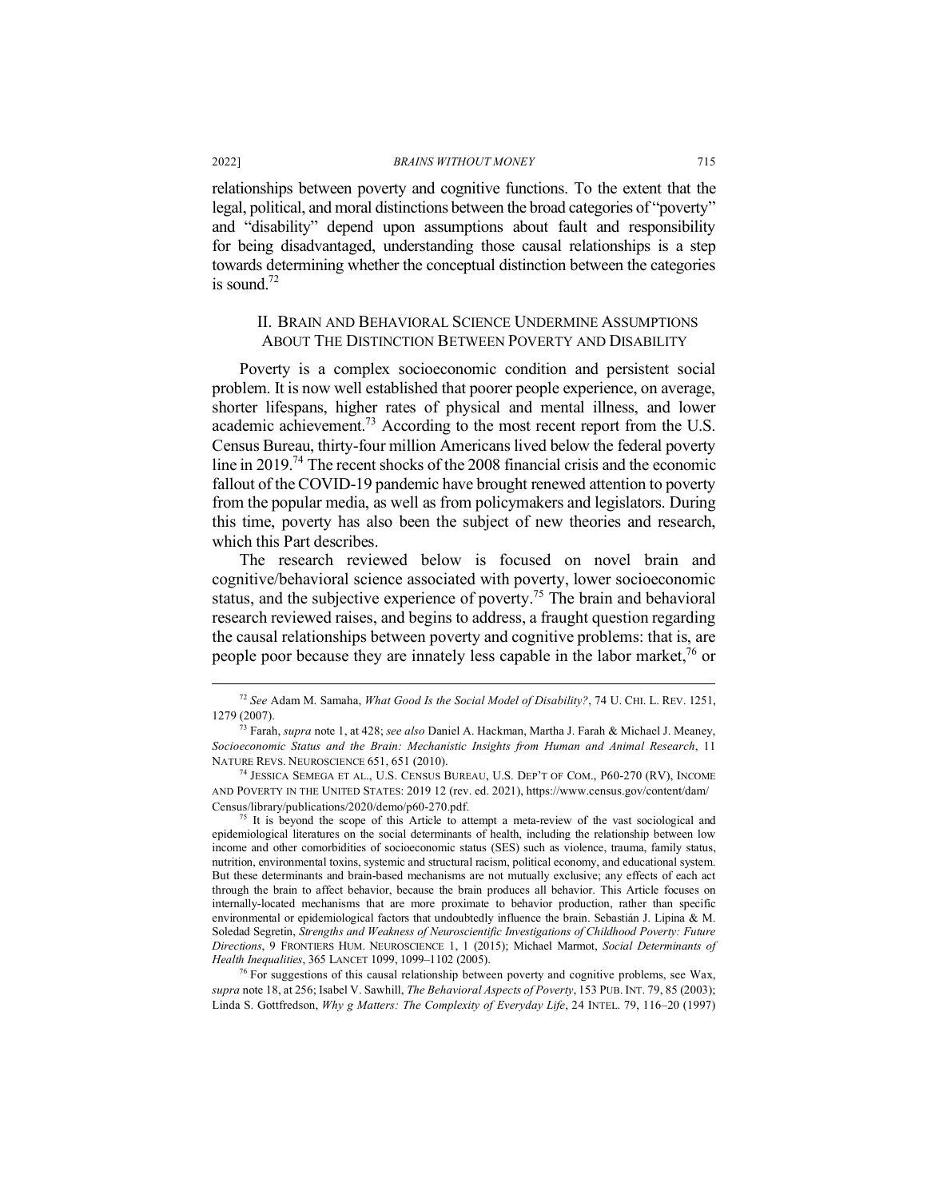relationships between poverty and cognitive functions. To the extent that the legal, political, and moral distinctions between the broad categories of "poverty" and "disability" depend upon assumptions about fault and responsibility for being disadvantaged, understanding those causal relationships is a step towards determining whether the conceptual distinction between the categories is sound.[72]

## II. Brain and Behavioral Science Undermine Assumptions About The Distinction Between Poverty and Disability

Poverty is a complex socioeconomic condition and persistent social problem. It is now well established that poorer people experience, on average, shorter lifespans, higher rates of physical and mental illness, and lower academic achievement.[73] According to the most recent report from the U.S. Census Bureau, thirty-four million Americans lived below the federal poverty line in 2019.[74] The recent shocks of the 2008 financial crisis and the economic fallout of the COVID-19 pandemic have brought renewed attention to poverty from the popular media, as well as from policymakers and legislators. During this time, poverty has also been the subject of new theories and research, which this Part describes.

The research reviewed below is focused on novel brain and cognitive/behavioral science associated with poverty, lower socioeconomic status, and the subjective experience of poverty.[75] The brain and behavioral research reviewed raises, and begins to address, a fraught question regarding the causal relationships between poverty and cognitive problems: that is, are people poor because they are innately less capable in the labor market,[76] or

---

[72] *See* Adam M. Samaha, *What Good Is the Social Model of Disability?*, 74 U. CHI. L. REV. 1251, 1279 (2007).

[73] Farah, *supra* note 1, at 428; *see also* Daniel A. Hackman, Martha J. Farah & Michael J. Meaney, *Socioeconomic Status and the Brain: Mechanistic Insights from Human and Animal Research*, 11 NATURE REVS. NEUROSCIENCE 651, 651 (2010).

[74] JESSICA SEMEGA ET AL., U.S. CENSUS BUREAU, U.S. DEP'T OF COM., P60-270 (RV), INCOME AND POVERTY IN THE UNITED STATES: 2019 12 (rev. ed. 2021), https://www.census.gov/content/dam/Census/library/publications/2020/demo/p60-270.pdf.

[75] It is beyond the scope of this Article to attempt a meta-review of the vast sociological and epidemiological literatures on the social determinants of health, including the relationship between low income and other comorbidities of socioeconomic status (SES) such as violence, trauma, family status, nutrition, environmental toxins, systemic and structural racism, political economy, and educational system. But these determinants and brain-based mechanisms are not mutually exclusive; any effects of each act through the brain to affect behavior, because the brain produces all behavior. This Article focuses on internally-located mechanisms that are more proximate to behavior production, rather than specific environmental or epidemiological factors that undoubtedly influence the brain. Sebastián J. Lipina & M. Soledad Segretin, *Strengths and Weakness of Neuroscientific Investigations of Childhood Poverty: Future Directions*, 9 FRONTIERS HUM. NEUROSCIENCE 1, 1 (2015); Michael Marmot, *Social Determinants of Health Inequalities*, 365 LANCET 1099, 1099–1102 (2005).

[76] For suggestions of this causal relationship between poverty and cognitive problems, see Wax, *supra* note 18, at 256; Isabel V. Sawhill, *The Behavioral Aspects of Poverty*, 153 PUB. INT. 79, 85 (2003); Linda S. Gottfredson, *Why g Matters: The Complexity of Everyday Life*, 24 INTEL. 79, 116–20 (1997)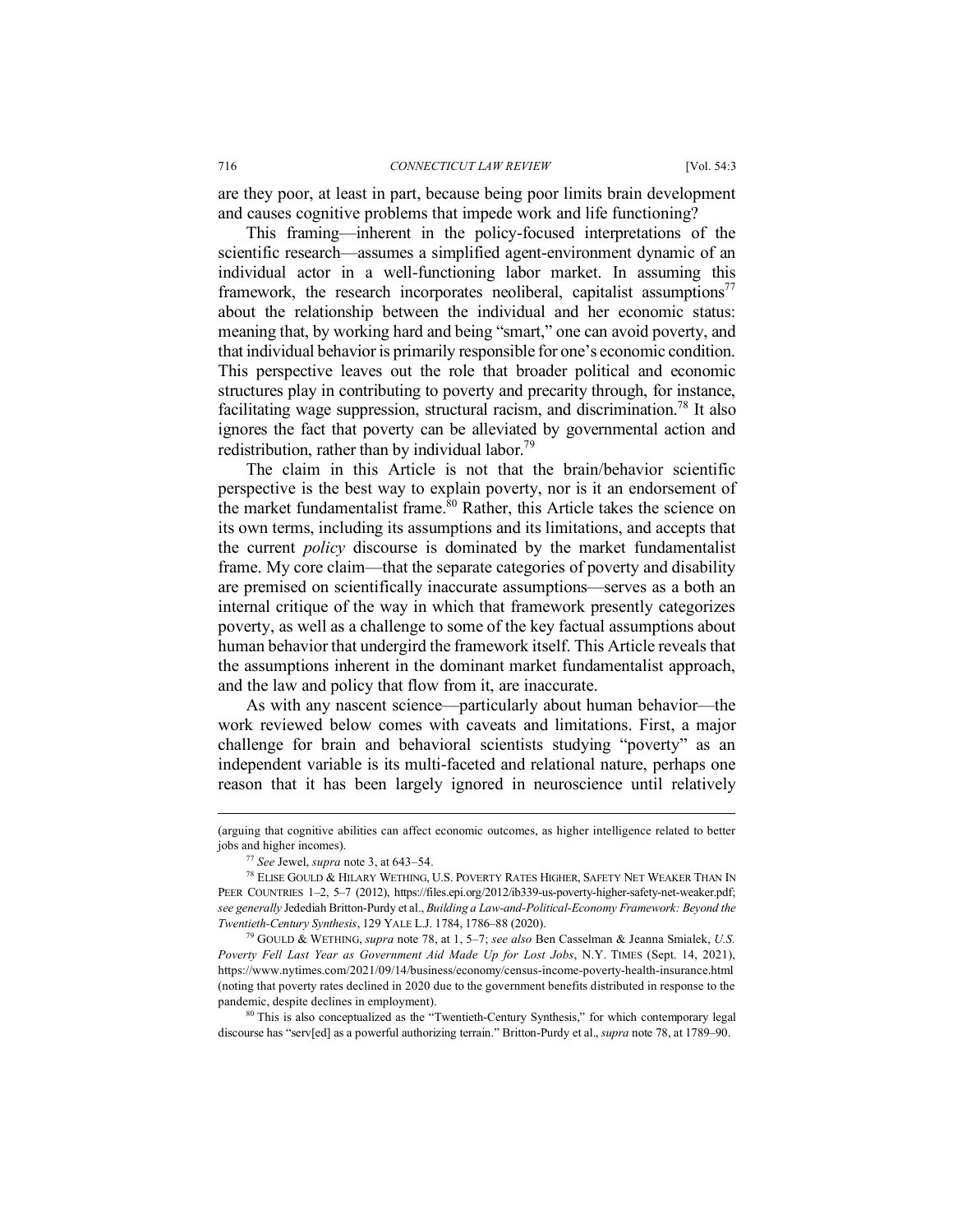are they poor, at least in part, because being poor limits brain development and causes cognitive problems that impede work and life functioning?

This framing—inherent in the policy-focused interpretations of the scientific research—assumes a simplified agent-environment dynamic of an individual actor in a well-functioning labor market. In assuming this framework, the research incorporates neoliberal, capitalist assumptions[77] about the relationship between the individual and her economic status: meaning that, by working hard and being "smart," one can avoid poverty, and that individual behavior is primarily responsible for one's economic condition. This perspective leaves out the role that broader political and economic structures play in contributing to poverty and precarity through, for instance, facilitating wage suppression, structural racism, and discrimination.[78] It also ignores the fact that poverty can be alleviated by governmental action and redistribution, rather than by individual labor.[79]

The claim in this Article is not that the brain/behavior scientific perspective is the best way to explain poverty, nor is it an endorsement of the market fundamentalist frame.[80] Rather, this Article takes the science on its own terms, including its assumptions and its limitations, and accepts that the current *policy* discourse is dominated by the market fundamentalist frame. My core claim—that the separate categories of poverty and disability are premised on scientifically inaccurate assumptions—serves as a both an internal critique of the way in which that framework presently categorizes poverty, as well as a challenge to some of the key factual assumptions about human behavior that undergird the framework itself. This Article reveals that the assumptions inherent in the dominant market fundamentalist approach, and the law and policy that flow from it, are inaccurate.

As with any nascent science—particularly about human behavior—the work reviewed below comes with caveats and limitations. First, a major challenge for brain and behavioral scientists studying "poverty" as an independent variable is its multi-faceted and relational nature, perhaps one reason that it has been largely ignored in neuroscience until relatively

---

(arguing that cognitive abilities can affect economic outcomes, as higher intelligence related to better jobs and higher incomes).

[77] *See* Jewel, *supra* note 3, at 643–54.

[78] ELISE GOULD & HILARY WETHING, U.S. POVERTY RATES HIGHER, SAFETY NET WEAKER THAN IN PEER COUNTRIES 1–2, 5–7 (2012), https://files.epi.org/2012/ib339-us-poverty-higher-safety-net-weaker.pdf; *see generally* Jedediah Britton-Purdy et al., *Building a Law-and-Political-Economy Framework: Beyond the Twentieth-Century Synthesis*, 129 YALE L.J. 1784, 1786–88 (2020).

[79] GOULD & WETHING, *supra* note 78, at 1, 5–7; *see also* Ben Casselman & Jeanna Smialek, *U.S. Poverty Fell Last Year as Government Aid Made Up for Lost Jobs*, N.Y. TIMES (Sept. 14, 2021), https://www.nytimes.com/2021/09/14/business/economy/census-income-poverty-health-insurance.html (noting that poverty rates declined in 2020 due to the government benefits distributed in response to the pandemic, despite declines in employment).

[80] This is also conceptualized as the "Twentieth-Century Synthesis," for which contemporary legal discourse has "serv[ed] as a powerful authorizing terrain." Britton-Purdy et al., *supra* note 78, at 1789–90.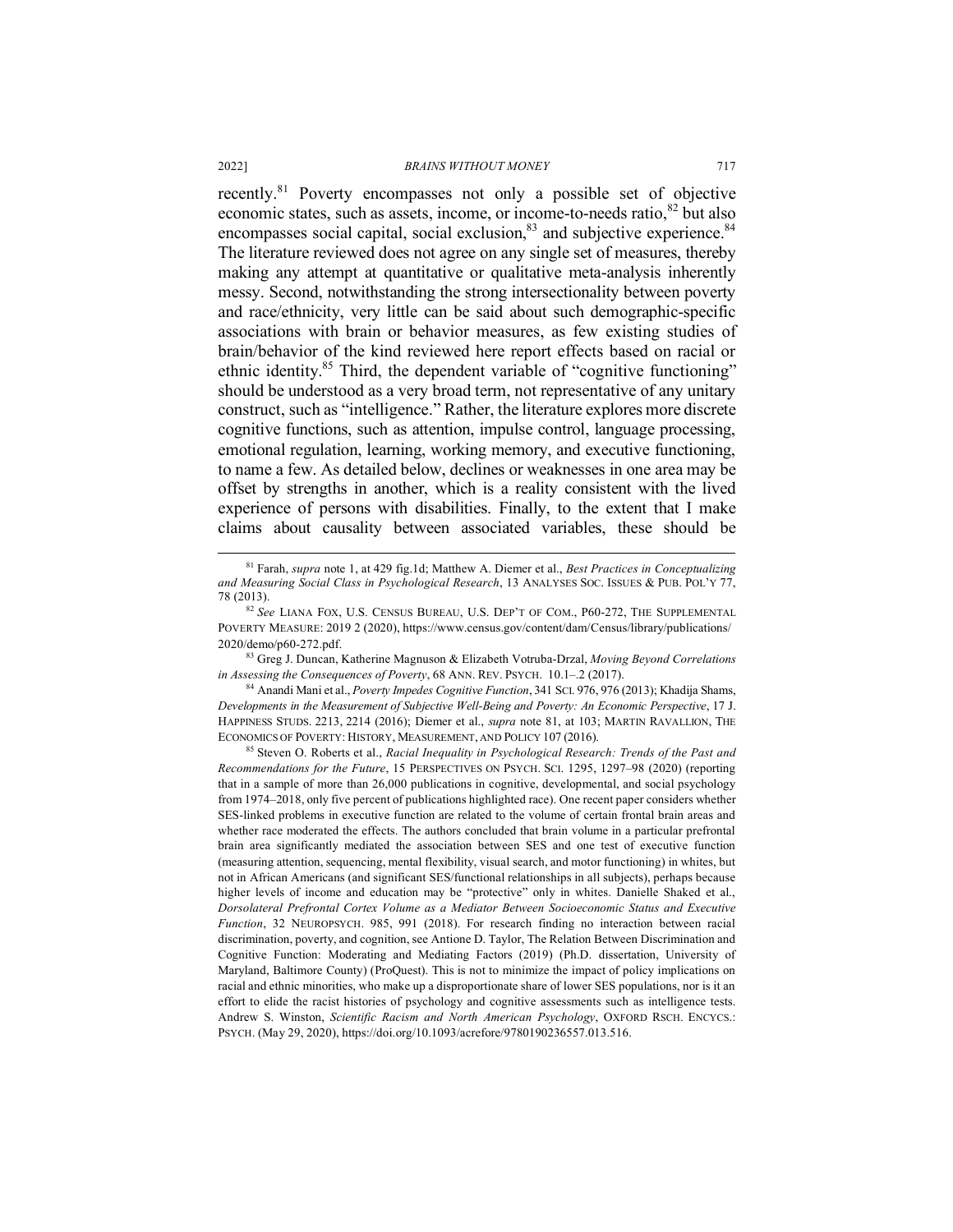recently.[81] Poverty encompasses not only a possible set of objective economic states, such as assets, income, or income-to-needs ratio,[82] but also encompasses social capital, social exclusion,[83] and subjective experience.[84] The literature reviewed does not agree on any single set of measures, thereby making any attempt at quantitative or qualitative meta-analysis inherently messy. Second, notwithstanding the strong intersectionality between poverty and race/ethnicity, very little can be said about such demographic-specific associations with brain or behavior measures, as few existing studies of brain/behavior of the kind reviewed here report effects based on racial or ethnic identity.[85] Third, the dependent variable of "cognitive functioning" should be understood as a very broad term, not representative of any unitary construct, such as "intelligence." Rather, the literature explores more discrete cognitive functions, such as attention, impulse control, language processing, emotional regulation, learning, working memory, and executive functioning, to name a few. As detailed below, declines or weaknesses in one area may be offset by strengths in another, which is a reality consistent with the lived experience of persons with disabilities. Finally, to the extent that I make claims about causality between associated variables, these should be

---

[81] Farah, *supra* note 1, at 429 fig.1d; Matthew A. Diemer et al., *Best Practices in Conceptualizing and Measuring Social Class in Psychological Research*, 13 ANALYSES SOC. ISSUES & PUB. POL'Y 77, 78 (2013).

[82] *See* LIANA FOX, U.S. CENSUS BUREAU, U.S. DEP'T OF COM., P60-272, THE SUPPLEMENTAL POVERTY MEASURE: 2019 2 (2020), https://www.census.gov/content/dam/Census/library/publications/2020/demo/p60-272.pdf.

[83] Greg J. Duncan, Katherine Magnuson & Elizabeth Votruba-Drzal, *Moving Beyond Correlations in Assessing the Consequences of Poverty*, 68 ANN. REV. PSYCH. 10.1–.2 (2017).

[84] Anandi Mani et al., *Poverty Impedes Cognitive Function*, 341 SCI. 976, 976 (2013); Khadija Shams, *Developments in the Measurement of Subjective Well-Being and Poverty: An Economic Perspective*, 17 J. HAPPINESS STUDS. 2213, 2214 (2016); Diemer et al., *supra* note 81, at 103; MARTIN RAVALLION, THE ECONOMICS OF POVERTY: HISTORY, MEASUREMENT, AND POLICY 107 (2016).

[85] Steven O. Roberts et al., *Racial Inequality in Psychological Research: Trends of the Past and Recommendations for the Future*, 15 PERSPECTIVES ON PSYCH. SCI. 1295, 1297–98 (2020) (reporting that in a sample of more than 26,000 publications in cognitive, developmental, and social psychology from 1974–2018, only five percent of publications highlighted race). One recent paper considers whether SES-linked problems in executive function are related to the volume of certain frontal brain areas and whether race moderated the effects. The authors concluded that brain volume in a particular prefrontal brain area significantly mediated the association between SES and one test of executive function (measuring attention, sequencing, mental flexibility, visual search, and motor functioning) in whites, but not in African Americans (and significant SES/functional relationships in all subjects), perhaps because higher levels of income and education may be "protective" only in whites. Danielle Shaked et al., *Dorsolateral Prefrontal Cortex Volume as a Mediator Between Socioeconomic Status and Executive Function*, 32 NEUROPSYCH. 985, 991 (2018). For research finding no interaction between racial discrimination, poverty, and cognition, see Antione D. Taylor, The Relation Between Discrimination and Cognitive Function: Moderating and Mediating Factors (2019) (Ph.D. dissertation, University of Maryland, Baltimore County) (ProQuest). This is not to minimize the impact of policy implications on racial and ethnic minorities, who make up a disproportionate share of lower SES populations, nor is it an effort to elide the racist histories of psychology and cognitive assessments such as intelligence tests. Andrew S. Winston, *Scientific Racism and North American Psychology*, OXFORD RSCH. ENCYCS.: PSYCH. (May 29, 2020), https://doi.org/10.1093/acrefore/9780190236557.013.516.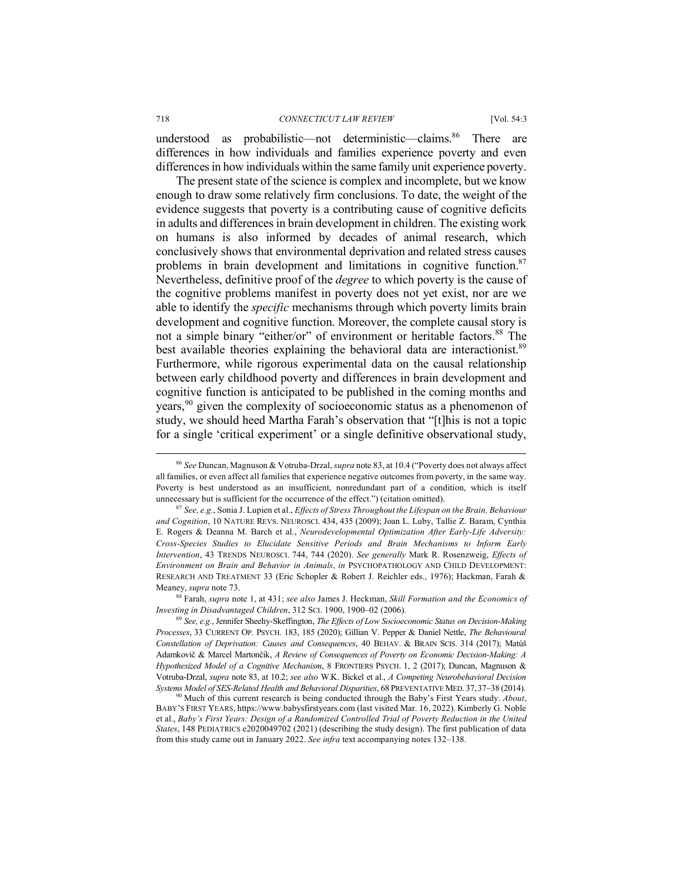understood as probabilistic—not deterministic—claims.[86] There are differences in how individuals and families experience poverty and even differences in how individuals within the same family unit experience poverty.

The present state of the science is complex and incomplete, but we know enough to draw some relatively firm conclusions. To date, the weight of the evidence suggests that poverty is a contributing cause of cognitive deficits in adults and differences in brain development in children. The existing work on humans is also informed by decades of animal research, which conclusively shows that environmental deprivation and related stress causes problems in brain development and limitations in cognitive function.[87] Nevertheless, definitive proof of the *degree* to which poverty is the cause of the cognitive problems manifest in poverty does not yet exist, nor are we able to identify the *specific* mechanisms through which poverty limits brain development and cognitive function. Moreover, the complete causal story is not a simple binary "either/or" of environment or heritable factors.[88] The best available theories explaining the behavioral data are interactionist.[89] Furthermore, while rigorous experimental data on the causal relationship between early childhood poverty and differences in brain development and cognitive function is anticipated to be published in the coming months and years,[90] given the complexity of socioeconomic status as a phenomenon of study, we should heed Martha Farah's observation that "[t]his is not a topic for a single 'critical experiment' or a single definitive observational study,

---

[86] *See* Duncan, Magnuson & Votruba-Drzal, *supra* note 83, at 10.4 ("Poverty does not always affect all families, or even affect all families that experience negative outcomes from poverty, in the same way. Poverty is best understood as an insufficient, nonredundant part of a condition, which is itself unnecessary but is sufficient for the occurrence of the effect.") (citation omitted).

[87] *See, e.g.*, Sonia J. Lupien et al., *Effects of Stress Throughout the Lifespan on the Brain, Behaviour and Cognition*, 10 NATURE REVS. NEUROSCI. 434, 435 (2009); Joan L. Luby, Tallie Z. Baram, Cynthia E. Rogers & Deanna M. Barch et al., *Neurodevelopmental Optimization After Early-Life Adversity: Cross-Species Studies to Elucidate Sensitive Periods and Brain Mechanisms to Inform Early Intervention*, 43 TRENDS NEUROSCI. 744, 744 (2020). *See generally* Mark R. Rosenzweig, *Effects of Environment on Brain and Behavior in Animals*, *in* PSYCHOPATHOLOGY AND CHILD DEVELOPMENT: RESEARCH AND TREATMENT 33 (Eric Schopler & Robert J. Reichler eds., 1976); Hackman, Farah & Meaney, *supra* note 73.

[88] Farah, *supra* note 1, at 431; *see also* James J. Heckman, *Skill Formation and the Economics of Investing in Disadvantaged Children*, 312 SCI. 1900, 1900–02 (2006).

[89] *See, e.g.*, Jennifer Sheehy-Skeffington, *The Effects of Low Socioeconomic Status on Decision-Making Processes*, 33 CURRENT OP. PSYCH. 183, 185 (2020); Gillian V. Pepper & Daniel Nettle, *The Behavioural Constellation of Deprivation: Causes and Consequences*, 40 BEHAV. & BRAIN SCIS. 314 (2017); Matúš Adamkovič & Marcel Martončik, *A Review of Consequences of Poverty on Economic Decision-Making: A Hypothesized Model of a Cognitive Mechanism*, 8 FRONTIERS PSYCH. 1, 2 (2017); Duncan, Magnuson & Votruba-Drzal, *supra* note 83, at 10.2; *see also* W.K. Bickel et al., *A Competing Neurobehavioral Decision Systems Model of SES-Related Health and Behavioral Disparities*, 68 PREVENTATIVE MED. 37, 37–38 (2014).

[90] Much of this current research is being conducted through the Baby's First Years study. *About*, BABY'S FIRST YEARS, https://www.babysfirstyears.com (last visited Mar. 16, 2022). Kimberly G. Noble et al., *Baby's First Years: Design of a Randomized Controlled Trial of Poverty Reduction in the United States*, 148 PEDIATRICS e2020049702 (2021) (describing the study design). The first publication of data from this study came out in January 2022. *See infra* text accompanying notes 132–138.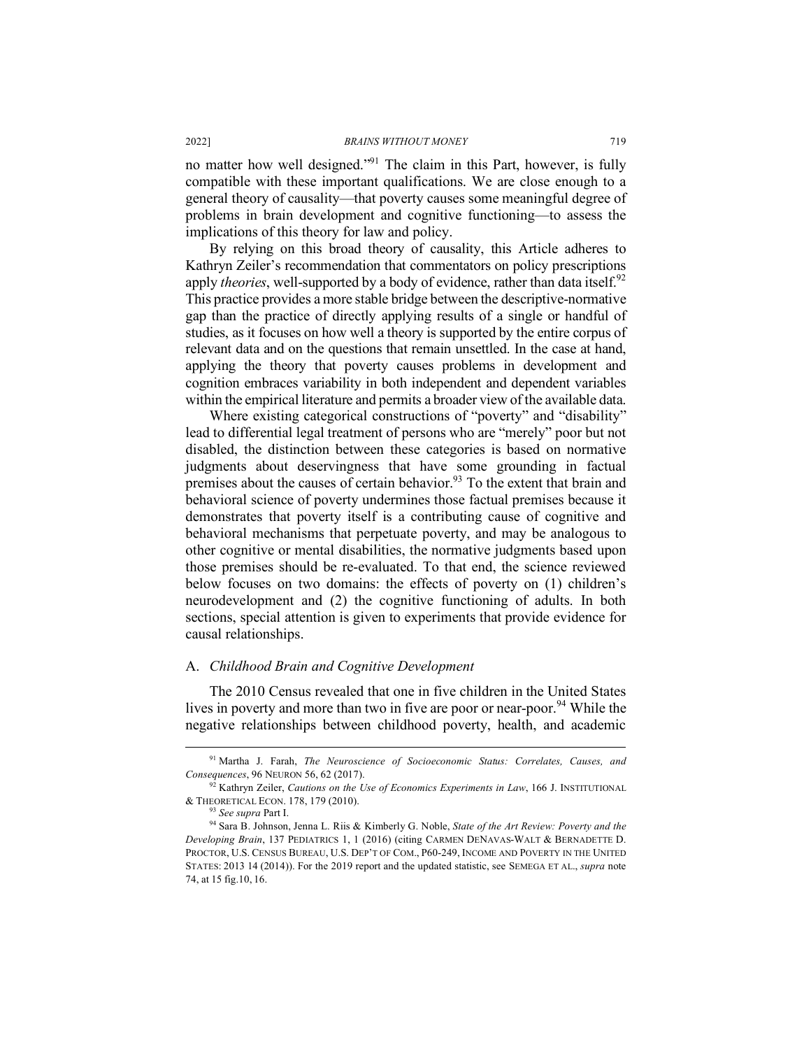no matter how well designed."[91] The claim in this Part, however, is fully compatible with these important qualifications. We are close enough to a general theory of causality—that poverty causes some meaningful degree of problems in brain development and cognitive functioning—to assess the implications of this theory for law and policy.

By relying on this broad theory of causality, this Article adheres to Kathryn Zeiler's recommendation that commentators on policy prescriptions apply *theories*, well-supported by a body of evidence, rather than data itself.[92] This practice provides a more stable bridge between the descriptive-normative gap than the practice of directly applying results of a single or handful of studies, as it focuses on how well a theory is supported by the entire corpus of relevant data and on the questions that remain unsettled. In the case at hand, applying the theory that poverty causes problems in development and cognition embraces variability in both independent and dependent variables within the empirical literature and permits a broader view of the available data.

Where existing categorical constructions of "poverty" and "disability" lead to differential legal treatment of persons who are "merely" poor but not disabled, the distinction between these categories is based on normative judgments about deservingness that have some grounding in factual premises about the causes of certain behavior.[93] To the extent that brain and behavioral science of poverty undermines those factual premises because it demonstrates that poverty itself is a contributing cause of cognitive and behavioral mechanisms that perpetuate poverty, and may be analogous to other cognitive or mental disabilities, the normative judgments based upon those premises should be re-evaluated. To that end, the science reviewed below focuses on two domains: the effects of poverty on (1) children's neurodevelopment and (2) the cognitive functioning of adults. In both sections, special attention is given to experiments that provide evidence for causal relationships.

## A. *Childhood Brain and Cognitive Development*

The 2010 Census revealed that one in five children in the United States lives in poverty and more than two in five are poor or near-poor.[94] While the negative relationships between childhood poverty, health, and academic

---

[91] Martha J. Farah, *The Neuroscience of Socioeconomic Status: Correlates, Causes, and Consequences*, 96 NEURON 56, 62 (2017).

[92] Kathryn Zeiler, *Cautions on the Use of Economics Experiments in Law*, 166 J. INSTITUTIONAL & THEORETICAL ECON. 178, 179 (2010).

[93] *See supra* Part I.

[94] Sara B. Johnson, Jenna L. Riis & Kimberly G. Noble, *State of the Art Review: Poverty and the Developing Brain*, 137 PEDIATRICS 1, 1 (2016) (citing CARMEN DENAVAS-WALT & BERNADETTE D. PROCTOR, U.S. CENSUS BUREAU, U.S. DEP'T OF COM., P60-249, INCOME AND POVERTY IN THE UNITED STATES: 2013 14 (2014)). For the 2019 report and the updated statistic, see SEMEGA ET AL., *supra* note 74, at 15 fig.10, 16.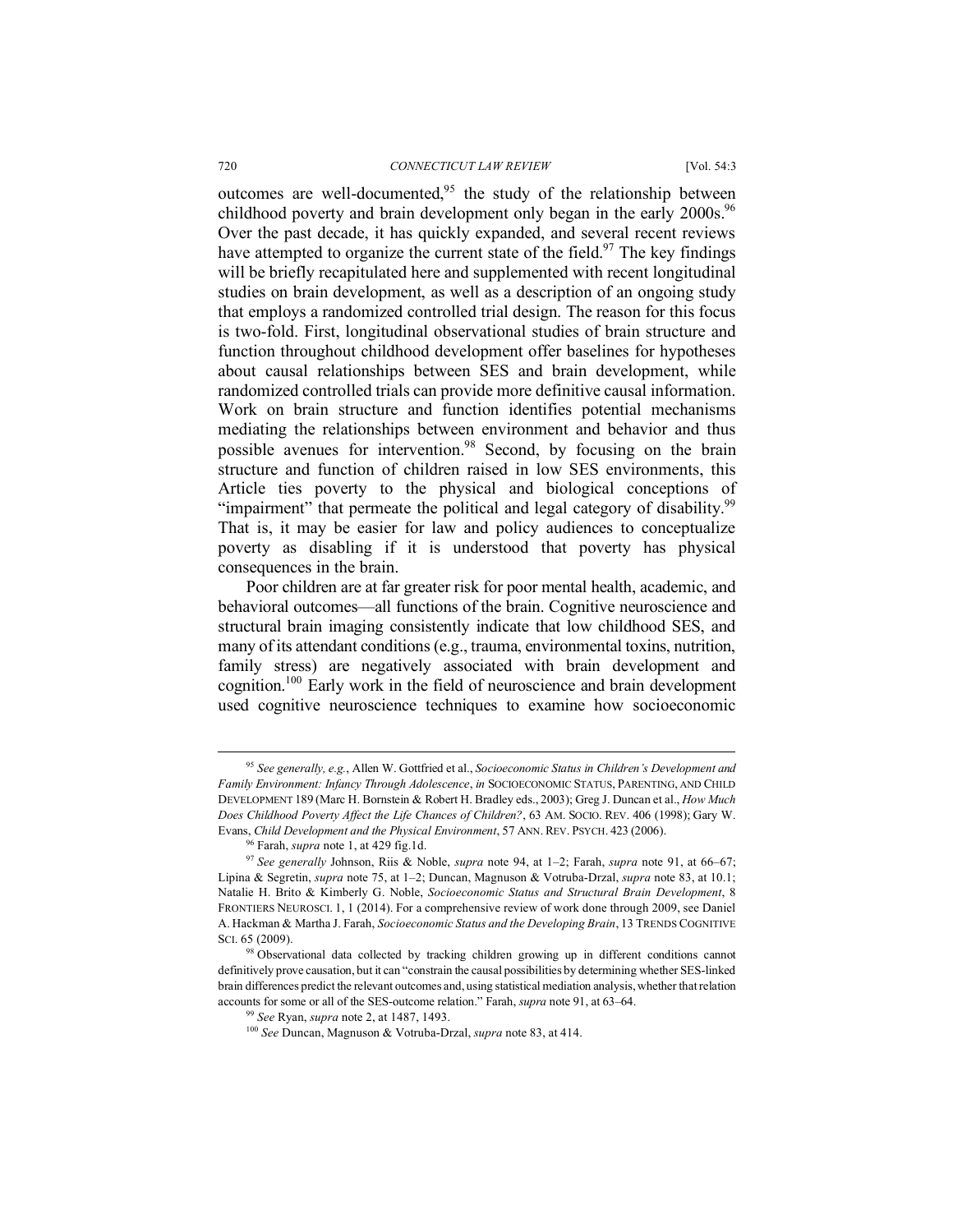outcomes are well-documented,[95] the study of the relationship between childhood poverty and brain development only began in the early 2000s.[96] Over the past decade, it has quickly expanded, and several recent reviews have attempted to organize the current state of the field.[97] The key findings will be briefly recapitulated here and supplemented with recent longitudinal studies on brain development, as well as a description of an ongoing study that employs a randomized controlled trial design. The reason for this focus is two-fold. First, longitudinal observational studies of brain structure and function throughout childhood development offer baselines for hypotheses about causal relationships between SES and brain development, while randomized controlled trials can provide more definitive causal information. Work on brain structure and function identifies potential mechanisms mediating the relationships between environment and behavior and thus possible avenues for intervention.[98] Second, by focusing on the brain structure and function of children raised in low SES environments, this Article ties poverty to the physical and biological conceptions of "impairment" that permeate the political and legal category of disability.[99] That is, it may be easier for law and policy audiences to conceptualize poverty as disabling if it is understood that poverty has physical consequences in the brain.

Poor children are at far greater risk for poor mental health, academic, and behavioral outcomes—all functions of the brain. Cognitive neuroscience and structural brain imaging consistently indicate that low childhood SES, and many of its attendant conditions (e.g., trauma, environmental toxins, nutrition, family stress) are negatively associated with brain development and cognition.[100] Early work in the field of neuroscience and brain development used cognitive neuroscience techniques to examine how socioeconomic

---

[95] *See generally, e.g.*, Allen W. Gottfried et al., *Socioeconomic Status in Children's Development and Family Environment: Infancy Through Adolescence*, *in* SOCIOECONOMIC STATUS, PARENTING, AND CHILD DEVELOPMENT 189 (Marc H. Bornstein & Robert H. Bradley eds., 2003); Greg J. Duncan et al., *How Much Does Childhood Poverty Affect the Life Chances of Children?*, 63 AM. SOCIO. REV. 406 (1998); Gary W. Evans, *Child Development and the Physical Environment*, 57 ANN. REV. PSYCH. 423 (2006).

[96] Farah, *supra* note 1, at 429 fig.1d.

[97] *See generally* Johnson, Riis & Noble, *supra* note 94, at 1–2; Farah, *supra* note 91, at 66–67; Lipina & Segretin, *supra* note 75, at 1–2; Duncan, Magnuson & Votruba-Drzal, *supra* note 83, at 10.1; Natalie H. Brito & Kimberly G. Noble, *Socioeconomic Status and Structural Brain Development*, 8 FRONTIERS NEUROSCI. 1, 1 (2014). For a comprehensive review of work done through 2009, see Daniel A. Hackman & Martha J. Farah, *Socioeconomic Status and the Developing Brain*, 13 TRENDS COGNITIVE SCI. 65 (2009).

[98] Observational data collected by tracking children growing up in different conditions cannot definitively prove causation, but it can "constrain the causal possibilities by determining whether SES-linked brain differences predict the relevant outcomes and, using statistical mediation analysis, whether that relation accounts for some or all of the SES-outcome relation." Farah, *supra* note 91, at 63–64.

[99] *See* Ryan, *supra* note 2, at 1487, 1493.

[100] *See* Duncan, Magnuson & Votruba-Drzal, *supra* note 83, at 414.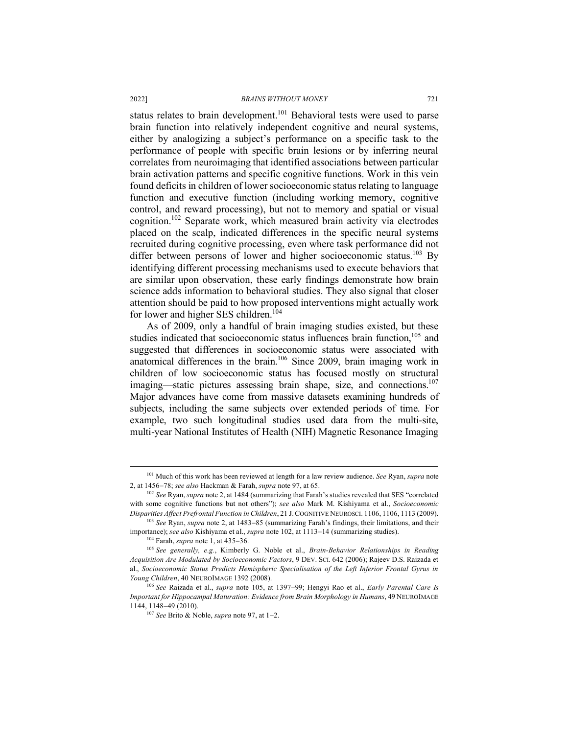status relates to brain development.[101] Behavioral tests were used to parse brain function into relatively independent cognitive and neural systems, either by analogizing a subject's performance on a specific task to the performance of people with specific brain lesions or by inferring neural correlates from neuroimaging that identified associations between particular brain activation patterns and specific cognitive functions. Work in this vein found deficits in children of lower socioeconomic status relating to language function and executive function (including working memory, cognitive control, and reward processing), but not to memory and spatial or visual cognition.[102] Separate work, which measured brain activity via electrodes placed on the scalp, indicated differences in the specific neural systems recruited during cognitive processing, even where task performance did not differ between persons of lower and higher socioeconomic status.[103] By identifying different processing mechanisms used to execute behaviors that are similar upon observation, these early findings demonstrate how brain science adds information to behavioral studies. They also signal that closer attention should be paid to how proposed interventions might actually work for lower and higher SES children.[104]

As of 2009, only a handful of brain imaging studies existed, but these studies indicated that socioeconomic status influences brain function,[105] and suggested that differences in socioeconomic status were associated with anatomical differences in the brain.[106] Since 2009, brain imaging work in children of low socioeconomic status has focused mostly on structural imaging—static pictures assessing brain shape, size, and connections.[107] Major advances have come from massive datasets examining hundreds of subjects, including the same subjects over extended periods of time. For example, two such longitudinal studies used data from the multi-site, multi-year National Institutes of Health (NIH) Magnetic Resonance Imaging

---

[101] Much of this work has been reviewed at length for a law review audience. *See* Ryan, *supra* note 2, at 1456–78; *see also* Hackman & Farah, *supra* note 97, at 65.

[102] *See* Ryan, *supra* note 2, at 1484 (summarizing that Farah's studies revealed that SES "correlated with some cognitive functions but not others"); *see also* Mark M. Kishiyama et al., *Socioeconomic Disparities Affect Prefrontal Function in Children*, 21 J. COGNITIVE NEUROSCI. 1106, 1106, 1113 (2009).

[103] *See* Ryan, *supra* note 2, at 1483–85 (summarizing Farah's findings, their limitations, and their importance); *see also* Kishiyama et al., *supra* note 102, at 1113–14 (summarizing studies).

[104] Farah, *supra* note 1, at 435–36.

[105] *See generally, e.g.*, Kimberly G. Noble et al., *Brain-Behavior Relationships in Reading Acquisition Are Modulated by Socioeconomic Factors*, 9 DEV. SCI. 642 (2006); Rajeev D.S. Raizada et al., *Socioeconomic Status Predicts Hemispheric Specialisation of the Left Inferior Frontal Gyrus in Young Children*, 40 NEUROIMAGE 1392 (2008).

[106] *See* Raizada et al., *supra* note 105, at 1397–99; Hengyi Rao et al., *Early Parental Care Is Important for Hippocampal Maturation: Evidence from Brain Morphology in Humans*, 49 NEUROIMAGE 1144, 1148–49 (2010).

[107] *See* Brito & Noble, *supra* note 97, at 1–2.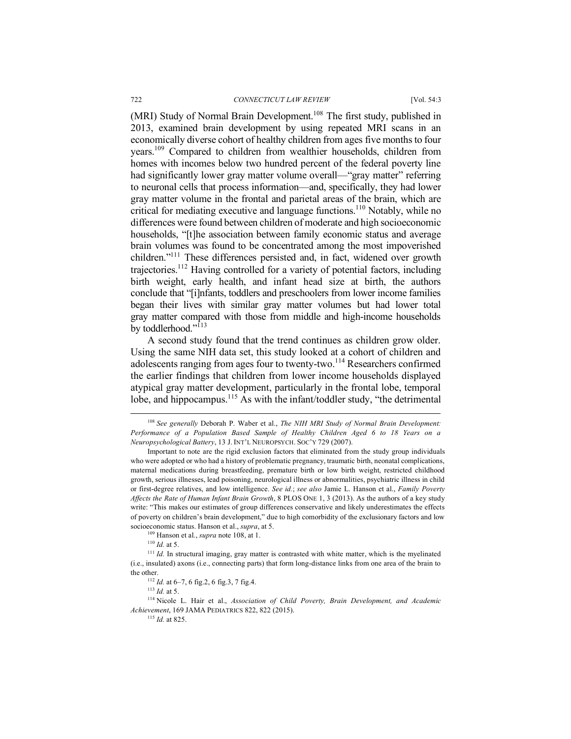(MRI) Study of Normal Brain Development.[108] The first study, published in 2013, examined brain development by using repeated MRI scans in an economically diverse cohort of healthy children from ages five months to four years.[109] Compared to children from wealthier households, children from homes with incomes below two hundred percent of the federal poverty line had significantly lower gray matter volume overall—"gray matter" referring to neuronal cells that process information—and, specifically, they had lower gray matter volume in the frontal and parietal areas of the brain, which are critical for mediating executive and language functions.[110] Notably, while no differences were found between children of moderate and high socioeconomic households, "[t]he association between family economic status and average brain volumes was found to be concentrated among the most impoverished children."[111] These differences persisted and, in fact, widened over growth trajectories.[112] Having controlled for a variety of potential factors, including birth weight, early health, and infant head size at birth, the authors conclude that "[i]nfants, toddlers and preschoolers from lower income families began their lives with similar gray matter volumes but had lower total gray matter compared with those from middle and high-income households by toddlerhood."[113]

A second study found that the trend continues as children grow older. Using the same NIH data set, this study looked at a cohort of children and adolescents ranging from ages four to twenty-two.[114] Researchers confirmed the earlier findings that children from lower income households displayed atypical gray matter development, particularly in the frontal lobe, temporal lobe, and hippocampus.[115] As with the infant/toddler study, "the detrimental

---

[108] *See generally* Deborah P. Waber et al., *The NIH MRI Study of Normal Brain Development: Performance of a Population Based Sample of Healthy Children Aged 6 to 18 Years on a Neuropsychological Battery*, 13 J. INT'L NEUROPSYCH. SOC'Y 729 (2007).

Important to note are the rigid exclusion factors that eliminated from the study group individuals who were adopted or who had a history of problematic pregnancy, traumatic birth, neonatal complications, maternal medications during breastfeeding, premature birth or low birth weight, restricted childhood growth, serious illnesses, lead poisoning, neurological illness or abnormalities, psychiatric illness in child or first-degree relatives, and low intelligence. *See id.*; *see also* Jamie L. Hanson et al., *Family Poverty Affects the Rate of Human Infant Brain Growth*, 8 PLOS ONE 1, 3 (2013). As the authors of a key study write: "This makes our estimates of group differences conservative and likely underestimates the effects of poverty on children's brain development," due to high comorbidity of the exclusionary factors and low socioeconomic status. Hanson et al., *supra*, at 5.

[109] Hanson et al., *supra* note 108, at 1.

[110] *Id.* at 5.

[111] *Id.* In structural imaging, gray matter is contrasted with white matter, which is the myelinated (i.e., insulated) axons (i.e., connecting parts) that form long-distance links from one area of the brain to the other.

[112] *Id.* at 6–7, 6 fig.2, 6 fig.3, 7 fig.4.

[113] *Id.* at 5.

[114] Nicole L. Hair et al., *Association of Child Poverty, Brain Development, and Academic Achievement*, 169 JAMA PEDIATRICS 822, 822 (2015).

[115] *Id.* at 825.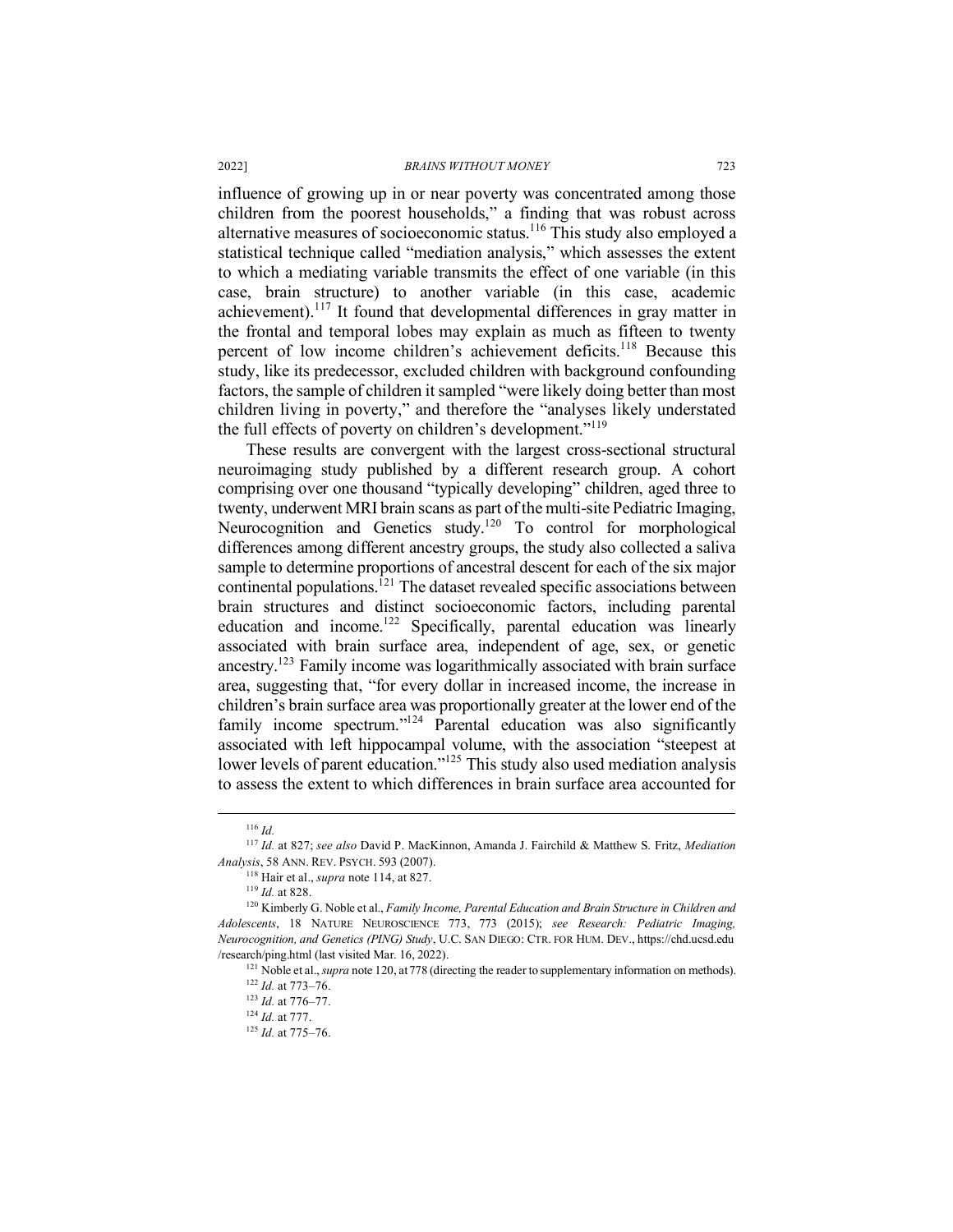influence of growing up in or near poverty was concentrated among those children from the poorest households," a finding that was robust across alternative measures of socioeconomic status.[116] This study also employed a statistical technique called "mediation analysis," which assesses the extent to which a mediating variable transmits the effect of one variable (in this case, brain structure) to another variable (in this case, academic achievement).[117] It found that developmental differences in gray matter in the frontal and temporal lobes may explain as much as fifteen to twenty percent of low income children's achievement deficits.[118] Because this study, like its predecessor, excluded children with background confounding factors, the sample of children it sampled "were likely doing better than most children living in poverty," and therefore the "analyses likely understated the full effects of poverty on children's development."[119]

These results are convergent with the largest cross-sectional structural neuroimaging study published by a different research group. A cohort comprising over one thousand "typically developing" children, aged three to twenty, underwent MRI brain scans as part of the multi-site Pediatric Imaging, Neurocognition and Genetics study.[120] To control for morphological differences among different ancestry groups, the study also collected a saliva sample to determine proportions of ancestral descent for each of the six major continental populations.[121] The dataset revealed specific associations between brain structures and distinct socioeconomic factors, including parental education and income.[122] Specifically, parental education was linearly associated with brain surface area, independent of age, sex, or genetic ancestry.[123] Family income was logarithmically associated with brain surface area, suggesting that, "for every dollar in increased income, the increase in children's brain surface area was proportionally greater at the lower end of the family income spectrum."[124] Parental education was also significantly associated with left hippocampal volume, with the association "steepest at lower levels of parent education."[125] This study also used mediation analysis to assess the extent to which differences in brain surface area accounted for

---

[116] *Id.*

[117] *Id.* at 827; *see also* David P. MacKinnon, Amanda J. Fairchild & Matthew S. Fritz, *Mediation Analysis*, 58 ANN. REV. PSYCH. 593 (2007).

[118] Hair et al., *supra* note 114, at 827.

[119] *Id.* at 828.

[120] Kimberly G. Noble et al., *Family Income, Parental Education and Brain Structure in Children and Adolescents*, 18 NATURE NEUROSCIENCE 773, 773 (2015); *see Research: Pediatric Imaging, Neurocognition, and Genetics (PING) Study*, U.C. SAN DIEGO: CTR. FOR HUM. DEV., https://chd.ucsd.edu/research/ping.html (last visited Mar. 16, 2022).

[121] Noble et al., *supra* note 120, at 778 (directing the reader to supplementary information on methods).

[122] *Id.* at 773–76.

[123] *Id.* at 776–77.

[124] *Id.* at 777.

[125] *Id.* at 775–76.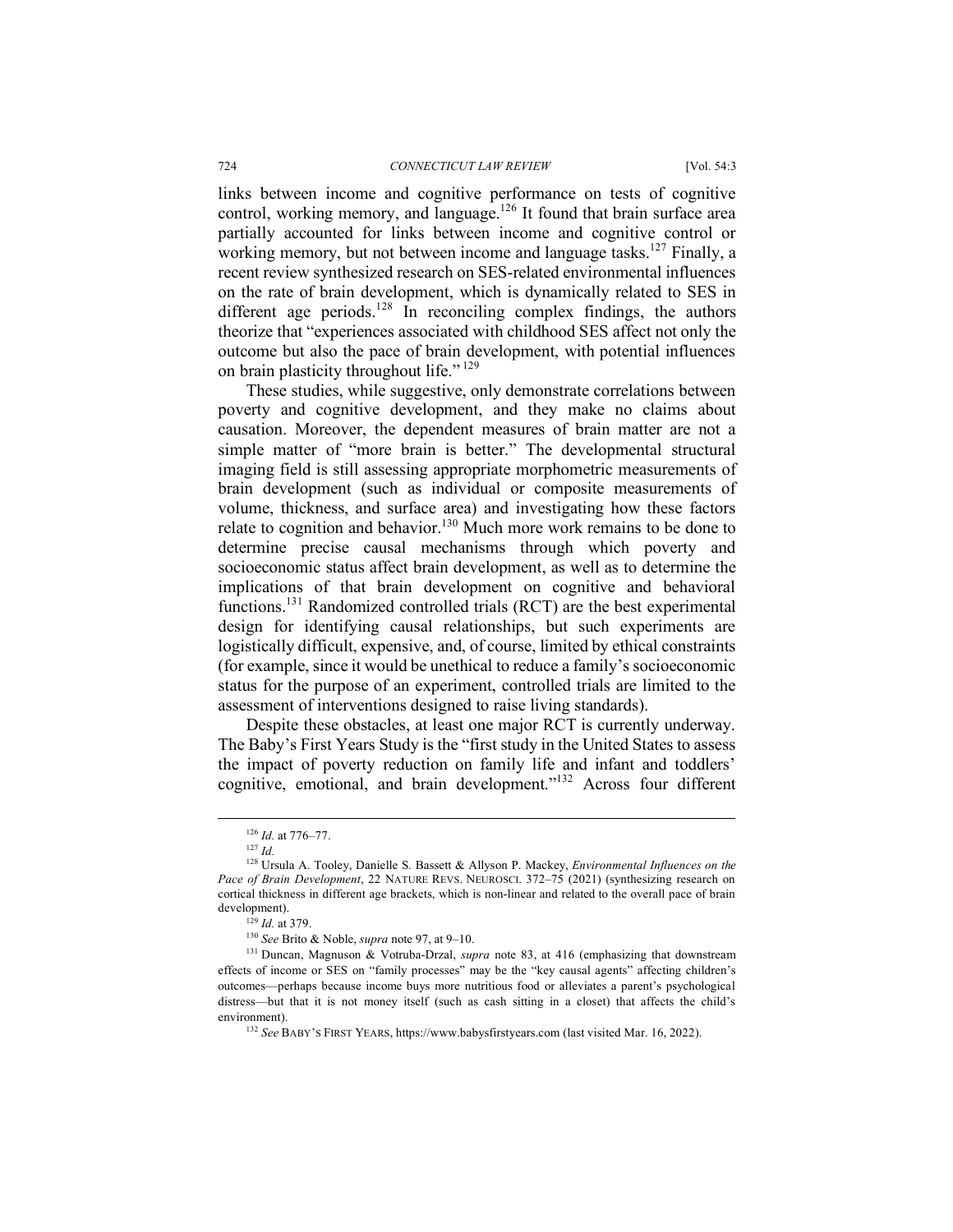links between income and cognitive performance on tests of cognitive control, working memory, and language.[126] It found that brain surface area partially accounted for links between income and cognitive control or working memory, but not between income and language tasks.[127] Finally, a recent review synthesized research on SES-related environmental influences on the rate of brain development, which is dynamically related to SES in different age periods.[128] In reconciling complex findings, the authors theorize that "experiences associated with childhood SES affect not only the outcome but also the pace of brain development, with potential influences on brain plasticity throughout life."[129]

These studies, while suggestive, only demonstrate correlations between poverty and cognitive development, and they make no claims about causation. Moreover, the dependent measures of brain matter are not a simple matter of "more brain is better." The developmental structural imaging field is still assessing appropriate morphometric measurements of brain development (such as individual or composite measurements of volume, thickness, and surface area) and investigating how these factors relate to cognition and behavior.[130] Much more work remains to be done to determine precise causal mechanisms through which poverty and socioeconomic status affect brain development, as well as to determine the implications of that brain development on cognitive and behavioral functions.[131] Randomized controlled trials (RCT) are the best experimental design for identifying causal relationships, but such experiments are logistically difficult, expensive, and, of course, limited by ethical constraints (for example, since it would be unethical to reduce a family's socioeconomic status for the purpose of an experiment, controlled trials are limited to the assessment of interventions designed to raise living standards).

Despite these obstacles, at least one major RCT is currently underway. The Baby's First Years Study is the "first study in the United States to assess the impact of poverty reduction on family life and infant and toddlers' cognitive, emotional, and brain development."[132] Across four different

---

[126] *Id.* at 776–77.

[127] *Id.*

[128] Ursula A. Tooley, Danielle S. Bassett & Allyson P. Mackey, *Environmental Influences on the Pace of Brain Development*, 22 NATURE REVS. NEUROSCI. 372–75 (2021) (synthesizing research on cortical thickness in different age brackets, which is non-linear and related to the overall pace of brain development).

[129] *Id.* at 379.

[130] *See* Brito & Noble, *supra* note 97, at 9–10.

[131] Duncan, Magnuson & Votruba-Drzal, *supra* note 83, at 416 (emphasizing that downstream effects of income or SES on "family processes" may be the "key causal agents" affecting children's outcomes—perhaps because income buys more nutritious food or alleviates a parent's psychological distress—but that it is not money itself (such as cash sitting in a closet) that affects the child's environment).

[132] *See* BABY'S FIRST YEARS, https://www.babysfirstyears.com (last visited Mar. 16, 2022).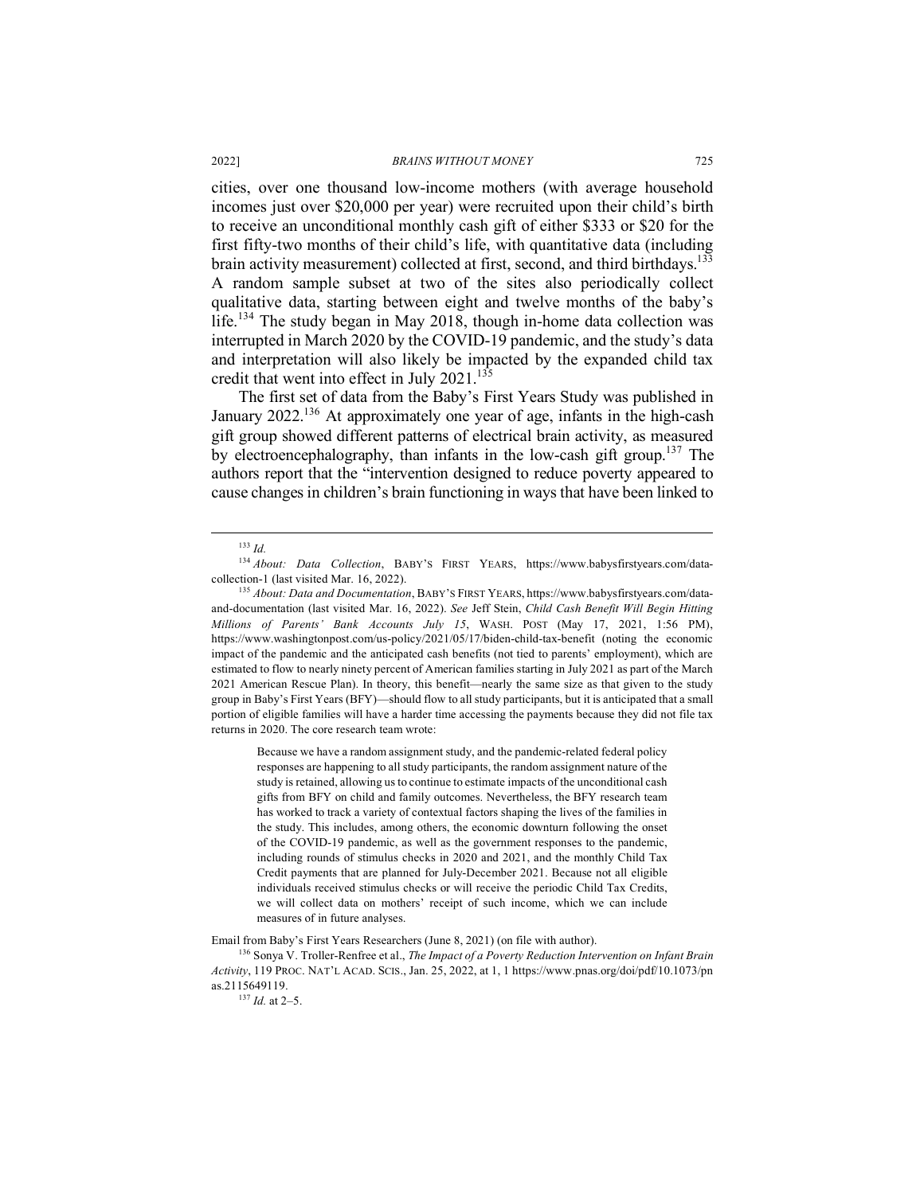cities, over one thousand low-income mothers (with average household incomes just over $20,000 per year) were recruited upon their child's birth to receive an unconditional monthly cash gift of either $333 or $20 for the first fifty-two months of their child's life, with quantitative data (including brain activity measurement) collected at first, second, and third birthdays.[133] A random sample subset at two of the sites also periodically collect qualitative data, starting between eight and twelve months of the baby's life.[134] The study began in May 2018, though in-home data collection was interrupted in March 2020 by the COVID-19 pandemic, and the study's data and interpretation will also likely be impacted by the expanded child tax credit that went into effect in July 2021.[135]

The first set of data from the Baby's First Years Study was published in January 2022.[136] At approximately one year of age, infants in the high-cash gift group showed different patterns of electrical brain activity, as measured by electroencephalography, than infants in the low-cash gift group.[137] The authors report that the "intervention designed to reduce poverty appeared to cause changes in children's brain functioning in ways that have been linked to

---

[133] *Id.*

[134] *About: Data Collection*, BABY'S FIRST YEARS, https://www.babysfirstyears.com/data-collection-1 (last visited Mar. 16, 2022).

[135] *About: Data and Documentation*, BABY'S FIRST YEARS, https://www.babysfirstyears.com/data-and-documentation (last visited Mar. 16, 2022). *See* Jeff Stein, *Child Cash Benefit Will Begin Hitting Millions of Parents' Bank Accounts July 15*, WASH. POST (May 17, 2021, 1:56 PM), https://www.washingtonpost.com/us-policy/2021/05/17/biden-child-tax-benefit (noting the economic impact of the pandemic and the anticipated cash benefits (not tied to parents' employment), which are estimated to flow to nearly ninety percent of American families starting in July 2021 as part of the March 2021 American Rescue Plan). In theory, this benefit—nearly the same size as that given to the study group in Baby's First Years (BFY)—should flow to all study participants, but it is anticipated that a small portion of eligible families will have a harder time accessing the payments because they did not file tax returns in 2020. The core research team wrote:

> Because we have a random assignment study, and the pandemic-related federal policy responses are happening to all study participants, the random assignment nature of the study is retained, allowing us to continue to estimate impacts of the unconditional cash gifts from BFY on child and family outcomes. Nevertheless, the BFY research team has worked to track a variety of contextual factors shaping the lives of the families in the study. This includes, among others, the economic downturn following the onset of the COVID-19 pandemic, as well as the government responses to the pandemic, including rounds of stimulus checks in 2020 and 2021, and the monthly Child Tax Credit payments that are planned for July-December 2021. Because not all eligible individuals received stimulus checks or will receive the periodic Child Tax Credits, we will collect data on mothers' receipt of such income, which we can include measures of in future analyses.

Email from Baby's First Years Researchers (June 8, 2021) (on file with author).

[136] Sonya V. Troller-Renfree et al., *The Impact of a Poverty Reduction Intervention on Infant Brain Activity*, 119 PROC. NAT'L ACAD. SCIS., Jan. 25, 2022, at 1, 1 https://www.pnas.org/doi/pdf/10.1073/pnas.2115649119.

[137] *Id.* at 2–5.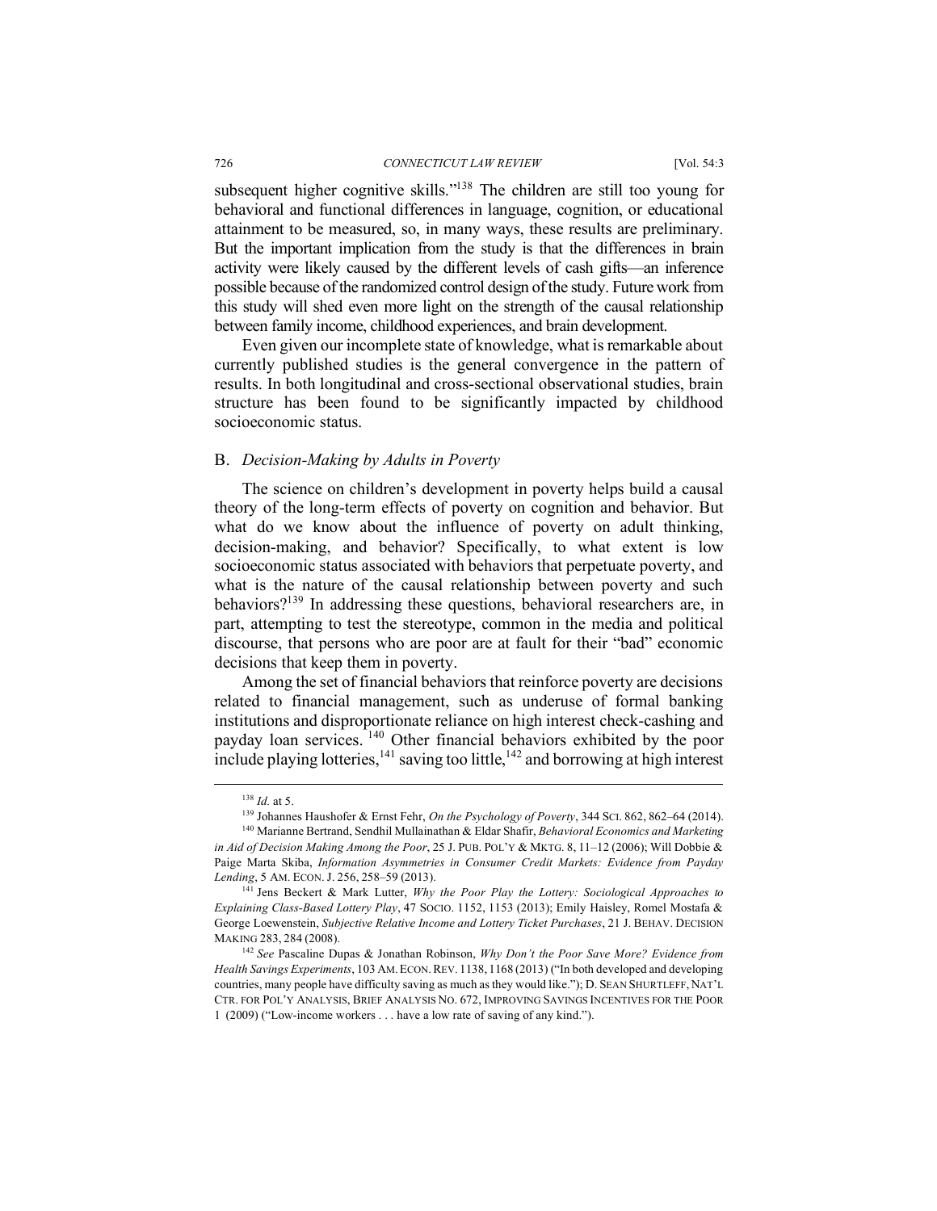subsequent higher cognitive skills."[138] The children are still too young for behavioral and functional differences in language, cognition, or educational attainment to be measured, so, in many ways, these results are preliminary. But the important implication from the study is that the differences in brain activity were likely caused by the different levels of cash gifts—an inference possible because of the randomized control design of the study. Future work from this study will shed even more light on the strength of the causal relationship between family income, childhood experiences, and brain development.

Even given our incomplete state of knowledge, what is remarkable about currently published studies is the general convergence in the pattern of results. In both longitudinal and cross-sectional observational studies, brain structure has been found to be significantly impacted by childhood socioeconomic status.

## B. *Decision-Making by Adults in Poverty*

The science on children's development in poverty helps build a causal theory of the long-term effects of poverty on cognition and behavior. But what do we know about the influence of poverty on adult thinking, decision-making, and behavior? Specifically, to what extent is low socioeconomic status associated with behaviors that perpetuate poverty, and what is the nature of the causal relationship between poverty and such behaviors?[139] In addressing these questions, behavioral researchers are, in part, attempting to test the stereotype, common in the media and political discourse, that persons who are poor are at fault for their "bad" economic decisions that keep them in poverty.

Among the set of financial behaviors that reinforce poverty are decisions related to financial management, such as underuse of formal banking institutions and disproportionate reliance on high interest check-cashing and payday loan services.[140] Other financial behaviors exhibited by the poor include playing lotteries,[141] saving too little,[142] and borrowing at high interest

---

[138] *Id.* at 5.

[139] Johannes Haushofer & Ernst Fehr, *On the Psychology of Poverty*, 344 SCI. 862, 862–64 (2014).

[140] Marianne Bertrand, Sendhil Mullainathan & Eldar Shafir, *Behavioral Economics and Marketing in Aid of Decision Making Among the Poor*, 25 J. PUB. POL'Y & MKTG. 8, 11–12 (2006); Will Dobbie & Paige Marta Skiba, *Information Asymmetries in Consumer Credit Markets: Evidence from Payday Lending*, 5 AM. ECON. J. 256, 258–59 (2013).

[141] Jens Beckert & Mark Lutter, *Why the Poor Play the Lottery: Sociological Approaches to Explaining Class-Based Lottery Play*, 47 SOCIO. 1152, 1153 (2013); Emily Haisley, Romel Mostafa & George Loewenstein, *Subjective Relative Income and Lottery Ticket Purchases*, 21 J. BEHAV. DECISION MAKING 283, 284 (2008).

[142] *See* Pascaline Dupas & Jonathan Robinson, *Why Don't the Poor Save More? Evidence from Health Savings Experiments*, 103 AM. ECON. REV. 1138, 1168 (2013) ("In both developed and developing countries, many people have difficulty saving as much as they would like."); D. SEAN SHURTLEFF, NAT'L CTR. FOR POL'Y ANALYSIS, BRIEF ANALYSIS NO. 672, IMPROVING SAVINGS INCENTIVES FOR THE POOR 1 (2009) ("Low-income workers . . . have a low rate of saving of any kind.").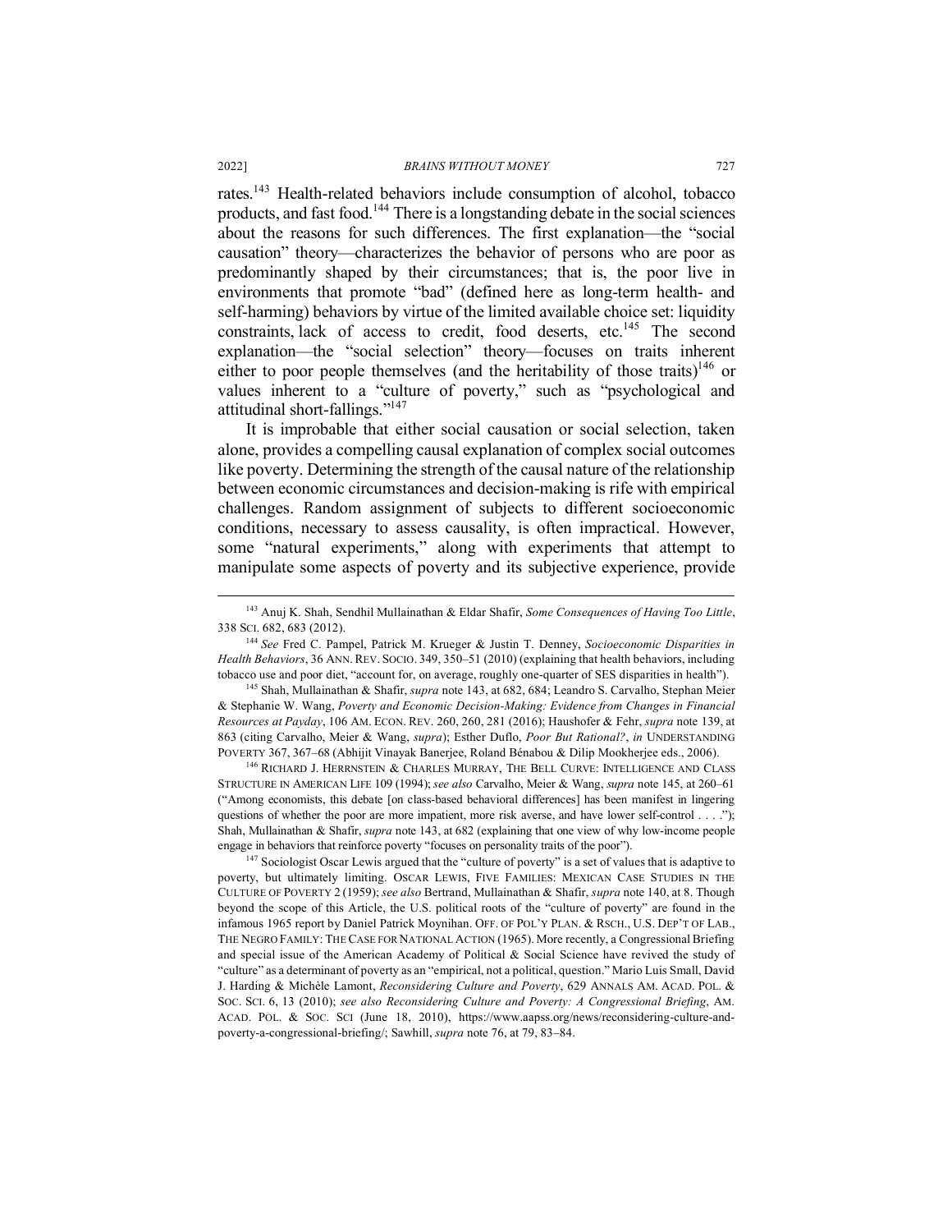rates.[143] Health-related behaviors include consumption of alcohol, tobacco products, and fast food.[144] There is a longstanding debate in the social sciences about the reasons for such differences. The first explanation—the "social causation" theory—characterizes the behavior of persons who are poor as predominantly shaped by their circumstances; that is, the poor live in environments that promote "bad" (defined here as long-term health- and self-harming) behaviors by virtue of the limited available choice set: liquidity constraints, lack of access to credit, food deserts, etc.[145] The second explanation—the "social selection" theory—focuses on traits inherent either to poor people themselves (and the heritability of those traits)[146] or values inherent to a "culture of poverty," such as "psychological and attitudinal short-fallings."[147]

It is improbable that either social causation or social selection, taken alone, provides a compelling causal explanation of complex social outcomes like poverty. Determining the strength of the causal nature of the relationship between economic circumstances and decision-making is rife with empirical challenges. Random assignment of subjects to different socioeconomic conditions, necessary to assess causality, is often impractical. However, some "natural experiments," along with experiments that attempt to manipulate some aspects of poverty and its subjective experience, provide

---

[143] Anuj K. Shah, Sendhil Mullainathan & Eldar Shafir, *Some Consequences of Having Too Little*, 338 SCI. 682, 683 (2012).

[144] *See* Fred C. Pampel, Patrick M. Krueger & Justin T. Denney, *Socioeconomic Disparities in Health Behaviors*, 36 ANN. REV. SOCIO. 349, 350–51 (2010) (explaining that health behaviors, including tobacco use and poor diet, "account for, on average, roughly one-quarter of SES disparities in health").

[145] Shah, Mullainathan & Shafir, *supra* note 143, at 682, 684; Leandro S. Carvalho, Stephan Meier & Stephanie W. Wang, *Poverty and Economic Decision-Making: Evidence from Changes in Financial Resources at Payday*, 106 AM. ECON. REV. 260, 260, 281 (2016); Haushofer & Fehr, *supra* note 139, at 863 (citing Carvalho, Meier & Wang, *supra*); Esther Duflo, *Poor But Rational?*, *in* UNDERSTANDING POVERTY 367, 367–68 (Abhijit Vinayak Banerjee, Roland Bénabou & Dilip Mookherjee eds., 2006).

[146] RICHARD J. HERRNSTEIN & CHARLES MURRAY, THE BELL CURVE: INTELLIGENCE AND CLASS STRUCTURE IN AMERICAN LIFE 109 (1994); *see also* Carvalho, Meier & Wang, *supra* note 145, at 260–61 ("Among economists, this debate [on class-based behavioral differences] has been manifest in lingering questions of whether the poor are more impatient, more risk averse, and have lower self-control . . . ."); Shah, Mullainathan & Shafir, *supra* note 143, at 682 (explaining that one view of why low-income people engage in behaviors that reinforce poverty "focuses on personality traits of the poor").

[147] Sociologist Oscar Lewis argued that the "culture of poverty" is a set of values that is adaptive to poverty, but ultimately limiting. OSCAR LEWIS, FIVE FAMILIES: MEXICAN CASE STUDIES IN THE CULTURE OF POVERTY 2 (1959); *see also* Bertrand, Mullainathan & Shafir, *supra* note 140, at 8. Though beyond the scope of this Article, the U.S. political roots of the "culture of poverty" are found in the infamous 1965 report by Daniel Patrick Moynihan. OFF. OF POL'Y PLAN. & RSCH., U.S. DEP'T OF LAB., THE NEGRO FAMILY: THE CASE FOR NATIONAL ACTION (1965). More recently, a Congressional Briefing and special issue of the American Academy of Political & Social Science have revived the study of "culture" as a determinant of poverty as an "empirical, not a political, question." Mario Luis Small, David J. Harding & Michèle Lamont, *Reconsidering Culture and Poverty*, 629 ANNALS AM. ACAD. POL. & SOC. SCI. 6, 13 (2010); *see also Reconsidering Culture and Poverty: A Congressional Briefing*, AM. ACAD. POL. & SOC. SCI (June 18, 2010), https://www.aapss.org/news/reconsidering-culture-and-poverty-a-congressional-briefing/; Sawhill, *supra* note 76, at 79, 83–84.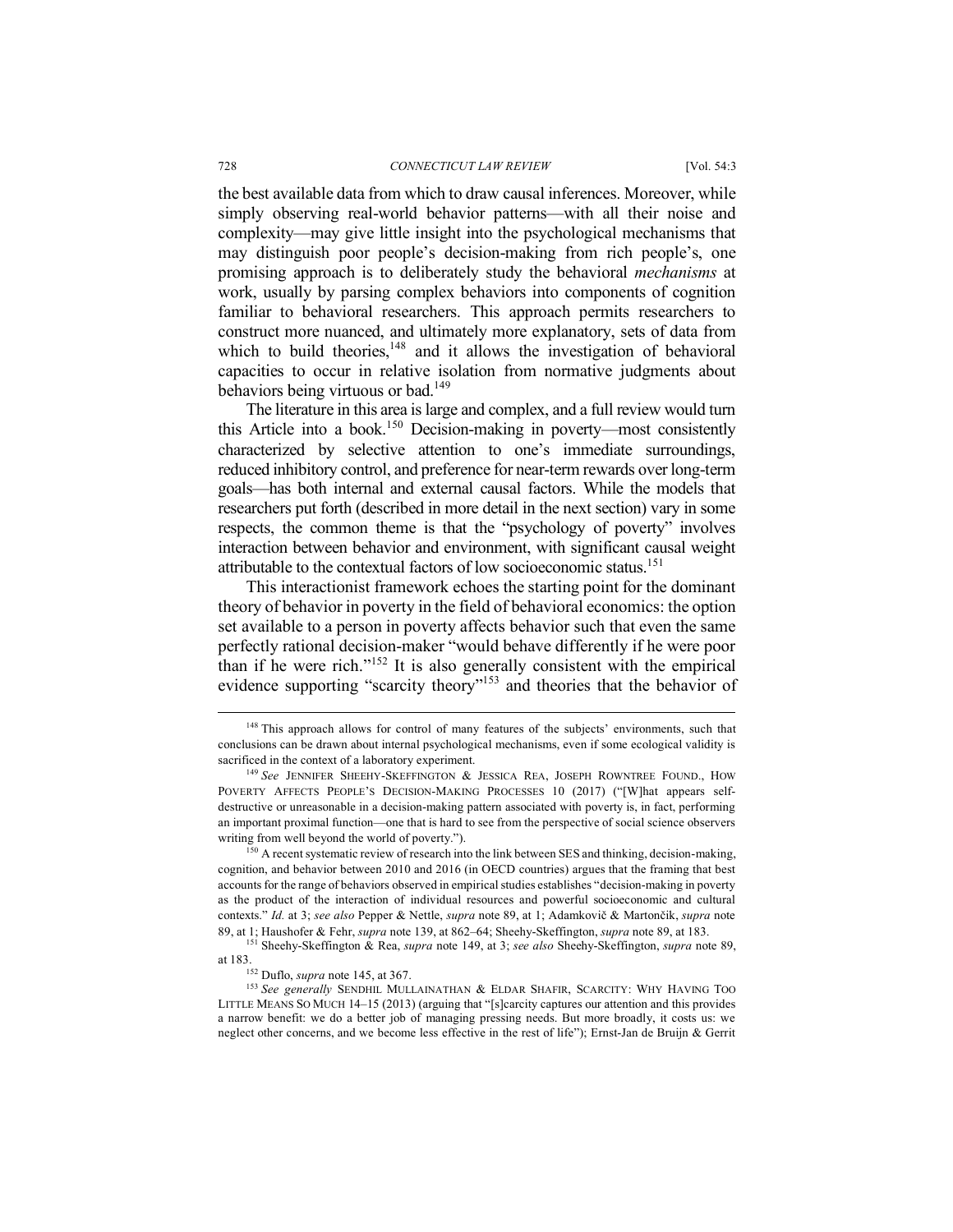the best available data from which to draw causal inferences. Moreover, while simply observing real-world behavior patterns—with all their noise and complexity—may give little insight into the psychological mechanisms that may distinguish poor people's decision-making from rich people's, one promising approach is to deliberately study the behavioral *mechanisms* at work, usually by parsing complex behaviors into components of cognition familiar to behavioral researchers. This approach permits researchers to construct more nuanced, and ultimately more explanatory, sets of data from which to build theories,[148] and it allows the investigation of behavioral capacities to occur in relative isolation from normative judgments about behaviors being virtuous or bad.[149]

The literature in this area is large and complex, and a full review would turn this Article into a book.[150] Decision-making in poverty—most consistently characterized by selective attention to one's immediate surroundings, reduced inhibitory control, and preference for near-term rewards over long-term goals—has both internal and external causal factors. While the models that researchers put forth (described in more detail in the next section) vary in some respects, the common theme is that the "psychology of poverty" involves interaction between behavior and environment, with significant causal weight attributable to the contextual factors of low socioeconomic status.[151]

This interactionist framework echoes the starting point for the dominant theory of behavior in poverty in the field of behavioral economics: the option set available to a person in poverty affects behavior such that even the same perfectly rational decision-maker "would behave differently if he were poor than if he were rich."[152] It is also generally consistent with the empirical evidence supporting "scarcity theory"[153] and theories that the behavior of

---

[148] This approach allows for control of many features of the subjects' environments, such that conclusions can be drawn about internal psychological mechanisms, even if some ecological validity is sacrificed in the context of a laboratory experiment.

[149] *See* JENNIFER SHEEHY-SKEFFINGTON & JESSICA REA, JOSEPH ROWNTREE FOUND., HOW POVERTY AFFECTS PEOPLE'S DECISION-MAKING PROCESSES 10 (2017) ("[W]hat appears self-destructive or unreasonable in a decision-making pattern associated with poverty is, in fact, performing an important proximal function—one that is hard to see from the perspective of social science observers writing from well beyond the world of poverty.").

[150] A recent systematic review of research into the link between SES and thinking, decision-making, cognition, and behavior between 2010 and 2016 (in OECD countries) argues that the framing that best accounts for the range of behaviors observed in empirical studies establishes "decision-making in poverty as the product of the interaction of individual resources and powerful socioeconomic and cultural contexts." *Id.* at 3; *see also* Pepper & Nettle, *supra* note 89, at 1; Adamkovič & Martončik, *supra* note 89, at 1; Haushofer & Fehr, *supra* note 139, at 862–64; Sheehy-Skeffington, *supra* note 89, at 183.

[151] Sheehy-Skeffington & Rea, *supra* note 149, at 3; *see also* Sheehy-Skeffington, *supra* note 89, at 183.

[152] Duflo, *supra* note 145, at 367.

[153] *See generally* SENDHIL MULLAINATHAN & ELDAR SHAFIR, SCARCITY: WHY HAVING TOO LITTLE MEANS SO MUCH 14–15 (2013) (arguing that "[s]carcity captures our attention and this provides a narrow benefit: we do a better job of managing pressing needs. But more broadly, it costs us: we neglect other concerns, and we become less effective in the rest of life"); Ernst-Jan de Bruijn & Gerrit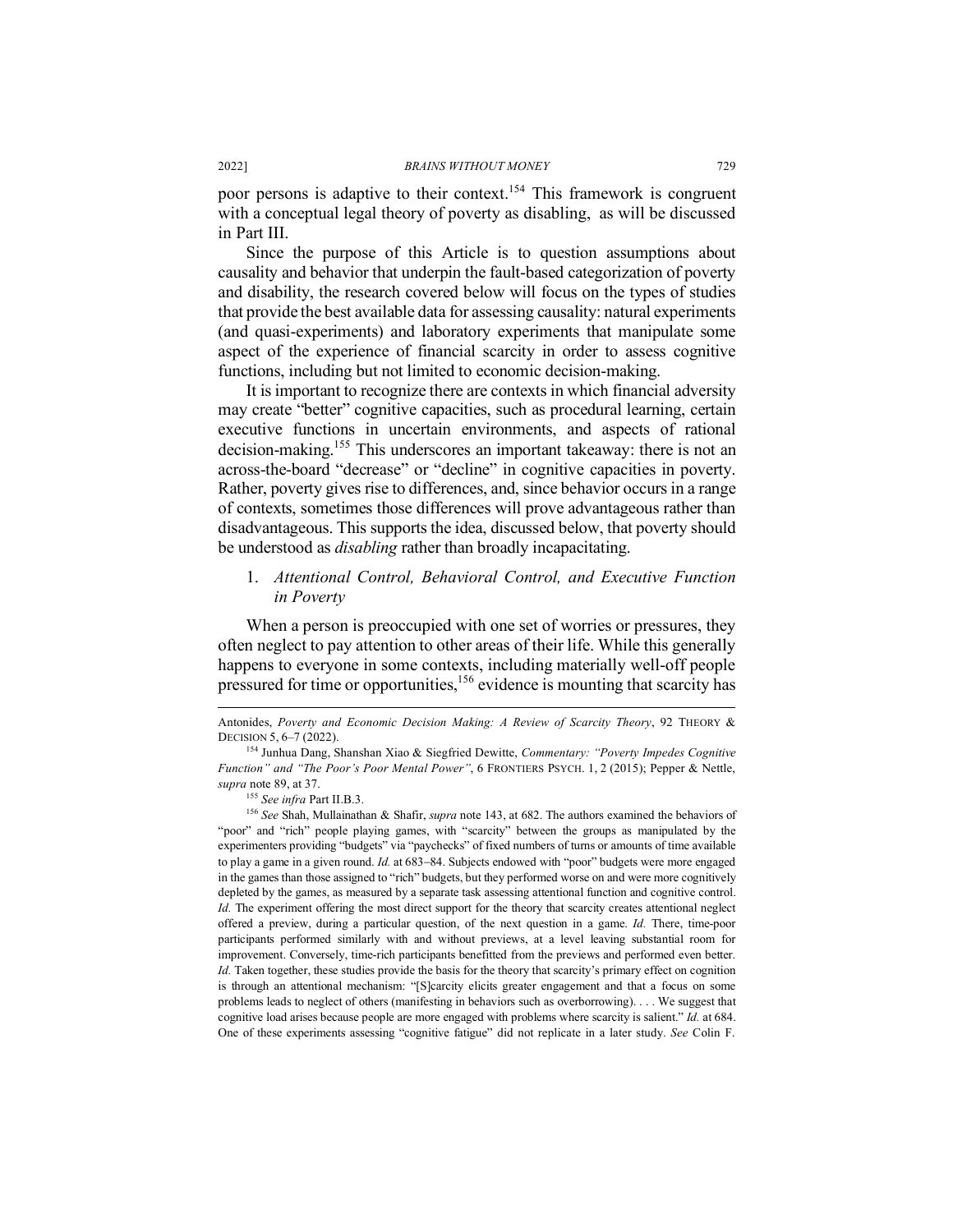poor persons is adaptive to their context.[154] This framework is congruent with a conceptual legal theory of poverty as disabling, as will be discussed in Part III.

Since the purpose of this Article is to question assumptions about causality and behavior that underpin the fault-based categorization of poverty and disability, the research covered below will focus on the types of studies that provide the best available data for assessing causality: natural experiments (and quasi-experiments) and laboratory experiments that manipulate some aspect of the experience of financial scarcity in order to assess cognitive functions, including but not limited to economic decision-making.

It is important to recognize there are contexts in which financial adversity may create "better" cognitive capacities, such as procedural learning, certain executive functions in uncertain environments, and aspects of rational decision-making.[155] This underscores an important takeaway: there is not an across-the-board "decrease" or "decline" in cognitive capacities in poverty. Rather, poverty gives rise to differences, and, since behavior occurs in a range of contexts, sometimes those differences will prove advantageous rather than disadvantageous. This supports the idea, discussed below, that poverty should be understood as *disabling* rather than broadly incapacitating.

### 1. *Attentional Control, Behavioral Control, and Executive Function in Poverty*

When a person is preoccupied with one set of worries or pressures, they often neglect to pay attention to other areas of their life. While this generally happens to everyone in some contexts, including materially well-off people pressured for time or opportunities,[156] evidence is mounting that scarcity has

---

Antonides, *Poverty and Economic Decision Making: A Review of Scarcity Theory*, 92 THEORY & DECISION 5, 6–7 (2022).

[154] Junhua Dang, Shanshan Xiao & Siegfried Dewitte, *Commentary: "Poverty Impedes Cognitive Function" and "The Poor's Poor Mental Power"*, 6 FRONTIERS PSYCH. 1, 2 (2015); Pepper & Nettle, *supra* note 89, at 37.

[155] *See infra* Part II.B.3.

[156] *See* Shah, Mullainathan & Shafir, *supra* note 143, at 682. The authors examined the behaviors of "poor" and "rich" people playing games, with "scarcity" between the groups as manipulated by the experimenters providing "budgets" via "paychecks" of fixed numbers of turns or amounts of time available to play a game in a given round. *Id.* at 683–84. Subjects endowed with "poor" budgets were more engaged in the games than those assigned to "rich" budgets, but they performed worse on and were more cognitively depleted by the games, as measured by a separate task assessing attentional function and cognitive control. *Id.* The experiment offering the most direct support for the theory that scarcity creates attentional neglect offered a preview, during a particular question, of the next question in a game. *Id.* There, time-poor participants performed similarly with and without previews, at a level leaving substantial room for improvement. Conversely, time-rich participants benefitted from the previews and performed even better. *Id.* Taken together, these studies provide the basis for the theory that scarcity's primary effect on cognition is through an attentional mechanism: "[S]carcity elicits greater engagement and that a focus on some problems leads to neglect of others (manifesting in behaviors such as overborrowing). . . . We suggest that cognitive load arises because people are more engaged with problems where scarcity is salient." *Id.* at 684. One of these experiments assessing "cognitive fatigue" did not replicate in a later study. *See* Colin F.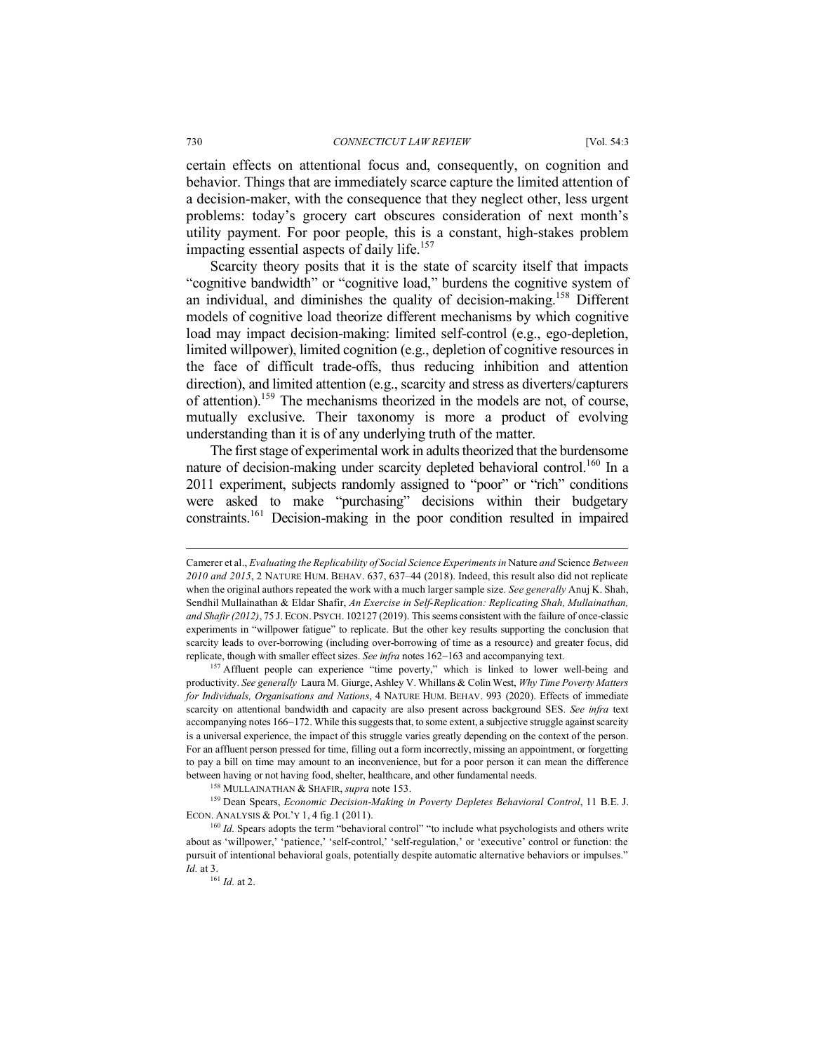certain effects on attentional focus and, consequently, on cognition and behavior. Things that are immediately scarce capture the limited attention of a decision-maker, with the consequence that they neglect other, less urgent problems: today's grocery cart obscures consideration of next month's utility payment. For poor people, this is a constant, high-stakes problem impacting essential aspects of daily life.[157]

Scarcity theory posits that it is the state of scarcity itself that impacts "cognitive bandwidth" or "cognitive load," burdens the cognitive system of an individual, and diminishes the quality of decision-making.[158] Different models of cognitive load theorize different mechanisms by which cognitive load may impact decision-making: limited self-control (e.g., ego-depletion, limited willpower), limited cognition (e.g., depletion of cognitive resources in the face of difficult trade-offs, thus reducing inhibition and attention direction), and limited attention (e.g., scarcity and stress as diverters/capturers of attention).[159] The mechanisms theorized in the models are not, of course, mutually exclusive. Their taxonomy is more a product of evolving understanding than it is of any underlying truth of the matter.

The first stage of experimental work in adults theorized that the burdensome nature of decision-making under scarcity depleted behavioral control.[160] In a 2011 experiment, subjects randomly assigned to "poor" or "rich" conditions were asked to make "purchasing" decisions within their budgetary constraints.[161] Decision-making in the poor condition resulted in impaired

---

Camerer et al., *Evaluating the Replicability of Social Science Experiments in* Nature *and* Science *Between 2010 and 2015*, 2 NATURE HUM. BEHAV. 637, 637–44 (2018). Indeed, this result also did not replicate when the original authors repeated the work with a much larger sample size. *See generally* Anuj K. Shah, Sendhil Mullainathan & Eldar Shafir, *An Exercise in Self-Replication: Replicating Shah, Mullainathan, and Shafir (2012)*, 75 J. ECON. PSYCH. 102127 (2019). This seems consistent with the failure of once-classic experiments in "willpower fatigue" to replicate. But the other key results supporting the conclusion that scarcity leads to over-borrowing (including over-borrowing of time as a resource) and greater focus, did replicate, though with smaller effect sizes. *See infra* notes 162–163 and accompanying text.

[157] Affluent people can experience "time poverty," which is linked to lower well-being and productivity. *See generally* Laura M. Giurge, Ashley V. Whillans & Colin West, *Why Time Poverty Matters for Individuals, Organisations and Nations*, 4 NATURE HUM. BEHAV. 993 (2020). Effects of immediate scarcity on attentional bandwidth and capacity are also present across background SES. *See infra* text accompanying notes 166–172. While this suggests that, to some extent, a subjective struggle against scarcity is a universal experience, the impact of this struggle varies greatly depending on the context of the person. For an affluent person pressed for time, filling out a form incorrectly, missing an appointment, or forgetting to pay a bill on time may amount to an inconvenience, but for a poor person it can mean the difference between having or not having food, shelter, healthcare, and other fundamental needs.

[158] MULLAINATHAN & SHAFIR, *supra* note 153.

[159] Dean Spears, *Economic Decision-Making in Poverty Depletes Behavioral Control*, 11 B.E. J. ECON. ANALYSIS & POL'Y 1, 4 fig.1 (2011).

[160] *Id.* Spears adopts the term "behavioral control" "to include what psychologists and others write about as 'willpower,' 'patience,' 'self-control,' 'self-regulation,' or 'executive' control or function: the pursuit of intentional behavioral goals, potentially despite automatic alternative behaviors or impulses." *Id.* at 3.

[161] *Id.* at 2.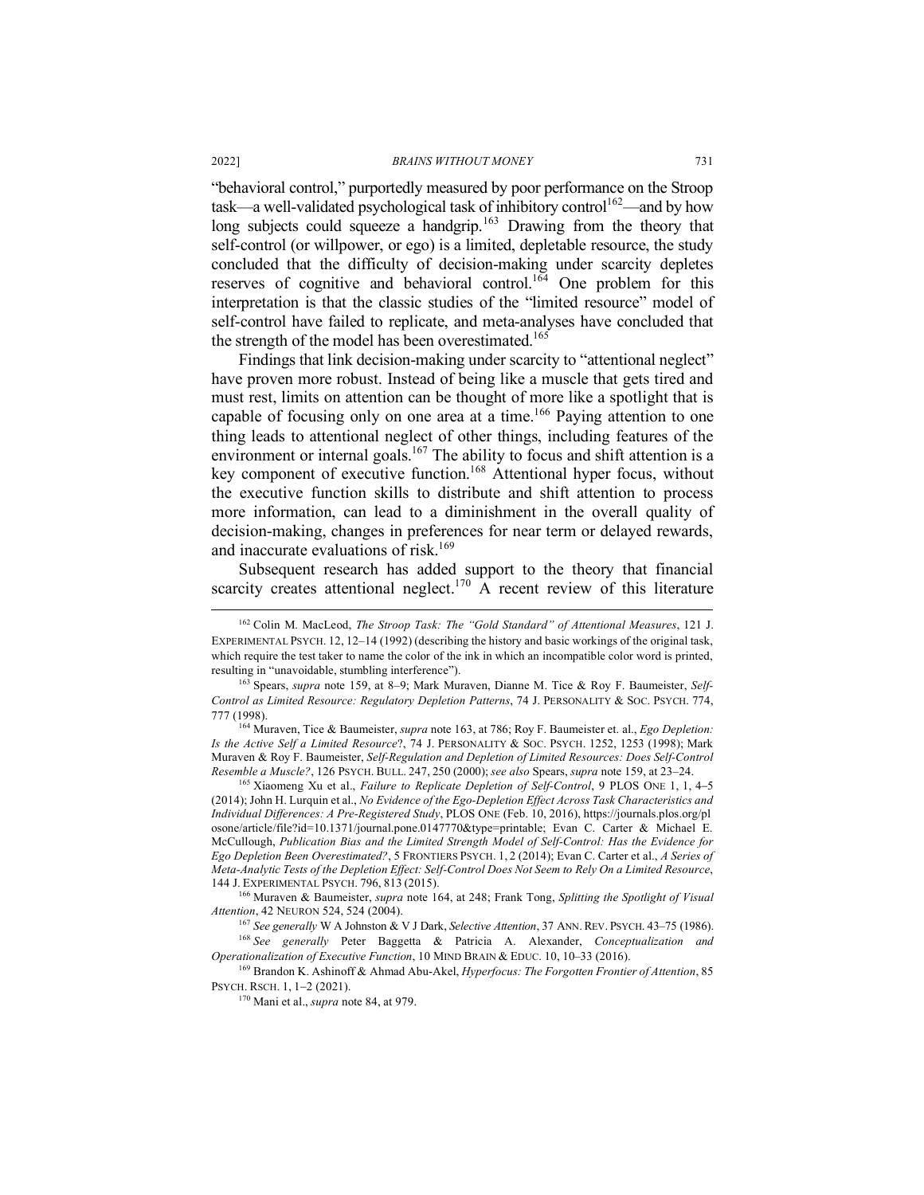"behavioral control," purportedly measured by poor performance on the Stroop task—a well-validated psychological task of inhibitory control[162]—and by how long subjects could squeeze a handgrip.[163] Drawing from the theory that self-control (or willpower, or ego) is a limited, depletable resource, the study concluded that the difficulty of decision-making under scarcity depletes reserves of cognitive and behavioral control.[164] One problem for this interpretation is that the classic studies of the "limited resource" model of self-control have failed to replicate, and meta-analyses have concluded that the strength of the model has been overestimated.[165]

Findings that link decision-making under scarcity to "attentional neglect" have proven more robust. Instead of being like a muscle that gets tired and must rest, limits on attention can be thought of more like a spotlight that is capable of focusing only on one area at a time.[166] Paying attention to one thing leads to attentional neglect of other things, including features of the environment or internal goals.[167] The ability to focus and shift attention is a key component of executive function.[168] Attentional hyper focus, without the executive function skills to distribute and shift attention to process more information, can lead to a diminishment in the overall quality of decision-making, changes in preferences for near term or delayed rewards, and inaccurate evaluations of risk.[169]

Subsequent research has added support to the theory that financial scarcity creates attentional neglect.[170] A recent review of this literature

---

[162] Colin M. MacLeod, *The Stroop Task: The "Gold Standard" of Attentional Measures*, 121 J. EXPERIMENTAL PSYCH. 12, 12–14 (1992) (describing the history and basic workings of the original task, which require the test taker to name the color of the ink in which an incompatible color word is printed, resulting in "unavoidable, stumbling interference").

[163] Spears, *supra* note 159, at 8–9; Mark Muraven, Dianne M. Tice & Roy F. Baumeister, *Self-Control as Limited Resource: Regulatory Depletion Patterns*, 74 J. PERSONALITY & SOC. PSYCH. 774, 777 (1998).

[164] Muraven, Tice & Baumeister, *supra* note 163, at 786; Roy F. Baumeister et. al., *Ego Depletion: Is the Active Self a Limited Resource*?, 74 J. PERSONALITY & SOC. PSYCH. 1252, 1253 (1998); Mark Muraven & Roy F. Baumeister, *Self-Regulation and Depletion of Limited Resources: Does Self-Control Resemble a Muscle?*, 126 PSYCH. BULL. 247, 250 (2000); *see also* Spears, *supra* note 159, at 23–24.

[165] Xiaomeng Xu et al., *Failure to Replicate Depletion of Self-Control*, 9 PLOS ONE 1, 1, 4–5 (2014); John H. Lurquin et al., *No Evidence of the Ego-Depletion Effect Across Task Characteristics and Individual Differences: A Pre-Registered Study*, PLOS ONE (Feb. 10, 2016), https://journals.plos.org/plosone/article/file?id=10.1371/journal.pone.0147770&type=printable; Evan C. Carter & Michael E. McCullough, *Publication Bias and the Limited Strength Model of Self-Control: Has the Evidence for Ego Depletion Been Overestimated?*, 5 FRONTIERS PSYCH. 1, 2 (2014); Evan C. Carter et al., *A Series of Meta-Analytic Tests of the Depletion Effect: Self-Control Does Not Seem to Rely On a Limited Resource*, 144 J. EXPERIMENTAL PSYCH. 796, 813 (2015).

[166] Muraven & Baumeister, *supra* note 164, at 248; Frank Tong, *Splitting the Spotlight of Visual Attention*, 42 NEURON 524, 524 (2004).

[167] *See generally* W A Johnston & V J Dark, *Selective Attention*, 37 ANN. REV. PSYCH. 43–75 (1986).

[168] *See generally* Peter Baggetta & Patricia A. Alexander, *Conceptualization and Operationalization of Executive Function*, 10 MIND BRAIN & EDUC. 10, 10–33 (2016).

[169] Brandon K. Ashinoff & Ahmad Abu-Akel, *Hyperfocus: The Forgotten Frontier of Attention*, 85 PSYCH. RSCH. 1, 1–2 (2021).

[170] Mani et al., *supra* note 84, at 979.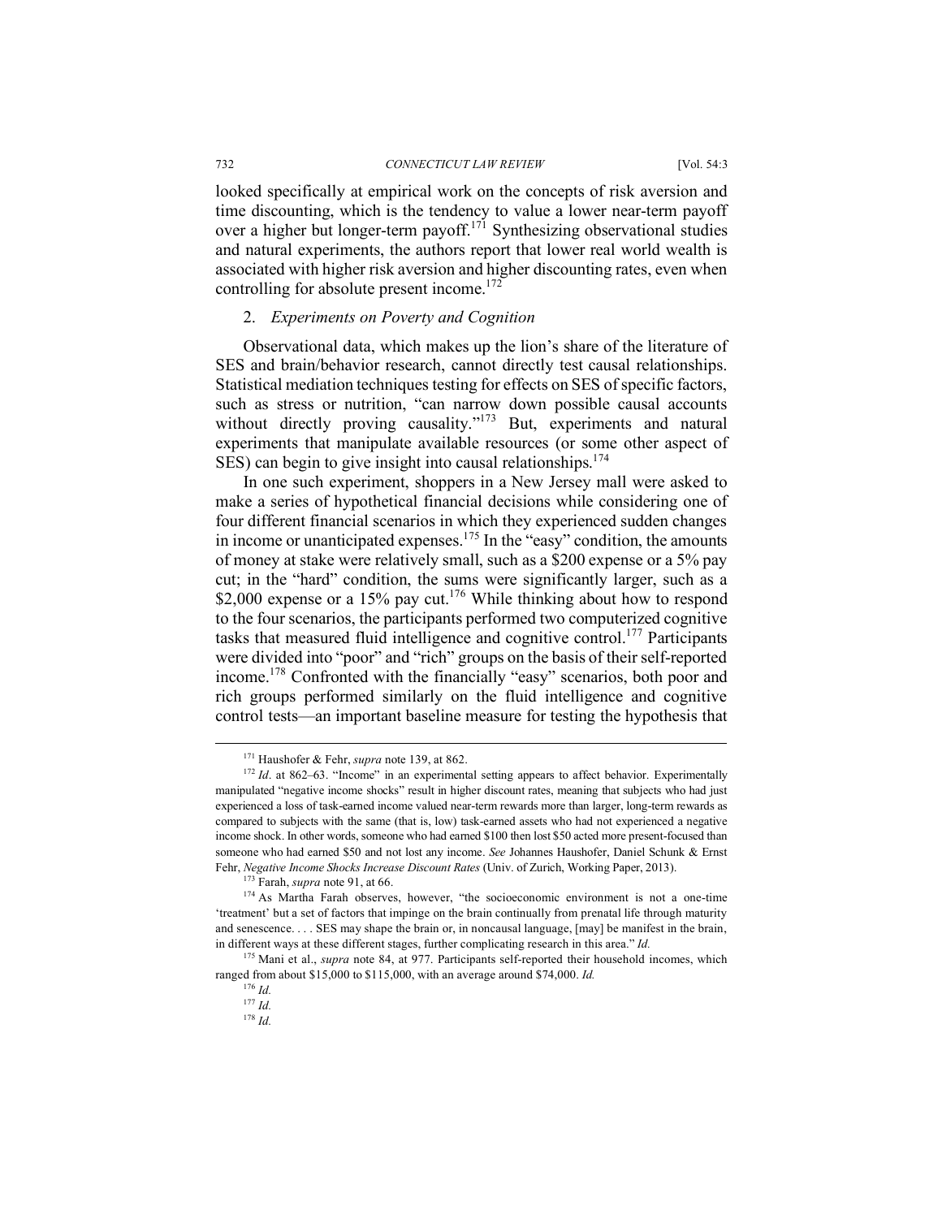looked specifically at empirical work on the concepts of risk aversion and time discounting, which is the tendency to value a lower near-term payoff over a higher but longer-term payoff.[171] Synthesizing observational studies and natural experiments, the authors report that lower real world wealth is associated with higher risk aversion and higher discounting rates, even when controlling for absolute present income.[172]

### 2. *Experiments on Poverty and Cognition*

Observational data, which makes up the lion's share of the literature of SES and brain/behavior research, cannot directly test causal relationships. Statistical mediation techniques testing for effects on SES of specific factors, such as stress or nutrition, "can narrow down possible causal accounts without directly proving causality."[173] But, experiments and natural experiments that manipulate available resources (or some other aspect of SES) can begin to give insight into causal relationships.[174]

In one such experiment, shoppers in a New Jersey mall were asked to make a series of hypothetical financial decisions while considering one of four different financial scenarios in which they experienced sudden changes in income or unanticipated expenses.[175] In the "easy" condition, the amounts of money at stake were relatively small, such as a $200 expense or a 5% pay cut; in the "hard" condition, the sums were significantly larger, such as a $2,000 expense or a 15% pay cut.[176] While thinking about how to respond to the four scenarios, the participants performed two computerized cognitive tasks that measured fluid intelligence and cognitive control.[177] Participants were divided into "poor" and "rich" groups on the basis of their self-reported income.[178] Confronted with the financially "easy" scenarios, both poor and rich groups performed similarly on the fluid intelligence and cognitive control tests—an important baseline measure for testing the hypothesis that

---

[171] Haushofer & Fehr, *supra* note 139, at 862.

[172] *Id*. at 862–63. "Income" in an experimental setting appears to affect behavior. Experimentally manipulated "negative income shocks" result in higher discount rates, meaning that subjects who had just experienced a loss of task-earned income valued near-term rewards more than larger, long-term rewards as compared to subjects with the same (that is, low) task-earned assets who had not experienced a negative income shock. In other words, someone who had earned $100 then lost $50 acted more present-focused than someone who had earned $50 and not lost any income. *See* Johannes Haushofer, Daniel Schunk & Ernst Fehr, *Negative Income Shocks Increase Discount Rates* (Univ. of Zurich, Working Paper, 2013).

[173] Farah, *supra* note 91, at 66.

[174] As Martha Farah observes, however, "the socioeconomic environment is not a one-time 'treatment' but a set of factors that impinge on the brain continually from prenatal life through maturity and senescence. . . . SES may shape the brain or, in noncausal language, [may] be manifest in the brain, in different ways at these different stages, further complicating research in this area." *Id.*

[175] Mani et al., *supra* note 84, at 977. Participants self-reported their household incomes, which ranged from about $15,000 to $115,000, with an average around $74,000. *Id.*

[176] *Id.*

[177] *Id.*

[178] *Id.*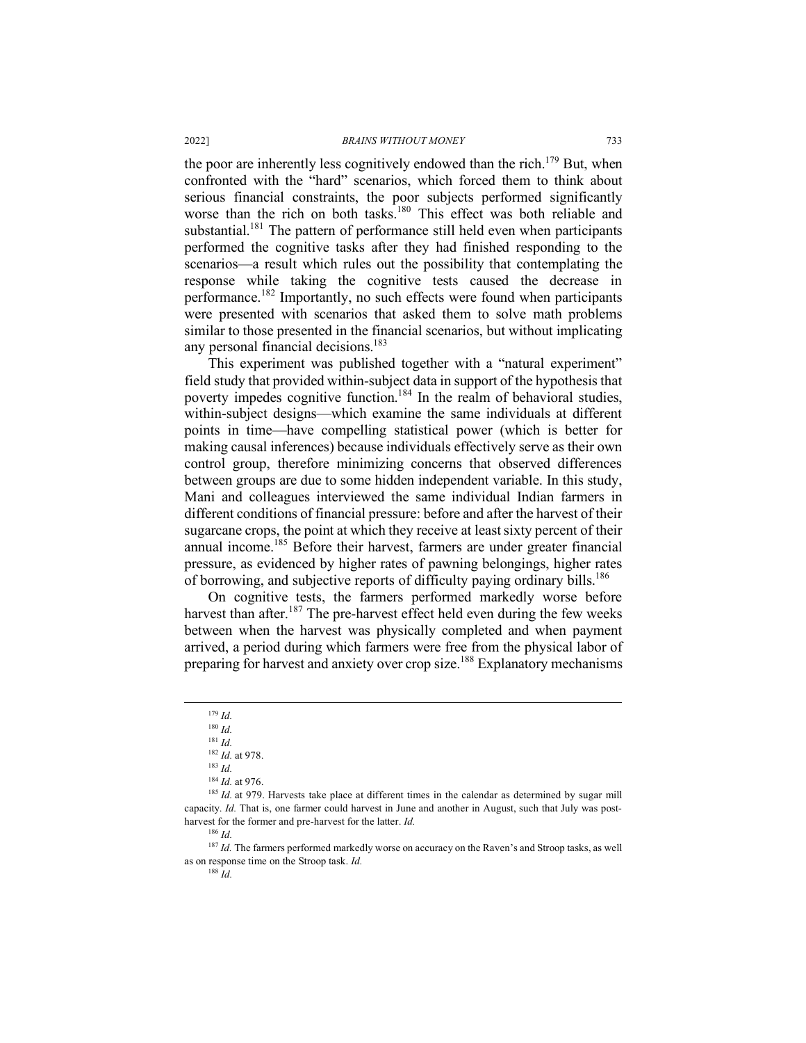the poor are inherently less cognitively endowed than the rich.[179] But, when confronted with the "hard" scenarios, which forced them to think about serious financial constraints, the poor subjects performed significantly worse than the rich on both tasks.[180] This effect was both reliable and substantial.[181] The pattern of performance still held even when participants performed the cognitive tasks after they had finished responding to the scenarios—a result which rules out the possibility that contemplating the response while taking the cognitive tests caused the decrease in performance.[182] Importantly, no such effects were found when participants were presented with scenarios that asked them to solve math problems similar to those presented in the financial scenarios, but without implicating any personal financial decisions.[183]

This experiment was published together with a "natural experiment" field study that provided within-subject data in support of the hypothesis that poverty impedes cognitive function.[184] In the realm of behavioral studies, within-subject designs—which examine the same individuals at different points in time—have compelling statistical power (which is better for making causal inferences) because individuals effectively serve as their own control group, therefore minimizing concerns that observed differences between groups are due to some hidden independent variable. In this study, Mani and colleagues interviewed the same individual Indian farmers in different conditions of financial pressure: before and after the harvest of their sugarcane crops, the point at which they receive at least sixty percent of their annual income.[185] Before their harvest, farmers are under greater financial pressure, as evidenced by higher rates of pawning belongings, higher rates of borrowing, and subjective reports of difficulty paying ordinary bills.[186]

On cognitive tests, the farmers performed markedly worse before harvest than after.[187] The pre-harvest effect held even during the few weeks between when the harvest was physically completed and when payment arrived, a period during which farmers were free from the physical labor of preparing for harvest and anxiety over crop size.[188] Explanatory mechanisms

---

[179] *Id.*

[180] *Id.*

[181] *Id.*

[182] *Id.* at 978.

[183] *Id.*

[184] *Id.* at 976.

[185] *Id.* at 979. Harvests take place at different times in the calendar as determined by sugar mill capacity. *Id.* That is, one farmer could harvest in June and another in August, such that July was post-harvest for the former and pre-harvest for the latter. *Id.*

[186] *Id.*

[187] *Id.* The farmers performed markedly worse on accuracy on the Raven's and Stroop tasks, as well as on response time on the Stroop task. *Id.*

[188] *Id.*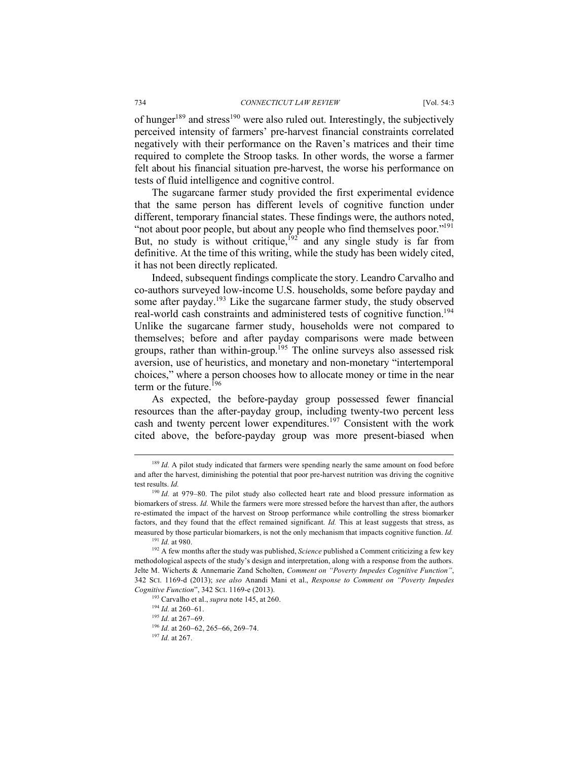of hunger[189] and stress[190] were also ruled out. Interestingly, the subjectively perceived intensity of farmers' pre-harvest financial constraints correlated negatively with their performance on the Raven's matrices and their time required to complete the Stroop tasks. In other words, the worse a farmer felt about his financial situation pre-harvest, the worse his performance on tests of fluid intelligence and cognitive control.

The sugarcane farmer study provided the first experimental evidence that the same person has different levels of cognitive function under different, temporary financial states. These findings were, the authors noted, "not about poor people, but about any people who find themselves poor."[191] But, no study is without critique,[192] and any single study is far from definitive. At the time of this writing, while the study has been widely cited, it has not been directly replicated.

Indeed, subsequent findings complicate the story. Leandro Carvalho and co-authors surveyed low-income U.S. households, some before payday and some after payday.[193] Like the sugarcane farmer study, the study observed real-world cash constraints and administered tests of cognitive function.[194] Unlike the sugarcane farmer study, households were not compared to themselves; before and after payday comparisons were made between groups, rather than within-group.[195] The online surveys also assessed risk aversion, use of heuristics, and monetary and non-monetary "intertemporal choices," where a person chooses how to allocate money or time in the near term or the future.[196]

As expected, the before-payday group possessed fewer financial resources than the after-payday group, including twenty-two percent less cash and twenty percent lower expenditures.[197] Consistent with the work cited above, the before-payday group was more present-biased when

---

[189] *Id.* A pilot study indicated that farmers were spending nearly the same amount on food before and after the harvest, diminishing the potential that poor pre-harvest nutrition was driving the cognitive test results. *Id.*

[190] *Id.* at 979–80. The pilot study also collected heart rate and blood pressure information as biomarkers of stress. *Id.* While the farmers were more stressed before the harvest than after, the authors re-estimated the impact of the harvest on Stroop performance while controlling the stress biomarker factors, and they found that the effect remained significant. *Id.* This at least suggests that stress, as measured by those particular biomarkers, is not the only mechanism that impacts cognitive function. *Id.*

[191] *Id.* at 980.

[192] A few months after the study was published, *Science* published a Comment criticizing a few key methodological aspects of the study's design and interpretation, along with a response from the authors. Jelte M. Wicherts & Annemarie Zand Scholten, *Comment on "Poverty Impedes Cognitive Function"*, 342 SCI. 1169-d (2013); *see also* Anandi Mani et al., *Response to Comment on "Poverty Impedes Cognitive Function"*, 342 SCI. 1169-e (2013).

[193] Carvalho et al., *supra* note 145, at 260.

[194] *Id.* at 260–61.

[195] *Id.* at 267–69.

[196] *Id.* at 260–62, 265–66, 269–74.

[197] *Id.* at 267.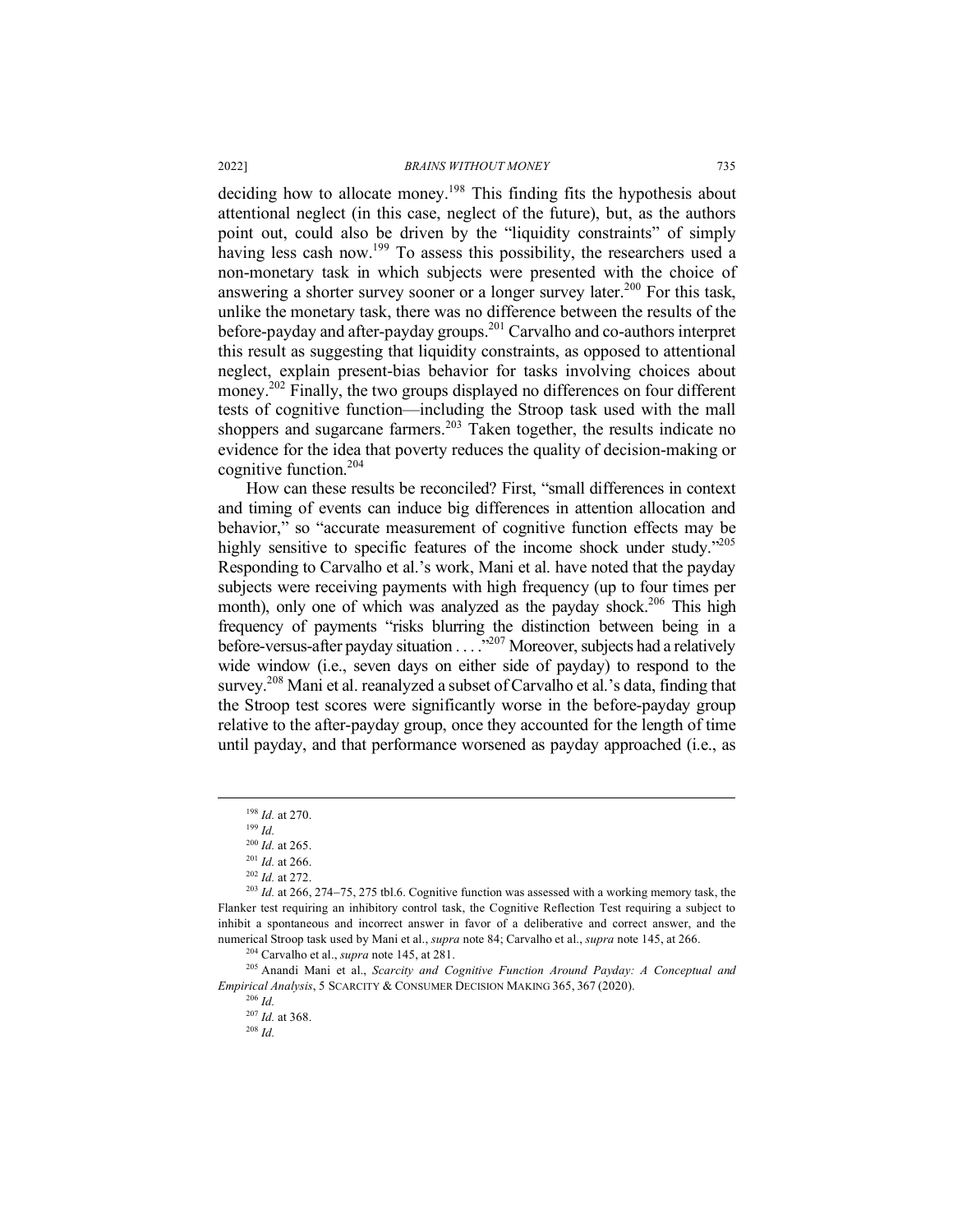deciding how to allocate money.[198] This finding fits the hypothesis about attentional neglect (in this case, neglect of the future), but, as the authors point out, could also be driven by the "liquidity constraints" of simply having less cash now.[199] To assess this possibility, the researchers used a non-monetary task in which subjects were presented with the choice of answering a shorter survey sooner or a longer survey later.[200] For this task, unlike the monetary task, there was no difference between the results of the before-payday and after-payday groups.[201] Carvalho and co-authors interpret this result as suggesting that liquidity constraints, as opposed to attentional neglect, explain present-bias behavior for tasks involving choices about money.[202] Finally, the two groups displayed no differences on four different tests of cognitive function—including the Stroop task used with the mall shoppers and sugarcane farmers.[203] Taken together, the results indicate no evidence for the idea that poverty reduces the quality of decision-making or cognitive function.[204]

How can these results be reconciled? First, "small differences in context and timing of events can induce big differences in attention allocation and behavior," so "accurate measurement of cognitive function effects may be highly sensitive to specific features of the income shock under study."[205] Responding to Carvalho et al.'s work, Mani et al. have noted that the payday subjects were receiving payments with high frequency (up to four times per month), only one of which was analyzed as the payday shock.[206] This high frequency of payments "risks blurring the distinction between being in a before-versus-after payday situation . . . ."[207] Moreover, subjects had a relatively wide window (i.e., seven days on either side of payday) to respond to the survey.[208] Mani et al. reanalyzed a subset of Carvalho et al.'s data, finding that the Stroop test scores were significantly worse in the before-payday group relative to the after-payday group, once they accounted for the length of time until payday, and that performance worsened as payday approached (i.e., as

---

[198] *Id.* at 270.

[199] *Id.*

[200] *Id.* at 265.

[201] *Id.* at 266.

[202] *Id.* at 272.

[203] *Id.* at 266, 274–75, 275 tbl.6. Cognitive function was assessed with a working memory task, the Flanker test requiring an inhibitory control task, the Cognitive Reflection Test requiring a subject to inhibit a spontaneous and incorrect answer in favor of a deliberative and correct answer, and the numerical Stroop task used by Mani et al., *supra* note 84; Carvalho et al., *supra* note 145, at 266.

[204] Carvalho et al., *supra* note 145, at 281.

[205] Anandi Mani et al., *Scarcity and Cognitive Function Around Payday: A Conceptual and Empirical Analysis*, 5 SCARCITY & CONSUMER DECISION MAKING 365, 367 (2020).

[206] *Id.*

[207] *Id.* at 368.

[208] *Id.*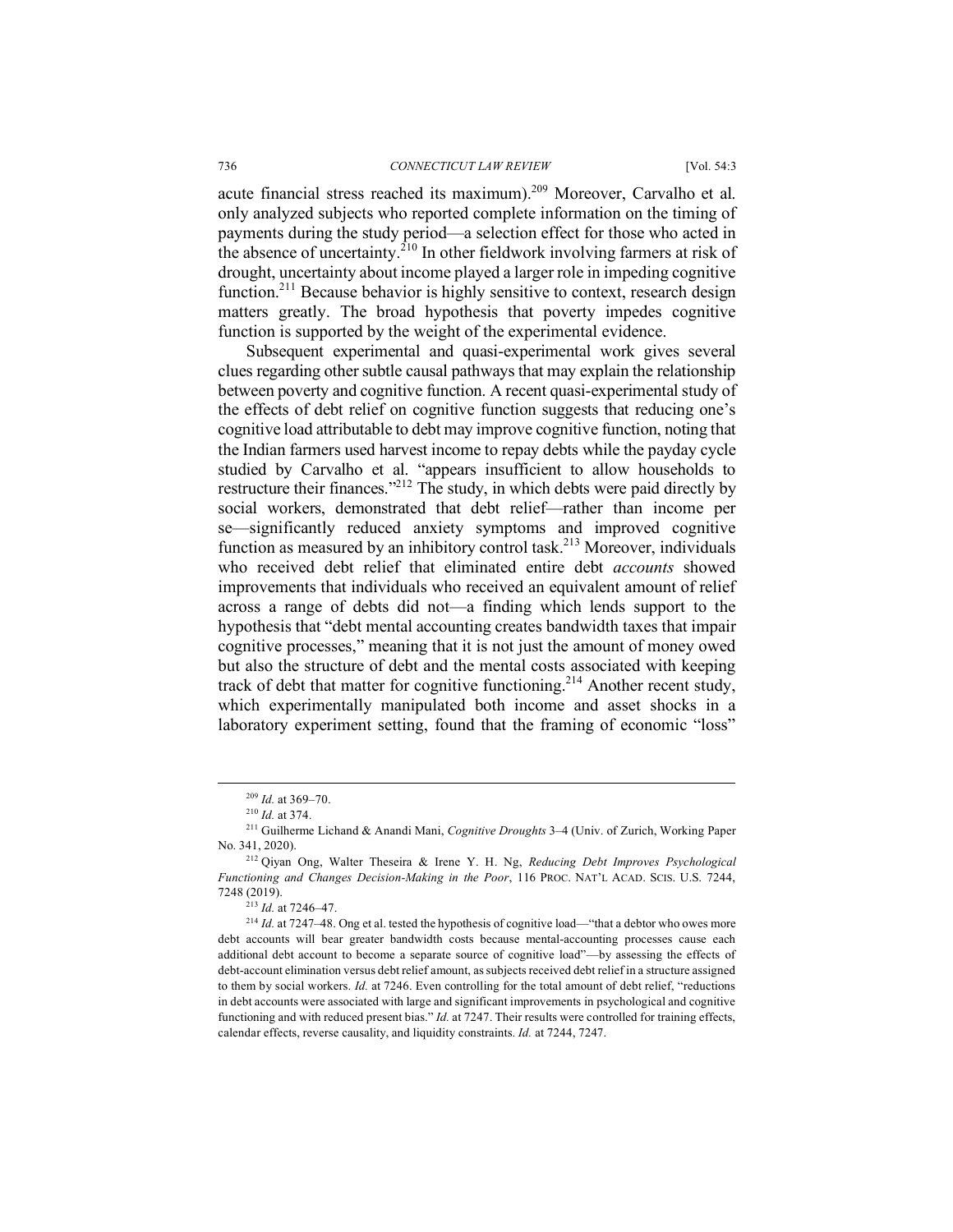acute financial stress reached its maximum).[209] Moreover, Carvalho et al. only analyzed subjects who reported complete information on the timing of payments during the study period—a selection effect for those who acted in the absence of uncertainty.[210] In other fieldwork involving farmers at risk of drought, uncertainty about income played a larger role in impeding cognitive function.[211] Because behavior is highly sensitive to context, research design matters greatly. The broad hypothesis that poverty impedes cognitive function is supported by the weight of the experimental evidence.

Subsequent experimental and quasi-experimental work gives several clues regarding other subtle causal pathways that may explain the relationship between poverty and cognitive function. A recent quasi-experimental study of the effects of debt relief on cognitive function suggests that reducing one's cognitive load attributable to debt may improve cognitive function, noting that the Indian farmers used harvest income to repay debts while the payday cycle studied by Carvalho et al. "appears insufficient to allow households to restructure their finances."[212] The study, in which debts were paid directly by social workers, demonstrated that debt relief—rather than income per se—significantly reduced anxiety symptoms and improved cognitive function as measured by an inhibitory control task.[213] Moreover, individuals who received debt relief that eliminated entire debt *accounts* showed improvements that individuals who received an equivalent amount of relief across a range of debts did not—a finding which lends support to the hypothesis that "debt mental accounting creates bandwidth taxes that impair cognitive processes," meaning that it is not just the amount of money owed but also the structure of debt and the mental costs associated with keeping track of debt that matter for cognitive functioning.[214] Another recent study, which experimentally manipulated both income and asset shocks in a laboratory experiment setting, found that the framing of economic "loss"

---

[209] *Id.* at 369–70.

[210] *Id.* at 374.

[211] Guilherme Lichand & Anandi Mani, *Cognitive Droughts* 3–4 (Univ. of Zurich, Working Paper No. 341, 2020).

[212] Qiyan Ong, Walter Theseira & Irene Y. H. Ng, *Reducing Debt Improves Psychological Functioning and Changes Decision-Making in the Poor*, 116 PROC. NAT'L ACAD. SCIS. U.S. 7244, 7248 (2019).

[213] *Id.* at 7246–47.

[214] *Id.* at 7247–48. Ong et al. tested the hypothesis of cognitive load—"that a debtor who owes more debt accounts will bear greater bandwidth costs because mental-accounting processes cause each additional debt account to become a separate source of cognitive load"—by assessing the effects of debt-account elimination versus debt relief amount, as subjects received debt relief in a structure assigned to them by social workers. *Id.* at 7246. Even controlling for the total amount of debt relief, "reductions in debt accounts were associated with large and significant improvements in psychological and cognitive functioning and with reduced present bias." *Id.* at 7247. Their results were controlled for training effects, calendar effects, reverse causality, and liquidity constraints. *Id.* at 7244, 7247.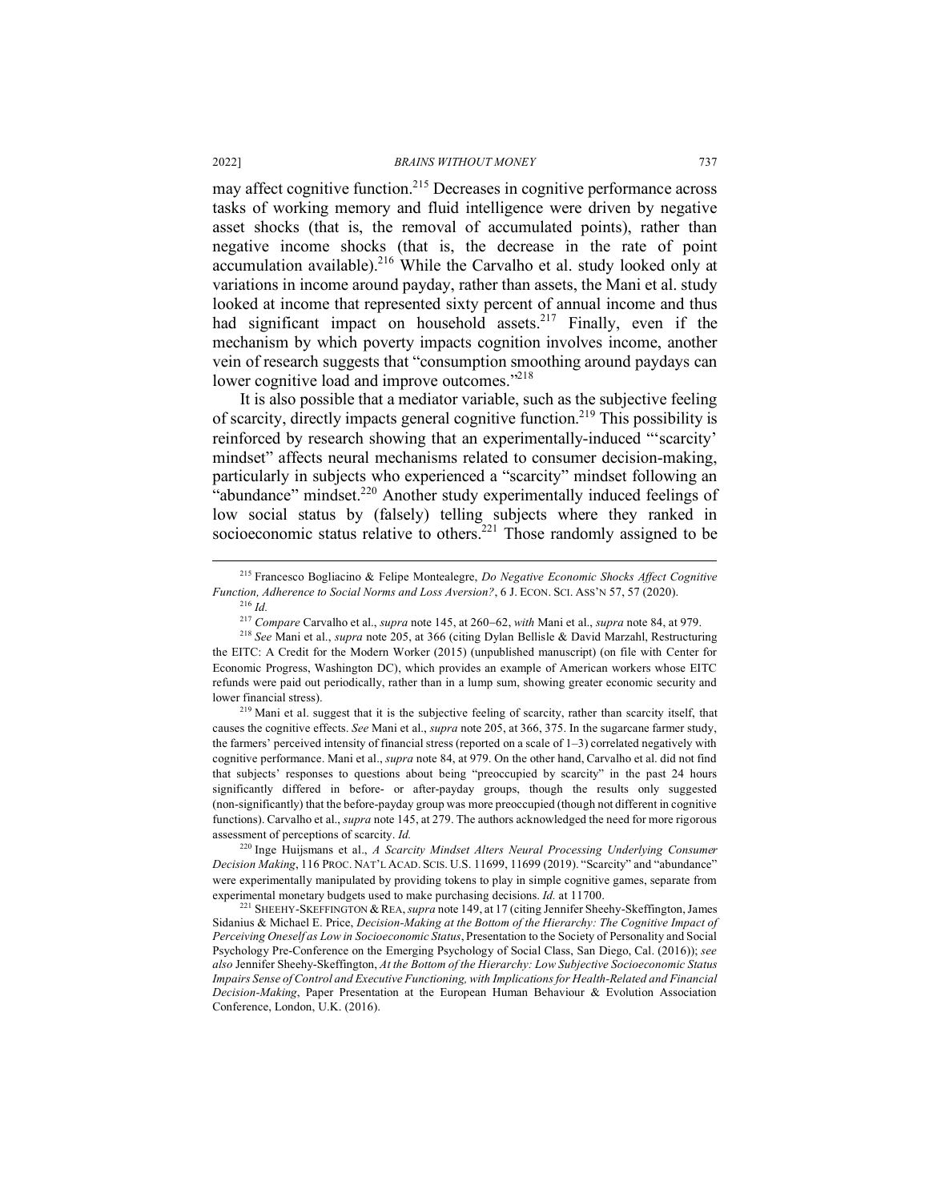may affect cognitive function.[215] Decreases in cognitive performance across tasks of working memory and fluid intelligence were driven by negative asset shocks (that is, the removal of accumulated points), rather than negative income shocks (that is, the decrease in the rate of point accumulation available).[216] While the Carvalho et al. study looked only at variations in income around payday, rather than assets, the Mani et al. study looked at income that represented sixty percent of annual income and thus had significant impact on household assets.[217] Finally, even if the mechanism by which poverty impacts cognition involves income, another vein of research suggests that "consumption smoothing around paydays can lower cognitive load and improve outcomes."[218]

It is also possible that a mediator variable, such as the subjective feeling of scarcity, directly impacts general cognitive function.[219] This possibility is reinforced by research showing that an experimentally-induced "'scarcity' mindset" affects neural mechanisms related to consumer decision-making, particularly in subjects who experienced a "scarcity" mindset following an "abundance" mindset.[220] Another study experimentally induced feelings of low social status by (falsely) telling subjects where they ranked in socioeconomic status relative to others.[221] Those randomly assigned to be

---

[215] Francesco Bogliacino & Felipe Montealegre, *Do Negative Economic Shocks Affect Cognitive Function, Adherence to Social Norms and Loss Aversion?*, 6 J. ECON. SCI. ASS'N 57, 57 (2020).

[216] *Id.*

[217] *Compare* Carvalho et al., *supra* note 145, at 260–62, *with* Mani et al., *supra* note 84, at 979.

[218] *See* Mani et al., *supra* note 205, at 366 (citing Dylan Bellisle & David Marzahl, Restructuring the EITC: A Credit for the Modern Worker (2015) (unpublished manuscript) (on file with Center for Economic Progress, Washington DC), which provides an example of American workers whose EITC refunds were paid out periodically, rather than in a lump sum, showing greater economic security and lower financial stress).

[219] Mani et al. suggest that it is the subjective feeling of scarcity, rather than scarcity itself, that causes the cognitive effects. *See* Mani et al., *supra* note 205, at 366, 375. In the sugarcane farmer study, the farmers' perceived intensity of financial stress (reported on a scale of 1–3) correlated negatively with cognitive performance. Mani et al., *supra* note 84, at 979. On the other hand, Carvalho et al. did not find that subjects' responses to questions about being "preoccupied by scarcity" in the past 24 hours significantly differed in before- or after-payday groups, though the results only suggested (non-significantly) that the before-payday group was more preoccupied (though not different in cognitive functions). Carvalho et al., *supra* note 145, at 279. The authors acknowledged the need for more rigorous assessment of perceptions of scarcity. *Id.*

[220] Inge Huijsmans et al., *A Scarcity Mindset Alters Neural Processing Underlying Consumer Decision Making*, 116 PROC. NAT'L ACAD. SCIS. U.S. 11699, 11699 (2019). "Scarcity" and "abundance" were experimentally manipulated by providing tokens to play in simple cognitive games, separate from experimental monetary budgets used to make purchasing decisions. *Id.* at 11700.

[221] SHEEHY-SKEFFINGTON & REA, *supra* note 149, at 17 (citing Jennifer Sheehy-Skeffington, James Sidanius & Michael E. Price, *Decision-Making at the Bottom of the Hierarchy: The Cognitive Impact of Perceiving Oneself as Low in Socioeconomic Status*, Presentation to the Society of Personality and Social Psychology Pre-Conference on the Emerging Psychology of Social Class, San Diego, Cal. (2016)); *see also* Jennifer Sheehy-Skeffington, *At the Bottom of the Hierarchy: Low Subjective Socioeconomic Status Impairs Sense of Control and Executive Functioning, with Implications for Health-Related and Financial Decision-Making*, Paper Presentation at the European Human Behaviour & Evolution Association Conference, London, U.K. (2016).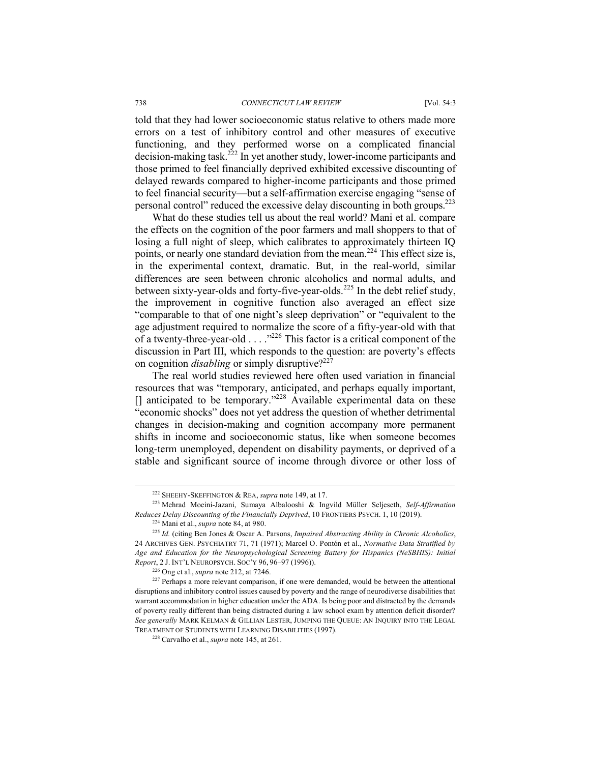told that they had lower socioeconomic status relative to others made more errors on a test of inhibitory control and other measures of executive functioning, and they performed worse on a complicated financial decision-making task.[222] In yet another study, lower-income participants and those primed to feel financially deprived exhibited excessive discounting of delayed rewards compared to higher-income participants and those primed to feel financial security—but a self-affirmation exercise engaging "sense of personal control" reduced the excessive delay discounting in both groups.[223]

What do these studies tell us about the real world? Mani et al. compare the effects on the cognition of the poor farmers and mall shoppers to that of losing a full night of sleep, which calibrates to approximately thirteen IQ points, or nearly one standard deviation from the mean.[224] This effect size is, in the experimental context, dramatic. But, in the real-world, similar differences are seen between chronic alcoholics and normal adults, and between sixty-year-olds and forty-five-year-olds.[225] In the debt relief study, the improvement in cognitive function also averaged an effect size "comparable to that of one night's sleep deprivation" or "equivalent to the age adjustment required to normalize the score of a fifty-year-old with that of a twenty-three-year-old . . . ."[226] This factor is a critical component of the discussion in Part III, which responds to the question: are poverty's effects on cognition *disabling* or simply disruptive?[227]

The real world studies reviewed here often used variation in financial resources that was "temporary, anticipated, and perhaps equally important, [] anticipated to be temporary."[228] Available experimental data on these "economic shocks" does not yet address the question of whether detrimental changes in decision-making and cognition accompany more permanent shifts in income and socioeconomic status, like when someone becomes long-term unemployed, dependent on disability payments, or deprived of a stable and significant source of income through divorce or other loss of

---

[222] SHEEHY-SKEFFINGTON & REA, *supra* note 149, at 17.

[223] Mehrad Moeini-Jazani, Sumaya Albalooshi & Ingvild Müller Seljeseth, *Self-Affirmation Reduces Delay Discounting of the Financially Deprived*, 10 FRONTIERS PSYCH. 1, 10 (2019).

[224] Mani et al., *supra* note 84, at 980.

[225] *Id.* (citing Ben Jones & Oscar A. Parsons, *Impaired Abstracting Ability in Chronic Alcoholics*, 24 ARCHIVES GEN. PSYCHIATRY 71, 71 (1971); Marcel O. Pontón et al., *Normative Data Stratified by Age and Education for the Neuropsychological Screening Battery for Hispanics (NeSBHIS): Initial Report*, 2 J. INT'L NEUROPSYCH. SOC'Y 96, 96–97 (1996)).

[226] Ong et al., *supra* note 212, at 7246.

[227] Perhaps a more relevant comparison, if one were demanded, would be between the attentional disruptions and inhibitory control issues caused by poverty and the range of neurodiverse disabilities that warrant accommodation in higher education under the ADA. Is being poor and distracted by the demands of poverty really different than being distracted during a law school exam by attention deficit disorder? *See generally* MARK KELMAN & GILLIAN LESTER, JUMPING THE QUEUE: AN INQUIRY INTO THE LEGAL TREATMENT OF STUDENTS WITH LEARNING DISABILITIES (1997).

[228] Carvalho et al., *supra* note 145, at 261.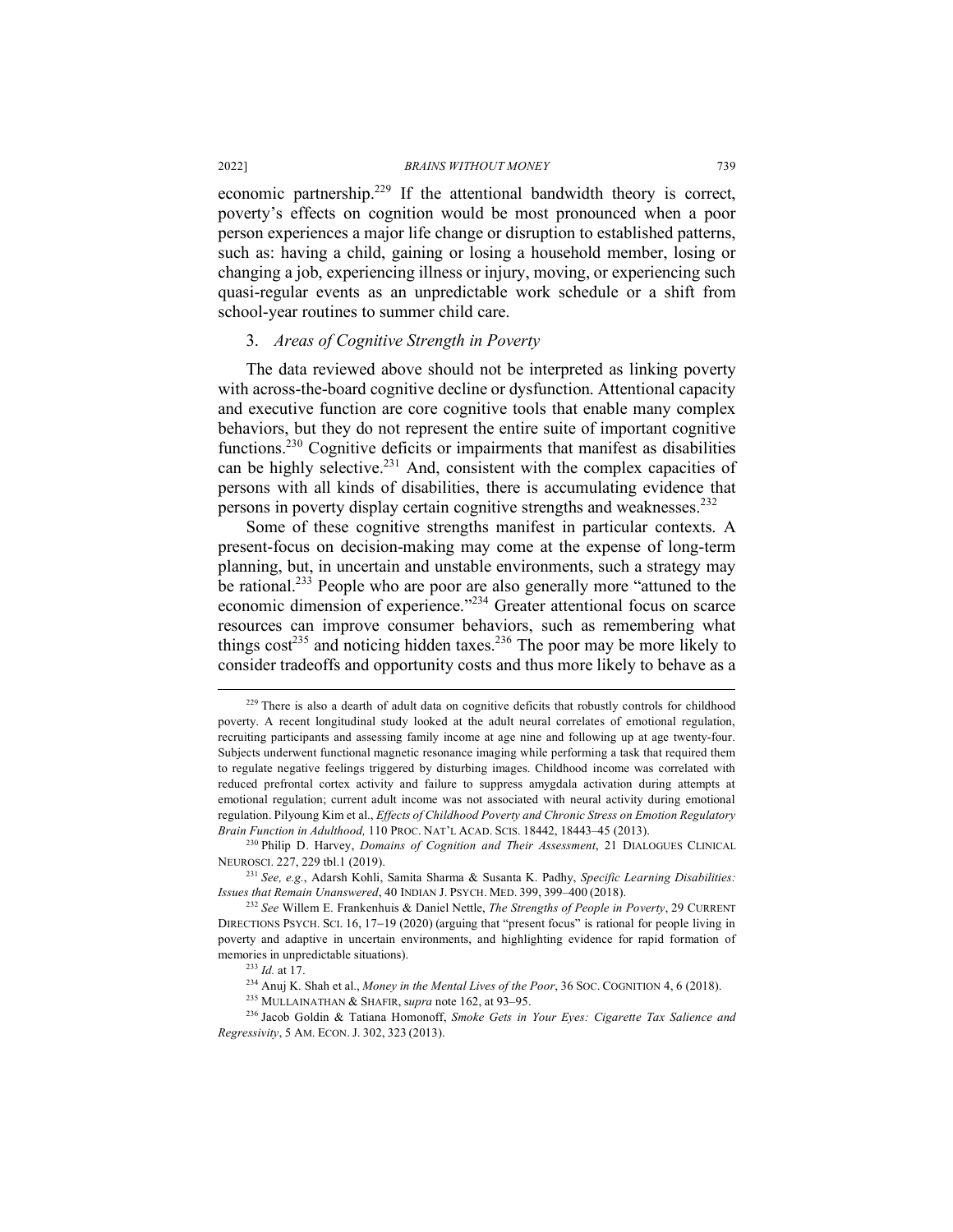economic partnership.[229] If the attentional bandwidth theory is correct, poverty's effects on cognition would be most pronounced when a poor person experiences a major life change or disruption to established patterns, such as: having a child, gaining or losing a household member, losing or changing a job, experiencing illness or injury, moving, or experiencing such quasi-regular events as an unpredictable work schedule or a shift from school-year routines to summer child care.

### 3. *Areas of Cognitive Strength in Poverty*

The data reviewed above should not be interpreted as linking poverty with across-the-board cognitive decline or dysfunction. Attentional capacity and executive function are core cognitive tools that enable many complex behaviors, but they do not represent the entire suite of important cognitive functions.[230] Cognitive deficits or impairments that manifest as disabilities can be highly selective.[231] And, consistent with the complex capacities of persons with all kinds of disabilities, there is accumulating evidence that persons in poverty display certain cognitive strengths and weaknesses.[232]

Some of these cognitive strengths manifest in particular contexts. A present-focus on decision-making may come at the expense of long-term planning, but, in uncertain and unstable environments, such a strategy may be rational.[233] People who are poor are also generally more "attuned to the economic dimension of experience."[234] Greater attentional focus on scarce resources can improve consumer behaviors, such as remembering what things cost[235] and noticing hidden taxes.[236] The poor may be more likely to consider tradeoffs and opportunity costs and thus more likely to behave as a

---

[229] There is also a dearth of adult data on cognitive deficits that robustly controls for childhood poverty. A recent longitudinal study looked at the adult neural correlates of emotional regulation, recruiting participants and assessing family income at age nine and following up at age twenty-four. Subjects underwent functional magnetic resonance imaging while performing a task that required them to regulate negative feelings triggered by disturbing images. Childhood income was correlated with reduced prefrontal cortex activity and failure to suppress amygdala activation during attempts at emotional regulation; current adult income was not associated with neural activity during emotional regulation. Pilyoung Kim et al., *Effects of Childhood Poverty and Chronic Stress on Emotion Regulatory Brain Function in Adulthood,* 110 PROC. NAT'L ACAD. SCIS. 18442, 18443–45 (2013).

[230] Philip D. Harvey, *Domains of Cognition and Their Assessment*, 21 DIALOGUES CLINICAL NEUROSCI. 227, 229 tbl.1 (2019).

[231] *See, e.g.*, Adarsh Kohli, Samita Sharma & Susanta K. Padhy, *Specific Learning Disabilities: Issues that Remain Unanswered*, 40 INDIAN J. PSYCH. MED. 399, 399–400 (2018).

[232] *See* Willem E. Frankenhuis & Daniel Nettle, *The Strengths of People in Poverty*, 29 CURRENT DIRECTIONS PSYCH. SCI. 16, 17–19 (2020) (arguing that "present focus" is rational for people living in poverty and adaptive in uncertain environments, and highlighting evidence for rapid formation of memories in unpredictable situations).

[233] *Id.* at 17.

[234] Anuj K. Shah et al., *Money in the Mental Lives of the Poor*, 36 SOC. COGNITION 4, 6 (2018).

[235] MULLAINATHAN & SHAFIR, *supra* note 162, at 93–95.

[236] Jacob Goldin & Tatiana Homonoff, *Smoke Gets in Your Eyes: Cigarette Tax Salience and Regressivity*, 5 AM. ECON. J. 302, 323 (2013).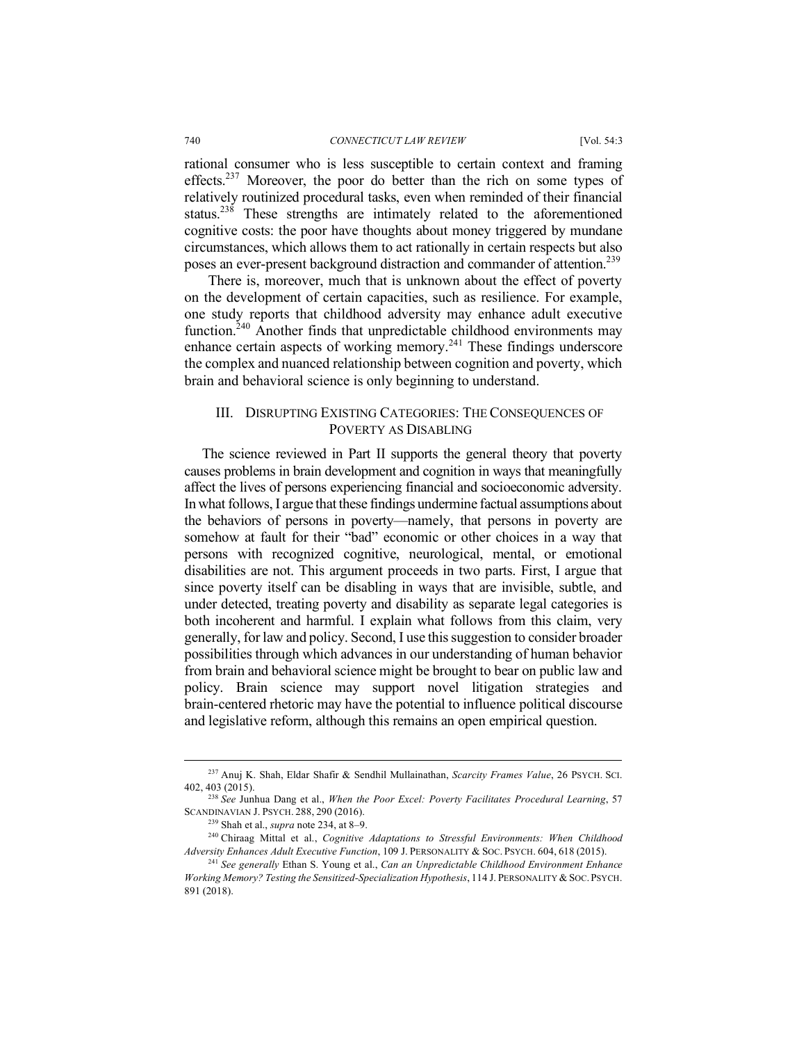rational consumer who is less susceptible to certain context and framing effects.[237] Moreover, the poor do better than the rich on some types of relatively routinized procedural tasks, even when reminded of their financial status.[238] These strengths are intimately related to the aforementioned cognitive costs: the poor have thoughts about money triggered by mundane circumstances, which allows them to act rationally in certain respects but also poses an ever-present background distraction and commander of attention.[239]

There is, moreover, much that is unknown about the effect of poverty on the development of certain capacities, such as resilience. For example, one study reports that childhood adversity may enhance adult executive function.[240] Another finds that unpredictable childhood environments may enhance certain aspects of working memory.[241] These findings underscore the complex and nuanced relationship between cognition and poverty, which brain and behavioral science is only beginning to understand.

## III. DISRUPTING EXISTING CATEGORIES: THE CONSEQUENCES OF POVERTY AS DISABLING

The science reviewed in Part II supports the general theory that poverty causes problems in brain development and cognition in ways that meaningfully affect the lives of persons experiencing financial and socioeconomic adversity. In what follows, I argue that these findings undermine factual assumptions about the behaviors of persons in poverty—namely, that persons in poverty are somehow at fault for their "bad" economic or other choices in a way that persons with recognized cognitive, neurological, mental, or emotional disabilities are not. This argument proceeds in two parts. First, I argue that since poverty itself can be disabling in ways that are invisible, subtle, and under detected, treating poverty and disability as separate legal categories is both incoherent and harmful. I explain what follows from this claim, very generally, for law and policy. Second, I use this suggestion to consider broader possibilities through which advances in our understanding of human behavior from brain and behavioral science might be brought to bear on public law and policy. Brain science may support novel litigation strategies and brain-centered rhetoric may have the potential to influence political discourse and legislative reform, although this remains an open empirical question.

---

[237] Anuj K. Shah, Eldar Shafir & Sendhil Mullainathan, *Scarcity Frames Value*, 26 PSYCH. SCI. 402, 403 (2015).

[238] *See* Junhua Dang et al., *When the Poor Excel: Poverty Facilitates Procedural Learning*, 57 SCANDINAVIAN J. PSYCH. 288, 290 (2016).

[239] Shah et al., *supra* note 234, at 8–9.

[240] Chiraag Mittal et al., *Cognitive Adaptations to Stressful Environments: When Childhood Adversity Enhances Adult Executive Function*, 109 J. PERSONALITY & SOC. PSYCH. 604, 618 (2015).

[241] *See generally* Ethan S. Young et al., *Can an Unpredictable Childhood Environment Enhance Working Memory? Testing the Sensitized-Specialization Hypothesis*, 114 J. PERSONALITY & SOC. PSYCH. 891 (2018).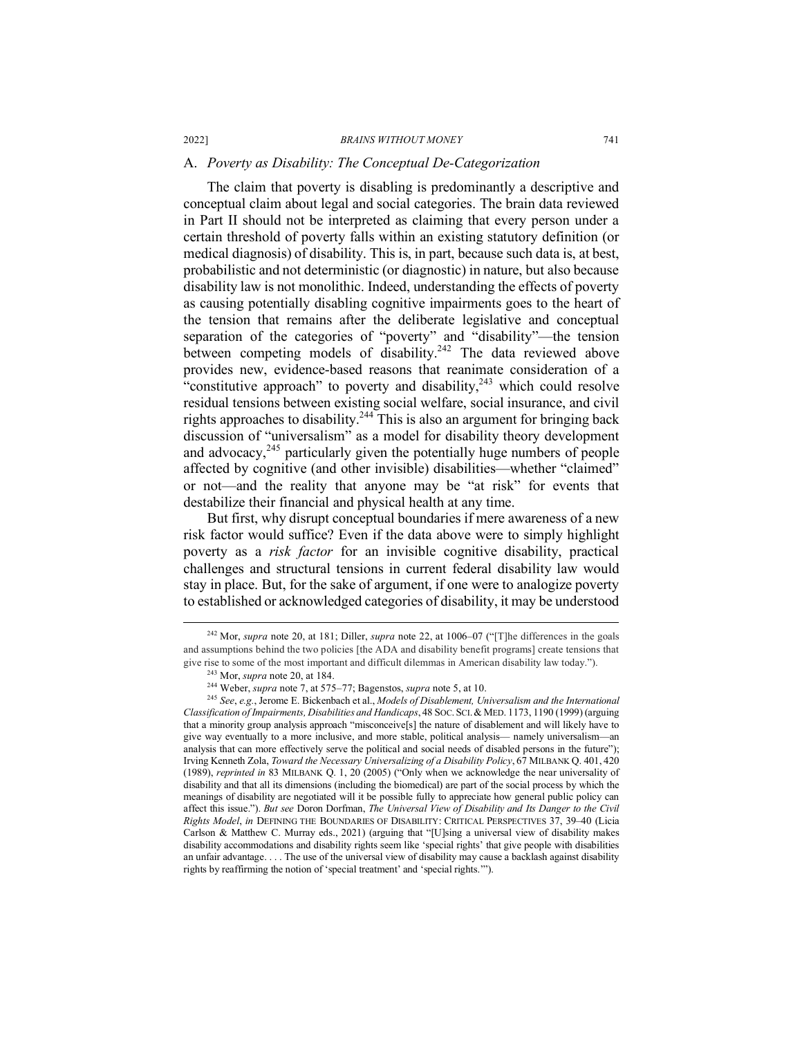### A. *Poverty as Disability: The Conceptual De-Categorization*

The claim that poverty is disabling is predominantly a descriptive and conceptual claim about legal and social categories. The brain data reviewed in Part II should not be interpreted as claiming that every person under a certain threshold of poverty falls within an existing statutory definition (or medical diagnosis) of disability. This is, in part, because such data is, at best, probabilistic and not deterministic (or diagnostic) in nature, but also because disability law is not monolithic. Indeed, understanding the effects of poverty as causing potentially disabling cognitive impairments goes to the heart of the tension that remains after the deliberate legislative and conceptual separation of the categories of "poverty" and "disability"—the tension between competing models of disability.[242] The data reviewed above provides new, evidence-based reasons that reanimate consideration of a "constitutive approach" to poverty and disability,[243] which could resolve residual tensions between existing social welfare, social insurance, and civil rights approaches to disability.[244] This is also an argument for bringing back discussion of "universalism" as a model for disability theory development and advocacy,[245] particularly given the potentially huge numbers of people affected by cognitive (and other invisible) disabilities—whether "claimed" or not—and the reality that anyone may be "at risk" for events that destabilize their financial and physical health at any time.

But first, why disrupt conceptual boundaries if mere awareness of a new risk factor would suffice? Even if the data above were to simply highlight poverty as a *risk factor* for an invisible cognitive disability, practical challenges and structural tensions in current federal disability law would stay in place. But, for the sake of argument, if one were to analogize poverty to established or acknowledged categories of disability, it may be understood

---

[242] Mor, *supra* note 20, at 181; Diller, *supra* note 22, at 1006–07 ("[T]he differences in the goals and assumptions behind the two policies [the ADA and disability benefit programs] create tensions that give rise to some of the most important and difficult dilemmas in American disability law today.").

[243] Mor, *supra* note 20, at 184.

[244] Weber, *supra* note 7, at 575–77; Bagenstos, *supra* note 5, at 10.

[245] *See*, *e.g.*, Jerome E. Bickenbach et al., *Models of Disablement, Universalism and the International Classification of Impairments, Disabilities and Handicaps*, 48 SOC. SCI. & MED. 1173, 1190 (1999) (arguing that a minority group analysis approach "misconceive[s] the nature of disablement and will likely have to give way eventually to a more inclusive, and more stable, political analysis— namely universalism—an analysis that can more effectively serve the political and social needs of disabled persons in the future"); Irving Kenneth Zola, *Toward the Necessary Universalizing of a Disability Policy*, 67 MILBANK Q. 401, 420 (1989), *reprinted in* 83 MILBANK Q. 1, 20 (2005) ("Only when we acknowledge the near universality of disability and that all its dimensions (including the biomedical) are part of the social process by which the meanings of disability are negotiated will it be possible fully to appreciate how general public policy can affect this issue."). *But see* Doron Dorfman, *The Universal View of Disability and Its Danger to the Civil Rights Model*, *in* DEFINING THE BOUNDARIES OF DISABILITY: CRITICAL PERSPECTIVES 37, 39–40 (Licia Carlson & Matthew C. Murray eds., 2021) (arguing that "[U]sing a universal view of disability makes disability accommodations and disability rights seem like 'special rights' that give people with disabilities an unfair advantage. . . . The use of the universal view of disability may cause a backlash against disability rights by reaffirming the notion of 'special treatment' and 'special rights.'").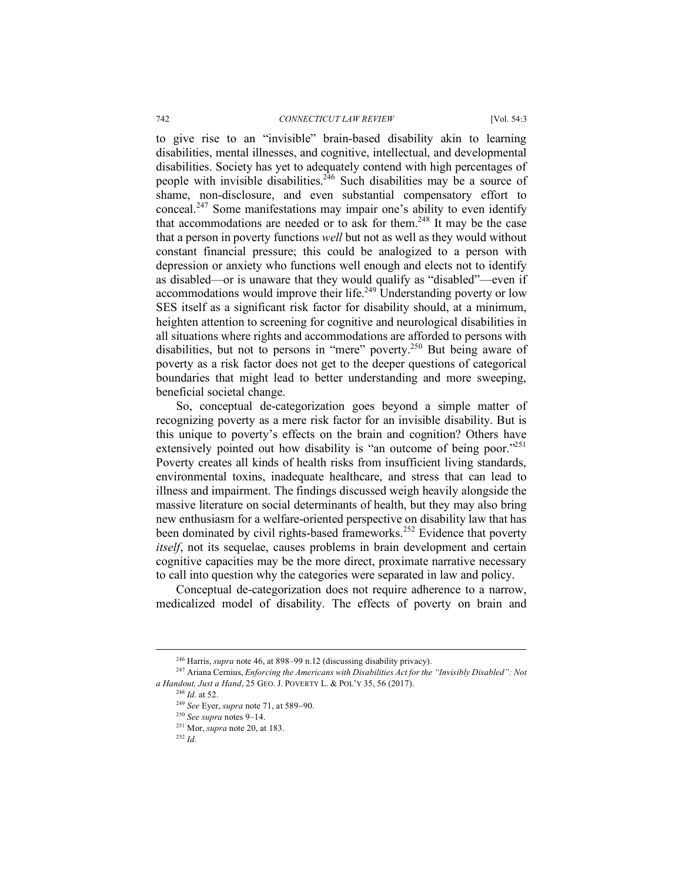to give rise to an "invisible" brain-based disability akin to learning disabilities, mental illnesses, and cognitive, intellectual, and developmental disabilities. Society has yet to adequately contend with high percentages of people with invisible disabilities.[246] Such disabilities may be a source of shame, non-disclosure, and even substantial compensatory effort to conceal.[247] Some manifestations may impair one's ability to even identify that accommodations are needed or to ask for them.[248] It may be the case that a person in poverty functions *well* but not as well as they would without constant financial pressure; this could be analogized to a person with depression or anxiety who functions well enough and elects not to identify as disabled—or is unaware that they would qualify as "disabled"—even if accommodations would improve their life.[249] Understanding poverty or low SES itself as a significant risk factor for disability should, at a minimum, heighten attention to screening for cognitive and neurological disabilities in all situations where rights and accommodations are afforded to persons with disabilities, but not to persons in "mere" poverty.[250] But being aware of poverty as a risk factor does not get to the deeper questions of categorical boundaries that might lead to better understanding and more sweeping, beneficial societal change.

So, conceptual de-categorization goes beyond a simple matter of recognizing poverty as a mere risk factor for an invisible disability. But is this unique to poverty's effects on the brain and cognition? Others have extensively pointed out how disability is "an outcome of being poor."[251] Poverty creates all kinds of health risks from insufficient living standards, environmental toxins, inadequate healthcare, and stress that can lead to illness and impairment. The findings discussed weigh heavily alongside the massive literature on social determinants of health, but they may also bring new enthusiasm for a welfare-oriented perspective on disability law that has been dominated by civil rights-based frameworks.[252] Evidence that poverty *itself*, not its sequelae, causes problems in brain development and certain cognitive capacities may be the more direct, proximate narrative necessary to call into question why the categories were separated in law and policy.

Conceptual de-categorization does not require adherence to a narrow, medicalized model of disability. The effects of poverty on brain and

---

[246] Harris, *supra* note 46, at 898–99 n.12 (discussing disability privacy).

[247] Ariana Cernius, *Enforcing the Americans with Disabilities Act for the "Invisibly Disabled": Not a Handout, Just a Hand*, 25 GEO. J. POVERTY L. & POL'Y 35, 56 (2017).

[248] *Id.* at 52.

[249] *See* Eyer, *supra* note 71, at 589–90.

[250] *See supra* notes 9–14.

[251] Mor, *supra* note 20, at 183.

[252] *Id.*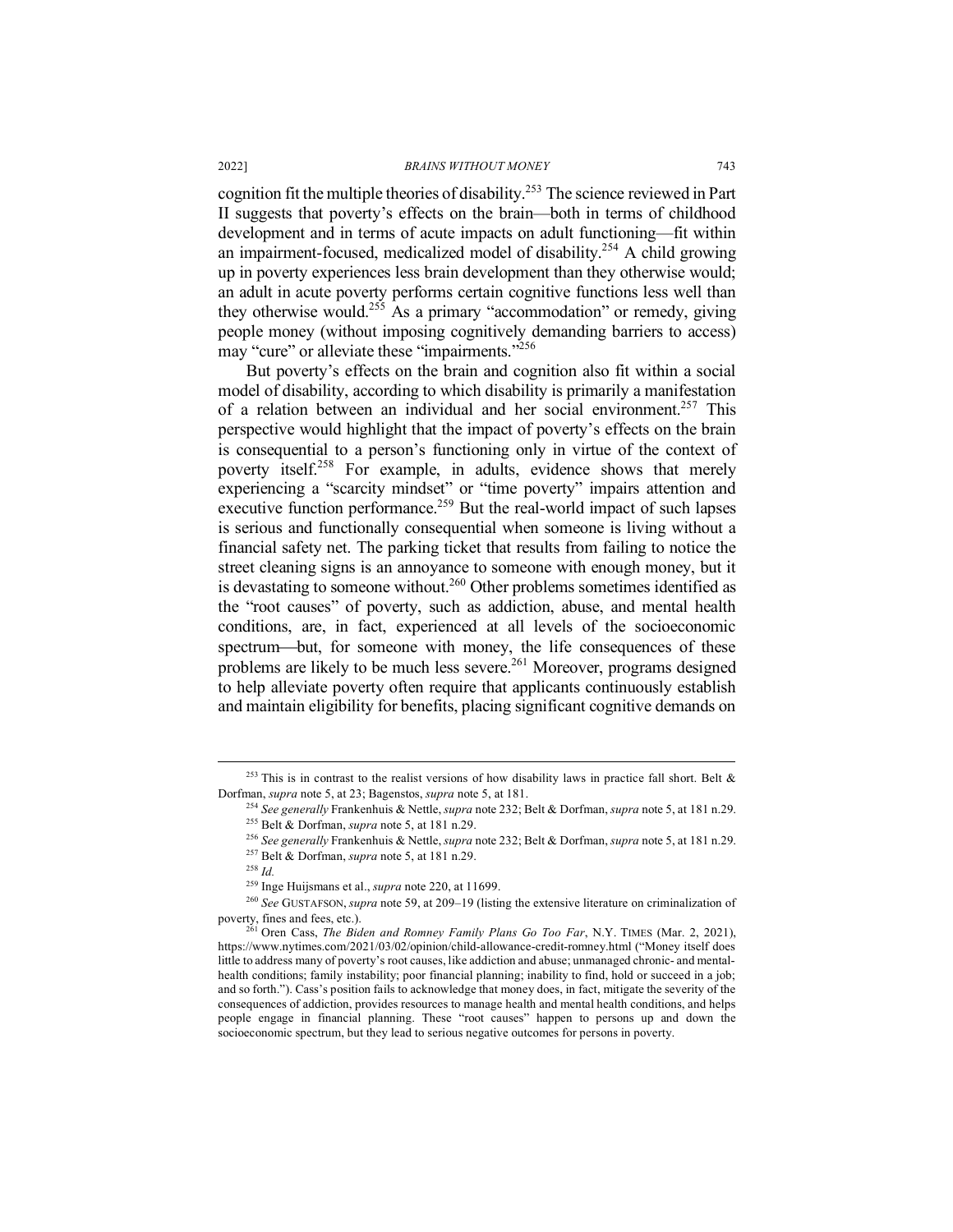cognition fit the multiple theories of disability.[253] The science reviewed in Part II suggests that poverty's effects on the brain—both in terms of childhood development and in terms of acute impacts on adult functioning—fit within an impairment-focused, medicalized model of disability.[254] A child growing up in poverty experiences less brain development than they otherwise would; an adult in acute poverty performs certain cognitive functions less well than they otherwise would.[255] As a primary "accommodation" or remedy, giving people money (without imposing cognitively demanding barriers to access) may "cure" or alleviate these "impairments."[256]

But poverty's effects on the brain and cognition also fit within a social model of disability, according to which disability is primarily a manifestation of a relation between an individual and her social environment.[257] This perspective would highlight that the impact of poverty's effects on the brain is consequential to a person's functioning only in virtue of the context of poverty itself.[258] For example, in adults, evidence shows that merely experiencing a "scarcity mindset" or "time poverty" impairs attention and executive function performance.[259] But the real-world impact of such lapses is serious and functionally consequential when someone is living without a financial safety net. The parking ticket that results from failing to notice the street cleaning signs is an annoyance to someone with enough money, but it is devastating to someone without.[260] Other problems sometimes identified as the "root causes" of poverty, such as addiction, abuse, and mental health conditions, are, in fact, experienced at all levels of the socioeconomic spectrum—but, for someone with money, the life consequences of these problems are likely to be much less severe.[261] Moreover, programs designed to help alleviate poverty often require that applicants continuously establish and maintain eligibility for benefits, placing significant cognitive demands on

---

[253] This is in contrast to the realist versions of how disability laws in practice fall short. Belt & Dorfman, *supra* note 5, at 23; Bagenstos, *supra* note 5, at 181.

[254] *See generally* Frankenhuis & Nettle, *supra* note 232; Belt & Dorfman, *supra* note 5, at 181 n.29.

[255] Belt & Dorfman, *supra* note 5, at 181 n.29.

[256] *See generally* Frankenhuis & Nettle, *supra* note 232; Belt & Dorfman, *supra* note 5, at 181 n.29.

[257] Belt & Dorfman, *supra* note 5, at 181 n.29.

[258] *Id.*

[259] Inge Huijsmans et al., *supra* note 220, at 11699.

[260] *See* GUSTAFSON, *supra* note 59, at 209–19 (listing the extensive literature on criminalization of poverty, fines and fees, etc.).

[261] Oren Cass, *The Biden and Romney Family Plans Go Too Far*, N.Y. TIMES (Mar. 2, 2021), https://www.nytimes.com/2021/03/02/opinion/child-allowance-credit-romney.html ("Money itself does little to address many of poverty's root causes, like addiction and abuse; unmanaged chronic- and mental-health conditions; family instability; poor financial planning; inability to find, hold or succeed in a job; and so forth."). Cass's position fails to acknowledge that money does, in fact, mitigate the severity of the consequences of addiction, provides resources to manage health and mental health conditions, and helps people engage in financial planning. These "root causes" happen to persons up and down the socioeconomic spectrum, but they lead to serious negative outcomes for persons in poverty.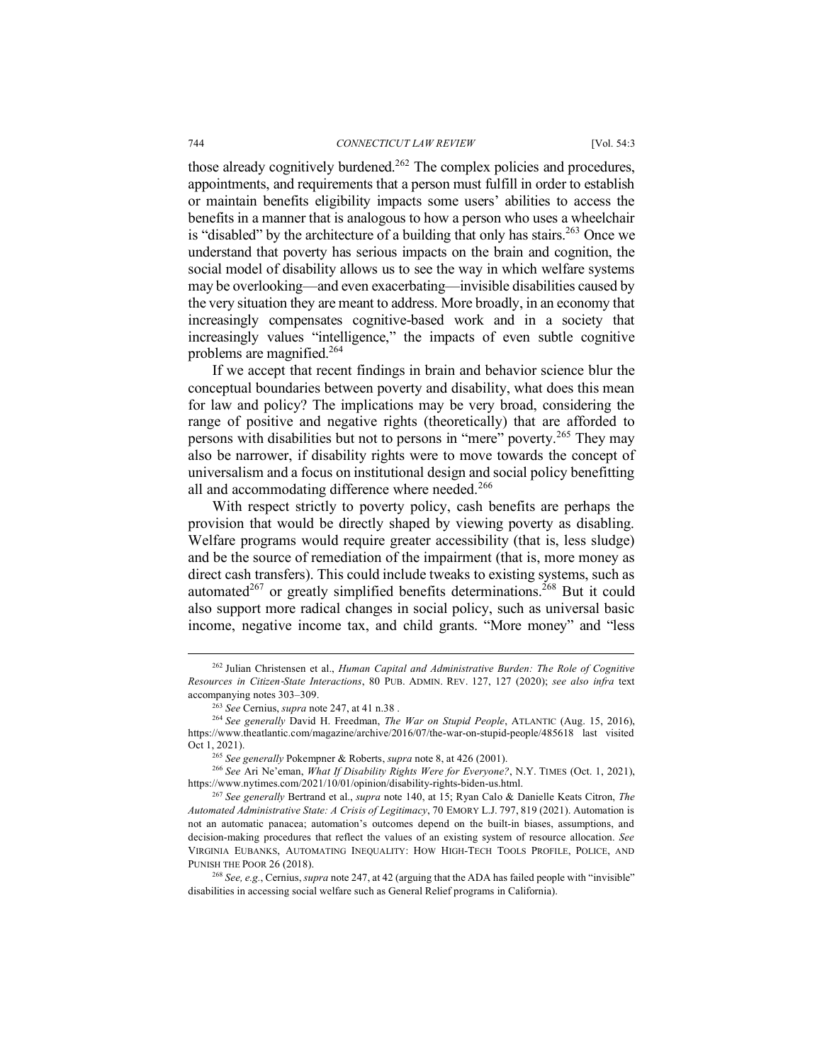those already cognitively burdened.[262] The complex policies and procedures, appointments, and requirements that a person must fulfill in order to establish or maintain benefits eligibility impacts some users' abilities to access the benefits in a manner that is analogous to how a person who uses a wheelchair is "disabled" by the architecture of a building that only has stairs.[263] Once we understand that poverty has serious impacts on the brain and cognition, the social model of disability allows us to see the way in which welfare systems may be overlooking—and even exacerbating—invisible disabilities caused by the very situation they are meant to address. More broadly, in an economy that increasingly compensates cognitive-based work and in a society that increasingly values "intelligence," the impacts of even subtle cognitive problems are magnified.[264]

If we accept that recent findings in brain and behavior science blur the conceptual boundaries between poverty and disability, what does this mean for law and policy? The implications may be very broad, considering the range of positive and negative rights (theoretically) that are afforded to persons with disabilities but not to persons in "mere" poverty.[265] They may also be narrower, if disability rights were to move towards the concept of universalism and a focus on institutional design and social policy benefitting all and accommodating difference where needed.[266]

With respect strictly to poverty policy, cash benefits are perhaps the provision that would be directly shaped by viewing poverty as disabling. Welfare programs would require greater accessibility (that is, less sludge) and be the source of remediation of the impairment (that is, more money as direct cash transfers). This could include tweaks to existing systems, such as automated[267] or greatly simplified benefits determinations.[268] But it could also support more radical changes in social policy, such as universal basic income, negative income tax, and child grants. "More money" and "less

---

[262] Julian Christensen et al., *Human Capital and Administrative Burden: The Role of Cognitive Resources in Citizen-State Interactions*, 80 PUB. ADMIN. REV. 127, 127 (2020); *see also infra* text accompanying notes 303–309.

[263] *See* Cernius, *supra* note 247, at 41 n.38 .

[264] *See generally* David H. Freedman, *The War on Stupid People*, ATLANTIC (Aug. 15, 2016), https://www.theatlantic.com/magazine/archive/2016/07/the-war-on-stupid-people/485618 last visited Oct 1, 2021).

[265] *See generally* Pokempner & Roberts, *supra* note 8, at 426 (2001).

[266] *See* Ari Ne'eman, *What If Disability Rights Were for Everyone?*, N.Y. TIMES (Oct. 1, 2021), https://www.nytimes.com/2021/10/01/opinion/disability-rights-biden-us.html.

[267] *See generally* Bertrand et al., *supra* note 140, at 15; Ryan Calo & Danielle Keats Citron, *The Automated Administrative State: A Crisis of Legitimacy*, 70 EMORY L.J. 797, 819 (2021). Automation is not an automatic panacea; automation's outcomes depend on the built-in biases, assumptions, and decision-making procedures that reflect the values of an existing system of resource allocation. *See* VIRGINIA EUBANKS, AUTOMATING INEQUALITY: HOW HIGH-TECH TOOLS PROFILE, POLICE, AND PUNISH THE POOR 26 (2018).

[268] *See, e.g.*, Cernius, *supra* note 247, at 42 (arguing that the ADA has failed people with "invisible" disabilities in accessing social welfare such as General Relief programs in California).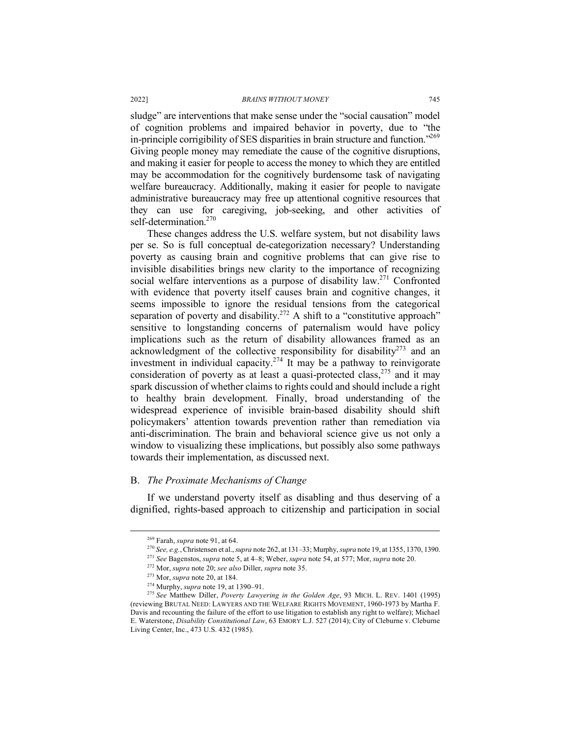sludge" are interventions that make sense under the "social causation" model of cognition problems and impaired behavior in poverty, due to "the in-principle corrigibility of SES disparities in brain structure and function."[269] Giving people money may remediate the cause of the cognitive disruptions, and making it easier for people to access the money to which they are entitled may be accommodation for the cognitively burdensome task of navigating welfare bureaucracy. Additionally, making it easier for people to navigate administrative bureaucracy may free up attentional cognitive resources that they can use for caregiving, job-seeking, and other activities of self-determination.[270]

These changes address the U.S. welfare system, but not disability laws per se. So is full conceptual de-categorization necessary? Understanding poverty as causing brain and cognitive problems that can give rise to invisible disabilities brings new clarity to the importance of recognizing social welfare interventions as a purpose of disability law.[271] Confronted with evidence that poverty itself causes brain and cognitive changes, it seems impossible to ignore the residual tensions from the categorical separation of poverty and disability.[272] A shift to a "constitutive approach" sensitive to longstanding concerns of paternalism would have policy implications such as the return of disability allowances framed as an acknowledgment of the collective responsibility for disability[273] and an investment in individual capacity.[274] It may be a pathway to reinvigorate consideration of poverty as at least a quasi-protected class,[275] and it may spark discussion of whether claims to rights could and should include a right to healthy brain development. Finally, broad understanding of the widespread experience of invisible brain-based disability should shift policymakers' attention towards prevention rather than remediation via anti-discrimination. The brain and behavioral science give us not only a window to visualizing these implications, but possibly also some pathways towards their implementation, as discussed next.

## B. *The Proximate Mechanisms of Change*

If we understand poverty itself as disabling and thus deserving of a dignified, rights-based approach to citizenship and participation in social

---

[269] Farah, *supra* note 91, at 64.

[270] *See, e.g.*, Christensen et al., *supra* note 262, at 131–33; Murphy, *supra* note 19, at 1355, 1370, 1390.

[271] *See* Bagenstos, *supra* note 5, at 4–8; Weber, *supra* note 54, at 577; Mor, *supra* note 20.

[272] Mor, *supra* note 20; *see also* Diller, *supra* note 35.

[273] Mor, *supra* note 20, at 184.

[274] Murphy, *supra* note 19, at 1390–91.

[275] *See* Matthew Diller, *Poverty Lawyering in the Golden Age*, 93 MICH. L. REV. 1401 (1995) (reviewing BRUTAL NEED: LAWYERS AND THE WELFARE RIGHTS MOVEMENT, 1960-1973 by Martha F. Davis and recounting the failure of the effort to use litigation to establish any right to welfare); Michael E. Waterstone, *Disability Constitutional Law*, 63 EMORY L.J. 527 (2014); City of Cleburne v. Cleburne Living Center, Inc., 473 U.S. 432 (1985).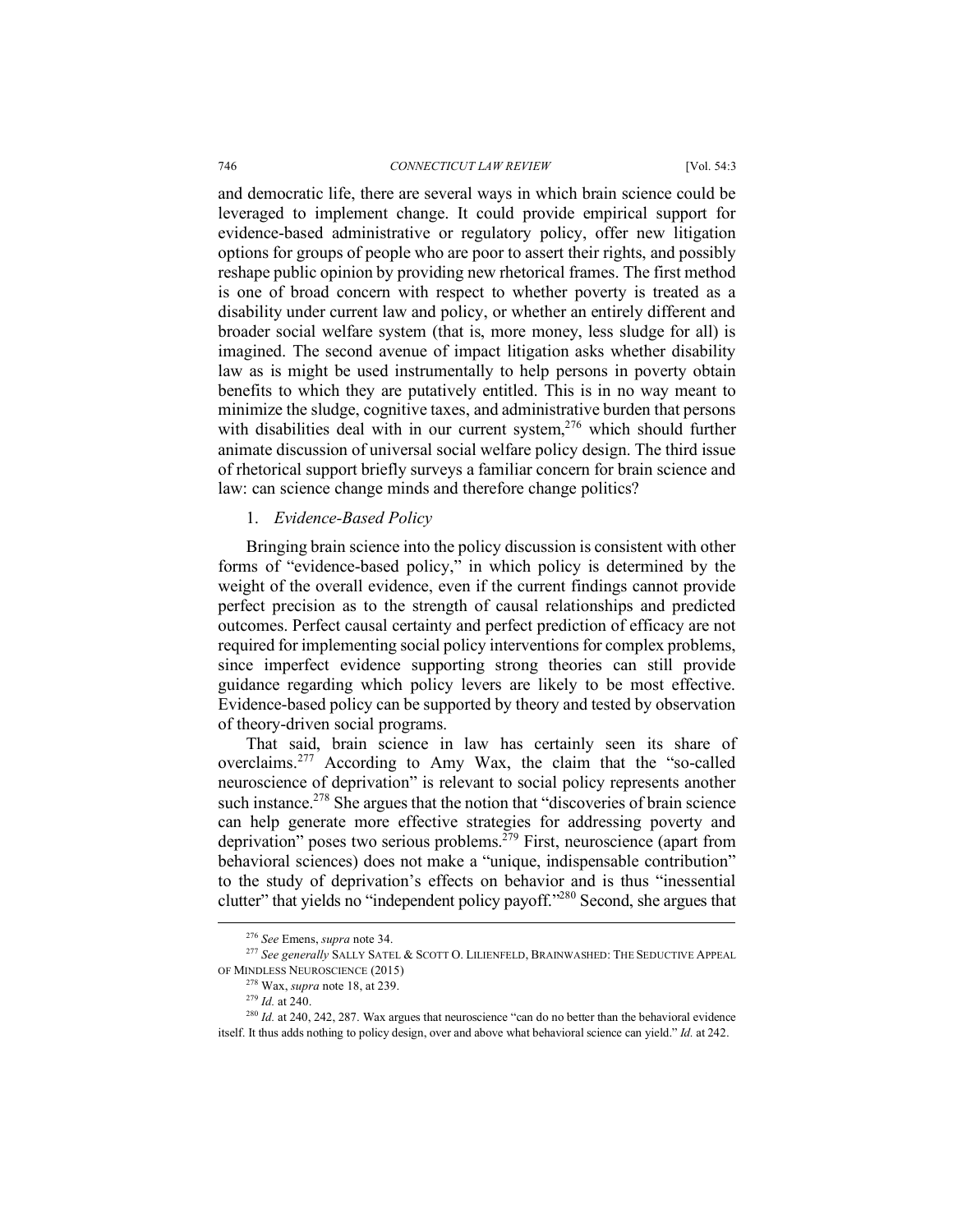and democratic life, there are several ways in which brain science could be leveraged to implement change. It could provide empirical support for evidence-based administrative or regulatory policy, offer new litigation options for groups of people who are poor to assert their rights, and possibly reshape public opinion by providing new rhetorical frames. The first method is one of broad concern with respect to whether poverty is treated as a disability under current law and policy, or whether an entirely different and broader social welfare system (that is, more money, less sludge for all) is imagined. The second avenue of impact litigation asks whether disability law as is might be used instrumentally to help persons in poverty obtain benefits to which they are putatively entitled. This is in no way meant to minimize the sludge, cognitive taxes, and administrative burden that persons with disabilities deal with in our current system,[276] which should further animate discussion of universal social welfare policy design. The third issue of rhetorical support briefly surveys a familiar concern for brain science and law: can science change minds and therefore change politics?

### 1. *Evidence-Based Policy*

Bringing brain science into the policy discussion is consistent with other forms of "evidence-based policy," in which policy is determined by the weight of the overall evidence, even if the current findings cannot provide perfect precision as to the strength of causal relationships and predicted outcomes. Perfect causal certainty and perfect prediction of efficacy are not required for implementing social policy interventions for complex problems, since imperfect evidence supporting strong theories can still provide guidance regarding which policy levers are likely to be most effective. Evidence-based policy can be supported by theory and tested by observation of theory-driven social programs.

That said, brain science in law has certainly seen its share of overclaims.[277] According to Amy Wax, the claim that the "so-called neuroscience of deprivation" is relevant to social policy represents another such instance.[278] She argues that the notion that "discoveries of brain science can help generate more effective strategies for addressing poverty and deprivation" poses two serious problems.[279] First, neuroscience (apart from behavioral sciences) does not make a "unique, indispensable contribution" to the study of deprivation's effects on behavior and is thus "inessential clutter" that yields no "independent policy payoff."[280] Second, she argues that

---

[276] *See* Emens, *supra* note 34.

[277] *See generally* SALLY SATEL & SCOTT O. LILIENFELD, BRAINWASHED: THE SEDUCTIVE APPEAL OF MINDLESS NEUROSCIENCE (2015)

[278] Wax, *supra* note 18, at 239.

[279] *Id.* at 240.

[280] *Id.* at 240, 242, 287. Wax argues that neuroscience "can do no better than the behavioral evidence itself. It thus adds nothing to policy design, over and above what behavioral science can yield." *Id.* at 242.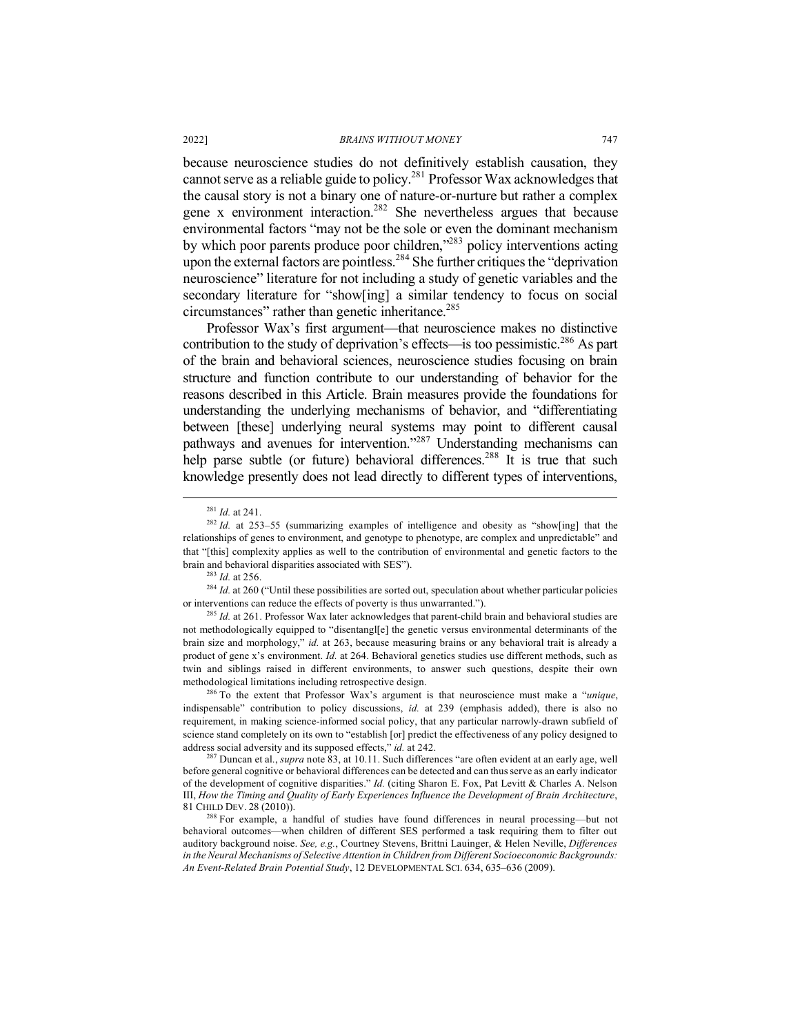because neuroscience studies do not definitively establish causation, they cannot serve as a reliable guide to policy.[281] Professor Wax acknowledges that the causal story is not a binary one of nature-or-nurture but rather a complex gene x environment interaction.[282] She nevertheless argues that because environmental factors "may not be the sole or even the dominant mechanism by which poor parents produce poor children,"[283] policy interventions acting upon the external factors are pointless.[284] She further critiques the "deprivation neuroscience" literature for not including a study of genetic variables and the secondary literature for "show[ing] a similar tendency to focus on social circumstances" rather than genetic inheritance.[285]

Professor Wax's first argument—that neuroscience makes no distinctive contribution to the study of deprivation's effects—is too pessimistic.[286] As part of the brain and behavioral sciences, neuroscience studies focusing on brain structure and function contribute to our understanding of behavior for the reasons described in this Article. Brain measures provide the foundations for understanding the underlying mechanisms of behavior, and "differentiating between [these] underlying neural systems may point to different causal pathways and avenues for intervention."[287] Understanding mechanisms can help parse subtle (or future) behavioral differences.[288] It is true that such knowledge presently does not lead directly to different types of interventions,

---

[281] *Id.* at 241.

[282] *Id.* at 253–55 (summarizing examples of intelligence and obesity as "show[ing] that the relationships of genes to environment, and genotype to phenotype, are complex and unpredictable" and that "[this] complexity applies as well to the contribution of environmental and genetic factors to the brain and behavioral disparities associated with SES").

[283] *Id.* at 256.

[284] *Id.* at 260 ("Until these possibilities are sorted out, speculation about whether particular policies or interventions can reduce the effects of poverty is thus unwarranted.").

[285] *Id.* at 261. Professor Wax later acknowledges that parent-child brain and behavioral studies are not methodologically equipped to "disentangl[e] the genetic versus environmental determinants of the brain size and morphology," *id.* at 263, because measuring brains or any behavioral trait is already a product of gene x's environment. *Id.* at 264. Behavioral genetics studies use different methods, such as twin and siblings raised in different environments, to answer such questions, despite their own methodological limitations including retrospective design.

[286] To the extent that Professor Wax's argument is that neuroscience must make a "*unique*, indispensable" contribution to policy discussions, *id.* at 239 (emphasis added), there is also no requirement, in making science-informed social policy, that any particular narrowly-drawn subfield of science stand completely on its own to "establish [or] predict the effectiveness of any policy designed to address social adversity and its supposed effects," *id.* at 242.

[287] Duncan et al., *supra* note 83, at 10.11. Such differences "are often evident at an early age, well before general cognitive or behavioral differences can be detected and can thus serve as an early indicator of the development of cognitive disparities." *Id.* (citing Sharon E. Fox, Pat Levitt & Charles A. Nelson III, *How the Timing and Quality of Early Experiences Influence the Development of Brain Architecture*, 81 CHILD DEV. 28 (2010)).

[288] For example, a handful of studies have found differences in neural processing—but not behavioral outcomes—when children of different SES performed a task requiring them to filter out auditory background noise. *See, e.g.*, Courtney Stevens, Brittni Lauinger, & Helen Neville, *Differences in the Neural Mechanisms of Selective Attention in Children from Different Socioeconomic Backgrounds: An Event-Related Brain Potential Study*, 12 DEVELOPMENTAL SCI. 634, 635–636 (2009).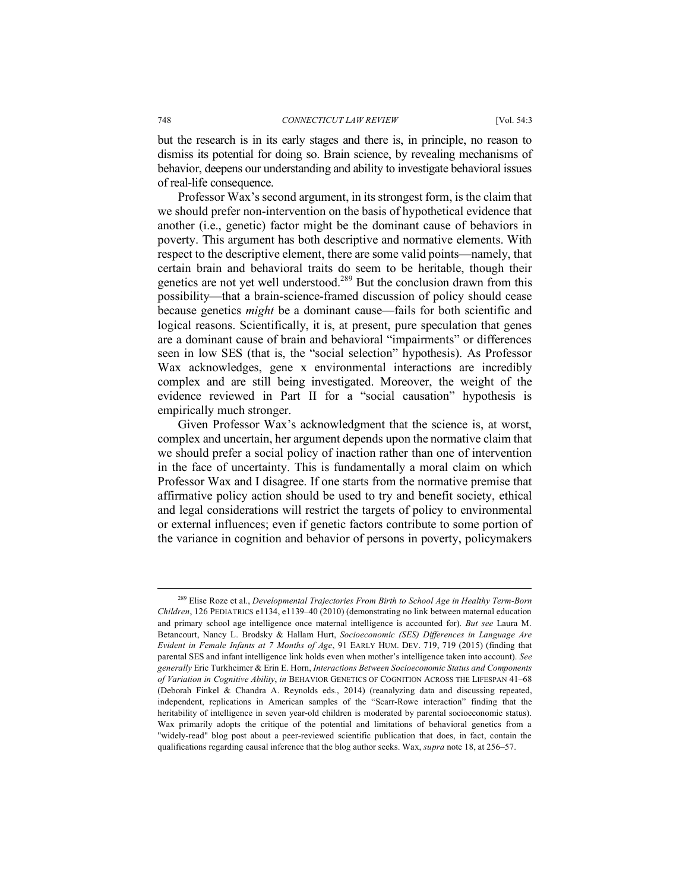but the research is in its early stages and there is, in principle, no reason to dismiss its potential for doing so. Brain science, by revealing mechanisms of behavior, deepens our understanding and ability to investigate behavioral issues of real-life consequence.

Professor Wax's second argument, in its strongest form, is the claim that we should prefer non-intervention on the basis of hypothetical evidence that another (i.e., genetic) factor might be the dominant cause of behaviors in poverty. This argument has both descriptive and normative elements. With respect to the descriptive element, there are some valid points—namely, that certain brain and behavioral traits do seem to be heritable, though their genetics are not yet well understood.[289] But the conclusion drawn from this possibility—that a brain-science-framed discussion of policy should cease because genetics *might* be a dominant cause—fails for both scientific and logical reasons. Scientifically, it is, at present, pure speculation that genes are a dominant cause of brain and behavioral "impairments" or differences seen in low SES (that is, the "social selection" hypothesis). As Professor Wax acknowledges, gene x environmental interactions are incredibly complex and are still being investigated. Moreover, the weight of the evidence reviewed in Part II for a "social causation" hypothesis is empirically much stronger.

Given Professor Wax's acknowledgment that the science is, at worst, complex and uncertain, her argument depends upon the normative claim that we should prefer a social policy of inaction rather than one of intervention in the face of uncertainty. This is fundamentally a moral claim on which Professor Wax and I disagree. If one starts from the normative premise that affirmative policy action should be used to try and benefit society, ethical and legal considerations will restrict the targets of policy to environmental or external influences; even if genetic factors contribute to some portion of the variance in cognition and behavior of persons in poverty, policymakers

---

[289] Elise Roze et al., *Developmental Trajectories From Birth to School Age in Healthy Term-Born Children*, 126 PEDIATRICS e1134, e1139–40 (2010) (demonstrating no link between maternal education and primary school age intelligence once maternal intelligence is accounted for). *But see* Laura M. Betancourt, Nancy L. Brodsky & Hallam Hurt, *Socioeconomic (SES) Differences in Language Are Evident in Female Infants at 7 Months of Age*, 91 EARLY HUM. DEV. 719, 719 (2015) (finding that parental SES and infant intelligence link holds even when mother's intelligence taken into account). *See generally* Eric Turkheimer & Erin E. Horn, *Interactions Between Socioeconomic Status and Components of Variation in Cognitive Ability*, *in* BEHAVIOR GENETICS OF COGNITION ACROSS THE LIFESPAN 41–68 (Deborah Finkel & Chandra A. Reynolds eds., 2014) (reanalyzing data and discussing repeated, independent, replications in American samples of the "Scarr-Rowe interaction" finding that the heritability of intelligence in seven year-old children is moderated by parental socioeconomic status). Wax primarily adopts the critique of the potential and limitations of behavioral genetics from a "widely-read" blog post about a peer-reviewed scientific publication that does, in fact, contain the qualifications regarding causal inference that the blog author seeks. Wax, *supra* note 18, at 256–57.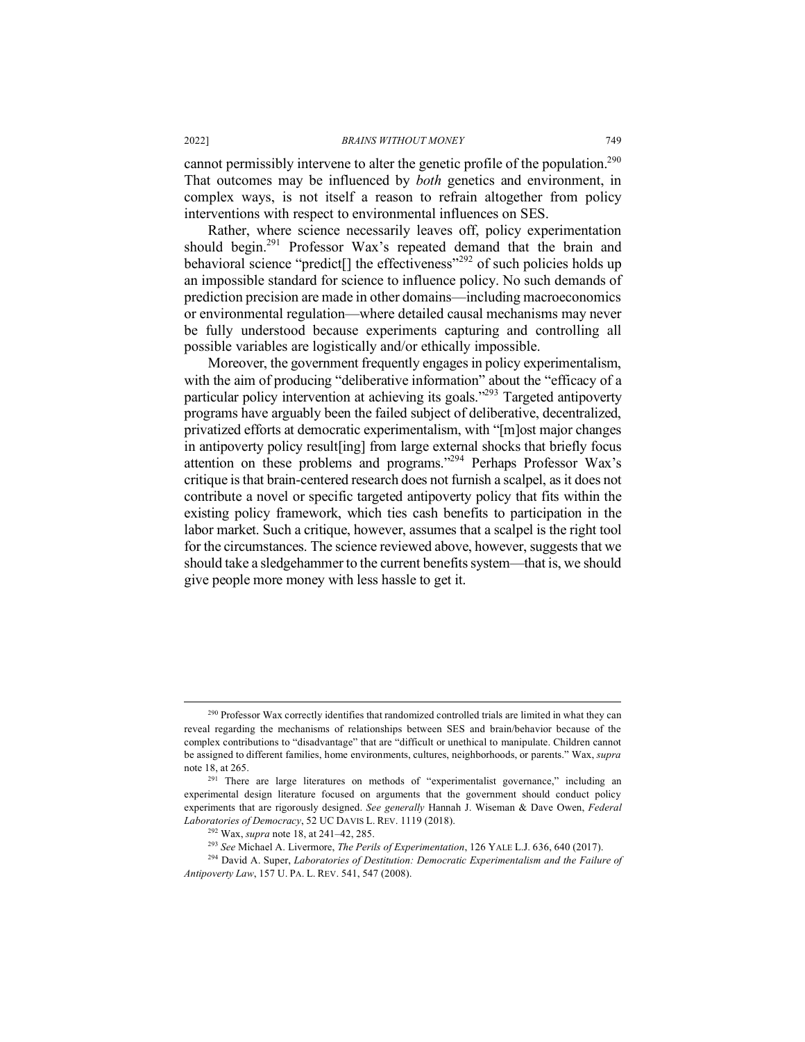cannot permissibly intervene to alter the genetic profile of the population.[290] That outcomes may be influenced by *both* genetics and environment, in complex ways, is not itself a reason to refrain altogether from policy interventions with respect to environmental influences on SES.

Rather, where science necessarily leaves off, policy experimentation should begin.[291] Professor Wax's repeated demand that the brain and behavioral science "predict[] the effectiveness"[292] of such policies holds up an impossible standard for science to influence policy. No such demands of prediction precision are made in other domains—including macroeconomics or environmental regulation—where detailed causal mechanisms may never be fully understood because experiments capturing and controlling all possible variables are logistically and/or ethically impossible.

Moreover, the government frequently engages in policy experimentalism, with the aim of producing "deliberative information" about the "efficacy of a particular policy intervention at achieving its goals."[293] Targeted antipoverty programs have arguably been the failed subject of deliberative, decentralized, privatized efforts at democratic experimentalism, with "[m]ost major changes in antipoverty policy result[ing] from large external shocks that briefly focus attention on these problems and programs."[294] Perhaps Professor Wax's critique is that brain-centered research does not furnish a scalpel, as it does not contribute a novel or specific targeted antipoverty policy that fits within the existing policy framework, which ties cash benefits to participation in the labor market. Such a critique, however, assumes that a scalpel is the right tool for the circumstances. The science reviewed above, however, suggests that we should take a sledgehammer to the current benefits system—that is, we should give people more money with less hassle to get it.

---

[290] Professor Wax correctly identifies that randomized controlled trials are limited in what they can reveal regarding the mechanisms of relationships between SES and brain/behavior because of the complex contributions to "disadvantage" that are "difficult or unethical to manipulate. Children cannot be assigned to different families, home environments, cultures, neighborhoods, or parents." Wax, *supra* note 18, at 265.

[291] There are large literatures on methods of "experimentalist governance," including an experimental design literature focused on arguments that the government should conduct policy experiments that are rigorously designed. *See generally* Hannah J. Wiseman & Dave Owen, *Federal Laboratories of Democracy*, 52 UC DAVIS L. REV. 1119 (2018).

[292] Wax, *supra* note 18, at 241–42, 285.

[293] *See* Michael A. Livermore, *The Perils of Experimentation*, 126 YALE L.J. 636, 640 (2017).

[294] David A. Super, *Laboratories of Destitution: Democratic Experimentalism and the Failure of Antipoverty Law*, 157 U. PA. L. REV. 541, 547 (2008).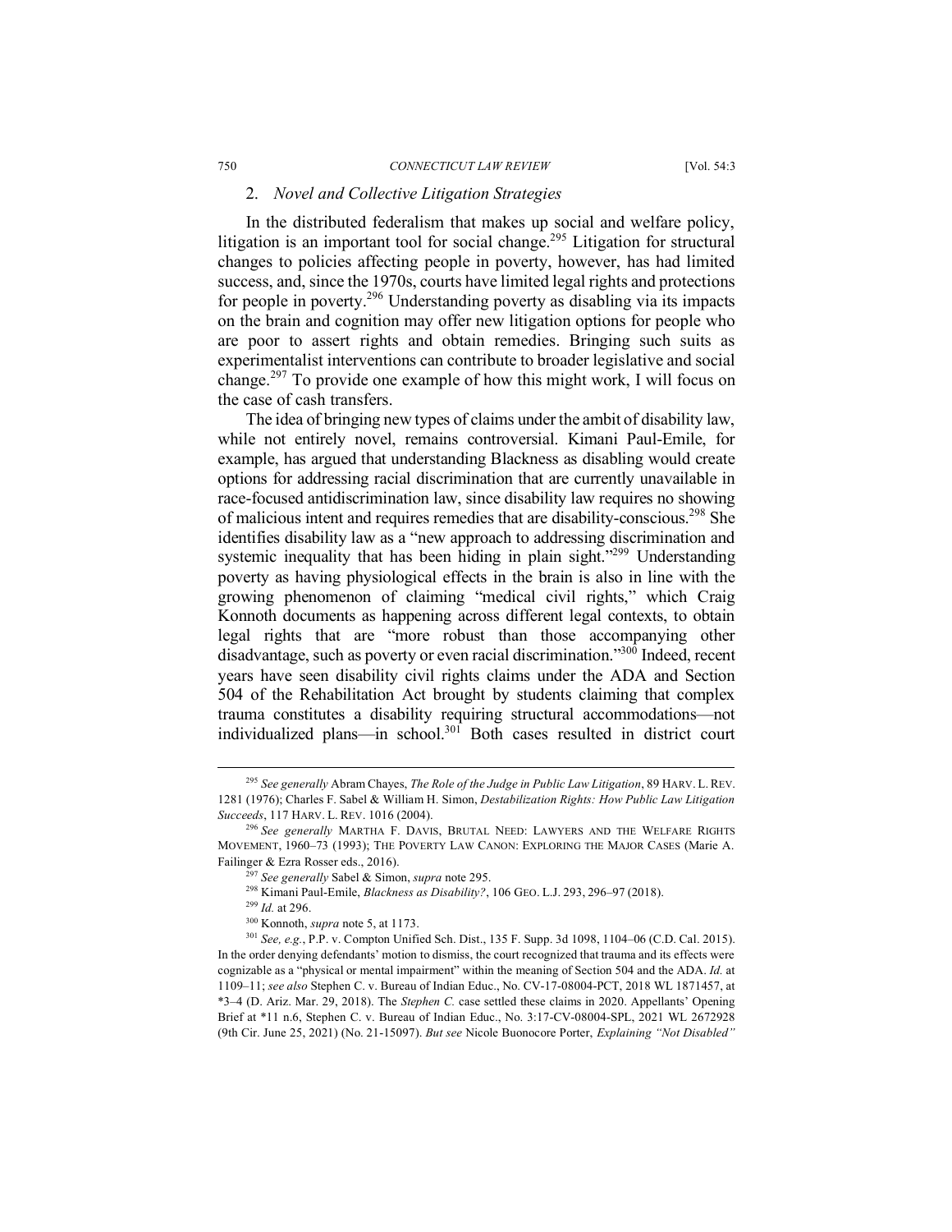### 2. *Novel and Collective Litigation Strategies*

In the distributed federalism that makes up social and welfare policy, litigation is an important tool for social change.[295] Litigation for structural changes to policies affecting people in poverty, however, has had limited success, and, since the 1970s, courts have limited legal rights and protections for people in poverty.[296] Understanding poverty as disabling via its impacts on the brain and cognition may offer new litigation options for people who are poor to assert rights and obtain remedies. Bringing such suits as experimentalist interventions can contribute to broader legislative and social change.[297] To provide one example of how this might work, I will focus on the case of cash transfers.

The idea of bringing new types of claims under the ambit of disability law, while not entirely novel, remains controversial. Kimani Paul-Emile, for example, has argued that understanding Blackness as disabling would create options for addressing racial discrimination that are currently unavailable in race-focused antidiscrimination law, since disability law requires no showing of malicious intent and requires remedies that are disability-conscious.[298] She identifies disability law as a "new approach to addressing discrimination and systemic inequality that has been hiding in plain sight."[299] Understanding poverty as having physiological effects in the brain is also in line with the growing phenomenon of claiming "medical civil rights," which Craig Konnoth documents as happening across different legal contexts, to obtain legal rights that are "more robust than those accompanying other disadvantage, such as poverty or even racial discrimination."[300] Indeed, recent years have seen disability civil rights claims under the ADA and Section 504 of the Rehabilitation Act brought by students claiming that complex trauma constitutes a disability requiring structural accommodations—not individualized plans—in school.[301] Both cases resulted in district court

---

[295] *See generally* Abram Chayes, *The Role of the Judge in Public Law Litigation*, 89 HARV. L. REV. 1281 (1976); Charles F. Sabel & William H. Simon, *Destabilization Rights: How Public Law Litigation Succeeds*, 117 HARV. L. REV. 1016 (2004).

[296] *See generally* MARTHA F. DAVIS, BRUTAL NEED: LAWYERS AND THE WELFARE RIGHTS MOVEMENT, 1960–73 (1993); THE POVERTY LAW CANON: EXPLORING THE MAJOR CASES (Marie A. Failinger & Ezra Rosser eds., 2016).

[297] *See generally* Sabel & Simon, *supra* note 295.

[298] Kimani Paul-Emile, *Blackness as Disability?*, 106 GEO. L.J. 293, 296–97 (2018).

[299] *Id.* at 296.

[300] Konnoth, *supra* note 5, at 1173.

[301] *See, e.g.*, P.P. v. Compton Unified Sch. Dist., 135 F. Supp. 3d 1098, 1104–06 (C.D. Cal. 2015). In the order denying defendants' motion to dismiss, the court recognized that trauma and its effects were cognizable as a "physical or mental impairment" within the meaning of Section 504 and the ADA. *Id.* at 1109–11; *see also* Stephen C. v. Bureau of Indian Educ., No. CV-17-08004-PCT, 2018 WL 1871457, at *3–4 (D. Ariz. Mar. 29, 2018). The *Stephen C.* case settled these claims in 2020. Appellants' Opening Brief at *11 n.6, Stephen C. v. Bureau of Indian Educ., No. 3:17-CV-08004-SPL, 2021 WL 2672928 (9th Cir. June 25, 2021) (No. 21-15097). *But see* Nicole Buonocore Porter, *Explaining "Not Disabled"*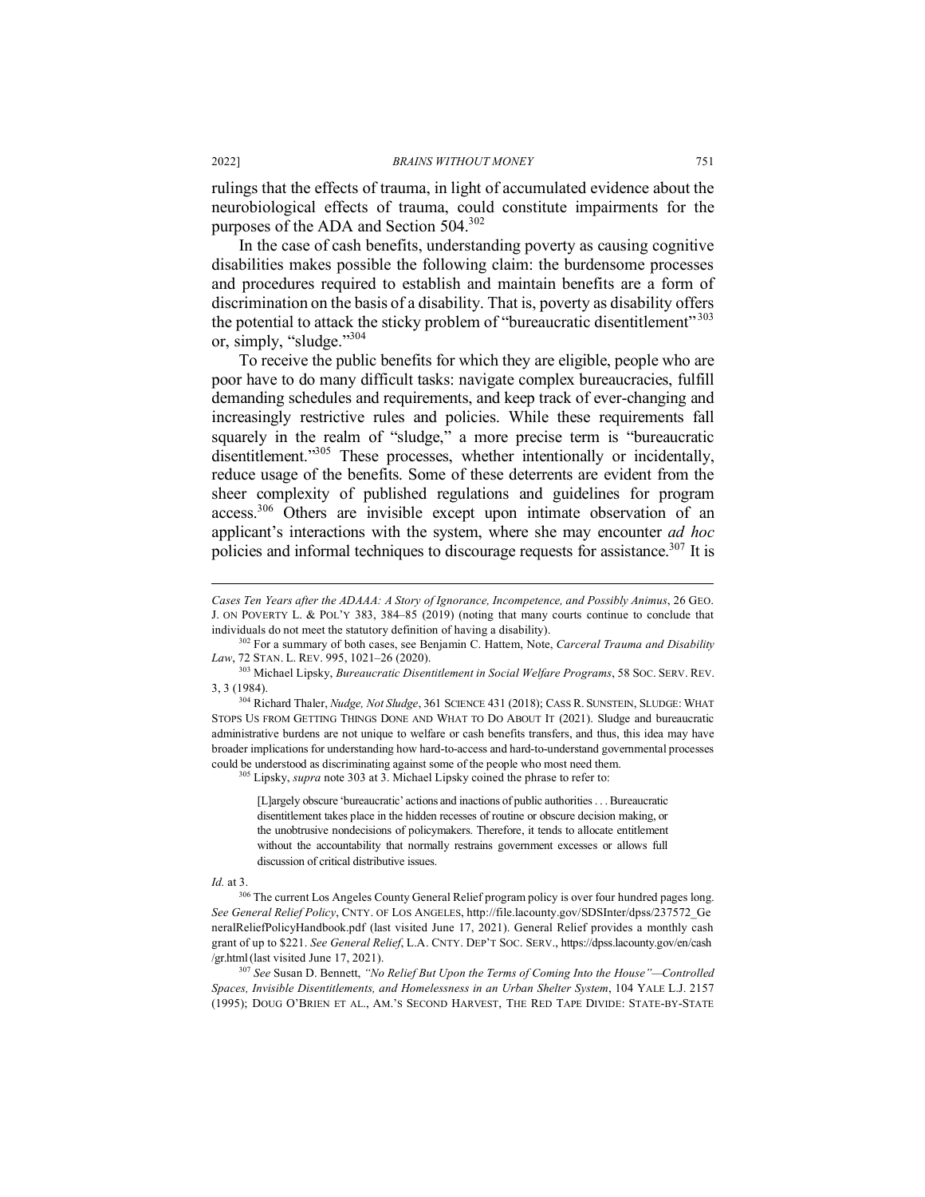rulings that the effects of trauma, in light of accumulated evidence about the neurobiological effects of trauma, could constitute impairments for the purposes of the ADA and Section 504.[302]

In the case of cash benefits, understanding poverty as causing cognitive disabilities makes possible the following claim: the burdensome processes and procedures required to establish and maintain benefits are a form of discrimination on the basis of a disability. That is, poverty as disability offers the potential to attack the sticky problem of "bureaucratic disentitlement"[303] or, simply, "sludge."[304]

To receive the public benefits for which they are eligible, people who are poor have to do many difficult tasks: navigate complex bureaucracies, fulfill demanding schedules and requirements, and keep track of ever-changing and increasingly restrictive rules and policies. While these requirements fall squarely in the realm of "sludge," a more precise term is "bureaucratic disentitlement."[305] These processes, whether intentionally or incidentally, reduce usage of the benefits. Some of these deterrents are evident from the sheer complexity of published regulations and guidelines for program access.[306] Others are invisible except upon intimate observation of an applicant's interactions with the system, where she may encounter *ad hoc* policies and informal techniques to discourage requests for assistance.[307] It is

---

*Cases Ten Years after the ADAAA: A Story of Ignorance, Incompetence, and Possibly Animus*, 26 GEO. J. ON POVERTY L. & POL'Y 383, 384–85 (2019) (noting that many courts continue to conclude that individuals do not meet the statutory definition of having a disability).

[302] For a summary of both cases, see Benjamin C. Hattem, Note, *Carceral Trauma and Disability Law*, 72 STAN. L. REV. 995, 1021–26 (2020).

[303] Michael Lipsky, *Bureaucratic Disentitlement in Social Welfare Programs*, 58 SOC. SERV. REV. 3, 3 (1984).

[304] Richard Thaler, *Nudge, Not Sludge*, 361 SCIENCE 431 (2018); CASS R. SUNSTEIN, SLUDGE: WHAT STOPS US FROM GETTING THINGS DONE AND WHAT TO DO ABOUT IT (2021). Sludge and bureaucratic administrative burdens are not unique to welfare or cash benefits transfers, and thus, this idea may have broader implications for understanding how hard-to-access and hard-to-understand governmental processes could be understood as discriminating against some of the people who most need them.

[305] Lipsky, *supra* note 303 at 3. Michael Lipsky coined the phrase to refer to:

> [L]argely obscure 'bureaucratic' actions and inactions of public authorities . . . Bureaucratic disentitlement takes place in the hidden recesses of routine or obscure decision making, or the unobtrusive nondecisions of policymakers. Therefore, it tends to allocate entitlement without the accountability that normally restrains government excesses or allows full discussion of critical distributive issues.

*Id.* at 3.

[306] The current Los Angeles County General Relief program policy is over four hundred pages long. *See General Relief Policy*, CNTY. OF LOS ANGELES, http://file.lacounty.gov/SDSInter/dpss/237572_GeneralReliefPolicyHandbook.pdf (last visited June 17, 2021). General Relief provides a monthly cash grant of up to $221. *See General Relief*, L.A. CNTY. DEP'T SOC. SERV., https://dpss.lacounty.gov/en/cash/gr.html (last visited June 17, 2021).

[307] *See* Susan D. Bennett, *"No Relief But Upon the Terms of Coming Into the House"—Controlled Spaces, Invisible Disentitlements, and Homelessness in an Urban Shelter System*, 104 YALE L.J. 2157 (1995); DOUG O'BRIEN ET AL., AM.'S SECOND HARVEST, THE RED TAPE DIVIDE: STATE-BY-STATE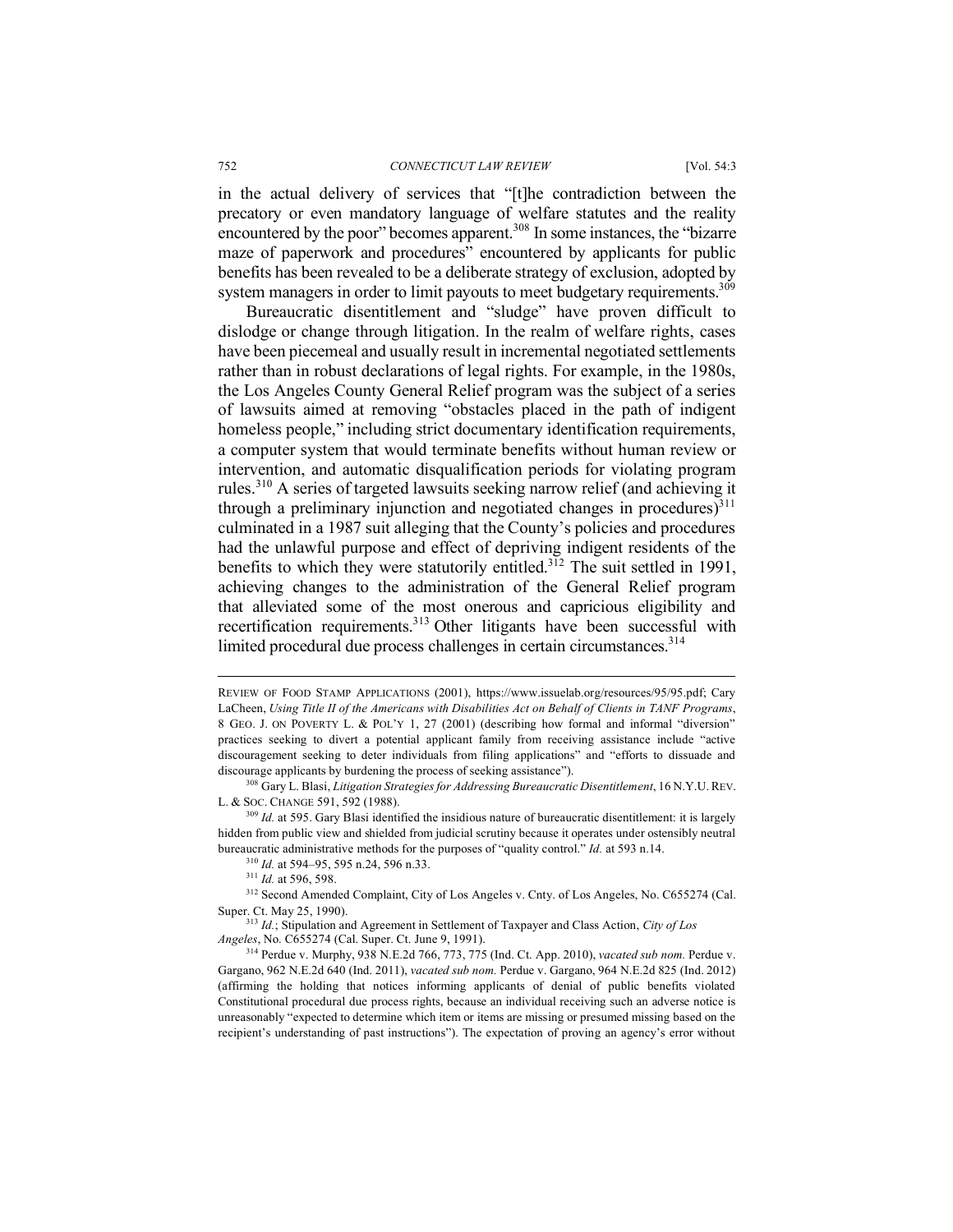in the actual delivery of services that "[t]he contradiction between the precatory or even mandatory language of welfare statutes and the reality encountered by the poor" becomes apparent.[308] In some instances, the "bizarre maze of paperwork and procedures" encountered by applicants for public benefits has been revealed to be a deliberate strategy of exclusion, adopted by system managers in order to limit payouts to meet budgetary requirements.[309]

Bureaucratic disentitlement and "sludge" have proven difficult to dislodge or change through litigation. In the realm of welfare rights, cases have been piecemeal and usually result in incremental negotiated settlements rather than in robust declarations of legal rights. For example, in the 1980s, the Los Angeles County General Relief program was the subject of a series of lawsuits aimed at removing "obstacles placed in the path of indigent homeless people," including strict documentary identification requirements, a computer system that would terminate benefits without human review or intervention, and automatic disqualification periods for violating program rules.[310] A series of targeted lawsuits seeking narrow relief (and achieving it through a preliminary injunction and negotiated changes in procedures)[311] culminated in a 1987 suit alleging that the County's policies and procedures had the unlawful purpose and effect of depriving indigent residents of the benefits to which they were statutorily entitled.[312] The suit settled in 1991, achieving changes to the administration of the General Relief program that alleviated some of the most onerous and capricious eligibility and recertification requirements.[313] Other litigants have been successful with limited procedural due process challenges in certain circumstances.[314]

---

REVIEW OF FOOD STAMP APPLICATIONS (2001), https://www.issuelab.org/resources/95/95.pdf; Cary LaCheen, *Using Title II of the Americans with Disabilities Act on Behalf of Clients in TANF Programs*, 8 GEO. J. ON POVERTY L. & POL'Y 1, 27 (2001) (describing how formal and informal "diversion" practices seeking to divert a potential applicant family from receiving assistance include "active discouragement seeking to deter individuals from filing applications" and "efforts to dissuade and discourage applicants by burdening the process of seeking assistance").

[308] Gary L. Blasi, *Litigation Strategies for Addressing Bureaucratic Disentitlement*, 16 N.Y.U. REV. L. & SOC. CHANGE 591, 592 (1988).

[309] *Id.* at 595. Gary Blasi identified the insidious nature of bureaucratic disentitlement: it is largely hidden from public view and shielded from judicial scrutiny because it operates under ostensibly neutral bureaucratic administrative methods for the purposes of "quality control." *Id.* at 593 n.14.

[310] *Id.* at 594–95, 595 n.24, 596 n.33.

[311] *Id.* at 596, 598.

[312] Second Amended Complaint, City of Los Angeles v. Cnty. of Los Angeles, No. C655274 (Cal. Super. Ct. May 25, 1990).

[313] *Id.*; Stipulation and Agreement in Settlement of Taxpayer and Class Action, *City of Los Angeles*, No. C655274 (Cal. Super. Ct. June 9, 1991).

[314] Perdue v. Murphy, 938 N.E.2d 766, 773, 775 (Ind. Ct. App. 2010), *vacated sub nom.* Perdue v. Gargano, 962 N.E.2d 640 (Ind. 2011), *vacated sub nom.* Perdue v. Gargano, 964 N.E.2d 825 (Ind. 2012) (affirming the holding that notices informing applicants of denial of public benefits violated Constitutional procedural due process rights, because an individual receiving such an adverse notice is unreasonably "expected to determine which item or items are missing or presumed missing based on the recipient's understanding of past instructions"). The expectation of proving an agency's error without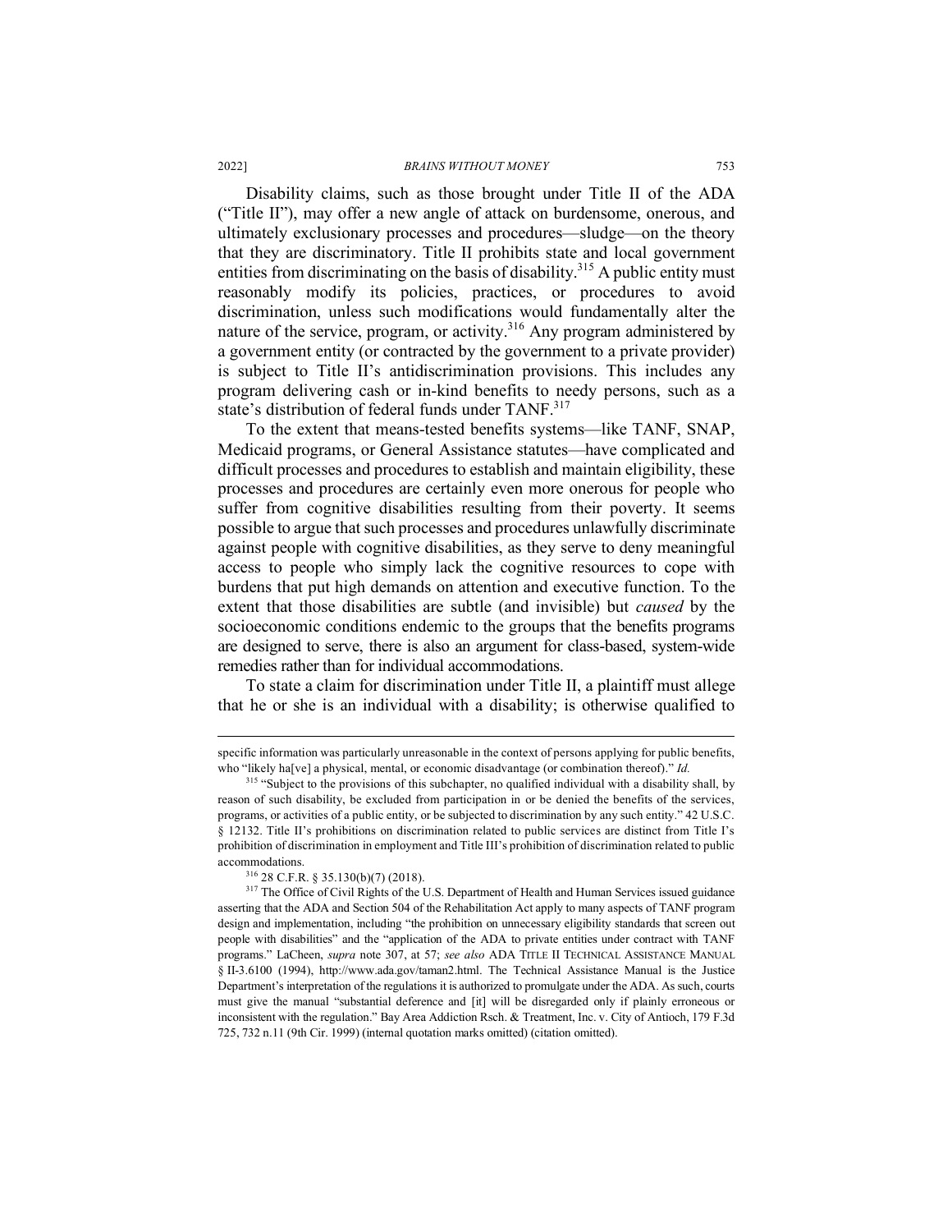Disability claims, such as those brought under Title II of the ADA ("Title II"), may offer a new angle of attack on burdensome, onerous, and ultimately exclusionary processes and procedures—sludge—on the theory that they are discriminatory. Title II prohibits state and local government entities from discriminating on the basis of disability.[315] A public entity must reasonably modify its policies, practices, or procedures to avoid discrimination, unless such modifications would fundamentally alter the nature of the service, program, or activity.[316] Any program administered by a government entity (or contracted by the government to a private provider) is subject to Title II's antidiscrimination provisions. This includes any program delivering cash or in-kind benefits to needy persons, such as a state's distribution of federal funds under TANF.[317]

To the extent that means-tested benefits systems—like TANF, SNAP, Medicaid programs, or General Assistance statutes—have complicated and difficult processes and procedures to establish and maintain eligibility, these processes and procedures are certainly even more onerous for people who suffer from cognitive disabilities resulting from their poverty. It seems possible to argue that such processes and procedures unlawfully discriminate against people with cognitive disabilities, as they serve to deny meaningful access to people who simply lack the cognitive resources to cope with burdens that put high demands on attention and executive function. To the extent that those disabilities are subtle (and invisible) but *caused* by the socioeconomic conditions endemic to the groups that the benefits programs are designed to serve, there is also an argument for class-based, system-wide remedies rather than for individual accommodations.

To state a claim for discrimination under Title II, a plaintiff must allege that he or she is an individual with a disability; is otherwise qualified to

---

specific information was particularly unreasonable in the context of persons applying for public benefits, who "likely ha[ve] a physical, mental, or economic disadvantage (or combination thereof)." *Id.*

[315] "Subject to the provisions of this subchapter, no qualified individual with a disability shall, by reason of such disability, be excluded from participation in or be denied the benefits of the services, programs, or activities of a public entity, or be subjected to discrimination by any such entity." 42 U.S.C. § 12132. Title II's prohibitions on discrimination related to public services are distinct from Title I's prohibition of discrimination in employment and Title III's prohibition of discrimination related to public accommodations.

[316] 28 C.F.R. § 35.130(b)(7) (2018).

[317] The Office of Civil Rights of the U.S. Department of Health and Human Services issued guidance asserting that the ADA and Section 504 of the Rehabilitation Act apply to many aspects of TANF program design and implementation, including "the prohibition on unnecessary eligibility standards that screen out people with disabilities" and the "application of the ADA to private entities under contract with TANF programs." LaCheen, *supra* note 307, at 57; *see also* ADA TITLE II TECHNICAL ASSISTANCE MANUAL § II-3.6100 (1994), http://www.ada.gov/taman2.html. The Technical Assistance Manual is the Justice Department's interpretation of the regulations it is authorized to promulgate under the ADA. As such, courts must give the manual "substantial deference and [it] will be disregarded only if plainly erroneous or inconsistent with the regulation." Bay Area Addiction Rsch. & Treatment, Inc. v. City of Antioch, 179 F.3d 725, 732 n.11 (9th Cir. 1999) (internal quotation marks omitted) (citation omitted).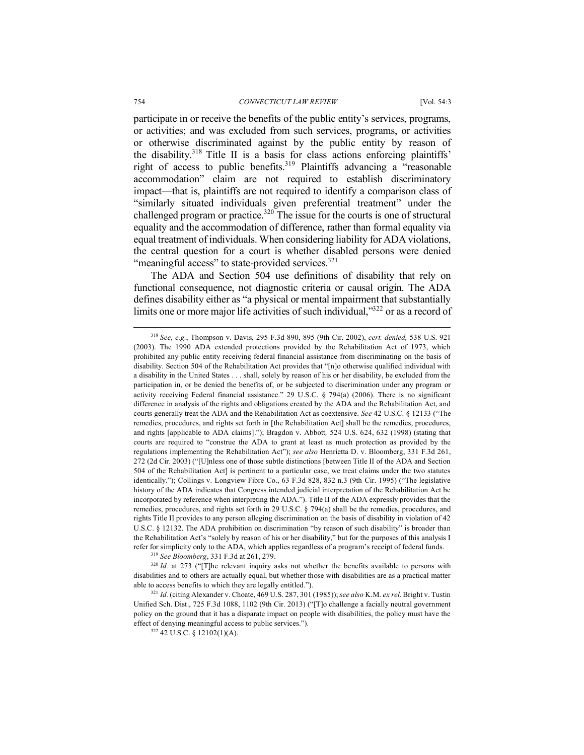participate in or receive the benefits of the public entity's services, programs, or activities; and was excluded from such services, programs, or activities or otherwise discriminated against by the public entity by reason of the disability.[318] Title II is a basis for class actions enforcing plaintiffs' right of access to public benefits.[319] Plaintiffs advancing a "reasonable accommodation" claim are not required to establish discriminatory impact—that is, plaintiffs are not required to identify a comparison class of "similarly situated individuals given preferential treatment" under the challenged program or practice.[320] The issue for the courts is one of structural equality and the accommodation of difference, rather than formal equality via equal treatment of individuals. When considering liability for ADA violations, the central question for a court is whether disabled persons were denied "meaningful access" to state-provided services.[321]

The ADA and Section 504 use definitions of disability that rely on functional consequence, not diagnostic criteria or causal origin. The ADA defines disability either as "a physical or mental impairment that substantially limits one or more major life activities of such individual,"[322] or as a record of

---

[318] *See, e.g.*, Thompson v. Davis*,* 295 F.3d 890, 895 (9th Cir. 2002), *cert. denied,* 538 U.S. 921 (2003). The 1990 ADA extended protections provided by the Rehabilitation Act of 1973, which prohibited any public entity receiving federal financial assistance from discriminating on the basis of disability. Section 504 of the Rehabilitation Act provides that "[n]o otherwise qualified individual with a disability in the United States . . . shall, solely by reason of his or her disability, be excluded from the participation in, or be denied the benefits of, or be subjected to discrimination under any program or activity receiving Federal financial assistance." 29 U.S.C. § 794(a) (2006). There is no significant difference in analysis of the rights and obligations created by the ADA and the Rehabilitation Act, and courts generally treat the ADA and the Rehabilitation Act as coextensive. *See* 42 U.S.C. § 12133 ("The remedies, procedures, and rights set forth in [the Rehabilitation Act] shall be the remedies, procedures, and rights [applicable to ADA claims]."); Bragdon v. Abbott*,* 524 U.S. 624, 632 (1998) (stating that courts are required to "construe the ADA to grant at least as much protection as provided by the regulations implementing the Rehabilitation Act"); *see also* Henrietta D. v. Bloomberg, 331 F.3d 261, 272 (2d Cir. 2003) ("[U]nless one of those subtle distinctions [between Title II of the ADA and Section 504 of the Rehabilitation Act] is pertinent to a particular case, we treat claims under the two statutes identically."); Collings v. Longview Fibre Co., 63 F.3d 828, 832 n.3 (9th Cir. 1995) ("The legislative history of the ADA indicates that Congress intended judicial interpretation of the Rehabilitation Act be incorporated by reference when interpreting the ADA."). Title II of the ADA expressly provides that the remedies, procedures, and rights set forth in 29 U.S.C. § 794(a) shall be the remedies, procedures, and rights Title II provides to any person alleging discrimination on the basis of disability in violation of 42 U.S.C. § 12132. The ADA prohibition on discrimination "by reason of such disability" is broader than the Rehabilitation Act's "solely by reason of his or her disability," but for the purposes of this analysis I refer for simplicity only to the ADA, which applies regardless of a program's receipt of federal funds.

[319] *See Bloomberg*, 331 F.3d at 261, 279.

[320] *Id.* at 273 ("[T]he relevant inquiry asks not whether the benefits available to persons with disabilities and to others are actually equal, but whether those with disabilities are as a practical matter able to access benefits to which they are legally entitled.").

[321] *Id.* (citing Alexander v. Choate, 469 U.S. 287, 301 (1985)); *see also* K.M. *ex rel.* Bright v. Tustin Unified Sch. Dist., 725 F.3d 1088, 1102 (9th Cir. 2013) ("[T]o challenge a facially neutral government policy on the ground that it has a disparate impact on people with disabilities, the policy must have the effect of denying meaningful access to public services.").

[322] 42 U.S.C. § 12102(1)(A).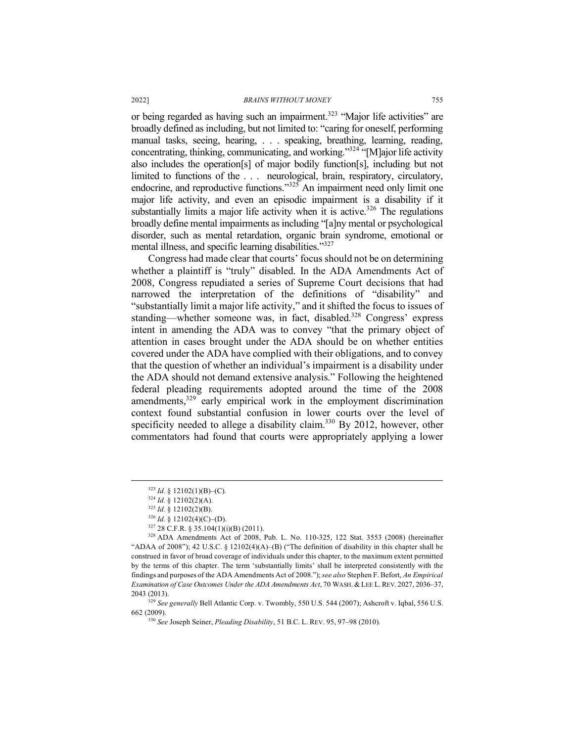or being regarded as having such an impairment.[323] "Major life activities" are broadly defined as including, but not limited to: "caring for oneself, performing manual tasks, seeing, hearing, . . . speaking, breathing, learning, reading, concentrating, thinking, communicating, and working."[324] "[M]ajor life activity also includes the operation[s] of major bodily function[s], including but not limited to functions of the . . . neurological, brain, respiratory, circulatory, endocrine, and reproductive functions."[325] An impairment need only limit one major life activity, and even an episodic impairment is a disability if it substantially limits a major life activity when it is active.[326] The regulations broadly define mental impairments as including "[a]ny mental or psychological disorder, such as mental retardation, organic brain syndrome, emotional or mental illness, and specific learning disabilities."[327]

Congress had made clear that courts' focus should not be on determining whether a plaintiff is "truly" disabled. In the ADA Amendments Act of 2008, Congress repudiated a series of Supreme Court decisions that had narrowed the interpretation of the definitions of "disability" and "substantially limit a major life activity," and it shifted the focus to issues of standing—whether someone was, in fact, disabled.[328] Congress' express intent in amending the ADA was to convey "that the primary object of attention in cases brought under the ADA should be on whether entities covered under the ADA have complied with their obligations, and to convey that the question of whether an individual's impairment is a disability under the ADA should not demand extensive analysis." Following the heightened federal pleading requirements adopted around the time of the 2008 amendments,[329] early empirical work in the employment discrimination context found substantial confusion in lower courts over the level of specificity needed to allege a disability claim.[330] By 2012, however, other commentators had found that courts were appropriately applying a lower

---

[323] *Id.* § 12102(1)(B)–(C).

[324] *Id.* § 12102(2)(A).

[325] *Id.* § 12102(2)(B).

[326] *Id.* § 12102(4)(C)–(D).

[327] 28 C.F.R. § 35.104(1)(i)(B) (2011).

[328] ADA Amendments Act of 2008, Pub. L. No. 110-325, 122 Stat. 3553 (2008) (hereinafter "ADAA of 2008"); 42 U.S.C. § 12102(4)(A)–(B) ("The definition of disability in this chapter shall be construed in favor of broad coverage of individuals under this chapter, to the maximum extent permitted by the terms of this chapter. The term 'substantially limits' shall be interpreted consistently with the findings and purposes of the ADA Amendments Act of 2008."); *see also* Stephen F. Befort, *An Empirical Examination of Case Outcomes Under the ADA Amendments Act*, 70 WASH. & LEE L. REV. 2027, 2036–37, 2043 (2013).

[329] *See generally* Bell Atlantic Corp. v. Twombly, 550 U.S. 544 (2007); Ashcroft v. Iqbal, 556 U.S. 662 (2009).

[330] *See* Joseph Seiner, *Pleading Disability*, 51 B.C. L. REV. 95, 97–98 (2010).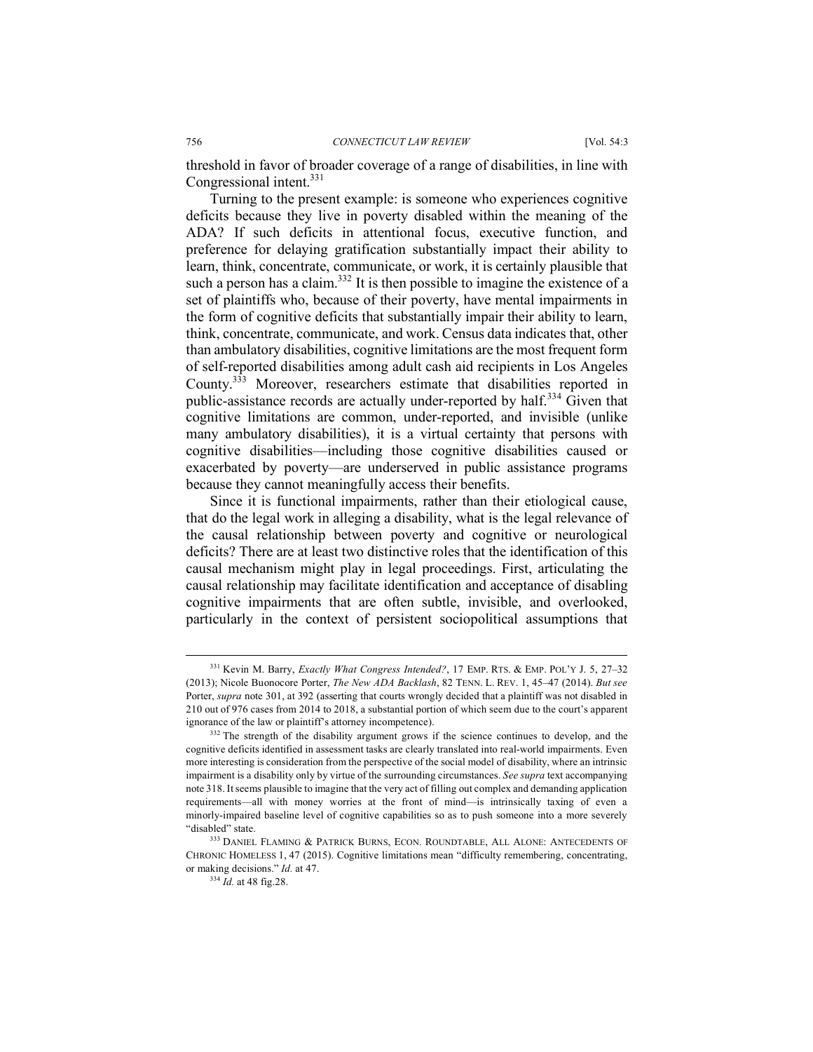threshold in favor of broader coverage of a range of disabilities, in line with Congressional intent.[331]

Turning to the present example: is someone who experiences cognitive deficits because they live in poverty disabled within the meaning of the ADA? If such deficits in attentional focus, executive function, and preference for delaying gratification substantially impact their ability to learn, think, concentrate, communicate, or work, it is certainly plausible that such a person has a claim.[332] It is then possible to imagine the existence of a set of plaintiffs who, because of their poverty, have mental impairments in the form of cognitive deficits that substantially impair their ability to learn, think, concentrate, communicate, and work. Census data indicates that, other than ambulatory disabilities, cognitive limitations are the most frequent form of self-reported disabilities among adult cash aid recipients in Los Angeles County.[333] Moreover, researchers estimate that disabilities reported in public-assistance records are actually under-reported by half.[334] Given that cognitive limitations are common, under-reported, and invisible (unlike many ambulatory disabilities), it is a virtual certainty that persons with cognitive disabilities—including those cognitive disabilities caused or exacerbated by poverty—are underserved in public assistance programs because they cannot meaningfully access their benefits.

Since it is functional impairments, rather than their etiological cause, that do the legal work in alleging a disability, what is the legal relevance of the causal relationship between poverty and cognitive or neurological deficits? There are at least two distinctive roles that the identification of this causal mechanism might play in legal proceedings. First, articulating the causal relationship may facilitate identification and acceptance of disabling cognitive impairments that are often subtle, invisible, and overlooked, particularly in the context of persistent sociopolitical assumptions that

---

[331] Kevin M. Barry, *Exactly What Congress Intended?*, 17 EMP. RTS. & EMP. POL'Y J. 5, 27–32 (2013); Nicole Buonocore Porter, *The New ADA Backlash*, 82 TENN. L. REV. 1, 45–47 (2014). *But see* Porter, *supra* note 301, at 392 (asserting that courts wrongly decided that a plaintiff was not disabled in 210 out of 976 cases from 2014 to 2018, a substantial portion of which seem due to the court's apparent ignorance of the law or plaintiff's attorney incompetence).

[332] The strength of the disability argument grows if the science continues to develop, and the cognitive deficits identified in assessment tasks are clearly translated into real-world impairments. Even more interesting is consideration from the perspective of the social model of disability, where an intrinsic impairment is a disability only by virtue of the surrounding circumstances. *See supra* text accompanying note 318. It seems plausible to imagine that the very act of filling out complex and demanding application requirements—all with money worries at the front of mind—is intrinsically taxing of even a minorly-impaired baseline level of cognitive capabilities so as to push someone into a more severely "disabled" state.

[333] DANIEL FLAMING & PATRICK BURNS, ECON. ROUNDTABLE, ALL ALONE: ANTECEDENTS OF CHRONIC HOMELESS 1, 47 (2015). Cognitive limitations mean "difficulty remembering, concentrating, or making decisions." *Id.* at 47.

[334] *Id.* at 48 fig.28.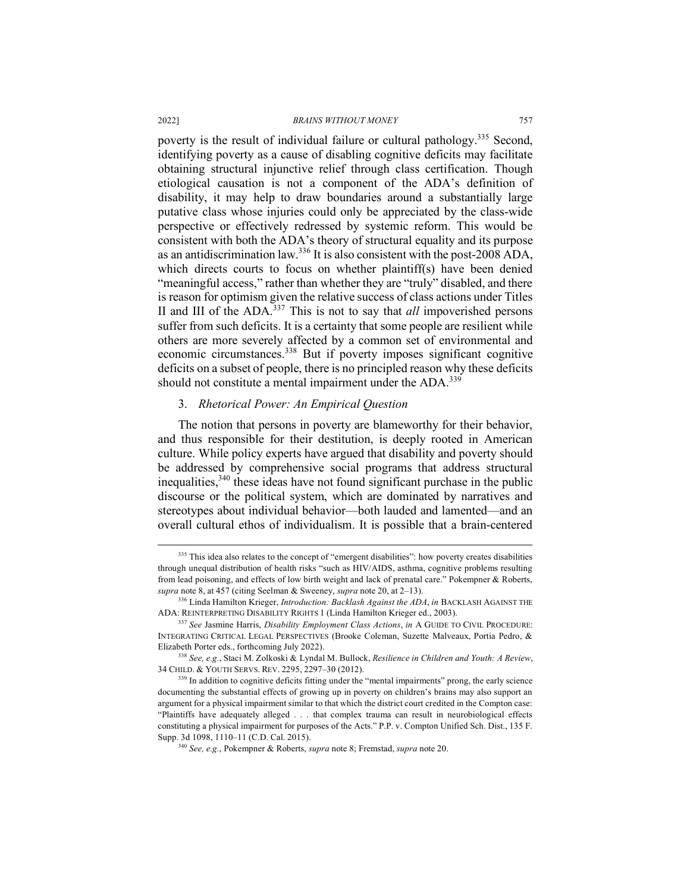poverty is the result of individual failure or cultural pathology.[335] Second, identifying poverty as a cause of disabling cognitive deficits may facilitate obtaining structural injunctive relief through class certification. Though etiological causation is not a component of the ADA's definition of disability, it may help to draw boundaries around a substantially large putative class whose injuries could only be appreciated by the class-wide perspective or effectively redressed by systemic reform. This would be consistent with both the ADA's theory of structural equality and its purpose as an antidiscrimination law.[336] It is also consistent with the post-2008 ADA, which directs courts to focus on whether plaintiff(s) have been denied "meaningful access," rather than whether they are "truly" disabled, and there is reason for optimism given the relative success of class actions under Titles II and III of the ADA.[337] This is not to say that *all* impoverished persons suffer from such deficits. It is a certainty that some people are resilient while others are more severely affected by a common set of environmental and economic circumstances.[338] But if poverty imposes significant cognitive deficits on a subset of people, there is no principled reason why these deficits should not constitute a mental impairment under the ADA.[339]

### 3. *Rhetorical Power: An Empirical Question*

The notion that persons in poverty are blameworthy for their behavior, and thus responsible for their destitution, is deeply rooted in American culture. While policy experts have argued that disability and poverty should be addressed by comprehensive social programs that address structural inequalities,[340] these ideas have not found significant purchase in the public discourse or the political system, which are dominated by narratives and stereotypes about individual behavior—both lauded and lamented—and an overall cultural ethos of individualism. It is possible that a brain-centered

---

[335] This idea also relates to the concept of "emergent disabilities": how poverty creates disabilities through unequal distribution of health risks "such as HIV/AIDS, asthma, cognitive problems resulting from lead poisoning, and effects of low birth weight and lack of prenatal care." Pokempner & Roberts, *supra* note 8, at 457 (citing Seelman & Sweeney, *supra* note 20, at 2–13).

[336] Linda Hamilton Krieger, *Introduction: Backlash Against the ADA*, *in* BACKLASH AGAINST THE ADA: REINTERPRETING DISABILITY RIGHTS 1 (Linda Hamilton Krieger ed., 2003).

[337] *See* Jasmine Harris, *Disability Employment Class Actions*, *in* A GUIDE TO CIVIL PROCEDURE: INTEGRATING CRITICAL LEGAL PERSPECTIVES (Brooke Coleman, Suzette Malveaux, Portia Pedro, & Elizabeth Porter eds., forthcoming July 2022).

[338] *See, e.g.*, Staci M. Zolkoski & Lyndal M. Bullock, *Resilience in Children and Youth: A Review*, 34 CHILD. & YOUTH SERVS. REV. 2295, 2297–30 (2012).

[339] In addition to cognitive deficits fitting under the "mental impairments" prong, the early science documenting the substantial effects of growing up in poverty on children's brains may also support an argument for a physical impairment similar to that which the district court credited in the Compton case: "Plaintiffs have adequately alleged . . . that complex trauma can result in neurobiological effects constituting a physical impairment for purposes of the Acts." P.P. v. Compton Unified Sch. Dist., 135 F. Supp. 3d 1098, 1110–11 (C.D. Cal. 2015).

[340] *See, e.g.*, Pokempner & Roberts, *supra* note 8; Fremstad, *supra* note 20.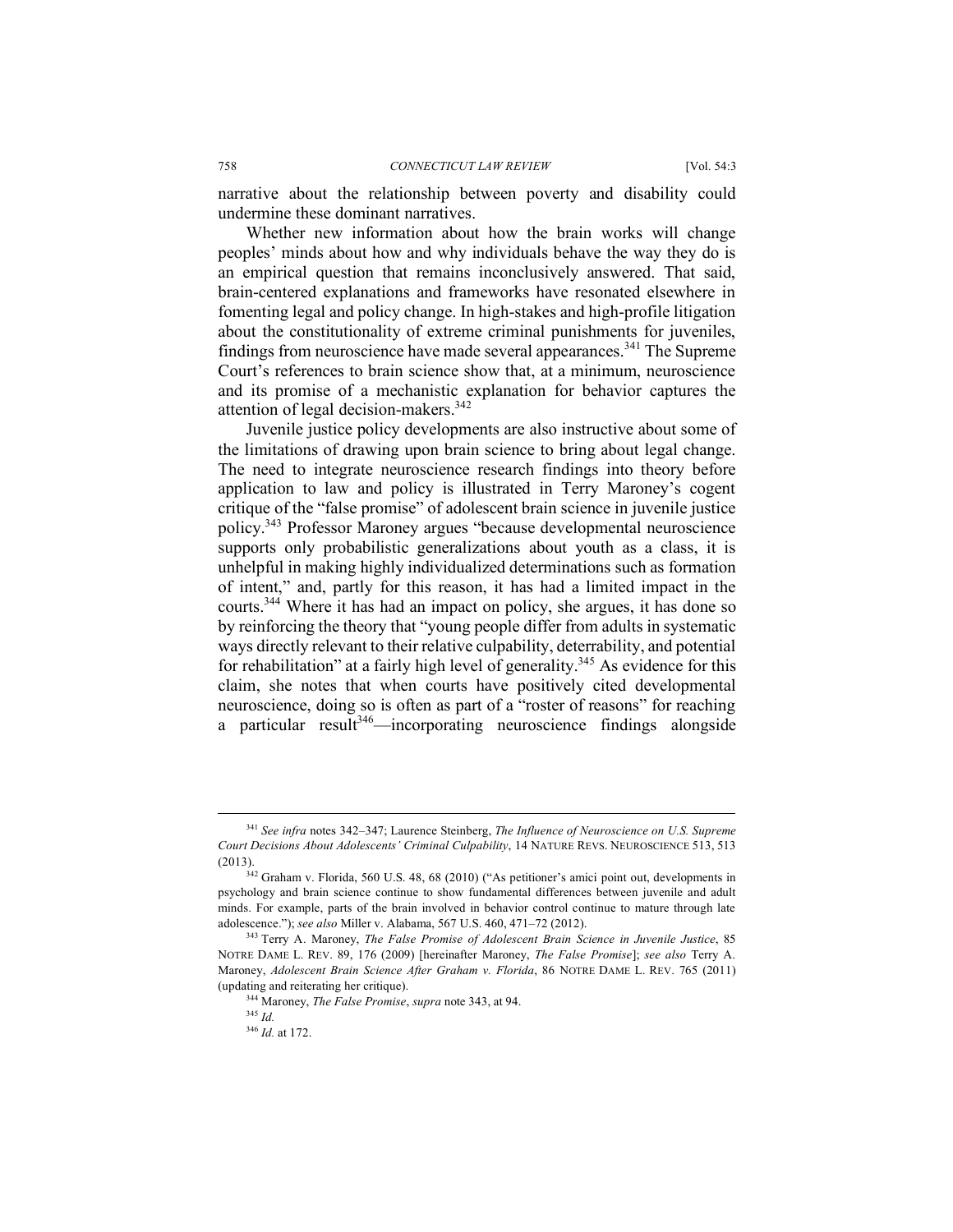narrative about the relationship between poverty and disability could undermine these dominant narratives.

Whether new information about how the brain works will change peoples' minds about how and why individuals behave the way they do is an empirical question that remains inconclusively answered. That said, brain-centered explanations and frameworks have resonated elsewhere in fomenting legal and policy change. In high-stakes and high-profile litigation about the constitutionality of extreme criminal punishments for juveniles, findings from neuroscience have made several appearances.[341] The Supreme Court's references to brain science show that, at a minimum, neuroscience and its promise of a mechanistic explanation for behavior captures the attention of legal decision-makers.[342]

Juvenile justice policy developments are also instructive about some of the limitations of drawing upon brain science to bring about legal change. The need to integrate neuroscience research findings into theory before application to law and policy is illustrated in Terry Maroney's cogent critique of the "false promise" of adolescent brain science in juvenile justice policy.[343] Professor Maroney argues "because developmental neuroscience supports only probabilistic generalizations about youth as a class, it is unhelpful in making highly individualized determinations such as formation of intent," and, partly for this reason, it has had a limited impact in the courts.[344] Where it has had an impact on policy, she argues, it has done so by reinforcing the theory that "young people differ from adults in systematic ways directly relevant to their relative culpability, deterrability, and potential for rehabilitation" at a fairly high level of generality.[345] As evidence for this claim, she notes that when courts have positively cited developmental neuroscience, doing so is often as part of a "roster of reasons" for reaching a particular result[346]—incorporating neuroscience findings alongside

---

[341] *See infra* notes 342–347; Laurence Steinberg, *The Influence of Neuroscience on U.S. Supreme Court Decisions About Adolescents' Criminal Culpability*, 14 NATURE REVS. NEUROSCIENCE 513, 513 (2013).

[342] Graham v. Florida, 560 U.S. 48, 68 (2010) ("As petitioner's amici point out, developments in psychology and brain science continue to show fundamental differences between juvenile and adult minds. For example, parts of the brain involved in behavior control continue to mature through late adolescence."); *see also* Miller v. Alabama, 567 U.S. 460, 471–72 (2012).

[343] Terry A. Maroney, *The False Promise of Adolescent Brain Science in Juvenile Justice*, 85 NOTRE DAME L. REV. 89, 176 (2009) [hereinafter Maroney, *The False Promise*]; *see also* Terry A. Maroney, *Adolescent Brain Science After Graham v. Florida*, 86 NOTRE DAME L. REV. 765 (2011) (updating and reiterating her critique).

[344] Maroney, *The False Promise*, *supra* note 343, at 94.

[345] *Id.*

[346] *Id.* at 172.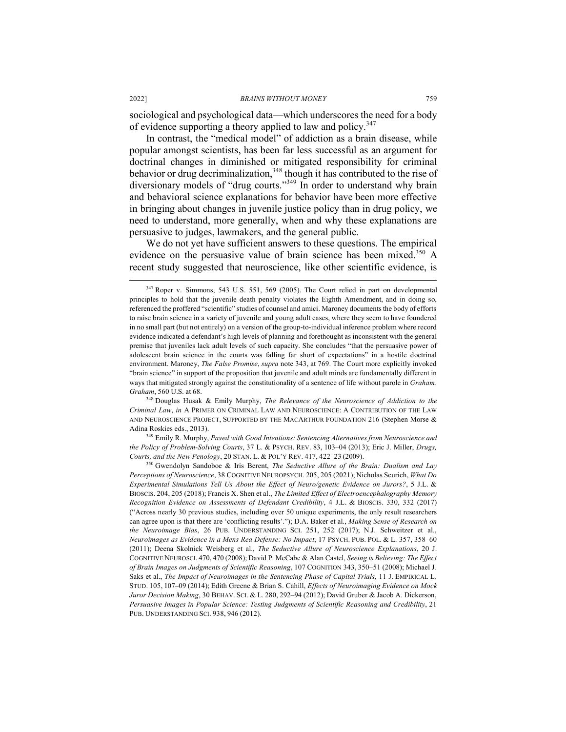sociological and psychological data—which underscores the need for a body of evidence supporting a theory applied to law and policy.[347]

In contrast, the "medical model" of addiction as a brain disease, while popular amongst scientists, has been far less successful as an argument for doctrinal changes in diminished or mitigated responsibility for criminal behavior or drug decriminalization,[348] though it has contributed to the rise of diversionary models of "drug courts."[349] In order to understand why brain and behavioral science explanations for behavior have been more effective in bringing about changes in juvenile justice policy than in drug policy, we need to understand, more generally, when and why these explanations are persuasive to judges, lawmakers, and the general public.

We do not yet have sufficient answers to these questions. The empirical evidence on the persuasive value of brain science has been mixed.[350] A recent study suggested that neuroscience, like other scientific evidence, is

---

[347] Roper v. Simmons, 543 U.S. 551, 569 (2005). The Court relied in part on developmental principles to hold that the juvenile death penalty violates the Eighth Amendment, and in doing so, referenced the proffered "scientific" studies of counsel and amici. Maroney documents the body of efforts to raise brain science in a variety of juvenile and young adult cases, where they seem to have foundered in no small part (but not entirely) on a version of the group-to-individual inference problem where record evidence indicated a defendant's high levels of planning and forethought as inconsistent with the general premise that juveniles lack adult levels of such capacity. She concludes "that the persuasive power of adolescent brain science in the courts was falling far short of expectations" in a hostile doctrinal environment. Maroney, *The False Promise*, *supra* note 343, at 769. The Court more explicitly invoked "brain science" in support of the proposition that juvenile and adult minds are fundamentally different in ways that mitigated strongly against the constitutionality of a sentence of life without parole in *Graham*. *Graham*, 560 U.S. at 68.

[348] Douglas Husak & Emily Murphy, *The Relevance of the Neuroscience of Addiction to the Criminal Law*, *in* A PRIMER ON CRIMINAL LAW AND NEUROSCIENCE: A CONTRIBUTION OF THE LAW AND NEUROSCIENCE PROJECT, SUPPORTED BY THE MACARTHUR FOUNDATION 216 (Stephen Morse & Adina Roskies eds., 2013).

[349] Emily R. Murphy, *Paved with Good Intentions: Sentencing Alternatives from Neuroscience and the Policy of Problem-Solving Courts*, 37 L. & PSYCH. REV. 83, 103–04 (2013); Eric J. Miller, *Drugs, Courts, and the New Penology*, 20 STAN. L. & POL'Y REV. 417, 422–23 (2009).

[350] Gwendolyn Sandoboe & Iris Berent, *The Seductive Allure of the Brain: Dualism and Lay Perceptions of Neuroscience*, 38 COGNITIVE NEUROPSYCH. 205, 205 (2021); Nicholas Scurich, *What Do Experimental Simulations Tell Us About the Effect of Neuro/genetic Evidence on Jurors?*, 5 J.L. & BIOSCIS. 204, 205 (2018); Francis X. Shen et al., *The Limited Effect of Electroencephalography Memory Recognition Evidence on Assessments of Defendant Credibility*, 4 J.L. & BIOSCIS. 330, 332 (2017) ("Across nearly 30 previous studies, including over 50 unique experiments, the only result researchers can agree upon is that there are 'conflicting results'."); D.A. Baker et al., *Making Sense of Research on the Neuroimage Bias*, 26 PUB. UNDERSTANDING SCI. 251, 252 (2017); N.J. Schweitzer et al., *Neuroimages as Evidence in a Mens Rea Defense: No Impact*, 17 PSYCH. PUB. POL. & L. 357, 358–60 (2011); Deena Skolnick Weisberg et al., *The Seductive Allure of Neuroscience Explanations*, 20 J. COGNITIVE NEUROSCI. 470, 470 (2008); David P. McCabe & Alan Castel, *Seeing is Believing: The Effect of Brain Images on Judgments of Scientific Reasoning*, 107 COGNITION 343, 350–51 (2008); Michael J. Saks et al., *The Impact of Neuroimages in the Sentencing Phase of Capital Trials*, 11 J. EMPIRICAL L. STUD. 105, 107–09 (2014); Edith Greene & Brian S. Cahill, *Effects of Neuroimaging Evidence on Mock Juror Decision Making*, 30 BEHAV. SCI. & L. 280, 292–94 (2012); David Gruber & Jacob A. Dickerson, *Persuasive Images in Popular Science: Testing Judgments of Scientific Reasoning and Credibility*, 21 PUB. UNDERSTANDING SCI. 938, 946 (2012).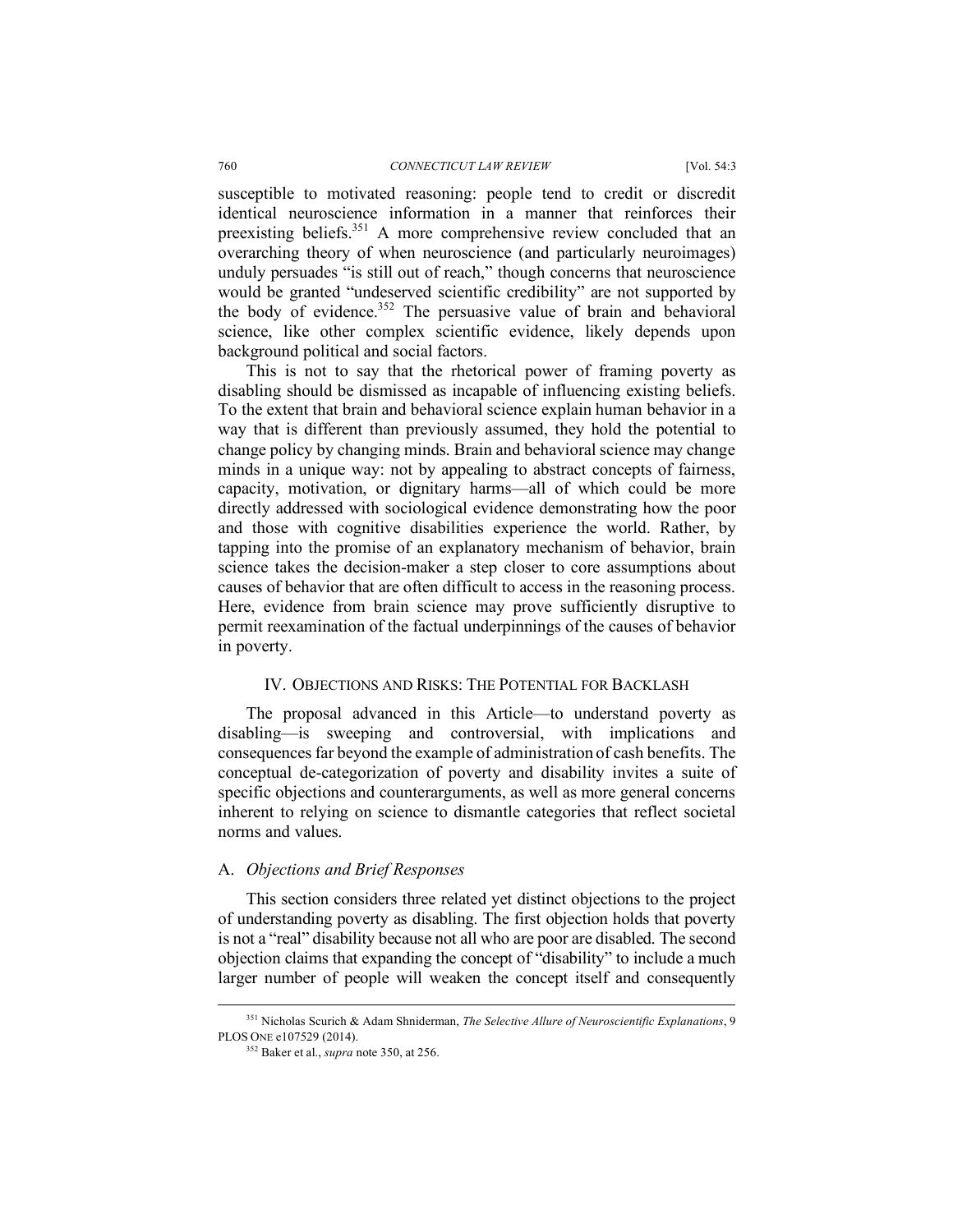susceptible to motivated reasoning: people tend to credit or discredit identical neuroscience information in a manner that reinforces their preexisting beliefs.[351] A more comprehensive review concluded that an overarching theory of when neuroscience (and particularly neuroimages) unduly persuades "is still out of reach," though concerns that neuroscience would be granted "undeserved scientific credibility" are not supported by the body of evidence.[352] The persuasive value of brain and behavioral science, like other complex scientific evidence, likely depends upon background political and social factors.

This is not to say that the rhetorical power of framing poverty as disabling should be dismissed as incapable of influencing existing beliefs. To the extent that brain and behavioral science explain human behavior in a way that is different than previously assumed, they hold the potential to change policy by changing minds. Brain and behavioral science may change minds in a unique way: not by appealing to abstract concepts of fairness, capacity, motivation, or dignitary harms—all of which could be more directly addressed with sociological evidence demonstrating how the poor and those with cognitive disabilities experience the world. Rather, by tapping into the promise of an explanatory mechanism of behavior, brain science takes the decision-maker a step closer to core assumptions about causes of behavior that are often difficult to access in the reasoning process. Here, evidence from brain science may prove sufficiently disruptive to permit reexamination of the factual underpinnings of the causes of behavior in poverty.

## IV. OBJECTIONS AND RISKS: THE POTENTIAL FOR BACKLASH

The proposal advanced in this Article—to understand poverty as disabling—is sweeping and controversial, with implications and consequences far beyond the example of administration of cash benefits. The conceptual de-categorization of poverty and disability invites a suite of specific objections and counterarguments, as well as more general concerns inherent to relying on science to dismantle categories that reflect societal norms and values.

### A. *Objections and Brief Responses*

This section considers three related yet distinct objections to the project of understanding poverty as disabling. The first objection holds that poverty is not a "real" disability because not all who are poor are disabled. The second objection claims that expanding the concept of "disability" to include a much larger number of people will weaken the concept itself and consequently

---

[351] Nicholas Scurich & Adam Shniderman, *The Selective Allure of Neuroscientific Explanations*, 9 PLOS ONE e107529 (2014).

[352] Baker et al., *supra* note 350, at 256.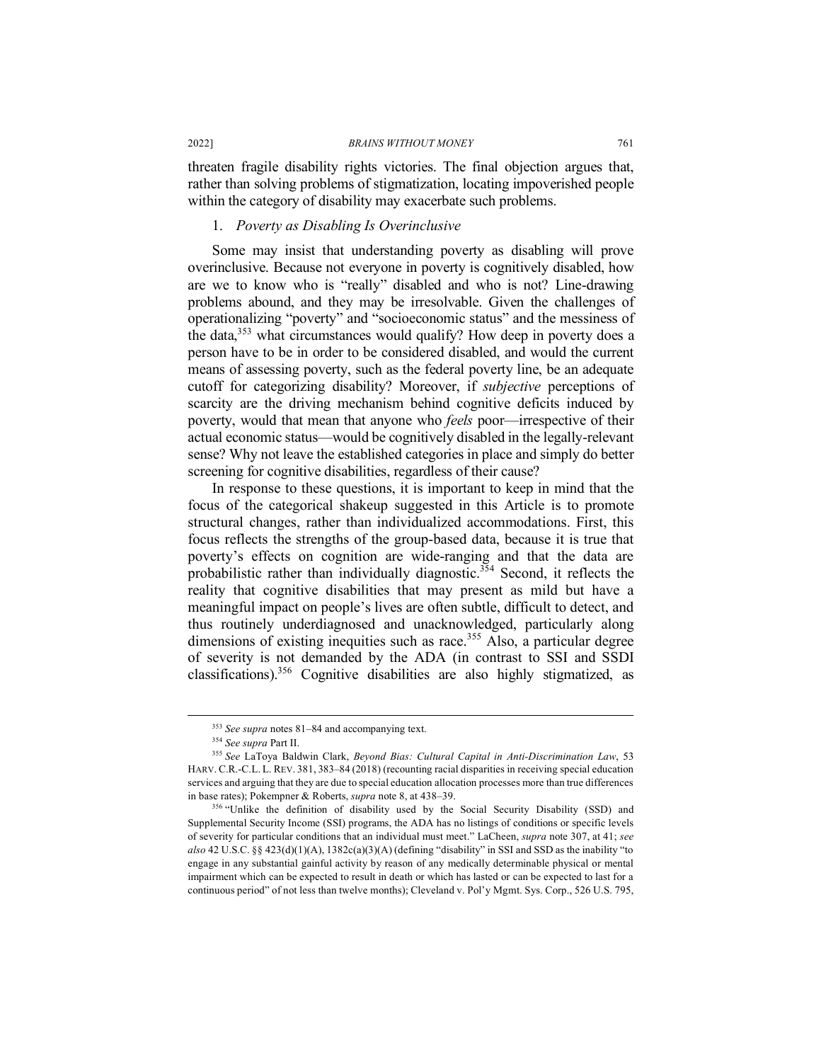threaten fragile disability rights victories. The final objection argues that, rather than solving problems of stigmatization, locating impoverished people within the category of disability may exacerbate such problems.

### 1. *Poverty as Disabling Is Overinclusive*

Some may insist that understanding poverty as disabling will prove overinclusive. Because not everyone in poverty is cognitively disabled, how are we to know who is "really" disabled and who is not? Line-drawing problems abound, and they may be irresolvable. Given the challenges of operationalizing "poverty" and "socioeconomic status" and the messiness of the data,[353] what circumstances would qualify? How deep in poverty does a person have to be in order to be considered disabled, and would the current means of assessing poverty, such as the federal poverty line, be an adequate cutoff for categorizing disability? Moreover, if *subjective* perceptions of scarcity are the driving mechanism behind cognitive deficits induced by poverty, would that mean that anyone who *feels* poor—irrespective of their actual economic status—would be cognitively disabled in the legally-relevant sense? Why not leave the established categories in place and simply do better screening for cognitive disabilities, regardless of their cause?

In response to these questions, it is important to keep in mind that the focus of the categorical shakeup suggested in this Article is to promote structural changes, rather than individualized accommodations. First, this focus reflects the strengths of the group-based data, because it is true that poverty's effects on cognition are wide-ranging and that the data are probabilistic rather than individually diagnostic.[354] Second, it reflects the reality that cognitive disabilities that may present as mild but have a meaningful impact on people's lives are often subtle, difficult to detect, and thus routinely underdiagnosed and unacknowledged, particularly along dimensions of existing inequities such as race.[355] Also, a particular degree of severity is not demanded by the ADA (in contrast to SSI and SSDI classifications).[356] Cognitive disabilities are also highly stigmatized, as

---

[353] *See supra* notes 81–84 and accompanying text.

[354] *See supra* Part II.

[355] *See* LaToya Baldwin Clark, *Beyond Bias: Cultural Capital in Anti-Discrimination Law*, 53 HARV. C.R.-C.L. L. REV. 381, 383–84 (2018) (recounting racial disparities in receiving special education services and arguing that they are due to special education allocation processes more than true differences in base rates); Pokempner & Roberts, *supra* note 8, at 438–39.

[356] "Unlike the definition of disability used by the Social Security Disability (SSD) and Supplemental Security Income (SSI) programs, the ADA has no listings of conditions or specific levels of severity for particular conditions that an individual must meet." LaCheen, *supra* note 307, at 41; *see also* 42 U.S.C. §§ 423(d)(1)(A), 1382c(a)(3)(A) (defining "disability" in SSI and SSD as the inability "to engage in any substantial gainful activity by reason of any medically determinable physical or mental impairment which can be expected to result in death or which has lasted or can be expected to last for a continuous period" of not less than twelve months); Cleveland v. Pol'y Mgmt. Sys. Corp., 526 U.S. 795,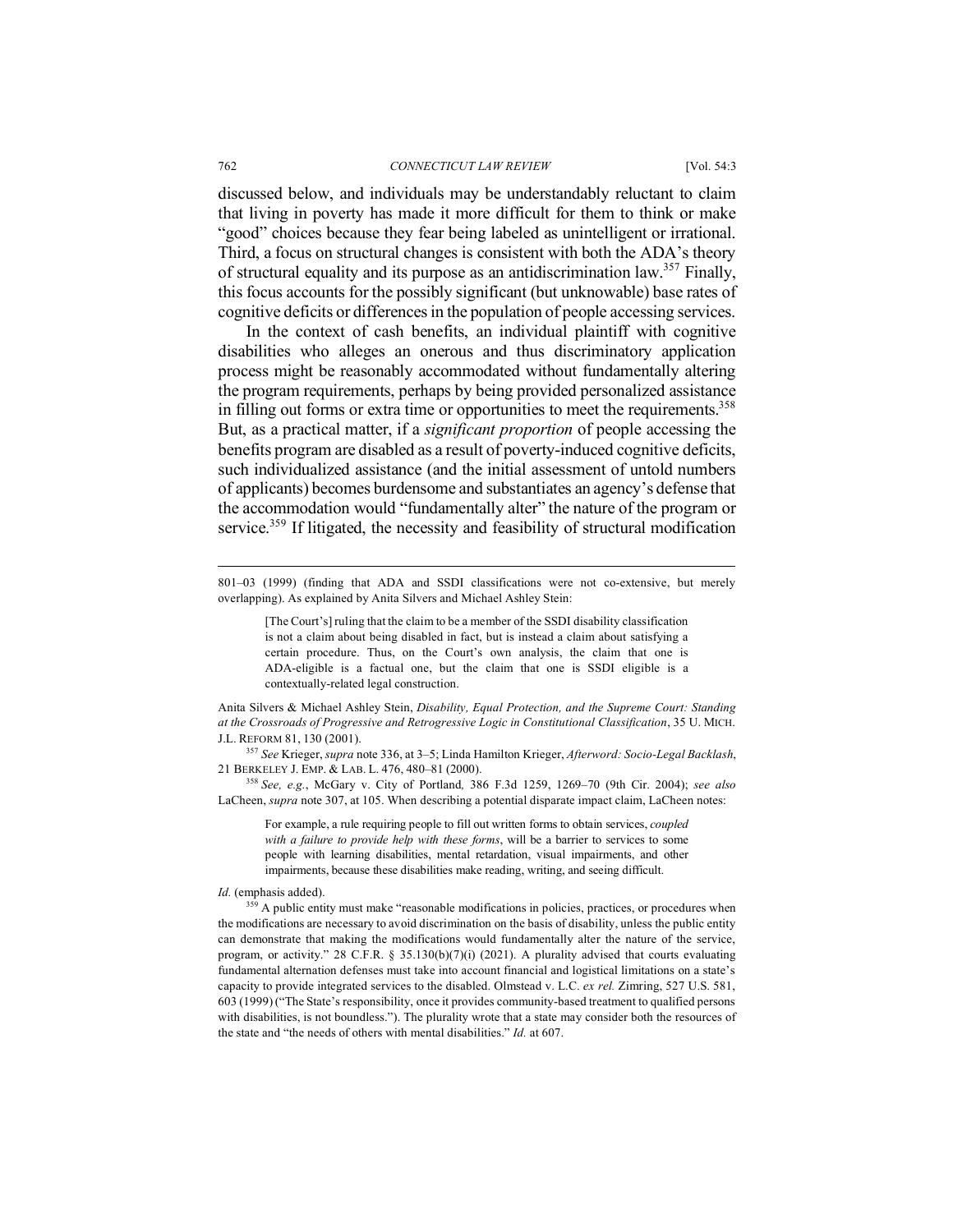discussed below, and individuals may be understandably reluctant to claim that living in poverty has made it more difficult for them to think or make "good" choices because they fear being labeled as unintelligent or irrational. Third, a focus on structural changes is consistent with both the ADA's theory of structural equality and its purpose as an antidiscrimination law.[357] Finally, this focus accounts for the possibly significant (but unknowable) base rates of cognitive deficits or differences in the population of people accessing services.

In the context of cash benefits, an individual plaintiff with cognitive disabilities who alleges an onerous and thus discriminatory application process might be reasonably accommodated without fundamentally altering the program requirements, perhaps by being provided personalized assistance in filling out forms or extra time or opportunities to meet the requirements.[358] But, as a practical matter, if a *significant proportion* of people accessing the benefits program are disabled as a result of poverty-induced cognitive deficits, such individualized assistance (and the initial assessment of untold numbers of applicants) becomes burdensome and substantiates an agency's defense that the accommodation would "fundamentally alter" the nature of the program or service.[359] If litigated, the necessity and feasibility of structural modification

---

801–03 (1999) (finding that ADA and SSDI classifications were not co-extensive, but merely overlapping). As explained by Anita Silvers and Michael Ashley Stein:

> [The Court's] ruling that the claim to be a member of the SSDI disability classification is not a claim about being disabled in fact, but is instead a claim about satisfying a certain procedure. Thus, on the Court's own analysis, the claim that one is ADA-eligible is a factual one, but the claim that one is SSDI eligible is a contextually-related legal construction.

Anita Silvers & Michael Ashley Stein, *Disability, Equal Protection, and the Supreme Court: Standing at the Crossroads of Progressive and Retrogressive Logic in Constitutional Classification*, 35 U. MICH. J.L. REFORM 81, 130 (2001).

[357] *See* Krieger, *supra* note 336, at 3–5; Linda Hamilton Krieger, *Afterword: Socio-Legal Backlash*, 21 BERKELEY J. EMP. & LAB. L. 476, 480–81 (2000).

[358] *See, e.g.*, McGary v. City of Portland, 386 F.3d 1259, 1269–70 (9th Cir. 2004); *see also* LaCheen, *supra* note 307, at 105. When describing a potential disparate impact claim, LaCheen notes:

> For example, a rule requiring people to fill out written forms to obtain services, *coupled with a failure to provide help with these forms*, will be a barrier to services to some people with learning disabilities, mental retardation, visual impairments, and other impairments, because these disabilities make reading, writing, and seeing difficult.

*Id.* (emphasis added).

[359] A public entity must make "reasonable modifications in policies, practices, or procedures when the modifications are necessary to avoid discrimination on the basis of disability, unless the public entity can demonstrate that making the modifications would fundamentally alter the nature of the service, program, or activity." 28 C.F.R. § 35.130(b)(7)(i) (2021). A plurality advised that courts evaluating fundamental alternation defenses must take into account financial and logistical limitations on a state's capacity to provide integrated services to the disabled. Olmstead v. L.C. *ex rel.* Zimring, 527 U.S. 581, 603 (1999) ("The State's responsibility, once it provides community-based treatment to qualified persons with disabilities, is not boundless."). The plurality wrote that a state may consider both the resources of the state and "the needs of others with mental disabilities." *Id.* at 607.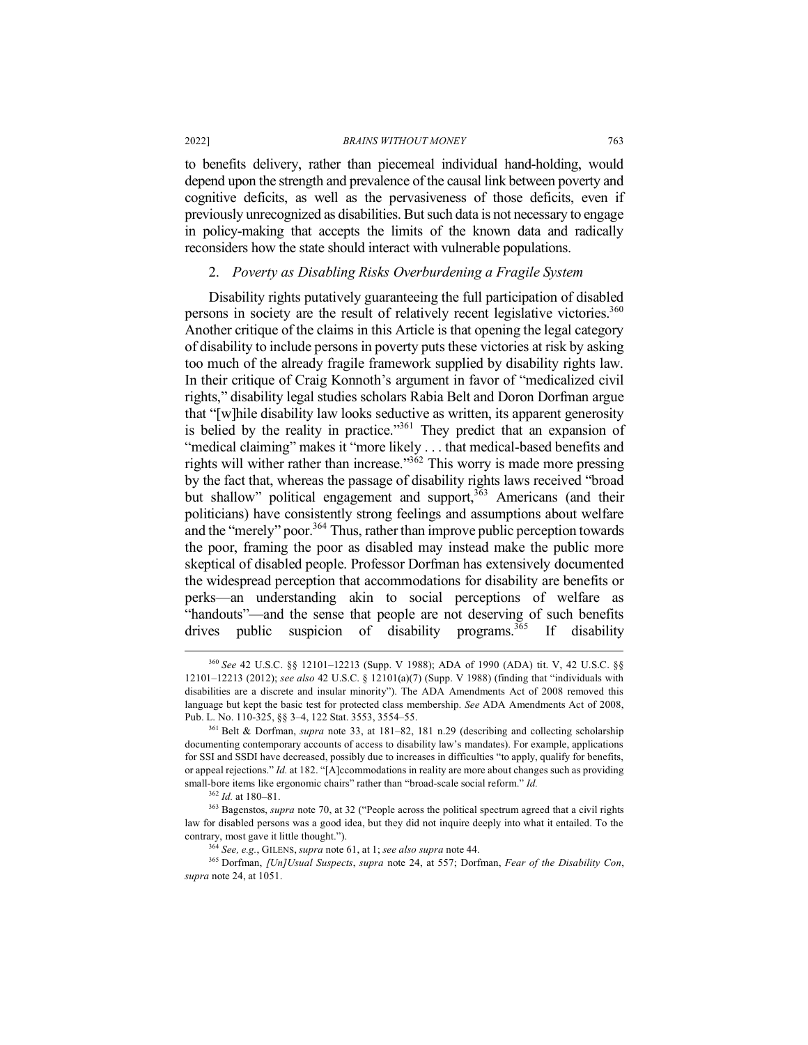to benefits delivery, rather than piecemeal individual hand-holding, would depend upon the strength and prevalence of the causal link between poverty and cognitive deficits, as well as the pervasiveness of those deficits, even if previously unrecognized as disabilities. But such data is not necessary to engage in policy-making that accepts the limits of the known data and radically reconsiders how the state should interact with vulnerable populations.

### 2. *Poverty as Disabling Risks Overburdening a Fragile System*

Disability rights putatively guaranteeing the full participation of disabled persons in society are the result of relatively recent legislative victories.[360] Another critique of the claims in this Article is that opening the legal category of disability to include persons in poverty puts these victories at risk by asking too much of the already fragile framework supplied by disability rights law. In their critique of Craig Konnoth's argument in favor of "medicalized civil rights," disability legal studies scholars Rabia Belt and Doron Dorfman argue that "[w]hile disability law looks seductive as written, its apparent generosity is belied by the reality in practice."[361] They predict that an expansion of "medical claiming" makes it "more likely . . . that medical-based benefits and rights will wither rather than increase."[362] This worry is made more pressing by the fact that, whereas the passage of disability rights laws received "broad but shallow" political engagement and support,[363] Americans (and their politicians) have consistently strong feelings and assumptions about welfare and the "merely" poor.[364] Thus, rather than improve public perception towards the poor, framing the poor as disabled may instead make the public more skeptical of disabled people. Professor Dorfman has extensively documented the widespread perception that accommodations for disability are benefits or perks—an understanding akin to social perceptions of welfare as "handouts"—and the sense that people are not deserving of such benefits drives public suspicion of disability programs.[365] If disability

---

[360] *See* 42 U.S.C. §§ 12101–12213 (Supp. V 1988); ADA of 1990 (ADA) tit. V, 42 U.S.C. §§ 12101–12213 (2012); *see also* 42 U.S.C. § 12101(a)(7) (Supp. V 1988) (finding that "individuals with disabilities are a discrete and insular minority"). The ADA Amendments Act of 2008 removed this language but kept the basic test for protected class membership. *See* ADA Amendments Act of 2008, Pub. L. No. 110-325, §§ 3–4, 122 Stat. 3553, 3554–55.

[361] Belt & Dorfman, *supra* note 33, at 181–82, 181 n.29 (describing and collecting scholarship documenting contemporary accounts of access to disability law's mandates). For example, applications for SSI and SSDI have decreased, possibly due to increases in difficulties "to apply, qualify for benefits, or appeal rejections." *Id.* at 182. "[A]ccommodations in reality are more about changes such as providing small-bore items like ergonomic chairs" rather than "broad-scale social reform." *Id.*

[362] *Id.* at 180–81.

[363] Bagenstos, *supra* note 70, at 32 ("People across the political spectrum agreed that a civil rights law for disabled persons was a good idea, but they did not inquire deeply into what it entailed. To the contrary, most gave it little thought.").

[364] *See, e.g.*, GILENS, *supra* note 61, at 1; *see also supra* note 44.

[365] Dorfman, *[Un]Usual Suspects*, *supra* note 24, at 557; Dorfman, *Fear of the Disability Con*, *supra* note 24, at 1051.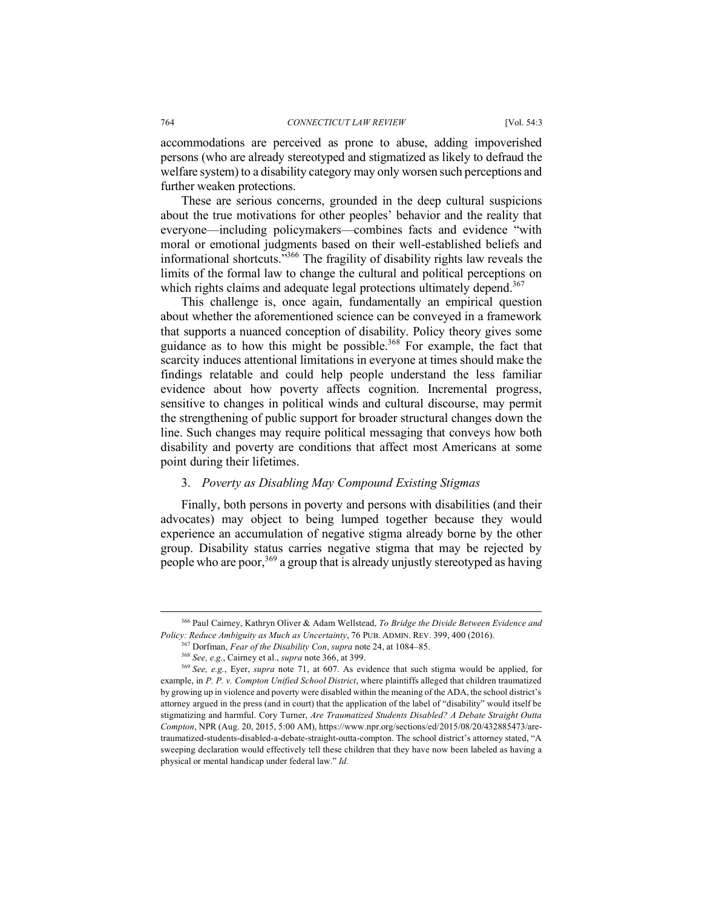accommodations are perceived as prone to abuse, adding impoverished persons (who are already stereotyped and stigmatized as likely to defraud the welfare system) to a disability category may only worsen such perceptions and further weaken protections.

These are serious concerns, grounded in the deep cultural suspicions about the true motivations for other peoples' behavior and the reality that everyone—including policymakers—combines facts and evidence "with moral or emotional judgments based on their well-established beliefs and informational shortcuts."[366] The fragility of disability rights law reveals the limits of the formal law to change the cultural and political perceptions on which rights claims and adequate legal protections ultimately depend.[367]

This challenge is, once again, fundamentally an empirical question about whether the aforementioned science can be conveyed in a framework that supports a nuanced conception of disability. Policy theory gives some guidance as to how this might be possible.[368] For example, the fact that scarcity induces attentional limitations in everyone at times should make the findings relatable and could help people understand the less familiar evidence about how poverty affects cognition. Incremental progress, sensitive to changes in political winds and cultural discourse, may permit the strengthening of public support for broader structural changes down the line. Such changes may require political messaging that conveys how both disability and poverty are conditions that affect most Americans at some point during their lifetimes.

### 3. *Poverty as Disabling May Compound Existing Stigmas*

Finally, both persons in poverty and persons with disabilities (and their advocates) may object to being lumped together because they would experience an accumulation of negative stigma already borne by the other group. Disability status carries negative stigma that may be rejected by people who are poor,[369] a group that is already unjustly stereotyped as having

---

[366] Paul Cairney, Kathryn Oliver & Adam Wellstead, *To Bridge the Divide Between Evidence and Policy: Reduce Ambiguity as Much as Uncertainty*, 76 PUB. ADMIN. REV. 399, 400 (2016).

[367] Dorfman, *Fear of the Disability Con*, *supra* note 24, at 1084–85.

[368] *See, e.g.*, Cairney et al., *supra* note 366, at 399.

[369] *See, e.g.*, Eyer, *supra* note 71, at 607. As evidence that such stigma would be applied, for example, in *P. P. v. Compton Unified School District*, where plaintiffs alleged that children traumatized by growing up in violence and poverty were disabled within the meaning of the ADA, the school district's attorney argued in the press (and in court) that the application of the label of "disability" would itself be stigmatizing and harmful. Cory Turner, *Are Traumatized Students Disabled? A Debate Straight Outta Compton*, NPR (Aug. 20, 2015, 5:00 AM), https://www.npr.org/sections/ed/2015/08/20/432885473/are-traumatized-students-disabled-a-debate-straight-outta-compton. The school district's attorney stated, "A sweeping declaration would effectively tell these children that they have now been labeled as having a physical or mental handicap under federal law." *Id.*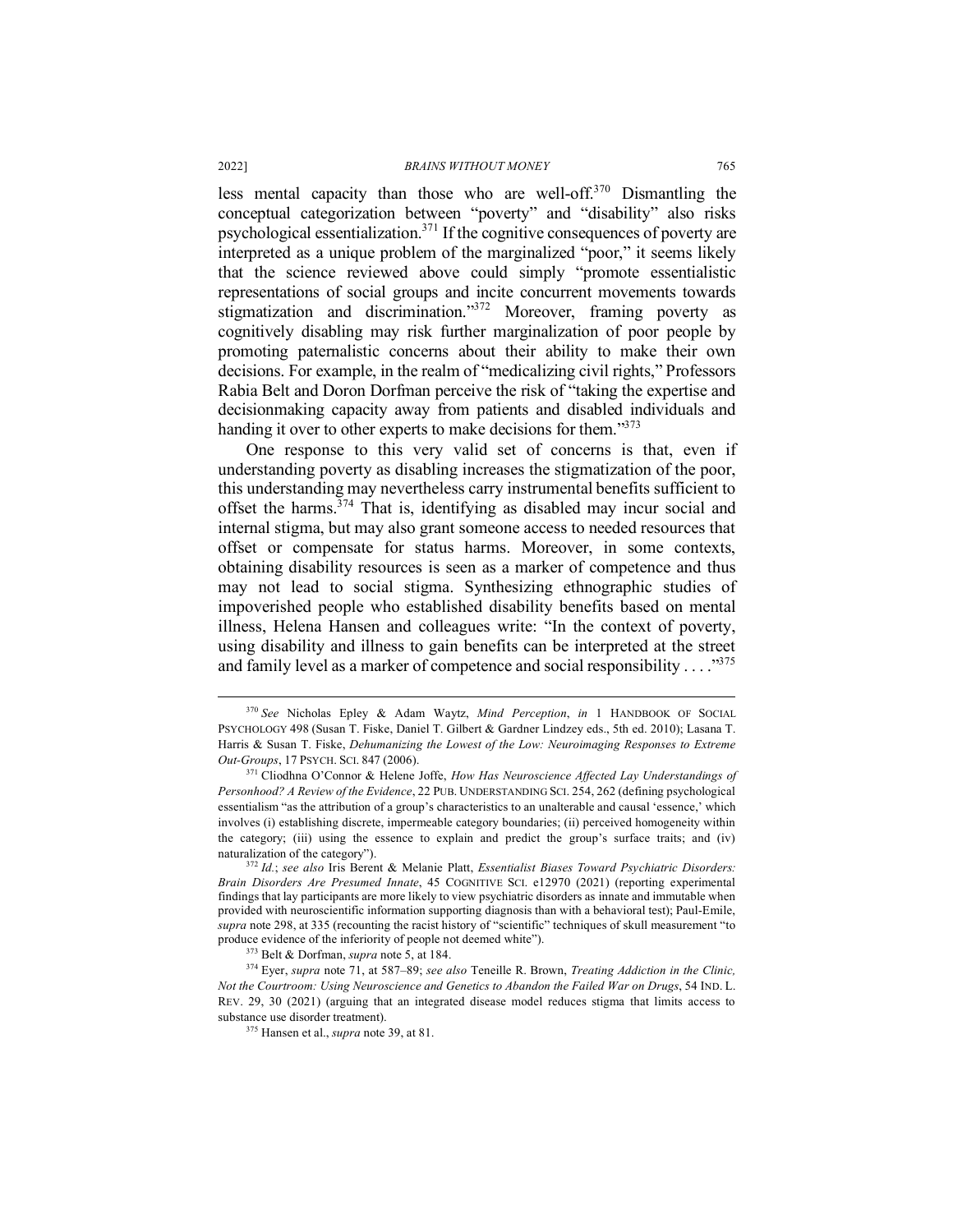less mental capacity than those who are well-off.[370] Dismantling the conceptual categorization between "poverty" and "disability" also risks psychological essentialization.[371] If the cognitive consequences of poverty are interpreted as a unique problem of the marginalized "poor," it seems likely that the science reviewed above could simply "promote essentialistic representations of social groups and incite concurrent movements towards stigmatization and discrimination."[372] Moreover, framing poverty as cognitively disabling may risk further marginalization of poor people by promoting paternalistic concerns about their ability to make their own decisions. For example, in the realm of "medicalizing civil rights," Professors Rabia Belt and Doron Dorfman perceive the risk of "taking the expertise and decisionmaking capacity away from patients and disabled individuals and handing it over to other experts to make decisions for them."[373]

One response to this very valid set of concerns is that, even if understanding poverty as disabling increases the stigmatization of the poor, this understanding may nevertheless carry instrumental benefits sufficient to offset the harms.[374] That is, identifying as disabled may incur social and internal stigma, but may also grant someone access to needed resources that offset or compensate for status harms. Moreover, in some contexts, obtaining disability resources is seen as a marker of competence and thus may not lead to social stigma. Synthesizing ethnographic studies of impoverished people who established disability benefits based on mental illness, Helena Hansen and colleagues write: "In the context of poverty, using disability and illness to gain benefits can be interpreted at the street and family level as a marker of competence and social responsibility . . . ."[375]

---

[370] *See* Nicholas Epley & Adam Waytz, *Mind Perception*, *in* 1 HANDBOOK OF SOCIAL PSYCHOLOGY 498 (Susan T. Fiske, Daniel T. Gilbert & Gardner Lindzey eds., 5th ed. 2010); Lasana T. Harris & Susan T. Fiske, *Dehumanizing the Lowest of the Low: Neuroimaging Responses to Extreme Out-Groups*, 17 PSYCH. SCI. 847 (2006).

[371] Cliodhna O'Connor & Helene Joffe, *How Has Neuroscience Affected Lay Understandings of Personhood? A Review of the Evidence*, 22 PUB. UNDERSTANDING SCI. 254, 262 (defining psychological essentialism "as the attribution of a group's characteristics to an unalterable and causal 'essence,' which involves (i) establishing discrete, impermeable category boundaries; (ii) perceived homogeneity within the category; (iii) using the essence to explain and predict the group's surface traits; and (iv) naturalization of the category").

[372] *Id.*; *see also* Iris Berent & Melanie Platt, *Essentialist Biases Toward Psychiatric Disorders: Brain Disorders Are Presumed Innate*, 45 COGNITIVE SCI. e12970 (2021) (reporting experimental findings that lay participants are more likely to view psychiatric disorders as innate and immutable when provided with neuroscientific information supporting diagnosis than with a behavioral test); Paul-Emile, *supra* note 298, at 335 (recounting the racist history of "scientific" techniques of skull measurement "to produce evidence of the inferiority of people not deemed white").

[373] Belt & Dorfman, *supra* note 5, at 184.

[374] Eyer, *supra* note 71, at 587–89; *see also* Teneille R. Brown, *Treating Addiction in the Clinic, Not the Courtroom: Using Neuroscience and Genetics to Abandon the Failed War on Drugs*, 54 IND. L. REV. 29, 30 (2021) (arguing that an integrated disease model reduces stigma that limits access to substance use disorder treatment).

[375] Hansen et al., *supra* note 39, at 81.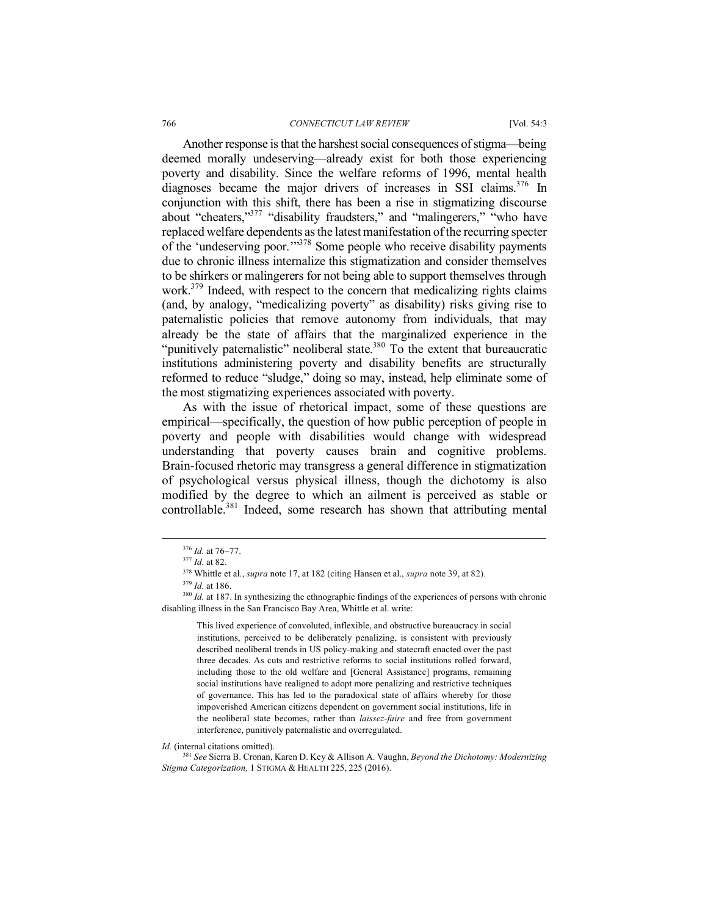Another response is that the harshest social consequences of stigma—being deemed morally undeserving—already exist for both those experiencing poverty and disability. Since the welfare reforms of 1996, mental health diagnoses became the major drivers of increases in SSI claims.[376] In conjunction with this shift, there has been a rise in stigmatizing discourse about "cheaters,"[377] "disability fraudsters," and "malingerers," "who have replaced welfare dependents as the latest manifestation of the recurring specter of the 'undeserving poor.'"[378] Some people who receive disability payments due to chronic illness internalize this stigmatization and consider themselves to be shirkers or malingerers for not being able to support themselves through work.[379] Indeed, with respect to the concern that medicalizing rights claims (and, by analogy, "medicalizing poverty" as disability) risks giving rise to paternalistic policies that remove autonomy from individuals, that may already be the state of affairs that the marginalized experience in the "punitively paternalistic" neoliberal state.[380] To the extent that bureaucratic institutions administering poverty and disability benefits are structurally reformed to reduce "sludge," doing so may, instead, help eliminate some of the most stigmatizing experiences associated with poverty.

As with the issue of rhetorical impact, some of these questions are empirical—specifically, the question of how public perception of people in poverty and people with disabilities would change with widespread understanding that poverty causes brain and cognitive problems. Brain-focused rhetoric may transgress a general difference in stigmatization of psychological versus physical illness, though the dichotomy is also modified by the degree to which an ailment is perceived as stable or controllable.[381] Indeed, some research has shown that attributing mental

---

[376] *Id.* at 76–77.

[377] *Id.* at 82.

[378] Whittle et al., *supra* note 17, at 182 (citing Hansen et al., *supra* note 39, at 82).

[379] *Id.* at 186.

[380] *Id.* at 187. In synthesizing the ethnographic findings of the experiences of persons with chronic disabling illness in the San Francisco Bay Area, Whittle et al. write:

> This lived experience of convoluted, inflexible, and obstructive bureaucracy in social institutions, perceived to be deliberately penalizing, is consistent with previously described neoliberal trends in US policy-making and statecraft enacted over the past three decades. As cuts and restrictive reforms to social institutions rolled forward, including those to the old welfare and [General Assistance] programs, remaining social institutions have realigned to adopt more penalizing and restrictive techniques of governance. This has led to the paradoxical state of affairs whereby for those impoverished American citizens dependent on government social institutions, life in the neoliberal state becomes, rather than *laissez-faire* and free from government interference, punitively paternalistic and overregulated.

*Id.* (internal citations omitted).

[381] *See* Sierra B. Cronan, Karen D. Key & Allison A. Vaughn, *Beyond the Dichotomy: Modernizing Stigma Categorization,* 1 STIGMA & HEALTH 225, 225 (2016).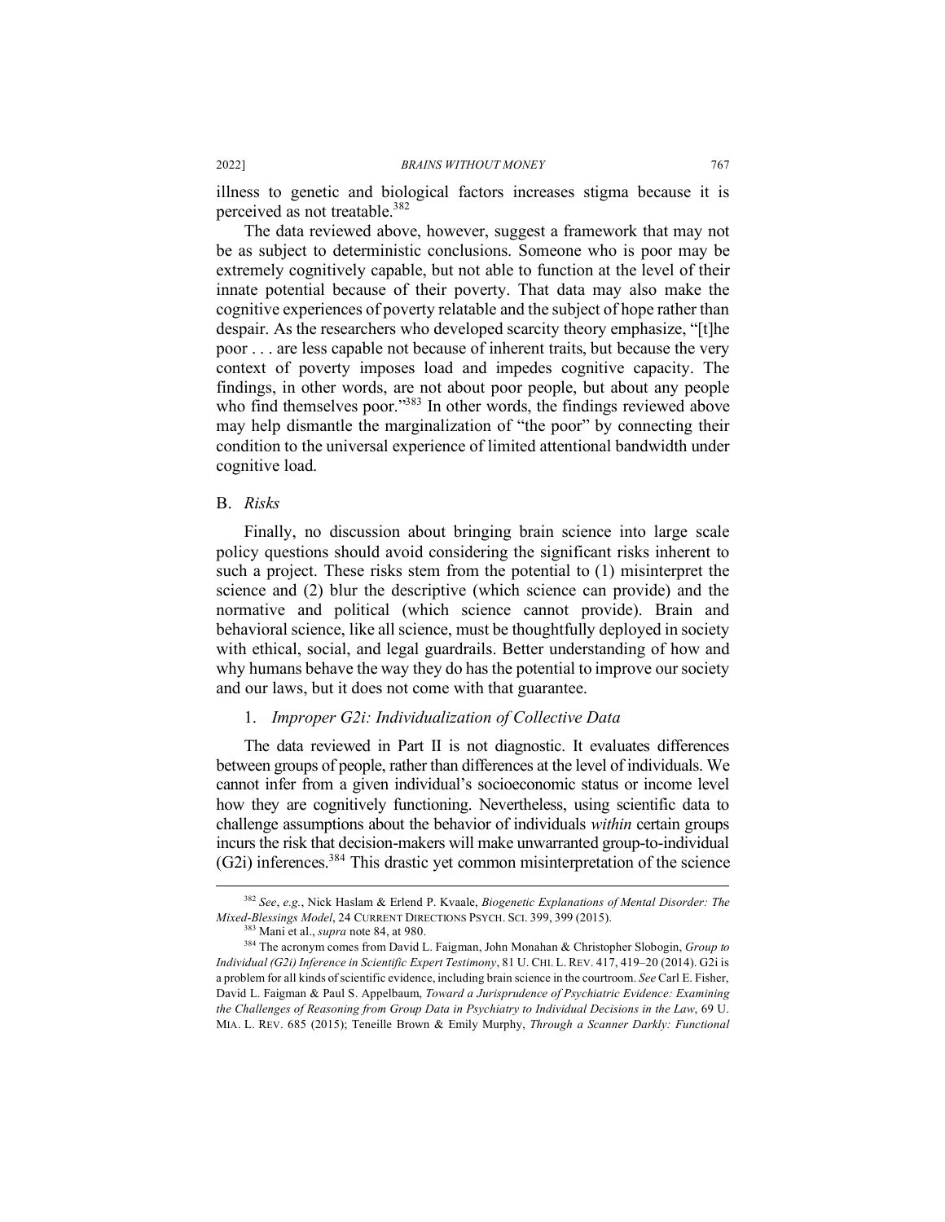illness to genetic and biological factors increases stigma because it is perceived as not treatable.[382]

The data reviewed above, however, suggest a framework that may not be as subject to deterministic conclusions. Someone who is poor may be extremely cognitively capable, but not able to function at the level of their innate potential because of their poverty. That data may also make the cognitive experiences of poverty relatable and the subject of hope rather than despair. As the researchers who developed scarcity theory emphasize, "[t]he poor . . . are less capable not because of inherent traits, but because the very context of poverty imposes load and impedes cognitive capacity. The findings, in other words, are not about poor people, but about any people who find themselves poor."[383] In other words, the findings reviewed above may help dismantle the marginalization of "the poor" by connecting their condition to the universal experience of limited attentional bandwidth under cognitive load.

## B. *Risks*

Finally, no discussion about bringing brain science into large scale policy questions should avoid considering the significant risks inherent to such a project. These risks stem from the potential to (1) misinterpret the science and (2) blur the descriptive (which science can provide) and the normative and political (which science cannot provide). Brain and behavioral science, like all science, must be thoughtfully deployed in society with ethical, social, and legal guardrails. Better understanding of how and why humans behave the way they do has the potential to improve our society and our laws, but it does not come with that guarantee.

### 1. *Improper G2i: Individualization of Collective Data*

The data reviewed in Part II is not diagnostic. It evaluates differences between groups of people, rather than differences at the level of individuals. We cannot infer from a given individual's socioeconomic status or income level how they are cognitively functioning. Nevertheless, using scientific data to challenge assumptions about the behavior of individuals *within* certain groups incurs the risk that decision-makers will make unwarranted group-to-individual (G2i) inferences.[384] This drastic yet common misinterpretation of the science

---

[382] *See*, *e.g.*, Nick Haslam & Erlend P. Kvaale, *Biogenetic Explanations of Mental Disorder: The Mixed-Blessings Model*, 24 CURRENT DIRECTIONS PSYCH. SCI. 399, 399 (2015).

[383] Mani et al., *supra* note 84, at 980.

[384] The acronym comes from David L. Faigman, John Monahan & Christopher Slobogin, *Group to Individual (G2i) Inference in Scientific Expert Testimony*, 81 U. CHI. L. REV. 417, 419–20 (2014). G2i is a problem for all kinds of scientific evidence, including brain science in the courtroom. *See* Carl E. Fisher, David L. Faigman & Paul S. Appelbaum, *Toward a Jurisprudence of Psychiatric Evidence: Examining the Challenges of Reasoning from Group Data in Psychiatry to Individual Decisions in the Law*, 69 U. MIA. L. REV. 685 (2015); Teneille Brown & Emily Murphy, *Through a Scanner Darkly: Functional*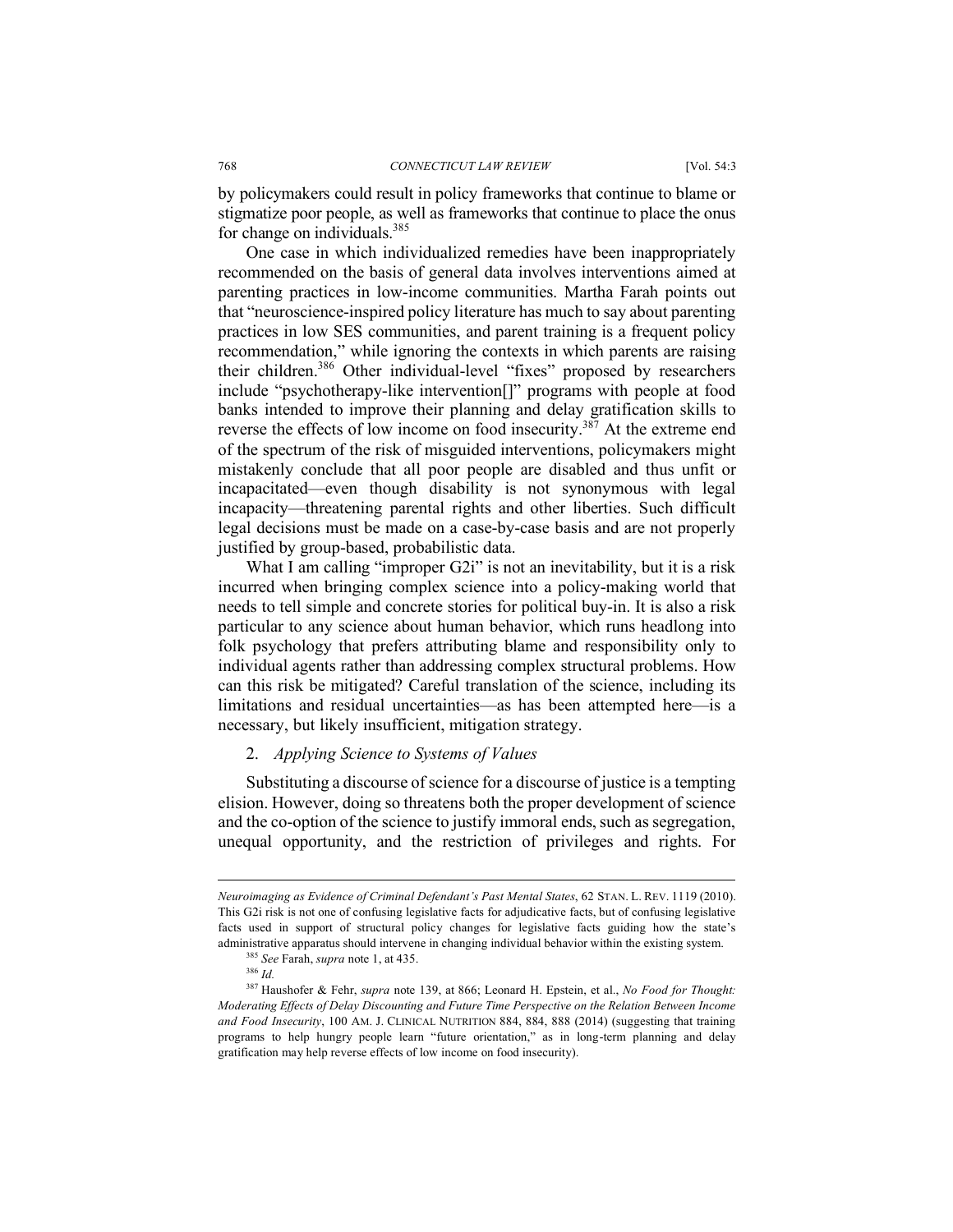by policymakers could result in policy frameworks that continue to blame or stigmatize poor people, as well as frameworks that continue to place the onus for change on individuals.[385]

One case in which individualized remedies have been inappropriately recommended on the basis of general data involves interventions aimed at parenting practices in low-income communities. Martha Farah points out that "neuroscience-inspired policy literature has much to say about parenting practices in low SES communities, and parent training is a frequent policy recommendation," while ignoring the contexts in which parents are raising their children.[386] Other individual-level "fixes" proposed by researchers include "psychotherapy-like intervention[]" programs with people at food banks intended to improve their planning and delay gratification skills to reverse the effects of low income on food insecurity.[387] At the extreme end of the spectrum of the risk of misguided interventions, policymakers might mistakenly conclude that all poor people are disabled and thus unfit or incapacitated—even though disability is not synonymous with legal incapacity—threatening parental rights and other liberties. Such difficult legal decisions must be made on a case-by-case basis and are not properly justified by group-based, probabilistic data.

What I am calling "improper G2i" is not an inevitability, but it is a risk incurred when bringing complex science into a policy-making world that needs to tell simple and concrete stories for political buy-in. It is also a risk particular to any science about human behavior, which runs headlong into folk psychology that prefers attributing blame and responsibility only to individual agents rather than addressing complex structural problems. How can this risk be mitigated? Careful translation of the science, including its limitations and residual uncertainties—as has been attempted here—is a necessary, but likely insufficient, mitigation strategy.

### 2. *Applying Science to Systems of Values*

Substituting a discourse of science for a discourse of justice is a tempting elision. However, doing so threatens both the proper development of science and the co-option of the science to justify immoral ends, such as segregation, unequal opportunity, and the restriction of privileges and rights. For

---

*Neuroimaging as Evidence of Criminal Defendant's Past Mental States*, 62 STAN. L. REV. 1119 (2010). This G2i risk is not one of confusing legislative facts for adjudicative facts, but of confusing legislative facts used in support of structural policy changes for legislative facts guiding how the state's administrative apparatus should intervene in changing individual behavior within the existing system.

[385] *See* Farah, *supra* note 1, at 435.

[386] *Id.*

[387] Haushofer & Fehr, *supra* note 139, at 866; Leonard H. Epstein, et al., *No Food for Thought: Moderating Effects of Delay Discounting and Future Time Perspective on the Relation Between Income and Food Insecurity*, 100 AM. J. CLINICAL NUTRITION 884, 884, 888 (2014) (suggesting that training programs to help hungry people learn "future orientation," as in long-term planning and delay gratification may help reverse effects of low income on food insecurity).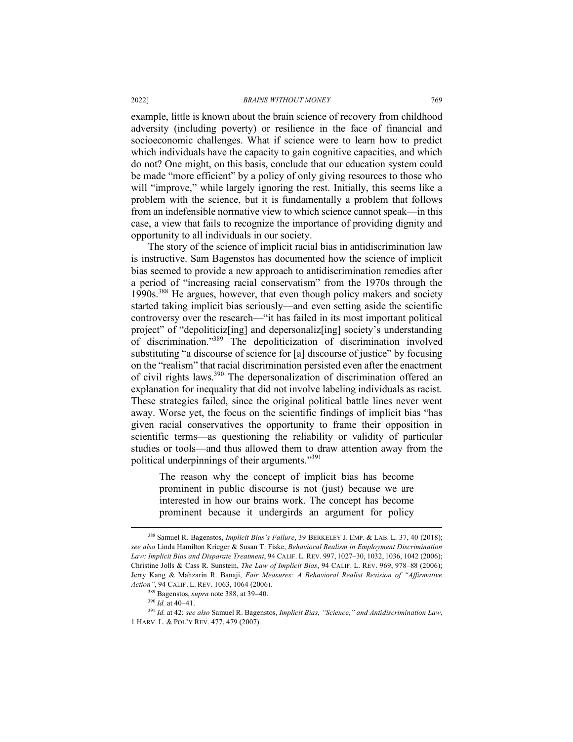example, little is known about the brain science of recovery from childhood adversity (including poverty) or resilience in the face of financial and socioeconomic challenges. What if science were to learn how to predict which individuals have the capacity to gain cognitive capacities, and which do not? One might, on this basis, conclude that our education system could be made "more efficient" by a policy of only giving resources to those who will "improve," while largely ignoring the rest. Initially, this seems like a problem with the science, but it is fundamentally a problem that follows from an indefensible normative view to which science cannot speak—in this case, a view that fails to recognize the importance of providing dignity and opportunity to all individuals in our society.

The story of the science of implicit racial bias in antidiscrimination law is instructive. Sam Bagenstos has documented how the science of implicit bias seemed to provide a new approach to antidiscrimination remedies after a period of "increasing racial conservatism" from the 1970s through the 1990s.[388] He argues, however, that even though policy makers and society started taking implicit bias seriously—and even setting aside the scientific controversy over the research—"it has failed in its most important political project" of "depoliticiz[ing] and depersonaliz[ing] society's understanding of discrimination."[389] The depoliticization of discrimination involved substituting "a discourse of science for [a] discourse of justice" by focusing on the "realism" that racial discrimination persisted even after the enactment of civil rights laws.[390] The depersonalization of discrimination offered an explanation for inequality that did not involve labeling individuals as racist. These strategies failed, since the original political battle lines never went away. Worse yet, the focus on the scientific findings of implicit bias "has given racial conservatives the opportunity to frame their opposition in scientific terms—as questioning the reliability or validity of particular studies or tools—and thus allowed them to draw attention away from the political underpinnings of their arguments."[391]

> The reason why the concept of implicit bias has become prominent in public discourse is not (just) because we are interested in how our brains work. The concept has become prominent because it undergirds an argument for policy

---

[388] Samuel R. Bagenstos, *Implicit Bias's Failure*, 39 BERKELEY J. EMP. & LAB. L. 37, 40 (2018); *see also* Linda Hamilton Krieger & Susan T. Fiske, *Behavioral Realism in Employment Discrimination Law: Implicit Bias and Disparate Treatment*, 94 CALIF. L. REV. 997, 1027–30, 1032, 1036, 1042 (2006); Christine Jolls & Cass R. Sunstein, *The Law of Implicit Bias*, 94 CALIF. L. REV. 969, 978–88 (2006); Jerry Kang & Mahzarin R. Banaji, *Fair Measures: A Behavioral Realist Revision of "Affirmative Action"*, 94 CALIF. L. REV. 1063, 1064 (2006).

[389] Bagenstos, *supra* note 388, at 39–40.

[390] *Id.* at 40–41.

[391] *Id.* at 42; *see also* Samuel R. Bagenstos, *Implicit Bias, "Science," and Antidiscrimination Law*, 1 HARV. L. & POL'Y REV. 477, 479 (2007).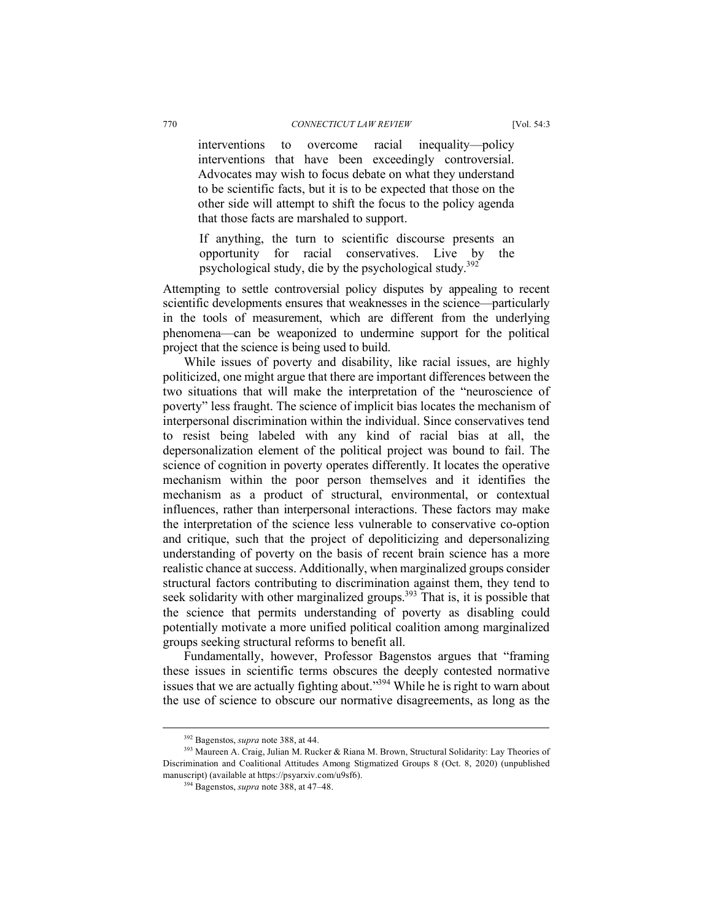> interventions to overcome racial inequality—policy interventions that have been exceedingly controversial. Advocates may wish to focus debate on what they understand to be scientific facts, but it is to be expected that those on the other side will attempt to shift the focus to the policy agenda that those facts are marshaled to support.
>
> If anything, the turn to scientific discourse presents an opportunity for racial conservatives. Live by the psychological study, die by the psychological study.[392]

Attempting to settle controversial policy disputes by appealing to recent scientific developments ensures that weaknesses in the science—particularly in the tools of measurement, which are different from the underlying phenomena—can be weaponized to undermine support for the political project that the science is being used to build.

While issues of poverty and disability, like racial issues, are highly politicized, one might argue that there are important differences between the two situations that will make the interpretation of the "neuroscience of poverty" less fraught. The science of implicit bias locates the mechanism of interpersonal discrimination within the individual. Since conservatives tend to resist being labeled with any kind of racial bias at all, the depersonalization element of the political project was bound to fail. The science of cognition in poverty operates differently. It locates the operative mechanism within the poor person themselves and it identifies the mechanism as a product of structural, environmental, or contextual influences, rather than interpersonal interactions. These factors may make the interpretation of the science less vulnerable to conservative co-option and critique, such that the project of depoliticizing and depersonalizing understanding of poverty on the basis of recent brain science has a more realistic chance at success. Additionally, when marginalized groups consider structural factors contributing to discrimination against them, they tend to seek solidarity with other marginalized groups.[393] That is, it is possible that the science that permits understanding of poverty as disabling could potentially motivate a more unified political coalition among marginalized groups seeking structural reforms to benefit all.

Fundamentally, however, Professor Bagenstos argues that "framing these issues in scientific terms obscures the deeply contested normative issues that we are actually fighting about."[394] While he is right to warn about the use of science to obscure our normative disagreements, as long as the

---

[392] Bagenstos, *supra* note 388, at 44.

[393] Maureen A. Craig, Julian M. Rucker & Riana M. Brown, Structural Solidarity: Lay Theories of Discrimination and Coalitional Attitudes Among Stigmatized Groups 8 (Oct. 8, 2020) (unpublished manuscript) (available at https://psyarxiv.com/u9sf6).

[394] Bagenstos, *supra* note 388, at 47–48.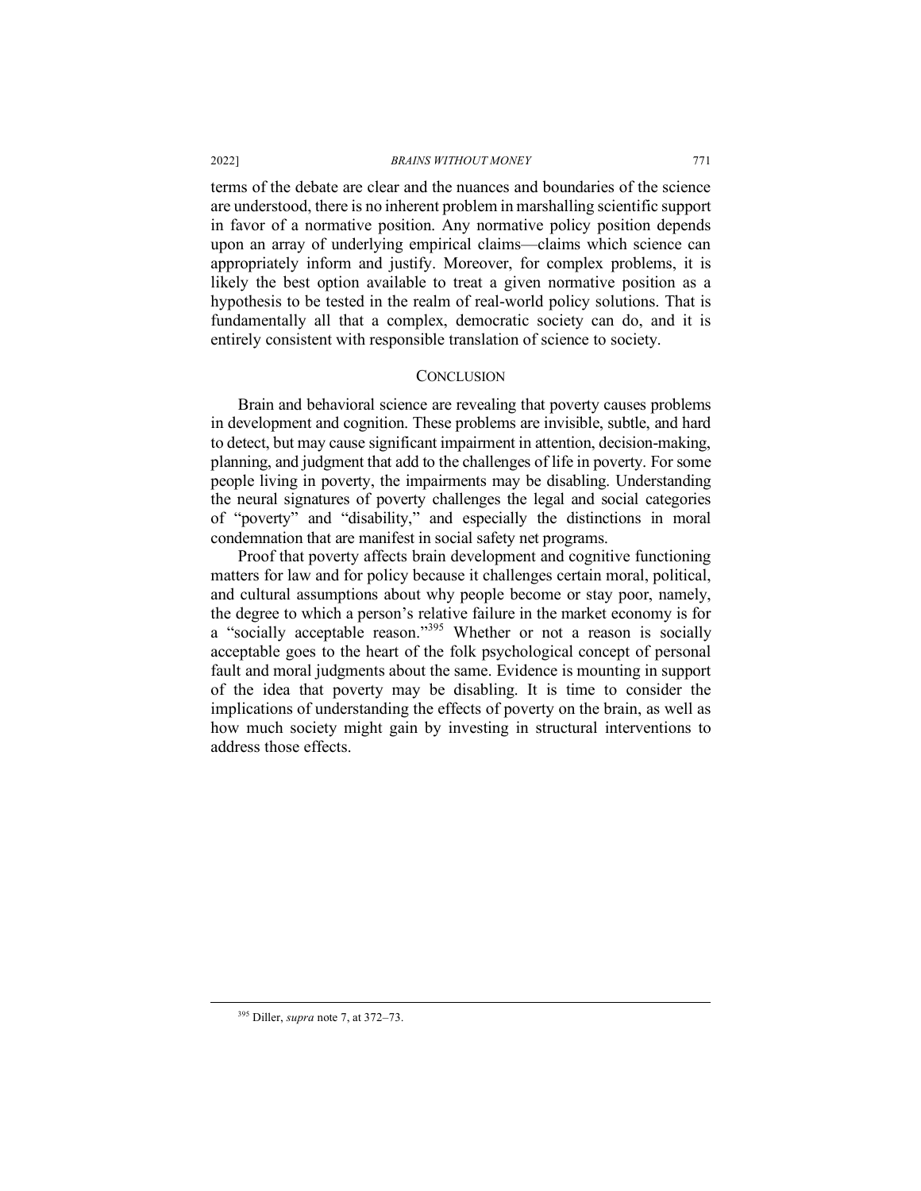terms of the debate are clear and the nuances and boundaries of the science are understood, there is no inherent problem in marshalling scientific support in favor of a normative position. Any normative policy position depends upon an array of underlying empirical claims—claims which science can appropriately inform and justify. Moreover, for complex problems, it is likely the best option available to treat a given normative position as a hypothesis to be tested in the realm of real-world policy solutions. That is fundamentally all that a complex, democratic society can do, and it is entirely consistent with responsible translation of science to society.

## CONCLUSION

Brain and behavioral science are revealing that poverty causes problems in development and cognition. These problems are invisible, subtle, and hard to detect, but may cause significant impairment in attention, decision-making, planning, and judgment that add to the challenges of life in poverty. For some people living in poverty, the impairments may be disabling. Understanding the neural signatures of poverty challenges the legal and social categories of "poverty" and "disability," and especially the distinctions in moral condemnation that are manifest in social safety net programs.

Proof that poverty affects brain development and cognitive functioning matters for law and for policy because it challenges certain moral, political, and cultural assumptions about why people become or stay poor, namely, the degree to which a person's relative failure in the market economy is for a "socially acceptable reason."[395] Whether or not a reason is socially acceptable goes to the heart of the folk psychological concept of personal fault and moral judgments about the same. Evidence is mounting in support of the idea that poverty may be disabling. It is time to consider the implications of understanding the effects of poverty on the brain, as well as how much society might gain by investing in structural interventions to address those effects.

---

[395] Diller, *supra* note 7, at 372–73.